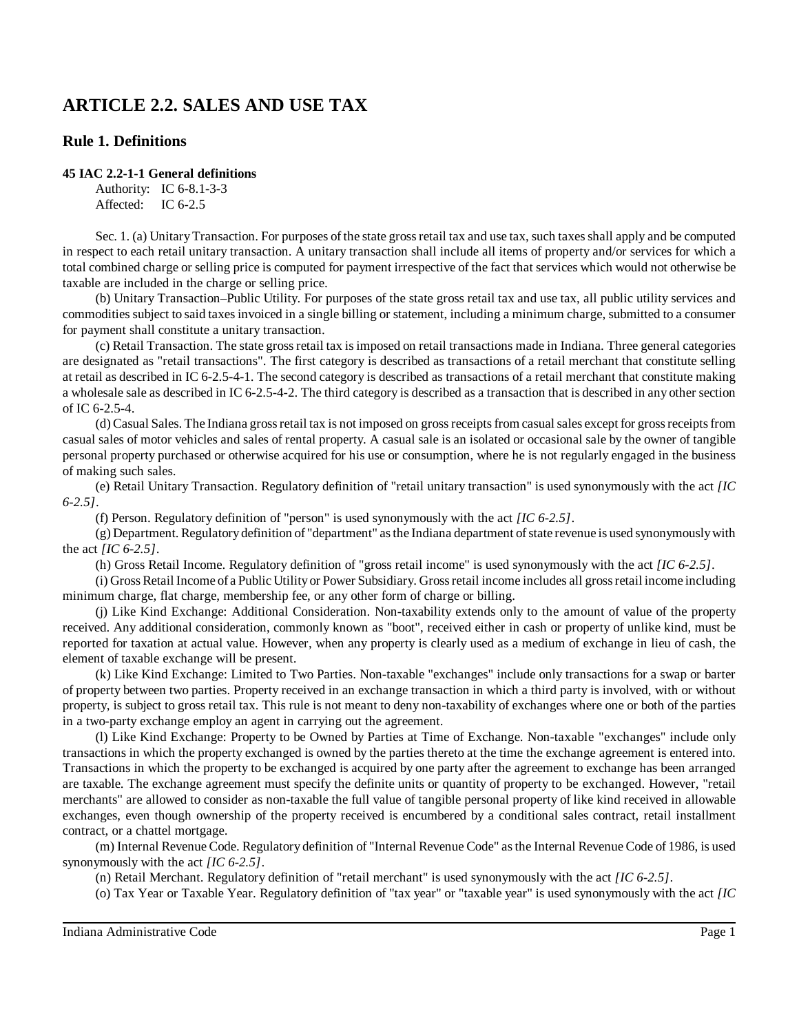# ARTICLE 2.2. SALES AND USE TAX

## Rule 1. Definitions

**45 IAC 2.2-1-1 General definitions**

Authority: IC 6-8.1-3-3
Affected: IC 6-2.5

Sec. 1. (a) Unitary Transaction. For purposes of the state gross retail tax and use tax, such taxes shall apply and be computed in respect to each retail unitary transaction. A unitary transaction shall include all items of property and/or services for which a total combined charge or selling price is computed for payment irrespective of the fact that services which would not otherwise be taxable are included in the charge or selling price.

(b) Unitary Transaction–Public Utility. For purposes of the state gross retail tax and use tax, all public utility services and commodities subject to said taxes invoiced in a single billing or statement, including a minimum charge, submitted to a consumer for payment shall constitute a unitary transaction.

(c) Retail Transaction. The state gross retail tax is imposed on retail transactions made in Indiana. Three general categories are designated as "retail transactions". The first category is described as transactions of a retail merchant that constitute selling at retail as described in IC 6-2.5-4-1. The second category is described as transactions of a retail merchant that constitute making a wholesale sale as described in IC 6-2.5-4-2. The third category is described as a transaction that is described in any other section of IC 6-2.5-4.

(d) Casual Sales. The Indiana gross retail tax is not imposed on gross receipts from casual sales except for gross receipts from casual sales of motor vehicles and sales of rental property. A casual sale is an isolated or occasional sale by the owner of tangible personal property purchased or otherwise acquired for his use or consumption, where he is not regularly engaged in the business of making such sales.

(e) Retail Unitary Transaction. Regulatory definition of "retail unitary transaction" is used synonymously with the act *[IC 6-2.5]*.

(f) Person. Regulatory definition of "person" is used synonymously with the act *[IC 6-2.5]*.

(g) Department. Regulatory definition of "department" as the Indiana department of state revenue is used synonymously with the act *[IC 6-2.5]*.

(h) Gross Retail Income. Regulatory definition of "gross retail income" is used synonymously with the act *[IC 6-2.5]*.

(i) Gross Retail Income of a Public Utility or Power Subsidiary. Gross retail income includes all gross retail income including minimum charge, flat charge, membership fee, or any other form of charge or billing.

(j) Like Kind Exchange: Additional Consideration. Non-taxability extends only to the amount of value of the property received. Any additional consideration, commonly known as "boot", received either in cash or property of unlike kind, must be reported for taxation at actual value. However, when any property is clearly used as a medium of exchange in lieu of cash, the element of taxable exchange will be present.

(k) Like Kind Exchange: Limited to Two Parties. Non-taxable "exchanges" include only transactions for a swap or barter of property between two parties. Property received in an exchange transaction in which a third party is involved, with or without property, is subject to gross retail tax. This rule is not meant to deny non-taxability of exchanges where one or both of the parties in a two-party exchange employ an agent in carrying out the agreement.

(l) Like Kind Exchange: Property to be Owned by Parties at Time of Exchange. Non-taxable "exchanges" include only transactions in which the property exchanged is owned by the parties thereto at the time the exchange agreement is entered into. Transactions in which the property to be exchanged is acquired by one party after the agreement to exchange has been arranged are taxable. The exchange agreement must specify the definite units or quantity of property to be exchanged. However, "retail merchants" are allowed to consider as non-taxable the full value of tangible personal property of like kind received in allowable exchanges, even though ownership of the property received is encumbered by a conditional sales contract, retail installment contract, or a chattel mortgage.

(m) Internal Revenue Code. Regulatory definition of "Internal Revenue Code" as the Internal Revenue Code of 1986, is used synonymously with the act *[IC 6-2.5]*.

(n) Retail Merchant. Regulatory definition of "retail merchant" is used synonymously with the act *[IC 6-2.5]*.

(o) Tax Year or Taxable Year. Regulatory definition of "tax year" or "taxable year" is used synonymously with the act *[IC*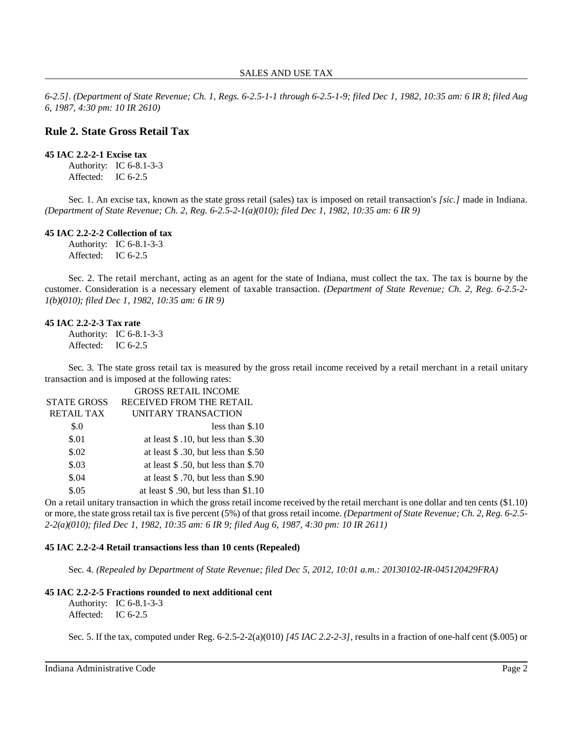6-2.5]. *(Department of State Revenue; Ch. 1, Regs. 6-2.5-1-1 through 6-2.5-1-9; filed Dec 1, 1982, 10:35 am: 6 IR 8; filed Aug 6, 1987, 4:30 pm: 10 IR 2610)*

## Rule 2. State Gross Retail Tax

**45 IAC 2.2-2-1 Excise tax**

Authority: IC 6-8.1-3-3
Affected: IC 6-2.5

Sec. 1. An excise tax, known as the state gross retail (sales) tax is imposed on retail transaction's *[sic.]* made in Indiana. *(Department of State Revenue; Ch. 2, Reg. 6-2.5-2-1(a)(010); filed Dec 1, 1982, 10:35 am: 6 IR 9)*

**45 IAC 2.2-2-2 Collection of tax**

Authority: IC 6-8.1-3-3
Affected: IC 6-2.5

Sec. 2. The retail merchant, acting as an agent for the state of Indiana, must collect the tax. The tax is bourne by the customer. Consideration is a necessary element of taxable transaction. *(Department of State Revenue; Ch. 2, Reg. 6-2.5-2-1(b)(010); filed Dec 1, 1982, 10:35 am: 6 IR 9)*

**45 IAC 2.2-2-3 Tax rate**

Authority: IC 6-8.1-3-3
Affected: IC 6-2.5

Sec. 3. The state gross retail tax is measured by the gross retail income received by a retail merchant in a retail unitary transaction and is imposed at the following rates:

| STATE GROSS RETAIL TAX | GROSS RETAIL INCOME RECEIVED FROM THE RETAIL UNITARY TRANSACTION |
|---|---|
| $.0 | less than $.10 |
| $.01 | at least $ .10, but less than $.30 |
| $.02 | at least $ .30, but less than $.50 |
| $.03 | at least $ .50, but less than $.70 |
| $.04 | at least $ .70, but less than $.90 |
| $.05 | at least $ .90, but less than $1.10 |

On a retail unitary transaction in which the gross retail income received by the retail merchant is one dollar and ten cents ($1.10) or more, the state gross retail tax is five percent (5%) of that gross retail income. *(Department of State Revenue; Ch. 2, Reg. 6-2.5-2-2(a)(010); filed Dec 1, 1982, 10:35 am: 6 IR 9; filed Aug 6, 1987, 4:30 pm: 10 IR 2611)*

**45 IAC 2.2-2-4 Retail transactions less than 10 cents (Repealed)**

Sec. 4. *(Repealed by Department of State Revenue; filed Dec 5, 2012, 10:01 a.m.: 20130102-IR-045120429FRA)*

**45 IAC 2.2-2-5 Fractions rounded to next additional cent**

Authority: IC 6-8.1-3-3
Affected: IC 6-2.5

Sec. 5. If the tax, computed under Reg. 6-2.5-2-2(a)(010) *[45 IAC 2.2-2-3]*, results in a fraction of one-half cent ($.005) or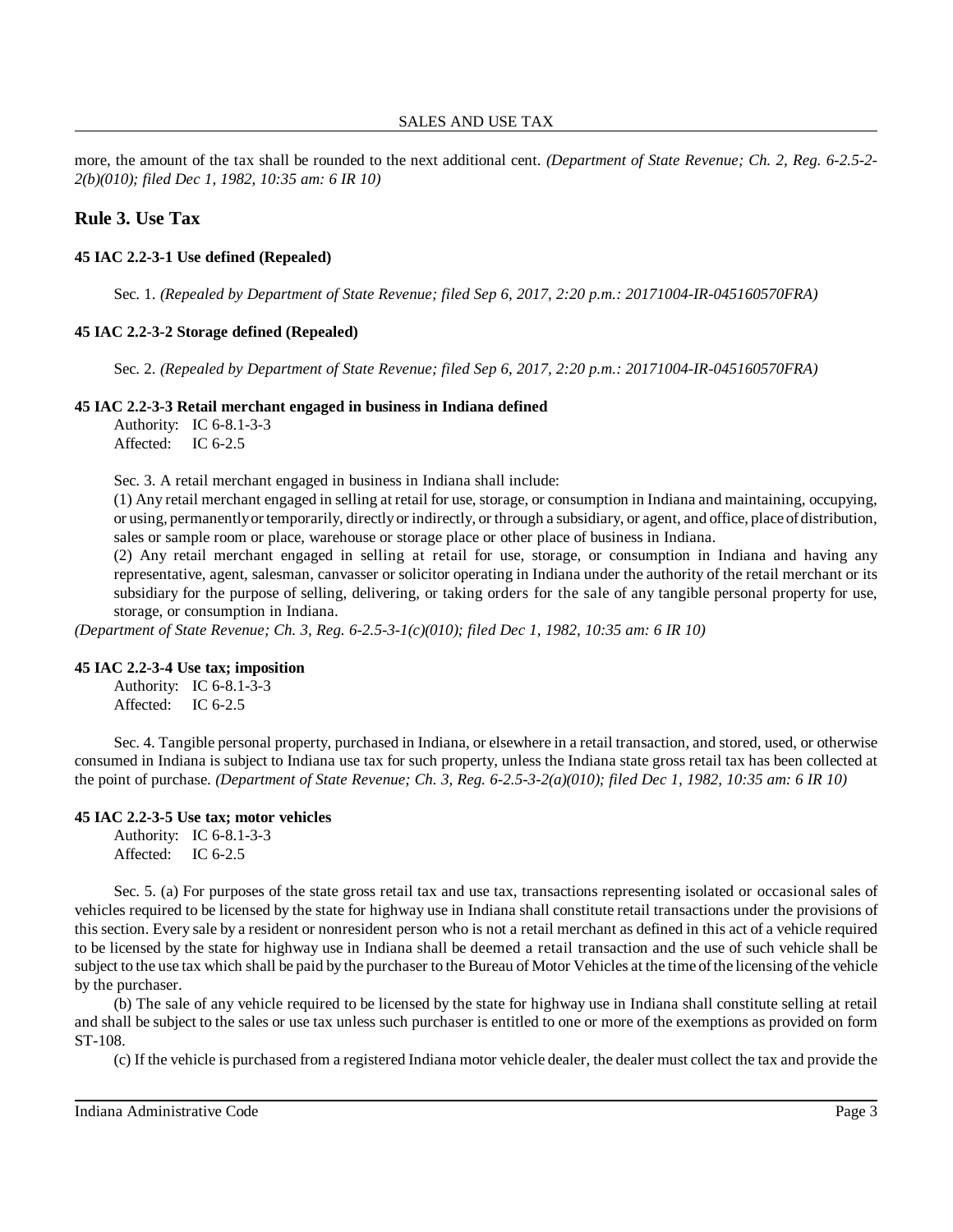more, the amount of the tax shall be rounded to the next additional cent. *(Department of State Revenue; Ch. 2, Reg. 6-2.5-2-2(b)(010); filed Dec 1, 1982, 10:35 am: 6 IR 10)*

## Rule 3. Use Tax

### 45 IAC 2.2-3-1 Use defined (Repealed)

Sec. 1. *(Repealed by Department of State Revenue; filed Sep 6, 2017, 2:20 p.m.: 20171004-IR-045160570FRA)*

### 45 IAC 2.2-3-2 Storage defined (Repealed)

Sec. 2. *(Repealed by Department of State Revenue; filed Sep 6, 2017, 2:20 p.m.: 20171004-IR-045160570FRA)*

### 45 IAC 2.2-3-3 Retail merchant engaged in business in Indiana defined

Authority: IC 6-8.1-3-3
Affected: IC 6-2.5

Sec. 3. A retail merchant engaged in business in Indiana shall include:

(1) Any retail merchant engaged in selling at retail for use, storage, or consumption in Indiana and maintaining, occupying, or using, permanently or temporarily, directly or indirectly, or through a subsidiary, or agent, and office, place of distribution, sales or sample room or place, warehouse or storage place or other place of business in Indiana.

(2) Any retail merchant engaged in selling at retail for use, storage, or consumption in Indiana and having any representative, agent, salesman, canvasser or solicitor operating in Indiana under the authority of the retail merchant or its subsidiary for the purpose of selling, delivering, or taking orders for the sale of any tangible personal property for use, storage, or consumption in Indiana.

*(Department of State Revenue; Ch. 3, Reg. 6-2.5-3-1(c)(010); filed Dec 1, 1982, 10:35 am: 6 IR 10)*

### 45 IAC 2.2-3-4 Use tax; imposition

Authority: IC 6-8.1-3-3
Affected: IC 6-2.5

Sec. 4. Tangible personal property, purchased in Indiana, or elsewhere in a retail transaction, and stored, used, or otherwise consumed in Indiana is subject to Indiana use tax for such property, unless the Indiana state gross retail tax has been collected at the point of purchase. *(Department of State Revenue; Ch. 3, Reg. 6-2.5-3-2(a)(010); filed Dec 1, 1982, 10:35 am: 6 IR 10)*

### 45 IAC 2.2-3-5 Use tax; motor vehicles

Authority: IC 6-8.1-3-3
Affected: IC 6-2.5

Sec. 5. (a) For purposes of the state gross retail tax and use tax, transactions representing isolated or occasional sales of vehicles required to be licensed by the state for highway use in Indiana shall constitute retail transactions under the provisions of this section. Every sale by a resident or nonresident person who is not a retail merchant as defined in this act of a vehicle required to be licensed by the state for highway use in Indiana shall be deemed a retail transaction and the use of such vehicle shall be subject to the use tax which shall be paid by the purchaser to the Bureau of Motor Vehicles at the time of the licensing of the vehicle by the purchaser.

(b) The sale of any vehicle required to be licensed by the state for highway use in Indiana shall constitute selling at retail and shall be subject to the sales or use tax unless such purchaser is entitled to one or more of the exemptions as provided on form ST-108.

(c) If the vehicle is purchased from a registered Indiana motor vehicle dealer, the dealer must collect the tax and provide the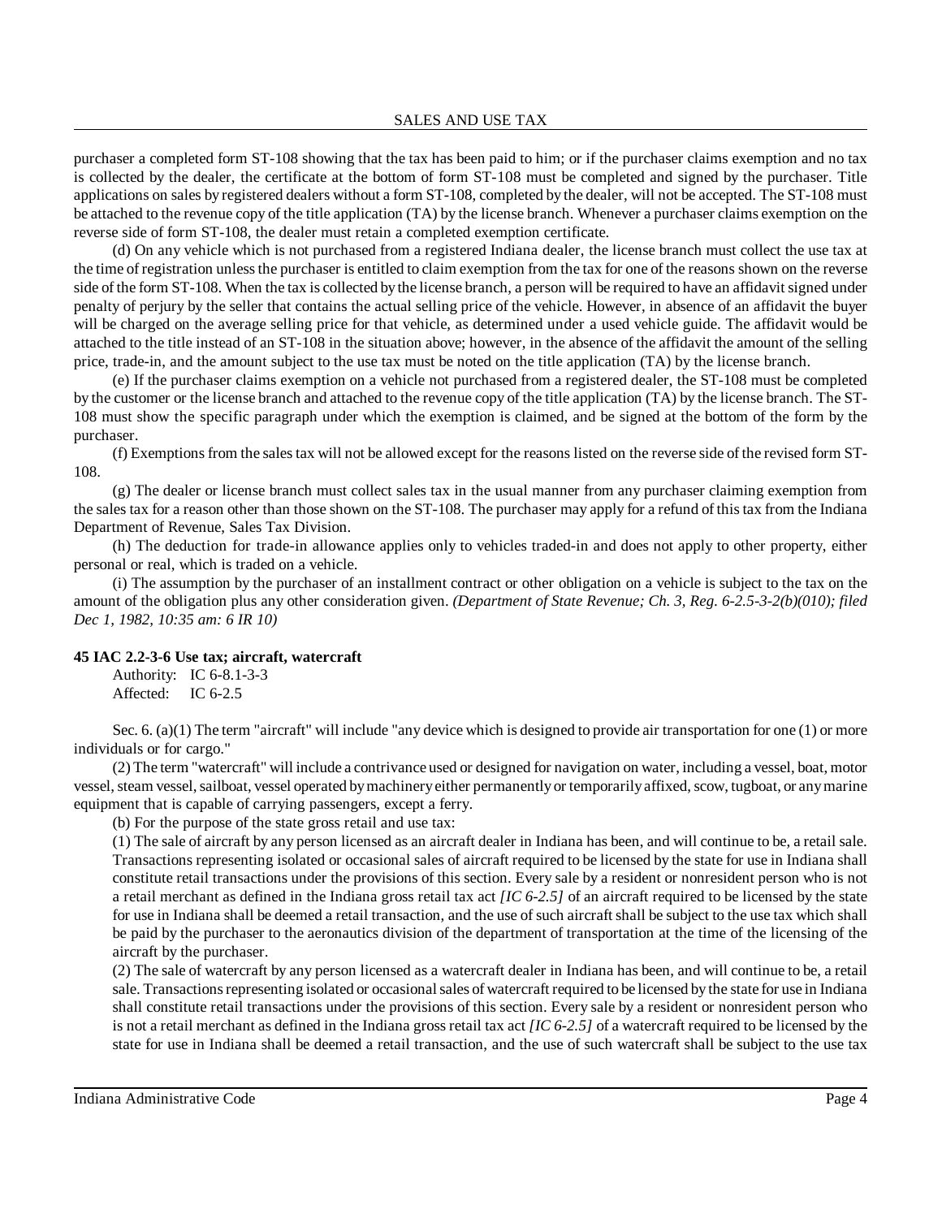purchaser a completed form ST-108 showing that the tax has been paid to him; or if the purchaser claims exemption and no tax is collected by the dealer, the certificate at the bottom of form ST-108 must be completed and signed by the purchaser. Title applications on sales by registered dealers without a form ST-108, completed by the dealer, will not be accepted. The ST-108 must be attached to the revenue copy of the title application (TA) by the license branch. Whenever a purchaser claims exemption on the reverse side of form ST-108, the dealer must retain a completed exemption certificate.

(d) On any vehicle which is not purchased from a registered Indiana dealer, the license branch must collect the use tax at the time of registration unless the purchaser is entitled to claim exemption from the tax for one of the reasons shown on the reverse side of the form ST-108. When the tax is collected by the license branch, a person will be required to have an affidavit signed under penalty of perjury by the seller that contains the actual selling price of the vehicle. However, in absence of an affidavit the buyer will be charged on the average selling price for that vehicle, as determined under a used vehicle guide. The affidavit would be attached to the title instead of an ST-108 in the situation above; however, in the absence of the affidavit the amount of the selling price, trade-in, and the amount subject to the use tax must be noted on the title application (TA) by the license branch.

(e) If the purchaser claims exemption on a vehicle not purchased from a registered dealer, the ST-108 must be completed by the customer or the license branch and attached to the revenue copy of the title application (TA) by the license branch. The ST-108 must show the specific paragraph under which the exemption is claimed, and be signed at the bottom of the form by the purchaser.

(f) Exemptions from the sales tax will not be allowed except for the reasons listed on the reverse side of the revised form ST-108.

(g) The dealer or license branch must collect sales tax in the usual manner from any purchaser claiming exemption from the sales tax for a reason other than those shown on the ST-108. The purchaser may apply for a refund of this tax from the Indiana Department of Revenue, Sales Tax Division.

(h) The deduction for trade-in allowance applies only to vehicles traded-in and does not apply to other property, either personal or real, which is traded on a vehicle.

(i) The assumption by the purchaser of an installment contract or other obligation on a vehicle is subject to the tax on the amount of the obligation plus any other consideration given. *(Department of State Revenue; Ch. 3, Reg. 6-2.5-3-2(b)(010); filed Dec 1, 1982, 10:35 am: 6 IR 10)*

**45 IAC 2.2-3-6 Use tax; aircraft, watercraft**

Authority: IC 6-8.1-3-3
Affected: IC 6-2.5

Sec. 6. (a)(1) The term "aircraft" will include "any device which is designed to provide air transportation for one (1) or more individuals or for cargo."

(2) The term "watercraft" will include a contrivance used or designed for navigation on water, including a vessel, boat, motor vessel, steam vessel, sailboat, vessel operated by machinery either permanently or temporarily affixed, scow, tugboat, or any marine equipment that is capable of carrying passengers, except a ferry.

(b) For the purpose of the state gross retail and use tax:

(1) The sale of aircraft by any person licensed as an aircraft dealer in Indiana has been, and will continue to be, a retail sale. Transactions representing isolated or occasional sales of aircraft required to be licensed by the state for use in Indiana shall constitute retail transactions under the provisions of this section. Every sale by a resident or nonresident person who is not a retail merchant as defined in the Indiana gross retail tax act *[IC 6-2.5]* of an aircraft required to be licensed by the state for use in Indiana shall be deemed a retail transaction, and the use of such aircraft shall be subject to the use tax which shall be paid by the purchaser to the aeronautics division of the department of transportation at the time of the licensing of the aircraft by the purchaser.

(2) The sale of watercraft by any person licensed as a watercraft dealer in Indiana has been, and will continue to be, a retail sale. Transactions representing isolated or occasional sales of watercraft required to be licensed by the state for use in Indiana shall constitute retail transactions under the provisions of this section. Every sale by a resident or nonresident person who is not a retail merchant as defined in the Indiana gross retail tax act *[IC 6-2.5]* of a watercraft required to be licensed by the state for use in Indiana shall be deemed a retail transaction, and the use of such watercraft shall be subject to the use tax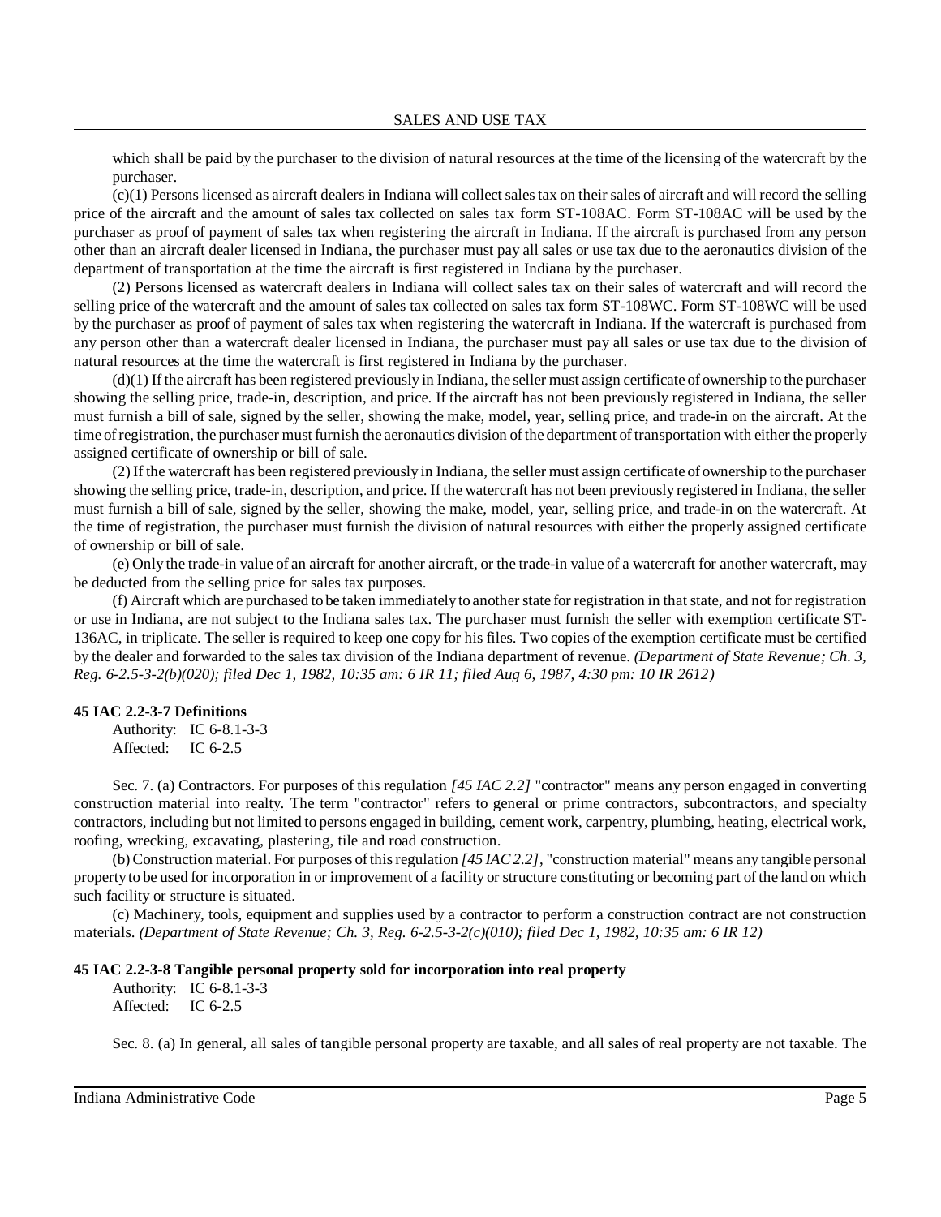which shall be paid by the purchaser to the division of natural resources at the time of the licensing of the watercraft by the purchaser.

(c)(1) Persons licensed as aircraft dealers in Indiana will collect sales tax on their sales of aircraft and will record the selling price of the aircraft and the amount of sales tax collected on sales tax form ST-108AC. Form ST-108AC will be used by the purchaser as proof of payment of sales tax when registering the aircraft in Indiana. If the aircraft is purchased from any person other than an aircraft dealer licensed in Indiana, the purchaser must pay all sales or use tax due to the aeronautics division of the department of transportation at the time the aircraft is first registered in Indiana by the purchaser.

(2) Persons licensed as watercraft dealers in Indiana will collect sales tax on their sales of watercraft and will record the selling price of the watercraft and the amount of sales tax collected on sales tax form ST-108WC. Form ST-108WC will be used by the purchaser as proof of payment of sales tax when registering the watercraft in Indiana. If the watercraft is purchased from any person other than a watercraft dealer licensed in Indiana, the purchaser must pay all sales or use tax due to the division of natural resources at the time the watercraft is first registered in Indiana by the purchaser.

(d)(1) If the aircraft has been registered previously in Indiana, the seller must assign certificate of ownership to the purchaser showing the selling price, trade-in, description, and price. If the aircraft has not been previously registered in Indiana, the seller must furnish a bill of sale, signed by the seller, showing the make, model, year, selling price, and trade-in on the aircraft. At the time of registration, the purchaser must furnish the aeronautics division of the department of transportation with either the properly assigned certificate of ownership or bill of sale.

(2) If the watercraft has been registered previously in Indiana, the seller must assign certificate of ownership to the purchaser showing the selling price, trade-in, description, and price. If the watercraft has not been previously registered in Indiana, the seller must furnish a bill of sale, signed by the seller, showing the make, model, year, selling price, and trade-in on the watercraft. At the time of registration, the purchaser must furnish the division of natural resources with either the properly assigned certificate of ownership or bill of sale.

(e) Only the trade-in value of an aircraft for another aircraft, or the trade-in value of a watercraft for another watercraft, may be deducted from the selling price for sales tax purposes.

(f) Aircraft which are purchased to be taken immediately to another state for registration in that state, and not for registration or use in Indiana, are not subject to the Indiana sales tax. The purchaser must furnish the seller with exemption certificate ST-136AC, in triplicate. The seller is required to keep one copy for his files. Two copies of the exemption certificate must be certified by the dealer and forwarded to the sales tax division of the Indiana department of revenue. *(Department of State Revenue; Ch. 3, Reg. 6-2.5-3-2(b)(020); filed Dec 1, 1982, 10:35 am: 6 IR 11; filed Aug 6, 1987, 4:30 pm: 10 IR 2612)*

**45 IAC 2.2-3-7 Definitions**

Authority: IC 6-8.1-3-3
Affected: IC 6-2.5

Sec. 7. (a) Contractors. For purposes of this regulation *[45 IAC 2.2]* "contractor" means any person engaged in converting construction material into realty. The term "contractor" refers to general or prime contractors, subcontractors, and specialty contractors, including but not limited to persons engaged in building, cement work, carpentry, plumbing, heating, electrical work, roofing, wrecking, excavating, plastering, tile and road construction.

(b) Construction material. For purposes of this regulation *[45 IAC 2.2]*, "construction material" means any tangible personal property to be used for incorporation in or improvement of a facility or structure constituting or becoming part of the land on which such facility or structure is situated.

(c) Machinery, tools, equipment and supplies used by a contractor to perform a construction contract are not construction materials. *(Department of State Revenue; Ch. 3, Reg. 6-2.5-3-2(c)(010); filed Dec 1, 1982, 10:35 am: 6 IR 12)*

**45 IAC 2.2-3-8 Tangible personal property sold for incorporation into real property**

Authority: IC 6-8.1-3-3
Affected: IC 6-2.5

Sec. 8. (a) In general, all sales of tangible personal property are taxable, and all sales of real property are not taxable. The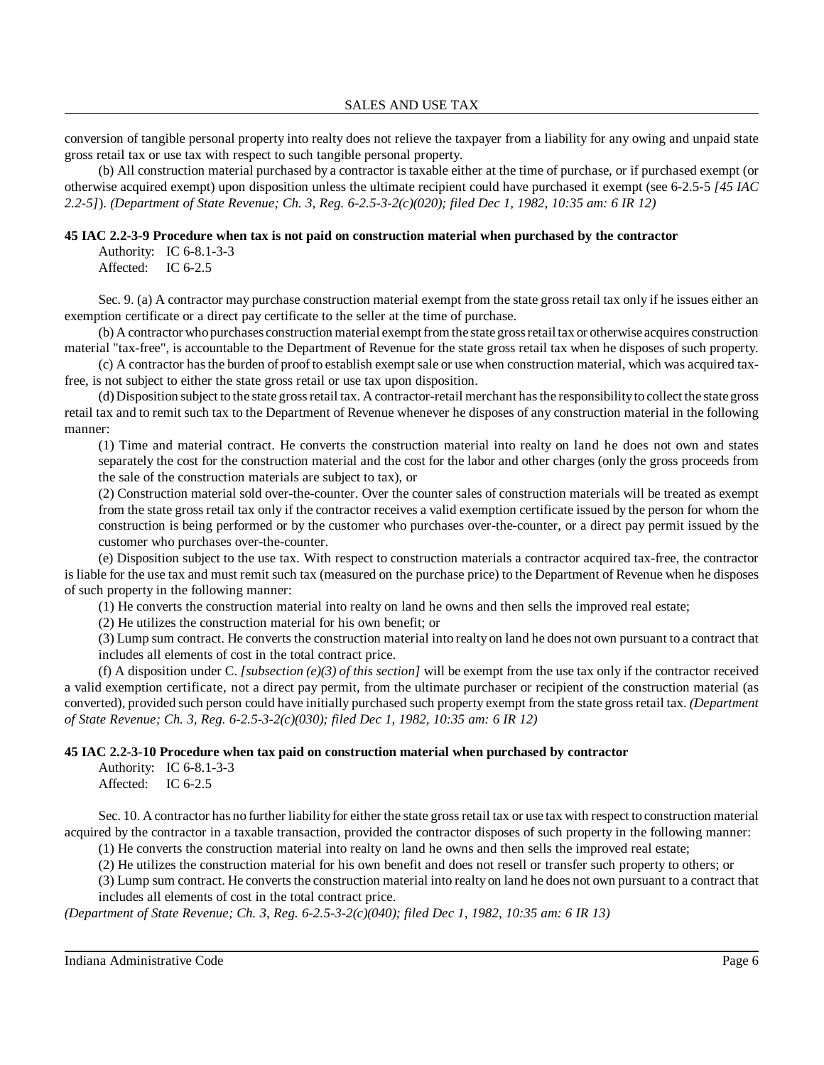conversion of tangible personal property into realty does not relieve the taxpayer from a liability for any owing and unpaid state gross retail tax or use tax with respect to such tangible personal property.

(b) All construction material purchased by a contractor is taxable either at the time of purchase, or if purchased exempt (or otherwise acquired exempt) upon disposition unless the ultimate recipient could have purchased it exempt (see 6-2.5-5 *[45 IAC 2.2-5]*). *(Department of State Revenue; Ch. 3, Reg. 6-2.5-3-2(c)(020); filed Dec 1, 1982, 10:35 am: 6 IR 12)*

**45 IAC 2.2-3-9 Procedure when tax is not paid on construction material when purchased by the contractor**

Authority: IC 6-8.1-3-3
Affected: IC 6-2.5

Sec. 9. (a) A contractor may purchase construction material exempt from the state gross retail tax only if he issues either an exemption certificate or a direct pay certificate to the seller at the time of purchase.

(b) A contractor who purchases construction material exempt from the state gross retail tax or otherwise acquires construction material "tax-free", is accountable to the Department of Revenue for the state gross retail tax when he disposes of such property.

(c) A contractor has the burden of proof to establish exempt sale or use when construction material, which was acquired tax-free, is not subject to either the state gross retail or use tax upon disposition.

(d) Disposition subject to the state gross retail tax. A contractor-retail merchant has the responsibility to collect the state gross retail tax and to remit such tax to the Department of Revenue whenever he disposes of any construction material in the following manner:

(1) Time and material contract. He converts the construction material into realty on land he does not own and states separately the cost for the construction material and the cost for the labor and other charges (only the gross proceeds from the sale of the construction materials are subject to tax), or

(2) Construction material sold over-the-counter. Over the counter sales of construction materials will be treated as exempt from the state gross retail tax only if the contractor receives a valid exemption certificate issued by the person for whom the construction is being performed or by the customer who purchases over-the-counter, or a direct pay permit issued by the customer who purchases over-the-counter.

(e) Disposition subject to the use tax. With respect to construction materials a contractor acquired tax-free, the contractor is liable for the use tax and must remit such tax (measured on the purchase price) to the Department of Revenue when he disposes of such property in the following manner:

(1) He converts the construction material into realty on land he owns and then sells the improved real estate;

(2) He utilizes the construction material for his own benefit; or

(3) Lump sum contract. He converts the construction material into realty on land he does not own pursuant to a contract that includes all elements of cost in the total contract price.

(f) A disposition under C. *[subsection (e)(3) of this section]* will be exempt from the use tax only if the contractor received a valid exemption certificate, not a direct pay permit, from the ultimate purchaser or recipient of the construction material (as converted), provided such person could have initially purchased such property exempt from the state gross retail tax. *(Department of State Revenue; Ch. 3, Reg. 6-2.5-3-2(c)(030); filed Dec 1, 1982, 10:35 am: 6 IR 12)*

**45 IAC 2.2-3-10 Procedure when tax paid on construction material when purchased by contractor**

Authority: IC 6-8.1-3-3
Affected: IC 6-2.5

Sec. 10. A contractor has no further liability for either the state gross retail tax or use tax with respect to construction material acquired by the contractor in a taxable transaction, provided the contractor disposes of such property in the following manner:

(1) He converts the construction material into realty on land he owns and then sells the improved real estate;

(2) He utilizes the construction material for his own benefit and does not resell or transfer such property to others; or

(3) Lump sum contract. He converts the construction material into realty on land he does not own pursuant to a contract that includes all elements of cost in the total contract price.

*(Department of State Revenue; Ch. 3, Reg. 6-2.5-3-2(c)(040); filed Dec 1, 1982, 10:35 am: 6 IR 13)*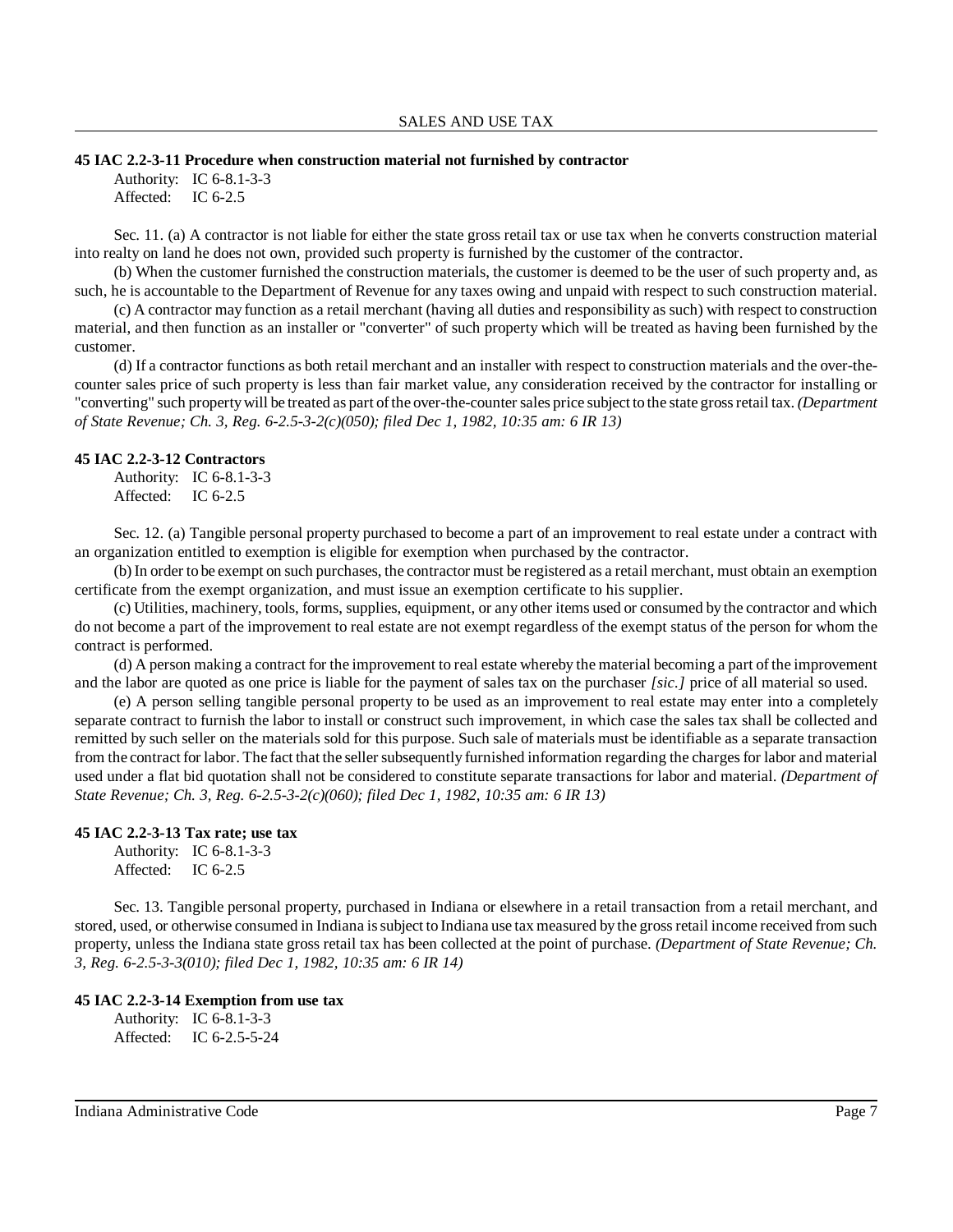**45 IAC 2.2-3-11 Procedure when construction material not furnished by contractor**

Authority: IC 6-8.1-3-3
Affected: IC 6-2.5

Sec. 11. (a) A contractor is not liable for either the state gross retail tax or use tax when he converts construction material into realty on land he does not own, provided such property is furnished by the customer of the contractor.

(b) When the customer furnished the construction materials, the customer is deemed to be the user of such property and, as such, he is accountable to the Department of Revenue for any taxes owing and unpaid with respect to such construction material.

(c) A contractor may function as a retail merchant (having all duties and responsibility as such) with respect to construction material, and then function as an installer or "converter" of such property which will be treated as having been furnished by the customer.

(d) If a contractor functions as both retail merchant and an installer with respect to construction materials and the over-the-counter sales price of such property is less than fair market value, any consideration received by the contractor for installing or "converting" such property will be treated as part of the over-the-counter sales price subject to the state gross retail tax. *(Department of State Revenue; Ch. 3, Reg. 6-2.5-3-2(c)(050); filed Dec 1, 1982, 10:35 am: 6 IR 13)*

**45 IAC 2.2-3-12 Contractors**

Authority: IC 6-8.1-3-3
Affected: IC 6-2.5

Sec. 12. (a) Tangible personal property purchased to become a part of an improvement to real estate under a contract with an organization entitled to exemption is eligible for exemption when purchased by the contractor.

(b) In order to be exempt on such purchases, the contractor must be registered as a retail merchant, must obtain an exemption certificate from the exempt organization, and must issue an exemption certificate to his supplier.

(c) Utilities, machinery, tools, forms, supplies, equipment, or any other items used or consumed by the contractor and which do not become a part of the improvement to real estate are not exempt regardless of the exempt status of the person for whom the contract is performed.

(d) A person making a contract for the improvement to real estate whereby the material becoming a part of the improvement and the labor are quoted as one price is liable for the payment of sales tax on the purchaser *[sic.]* price of all material so used.

(e) A person selling tangible personal property to be used as an improvement to real estate may enter into a completely separate contract to furnish the labor to install or construct such improvement, in which case the sales tax shall be collected and remitted by such seller on the materials sold for this purpose. Such sale of materials must be identifiable as a separate transaction from the contract for labor. The fact that the seller subsequently furnished information regarding the charges for labor and material used under a flat bid quotation shall not be considered to constitute separate transactions for labor and material. *(Department of State Revenue; Ch. 3, Reg. 6-2.5-3-2(c)(060); filed Dec 1, 1982, 10:35 am: 6 IR 13)*

**45 IAC 2.2-3-13 Tax rate; use tax**

Authority: IC 6-8.1-3-3
Affected: IC 6-2.5

Sec. 13. Tangible personal property, purchased in Indiana or elsewhere in a retail transaction from a retail merchant, and stored, used, or otherwise consumed in Indiana is subject to Indiana use tax measured by the gross retail income received from such property, unless the Indiana state gross retail tax has been collected at the point of purchase. *(Department of State Revenue; Ch. 3, Reg. 6-2.5-3-3(010); filed Dec 1, 1982, 10:35 am: 6 IR 14)*

**45 IAC 2.2-3-14 Exemption from use tax**

Authority: IC 6-8.1-3-3
Affected: IC 6-2.5-5-24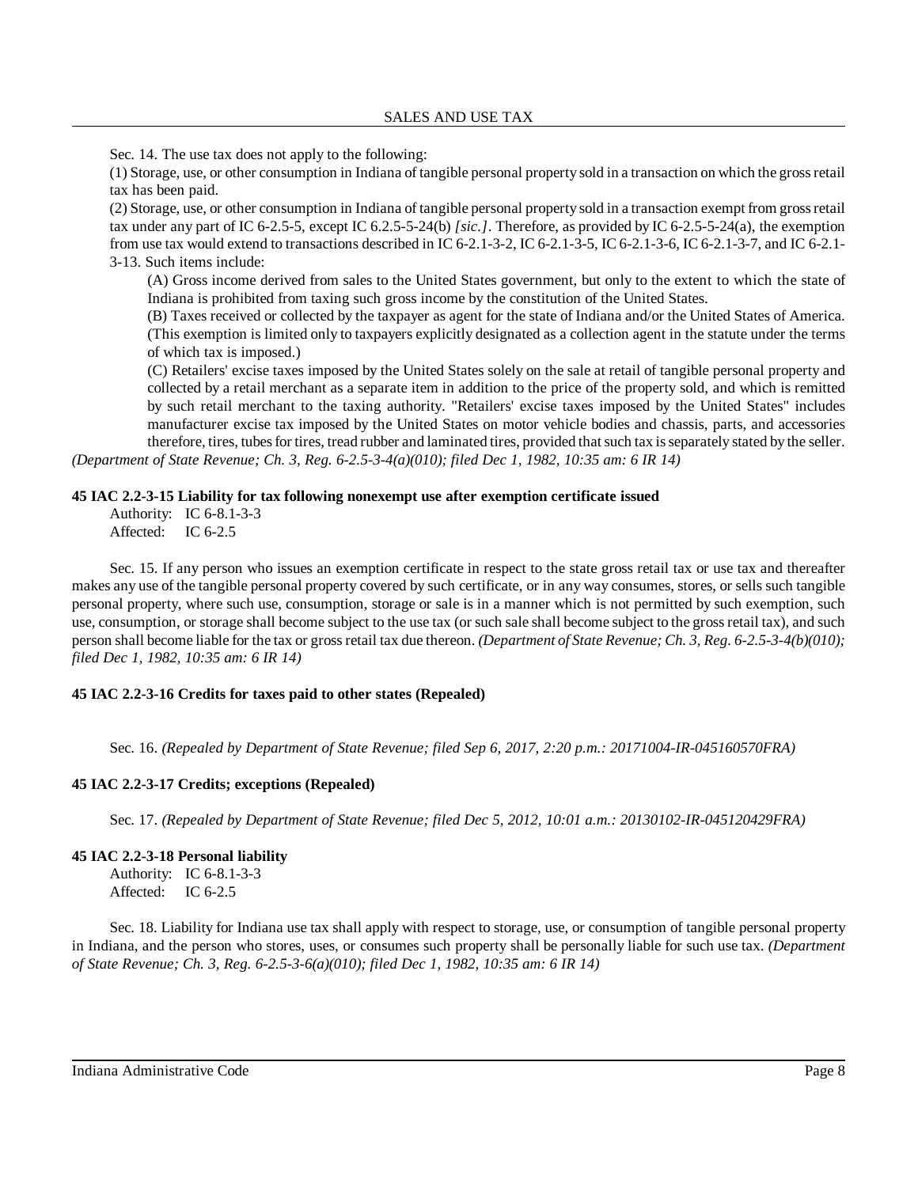Sec. 14. The use tax does not apply to the following:

(1) Storage, use, or other consumption in Indiana of tangible personal property sold in a transaction on which the gross retail tax has been paid.

(2) Storage, use, or other consumption in Indiana of tangible personal property sold in a transaction exempt from gross retail tax under any part of IC 6-2.5-5, except IC 6.2.5-5-24(b) *[sic.]*. Therefore, as provided by IC 6-2.5-5-24(a), the exemption from use tax would extend to transactions described in IC 6-2.1-3-2, IC 6-2.1-3-5, IC 6-2.1-3-6, IC 6-2.1-3-7, and IC 6-2.1-3-13. Such items include:

(A) Gross income derived from sales to the United States government, but only to the extent to which the state of Indiana is prohibited from taxing such gross income by the constitution of the United States.

(B) Taxes received or collected by the taxpayer as agent for the state of Indiana and/or the United States of America. (This exemption is limited only to taxpayers explicitly designated as a collection agent in the statute under the terms of which tax is imposed.)

(C) Retailers' excise taxes imposed by the United States solely on the sale at retail of tangible personal property and collected by a retail merchant as a separate item in addition to the price of the property sold, and which is remitted by such retail merchant to the taxing authority. "Retailers' excise taxes imposed by the United States" includes manufacturer excise tax imposed by the United States on motor vehicle bodies and chassis, parts, and accessories therefore, tires, tubes for tires, tread rubber and laminated tires, provided that such tax is separately stated by the seller.

*(Department of State Revenue; Ch. 3, Reg. 6-2.5-3-4(a)(010); filed Dec 1, 1982, 10:35 am: 6 IR 14)*

**45 IAC 2.2-3-15 Liability for tax following nonexempt use after exemption certificate issued**

Authority: IC 6-8.1-3-3
Affected: IC 6-2.5

Sec. 15. If any person who issues an exemption certificate in respect to the state gross retail tax or use tax and thereafter makes any use of the tangible personal property covered by such certificate, or in any way consumes, stores, or sells such tangible personal property, where such use, consumption, storage or sale is in a manner which is not permitted by such exemption, such use, consumption, or storage shall become subject to the use tax (or such sale shall become subject to the gross retail tax), and such person shall become liable for the tax or gross retail tax due thereon. *(Department of State Revenue; Ch. 3, Reg. 6-2.5-3-4(b)(010); filed Dec 1, 1982, 10:35 am: 6 IR 14)*

**45 IAC 2.2-3-16 Credits for taxes paid to other states (Repealed)**

Sec. 16. *(Repealed by Department of State Revenue; filed Sep 6, 2017, 2:20 p.m.: 20171004-IR-045160570FRA)*

**45 IAC 2.2-3-17 Credits; exceptions (Repealed)**

Sec. 17. *(Repealed by Department of State Revenue; filed Dec 5, 2012, 10:01 a.m.: 20130102-IR-045120429FRA)*

**45 IAC 2.2-3-18 Personal liability**

Authority: IC 6-8.1-3-3
Affected: IC 6-2.5

Sec. 18. Liability for Indiana use tax shall apply with respect to storage, use, or consumption of tangible personal property in Indiana, and the person who stores, uses, or consumes such property shall be personally liable for such use tax. *(Department of State Revenue; Ch. 3, Reg. 6-2.5-3-6(a)(010); filed Dec 1, 1982, 10:35 am: 6 IR 14)*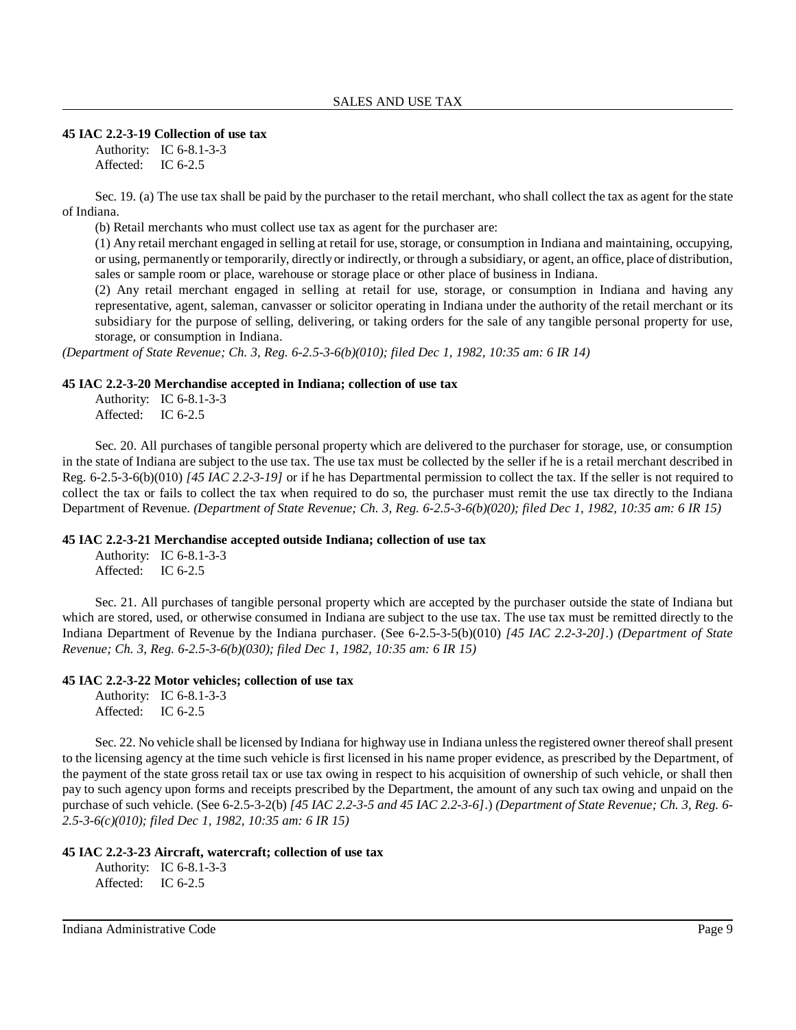**45 IAC 2.2-3-19 Collection of use tax**

Authority: IC 6-8.1-3-3
Affected: IC 6-2.5

Sec. 19. (a) The use tax shall be paid by the purchaser to the retail merchant, who shall collect the tax as agent for the state of Indiana.

(b) Retail merchants who must collect use tax as agent for the purchaser are:

(1) Any retail merchant engaged in selling at retail for use, storage, or consumption in Indiana and maintaining, occupying, or using, permanently or temporarily, directly or indirectly, or through a subsidiary, or agent, an office, place of distribution, sales or sample room or place, warehouse or storage place or other place of business in Indiana.

(2) Any retail merchant engaged in selling at retail for use, storage, or consumption in Indiana and having any representative, agent, saleman, canvasser or solicitor operating in Indiana under the authority of the retail merchant or its subsidiary for the purpose of selling, delivering, or taking orders for the sale of any tangible personal property for use, storage, or consumption in Indiana.

*(Department of State Revenue; Ch. 3, Reg. 6-2.5-3-6(b)(010); filed Dec 1, 1982, 10:35 am: 6 IR 14)*

**45 IAC 2.2-3-20 Merchandise accepted in Indiana; collection of use tax**

Authority: IC 6-8.1-3-3
Affected: IC 6-2.5

Sec. 20. All purchases of tangible personal property which are delivered to the purchaser for storage, use, or consumption in the state of Indiana are subject to the use tax. The use tax must be collected by the seller if he is a retail merchant described in Reg. 6-2.5-3-6(b)(010) *[45 IAC 2.2-3-19]* or if he has Departmental permission to collect the tax. If the seller is not required to collect the tax or fails to collect the tax when required to do so, the purchaser must remit the use tax directly to the Indiana Department of Revenue. *(Department of State Revenue; Ch. 3, Reg. 6-2.5-3-6(b)(020); filed Dec 1, 1982, 10:35 am: 6 IR 15)*

**45 IAC 2.2-3-21 Merchandise accepted outside Indiana; collection of use tax**

Authority: IC 6-8.1-3-3
Affected: IC 6-2.5

Sec. 21. All purchases of tangible personal property which are accepted by the purchaser outside the state of Indiana but which are stored, used, or otherwise consumed in Indiana are subject to the use tax. The use tax must be remitted directly to the Indiana Department of Revenue by the Indiana purchaser. (See 6-2.5-3-5(b)(010) *[45 IAC 2.2-3-20]*.) *(Department of State Revenue; Ch. 3, Reg. 6-2.5-3-6(b)(030); filed Dec 1, 1982, 10:35 am: 6 IR 15)*

**45 IAC 2.2-3-22 Motor vehicles; collection of use tax**

Authority: IC 6-8.1-3-3
Affected: IC 6-2.5

Sec. 22. No vehicle shall be licensed by Indiana for highway use in Indiana unless the registered owner thereof shall present to the licensing agency at the time such vehicle is first licensed in his name proper evidence, as prescribed by the Department, of the payment of the state gross retail tax or use tax owing in respect to his acquisition of ownership of such vehicle, or shall then pay to such agency upon forms and receipts prescribed by the Department, the amount of any such tax owing and unpaid on the purchase of such vehicle. (See 6-2.5-3-2(b) *[45 IAC 2.2-3-5 and 45 IAC 2.2-3-6]*.) *(Department of State Revenue; Ch. 3, Reg. 6-2.5-3-6(c)(010); filed Dec 1, 1982, 10:35 am: 6 IR 15)*

**45 IAC 2.2-3-23 Aircraft, watercraft; collection of use tax**

Authority: IC 6-8.1-3-3
Affected: IC 6-2.5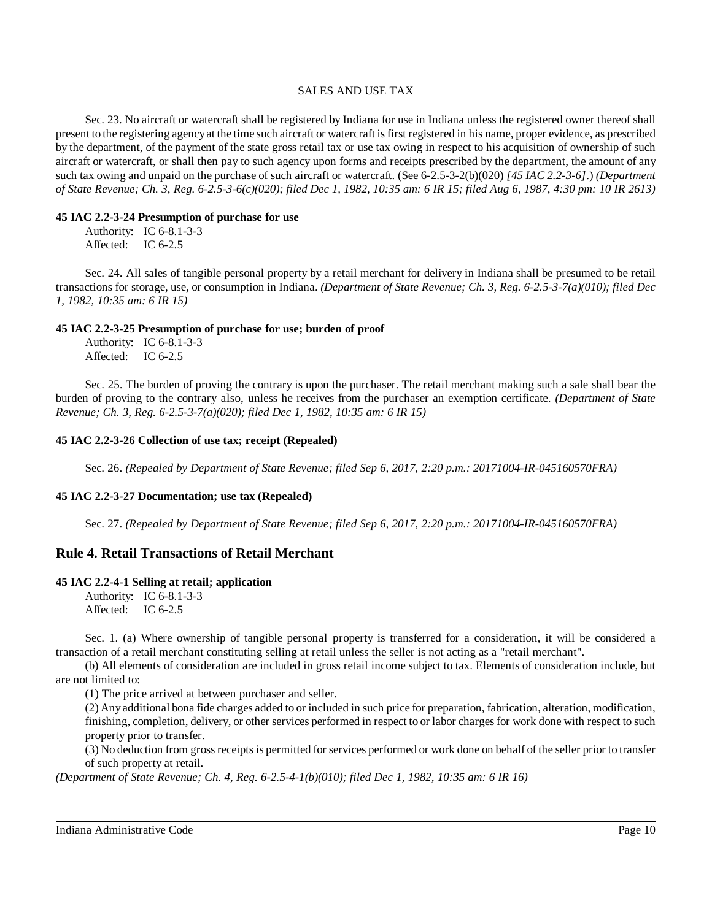Sec. 23. No aircraft or watercraft shall be registered by Indiana for use in Indiana unless the registered owner thereof shall present to the registering agency at the time such aircraft or watercraft is first registered in his name, proper evidence, as prescribed by the department, of the payment of the state gross retail tax or use tax owing in respect to his acquisition of ownership of such aircraft or watercraft, or shall then pay to such agency upon forms and receipts prescribed by the department, the amount of any such tax owing and unpaid on the purchase of such aircraft or watercraft. (See 6-2.5-3-2(b)(020) *[45 IAC 2.2-3-6]*.) *(Department of State Revenue; Ch. 3, Reg. 6-2.5-3-6(c)(020); filed Dec 1, 1982, 10:35 am: 6 IR 15; filed Aug 6, 1987, 4:30 pm: 10 IR 2613)*

**45 IAC 2.2-3-24 Presumption of purchase for use**

Authority: IC 6-8.1-3-3
Affected: IC 6-2.5

Sec. 24. All sales of tangible personal property by a retail merchant for delivery in Indiana shall be presumed to be retail transactions for storage, use, or consumption in Indiana. *(Department of State Revenue; Ch. 3, Reg. 6-2.5-3-7(a)(010); filed Dec 1, 1982, 10:35 am: 6 IR 15)*

**45 IAC 2.2-3-25 Presumption of purchase for use; burden of proof**

Authority: IC 6-8.1-3-3
Affected: IC 6-2.5

Sec. 25. The burden of proving the contrary is upon the purchaser. The retail merchant making such a sale shall bear the burden of proving to the contrary also, unless he receives from the purchaser an exemption certificate. *(Department of State Revenue; Ch. 3, Reg. 6-2.5-3-7(a)(020); filed Dec 1, 1982, 10:35 am: 6 IR 15)*

**45 IAC 2.2-3-26 Collection of use tax; receipt (Repealed)**

Sec. 26. *(Repealed by Department of State Revenue; filed Sep 6, 2017, 2:20 p.m.: 20171004-IR-045160570FRA)*

**45 IAC 2.2-3-27 Documentation; use tax (Repealed)**

Sec. 27. *(Repealed by Department of State Revenue; filed Sep 6, 2017, 2:20 p.m.: 20171004-IR-045160570FRA)*

## Rule 4. Retail Transactions of Retail Merchant

**45 IAC 2.2-4-1 Selling at retail; application**

Authority: IC 6-8.1-3-3
Affected: IC 6-2.5

Sec. 1. (a) Where ownership of tangible personal property is transferred for a consideration, it will be considered a transaction of a retail merchant constituting selling at retail unless the seller is not acting as a "retail merchant".

(b) All elements of consideration are included in gross retail income subject to tax. Elements of consideration include, but are not limited to:

(1) The price arrived at between purchaser and seller.

(2) Any additional bona fide charges added to or included in such price for preparation, fabrication, alteration, modification, finishing, completion, delivery, or other services performed in respect to or labor charges for work done with respect to such property prior to transfer.

(3) No deduction from gross receipts is permitted for services performed or work done on behalf of the seller prior to transfer of such property at retail.

*(Department of State Revenue; Ch. 4, Reg. 6-2.5-4-1(b)(010); filed Dec 1, 1982, 10:35 am: 6 IR 16)*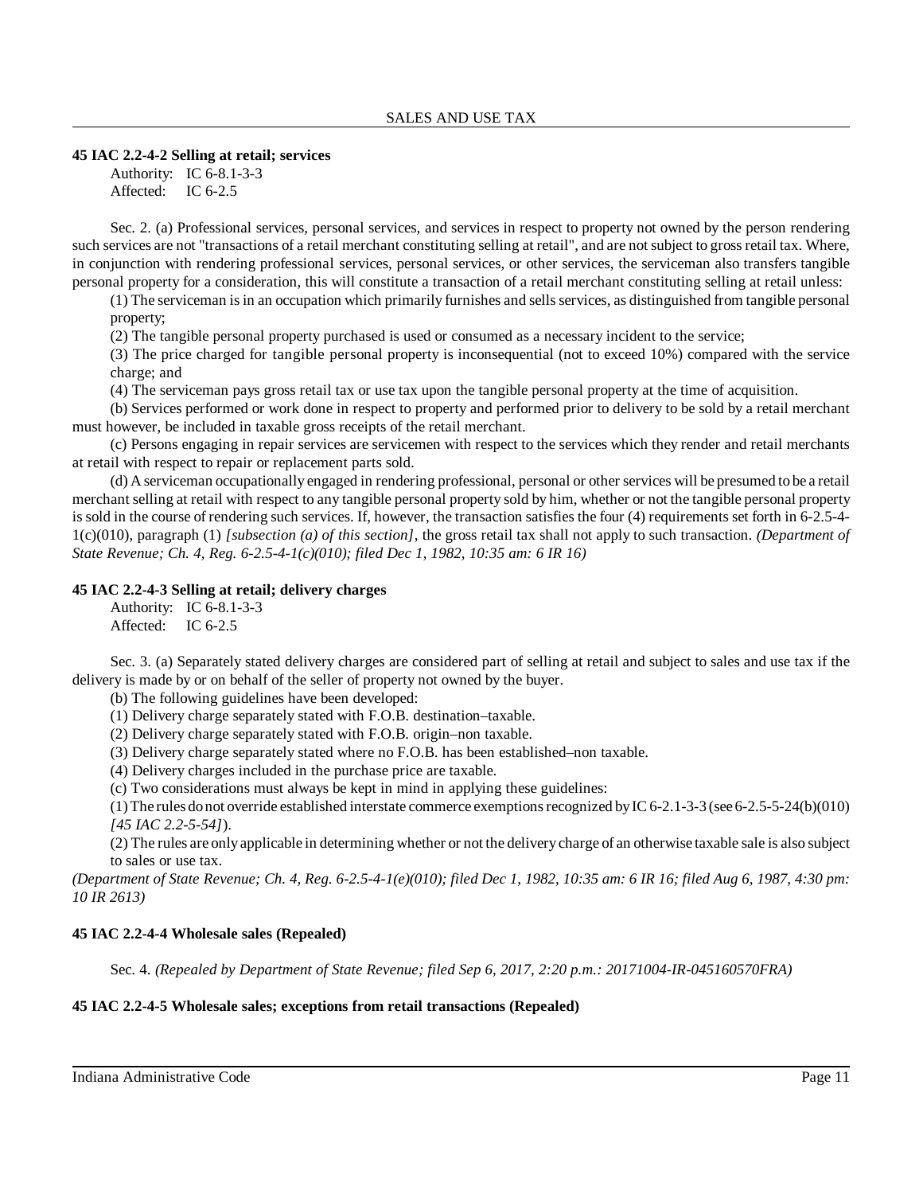### 45 IAC 2.2-4-2 Selling at retail; services

Authority: IC 6-8.1-3-3
Affected: IC 6-2.5

Sec. 2. (a) Professional services, personal services, and services in respect to property not owned by the person rendering such services are not "transactions of a retail merchant constituting selling at retail", and are not subject to gross retail tax. Where, in conjunction with rendering professional services, personal services, or other services, the serviceman also transfers tangible personal property for a consideration, this will constitute a transaction of a retail merchant constituting selling at retail unless:

(1) The serviceman is in an occupation which primarily furnishes and sells services, as distinguished from tangible personal property;

(2) The tangible personal property purchased is used or consumed as a necessary incident to the service;

(3) The price charged for tangible personal property is inconsequential (not to exceed 10%) compared with the service charge; and

(4) The serviceman pays gross retail tax or use tax upon the tangible personal property at the time of acquisition.

(b) Services performed or work done in respect to property and performed prior to delivery to be sold by a retail merchant must however, be included in taxable gross receipts of the retail merchant.

(c) Persons engaging in repair services are servicemen with respect to the services which they render and retail merchants at retail with respect to repair or replacement parts sold.

(d) A serviceman occupationally engaged in rendering professional, personal or other services will be presumed to be a retail merchant selling at retail with respect to any tangible personal property sold by him, whether or not the tangible personal property is sold in the course of rendering such services. If, however, the transaction satisfies the four (4) requirements set forth in 6-2.5-4-1(c)(010), paragraph (1) *[subsection (a) of this section]*, the gross retail tax shall not apply to such transaction. *(Department of State Revenue; Ch. 4, Reg. 6-2.5-4-1(c)(010); filed Dec 1, 1982, 10:35 am: 6 IR 16)*

### 45 IAC 2.2-4-3 Selling at retail; delivery charges

Authority: IC 6-8.1-3-3
Affected: IC 6-2.5

Sec. 3. (a) Separately stated delivery charges are considered part of selling at retail and subject to sales and use tax if the delivery is made by or on behalf of the seller of property not owned by the buyer.

(b) The following guidelines have been developed:

(1) Delivery charge separately stated with F.O.B. destination–taxable.

(2) Delivery charge separately stated with F.O.B. origin–non taxable.

(3) Delivery charge separately stated where no F.O.B. has been established–non taxable.

(4) Delivery charges included in the purchase price are taxable.

(c) Two considerations must always be kept in mind in applying these guidelines:

(1) The rules do not override established interstate commerce exemptions recognized by IC 6-2.1-3-3 (see 6-2.5-5-24(b)(010) *[45 IAC 2.2-5-54]*).

(2) The rules are only applicable in determining whether or not the delivery charge of an otherwise taxable sale is also subject to sales or use tax.

*(Department of State Revenue; Ch. 4, Reg. 6-2.5-4-1(e)(010); filed Dec 1, 1982, 10:35 am: 6 IR 16; filed Aug 6, 1987, 4:30 pm: 10 IR 2613)*

### 45 IAC 2.2-4-4 Wholesale sales (Repealed)

Sec. 4. *(Repealed by Department of State Revenue; filed Sep 6, 2017, 2:20 p.m.: 20171004-IR-045160570FRA)*

### 45 IAC 2.2-4-5 Wholesale sales; exceptions from retail transactions (Repealed)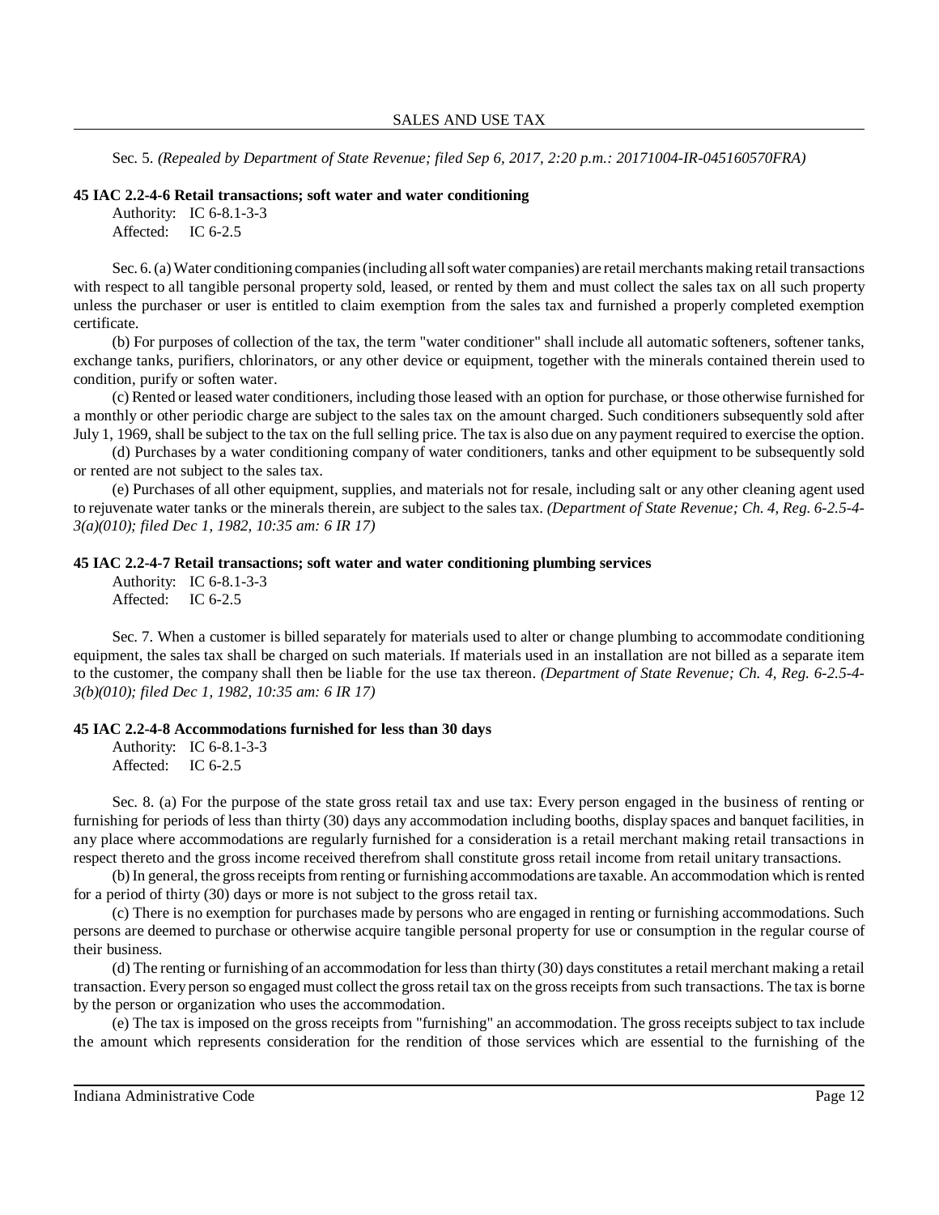Sec. 5. *(Repealed by Department of State Revenue; filed Sep 6, 2017, 2:20 p.m.: 20171004-IR-045160570FRA)*

**45 IAC 2.2-4-6 Retail transactions; soft water and water conditioning**

Authority: IC 6-8.1-3-3
Affected: IC 6-2.5

Sec. 6. (a) Water conditioning companies (including all soft water companies) are retail merchants making retail transactions with respect to all tangible personal property sold, leased, or rented by them and must collect the sales tax on all such property unless the purchaser or user is entitled to claim exemption from the sales tax and furnished a properly completed exemption certificate.

(b) For purposes of collection of the tax, the term "water conditioner" shall include all automatic softeners, softener tanks, exchange tanks, purifiers, chlorinators, or any other device or equipment, together with the minerals contained therein used to condition, purify or soften water.

(c) Rented or leased water conditioners, including those leased with an option for purchase, or those otherwise furnished for a monthly or other periodic charge are subject to the sales tax on the amount charged. Such conditioners subsequently sold after July 1, 1969, shall be subject to the tax on the full selling price. The tax is also due on any payment required to exercise the option.

(d) Purchases by a water conditioning company of water conditioners, tanks and other equipment to be subsequently sold or rented are not subject to the sales tax.

(e) Purchases of all other equipment, supplies, and materials not for resale, including salt or any other cleaning agent used to rejuvenate water tanks or the minerals therein, are subject to the sales tax. *(Department of State Revenue; Ch. 4, Reg. 6-2.5-4-3(a)(010); filed Dec 1, 1982, 10:35 am: 6 IR 17)*

**45 IAC 2.2-4-7 Retail transactions; soft water and water conditioning plumbing services**

Authority: IC 6-8.1-3-3
Affected: IC 6-2.5

Sec. 7. When a customer is billed separately for materials used to alter or change plumbing to accommodate conditioning equipment, the sales tax shall be charged on such materials. If materials used in an installation are not billed as a separate item to the customer, the company shall then be liable for the use tax thereon. *(Department of State Revenue; Ch. 4, Reg. 6-2.5-4-3(b)(010); filed Dec 1, 1982, 10:35 am: 6 IR 17)*

**45 IAC 2.2-4-8 Accommodations furnished for less than 30 days**

Authority: IC 6-8.1-3-3
Affected: IC 6-2.5

Sec. 8. (a) For the purpose of the state gross retail tax and use tax: Every person engaged in the business of renting or furnishing for periods of less than thirty (30) days any accommodation including booths, display spaces and banquet facilities, in any place where accommodations are regularly furnished for a consideration is a retail merchant making retail transactions in respect thereto and the gross income received therefrom shall constitute gross retail income from retail unitary transactions.

(b) In general, the gross receipts from renting or furnishing accommodations are taxable. An accommodation which is rented for a period of thirty (30) days or more is not subject to the gross retail tax.

(c) There is no exemption for purchases made by persons who are engaged in renting or furnishing accommodations. Such persons are deemed to purchase or otherwise acquire tangible personal property for use or consumption in the regular course of their business.

(d) The renting or furnishing of an accommodation for less than thirty (30) days constitutes a retail merchant making a retail transaction. Every person so engaged must collect the gross retail tax on the gross receipts from such transactions. The tax is borne by the person or organization who uses the accommodation.

(e) The tax is imposed on the gross receipts from "furnishing" an accommodation. The gross receipts subject to tax include the amount which represents consideration for the rendition of those services which are essential to the furnishing of the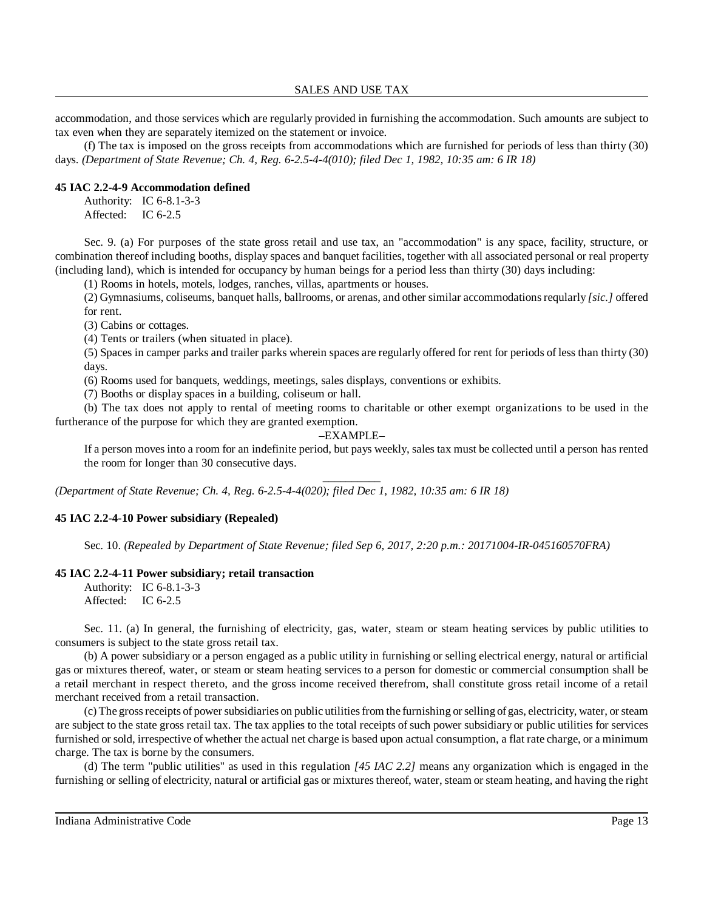accommodation, and those services which are regularly provided in furnishing the accommodation. Such amounts are subject to tax even when they are separately itemized on the statement or invoice.

(f) The tax is imposed on the gross receipts from accommodations which are furnished for periods of less than thirty (30) days. *(Department of State Revenue; Ch. 4, Reg. 6-2.5-4-4(010); filed Dec 1, 1982, 10:35 am: 6 IR 18)*

**45 IAC 2.2-4-9 Accommodation defined**

Authority: IC 6-8.1-3-3
Affected: IC 6-2.5

Sec. 9. (a) For purposes of the state gross retail and use tax, an "accommodation" is any space, facility, structure, or combination thereof including booths, display spaces and banquet facilities, together with all associated personal or real property (including land), which is intended for occupancy by human beings for a period less than thirty (30) days including:

(1) Rooms in hotels, motels, lodges, ranches, villas, apartments or houses.

(2) Gymnasiums, coliseums, banquet halls, ballrooms, or arenas, and other similar accommodations reqularly *[sic.]* offered for rent.

(3) Cabins or cottages.

(4) Tents or trailers (when situated in place).

(5) Spaces in camper parks and trailer parks wherein spaces are regularly offered for rent for periods of less than thirty (30) days.

(6) Rooms used for banquets, weddings, meetings, sales displays, conventions or exhibits.

(7) Booths or display spaces in a building, coliseum or hall.

(b) The tax does not apply to rental of meeting rooms to charitable or other exempt organizations to be used in the furtherance of the purpose for which they are granted exemption.

–EXAMPLE–

If a person moves into a room for an indefinite period, but pays weekly, sales tax must be collected until a person has rented the room for longer than 30 consecutive days.

__________

*(Department of State Revenue; Ch. 4, Reg. 6-2.5-4-4(020); filed Dec 1, 1982, 10:35 am: 6 IR 18)*

**45 IAC 2.2-4-10 Power subsidiary (Repealed)**

Sec. 10. *(Repealed by Department of State Revenue; filed Sep 6, 2017, 2:20 p.m.: 20171004-IR-045160570FRA)*

**45 IAC 2.2-4-11 Power subsidiary; retail transaction**

Authority: IC 6-8.1-3-3
Affected: IC 6-2.5

Sec. 11. (a) In general, the furnishing of electricity, gas, water, steam or steam heating services by public utilities to consumers is subject to the state gross retail tax.

(b) A power subsidiary or a person engaged as a public utility in furnishing or selling electrical energy, natural or artificial gas or mixtures thereof, water, or steam or steam heating services to a person for domestic or commercial consumption shall be a retail merchant in respect thereto, and the gross income received therefrom, shall constitute gross retail income of a retail merchant received from a retail transaction.

(c) The gross receipts of power subsidiaries on public utilities from the furnishing or selling of gas, electricity, water, or steam are subject to the state gross retail tax. The tax applies to the total receipts of such power subsidiary or public utilities for services furnished or sold, irrespective of whether the actual net charge is based upon actual consumption, a flat rate charge, or a minimum charge. The tax is borne by the consumers.

(d) The term "public utilities" as used in this regulation *[45 IAC 2.2]* means any organization which is engaged in the furnishing or selling of electricity, natural or artificial gas or mixtures thereof, water, steam or steam heating, and having the right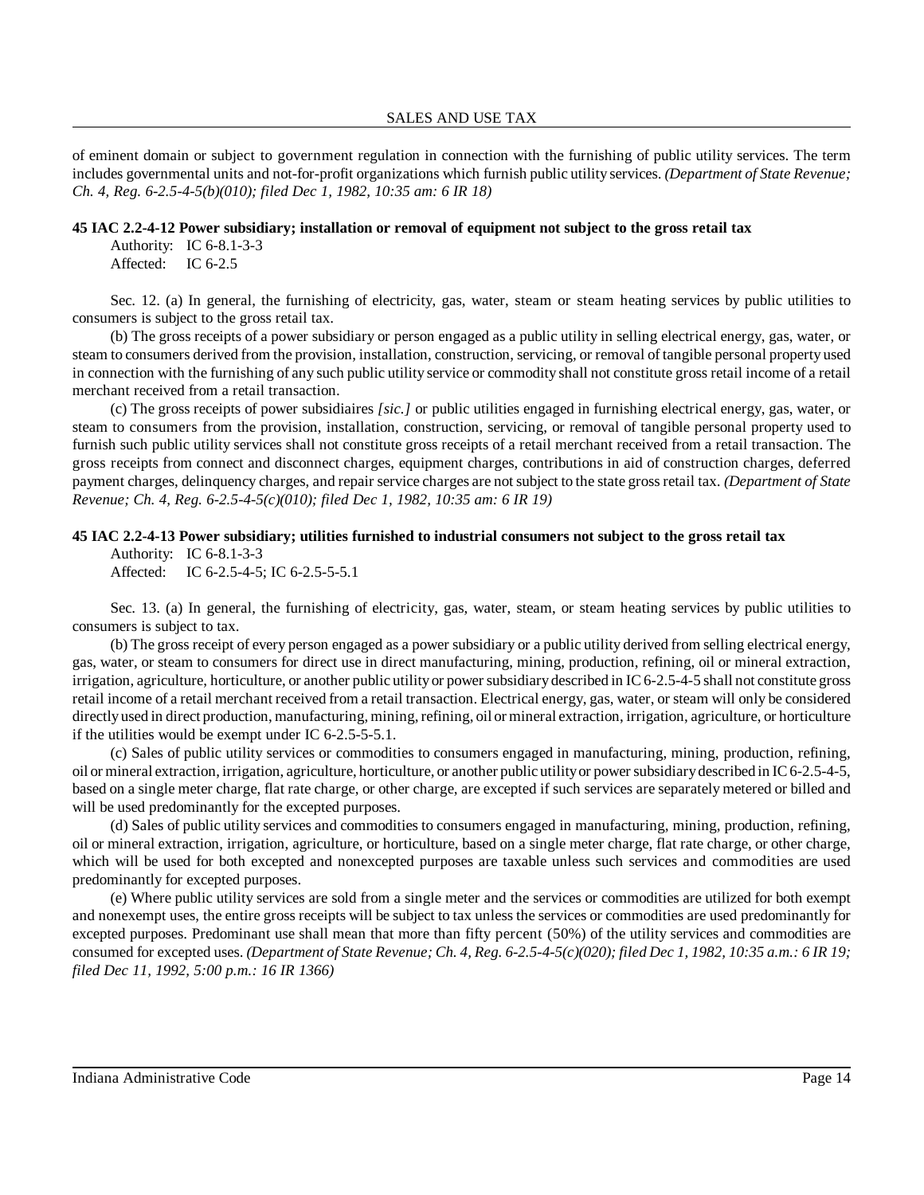of eminent domain or subject to government regulation in connection with the furnishing of public utility services. The term includes governmental units and not-for-profit organizations which furnish public utility services. *(Department of State Revenue; Ch. 4, Reg. 6-2.5-4-5(b)(010); filed Dec 1, 1982, 10:35 am: 6 IR 18)*

**45 IAC 2.2-4-12 Power subsidiary; installation or removal of equipment not subject to the gross retail tax**

Authority: IC 6-8.1-3-3
Affected: IC 6-2.5

Sec. 12. (a) In general, the furnishing of electricity, gas, water, steam or steam heating services by public utilities to consumers is subject to the gross retail tax.

(b) The gross receipts of a power subsidiary or person engaged as a public utility in selling electrical energy, gas, water, or steam to consumers derived from the provision, installation, construction, servicing, or removal of tangible personal property used in connection with the furnishing of any such public utility service or commodity shall not constitute gross retail income of a retail merchant received from a retail transaction.

(c) The gross receipts of power subsidiaires *[sic.]* or public utilities engaged in furnishing electrical energy, gas, water, or steam to consumers from the provision, installation, construction, servicing, or removal of tangible personal property used to furnish such public utility services shall not constitute gross receipts of a retail merchant received from a retail transaction. The gross receipts from connect and disconnect charges, equipment charges, contributions in aid of construction charges, deferred payment charges, delinquency charges, and repair service charges are not subject to the state gross retail tax. *(Department of State Revenue; Ch. 4, Reg. 6-2.5-4-5(c)(010); filed Dec 1, 1982, 10:35 am: 6 IR 19)*

**45 IAC 2.2-4-13 Power subsidiary; utilities furnished to industrial consumers not subject to the gross retail tax**

Authority: IC 6-8.1-3-3
Affected: IC 6-2.5-4-5; IC 6-2.5-5-5.1

Sec. 13. (a) In general, the furnishing of electricity, gas, water, steam, or steam heating services by public utilities to consumers is subject to tax.

(b) The gross receipt of every person engaged as a power subsidiary or a public utility derived from selling electrical energy, gas, water, or steam to consumers for direct use in direct manufacturing, mining, production, refining, oil or mineral extraction, irrigation, agriculture, horticulture, or another public utility or power subsidiary described in IC 6-2.5-4-5 shall not constitute gross retail income of a retail merchant received from a retail transaction. Electrical energy, gas, water, or steam will only be considered directly used in direct production, manufacturing, mining, refining, oil or mineral extraction, irrigation, agriculture, or horticulture if the utilities would be exempt under IC 6-2.5-5-5.1.

(c) Sales of public utility services or commodities to consumers engaged in manufacturing, mining, production, refining, oil or mineral extraction, irrigation, agriculture, horticulture, or another public utility or power subsidiary described in IC 6-2.5-4-5, based on a single meter charge, flat rate charge, or other charge, are excepted if such services are separately metered or billed and will be used predominantly for the excepted purposes.

(d) Sales of public utility services and commodities to consumers engaged in manufacturing, mining, production, refining, oil or mineral extraction, irrigation, agriculture, or horticulture, based on a single meter charge, flat rate charge, or other charge, which will be used for both excepted and nonexcepted purposes are taxable unless such services and commodities are used predominantly for excepted purposes.

(e) Where public utility services are sold from a single meter and the services or commodities are utilized for both exempt and nonexempt uses, the entire gross receipts will be subject to tax unless the services or commodities are used predominantly for excepted purposes. Predominant use shall mean that more than fifty percent (50%) of the utility services and commodities are consumed for excepted uses. *(Department of State Revenue; Ch. 4, Reg. 6-2.5-4-5(c)(020); filed Dec 1, 1982, 10:35 a.m.: 6 IR 19; filed Dec 11, 1992, 5:00 p.m.: 16 IR 1366)*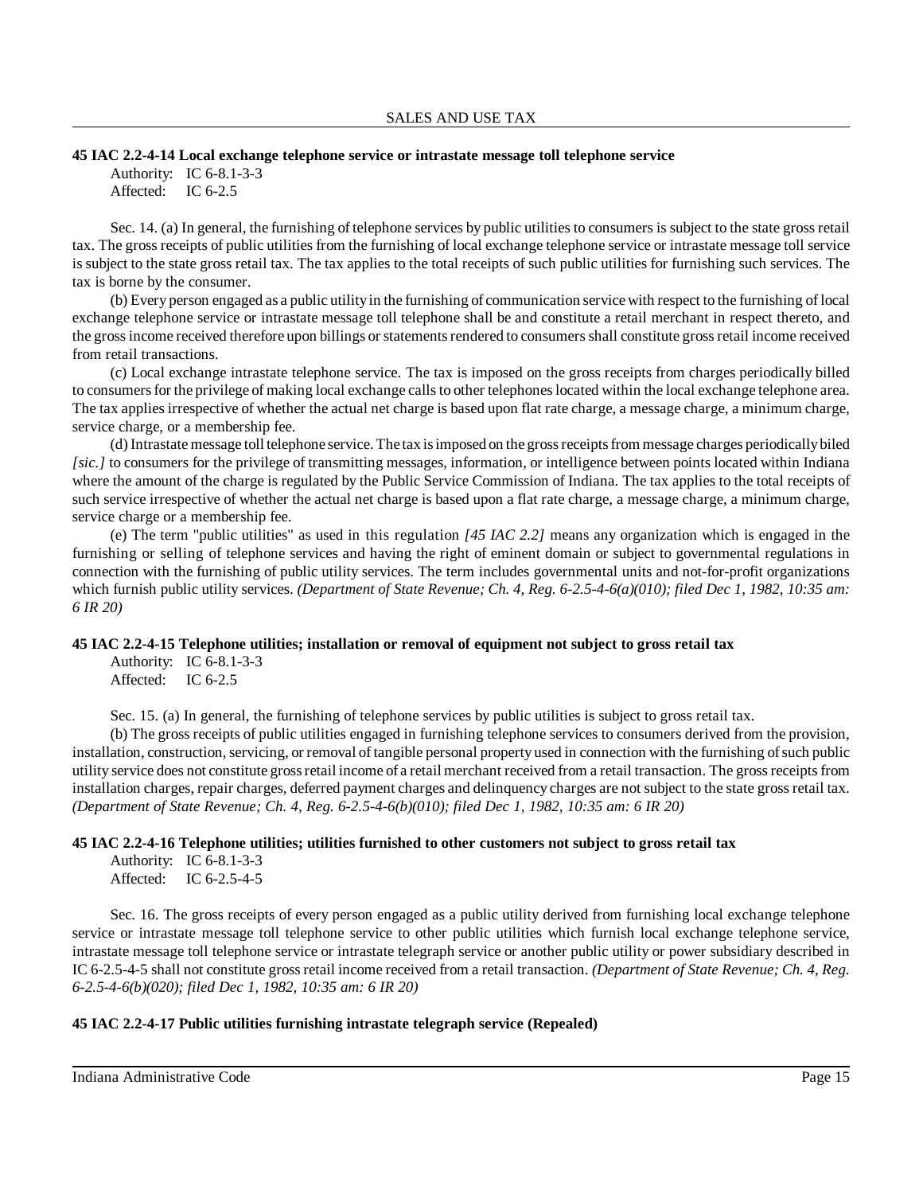**45 IAC 2.2-4-14 Local exchange telephone service or intrastate message toll telephone service**

Authority: IC 6-8.1-3-3
Affected: IC 6-2.5

Sec. 14. (a) In general, the furnishing of telephone services by public utilities to consumers is subject to the state gross retail tax. The gross receipts of public utilities from the furnishing of local exchange telephone service or intrastate message toll service is subject to the state gross retail tax. The tax applies to the total receipts of such public utilities for furnishing such services. The tax is borne by the consumer.

(b) Every person engaged as a public utility in the furnishing of communication service with respect to the furnishing of local exchange telephone service or intrastate message toll telephone shall be and constitute a retail merchant in respect thereto, and the gross income received therefore upon billings or statements rendered to consumers shall constitute gross retail income received from retail transactions.

(c) Local exchange intrastate telephone service. The tax is imposed on the gross receipts from charges periodically billed to consumers for the privilege of making local exchange calls to other telephones located within the local exchange telephone area. The tax applies irrespective of whether the actual net charge is based upon flat rate charge, a message charge, a minimum charge, service charge, or a membership fee.

(d) Intrastate message toll telephone service. The tax is imposed on the gross receipts from message charges periodically biled *[sic.]* to consumers for the privilege of transmitting messages, information, or intelligence between points located within Indiana where the amount of the charge is regulated by the Public Service Commission of Indiana. The tax applies to the total receipts of such service irrespective of whether the actual net charge is based upon a flat rate charge, a message charge, a minimum charge, service charge or a membership fee.

(e) The term "public utilities" as used in this regulation *[45 IAC 2.2]* means any organization which is engaged in the furnishing or selling of telephone services and having the right of eminent domain or subject to governmental regulations in connection with the furnishing of public utility services. The term includes governmental units and not-for-profit organizations which furnish public utility services. *(Department of State Revenue; Ch. 4, Reg. 6-2.5-4-6(a)(010); filed Dec 1, 1982, 10:35 am: 6 IR 20)*

**45 IAC 2.2-4-15 Telephone utilities; installation or removal of equipment not subject to gross retail tax**

Authority: IC 6-8.1-3-3
Affected: IC 6-2.5

Sec. 15. (a) In general, the furnishing of telephone services by public utilities is subject to gross retail tax.

(b) The gross receipts of public utilities engaged in furnishing telephone services to consumers derived from the provision, installation, construction, servicing, or removal of tangible personal property used in connection with the furnishing of such public utility service does not constitute gross retail income of a retail merchant received from a retail transaction. The gross receipts from installation charges, repair charges, deferred payment charges and delinquency charges are not subject to the state gross retail tax. *(Department of State Revenue; Ch. 4, Reg. 6-2.5-4-6(b)(010); filed Dec 1, 1982, 10:35 am: 6 IR 20)*

**45 IAC 2.2-4-16 Telephone utilities; utilities furnished to other customers not subject to gross retail tax**

Authority: IC 6-8.1-3-3
Affected: IC 6-2.5-4-5

Sec. 16. The gross receipts of every person engaged as a public utility derived from furnishing local exchange telephone service or intrastate message toll telephone service to other public utilities which furnish local exchange telephone service, intrastate message toll telephone service or intrastate telegraph service or another public utility or power subsidiary described in IC 6-2.5-4-5 shall not constitute gross retail income received from a retail transaction. *(Department of State Revenue; Ch. 4, Reg. 6-2.5-4-6(b)(020); filed Dec 1, 1982, 10:35 am: 6 IR 20)*

**45 IAC 2.2-4-17 Public utilities furnishing intrastate telegraph service (Repealed)**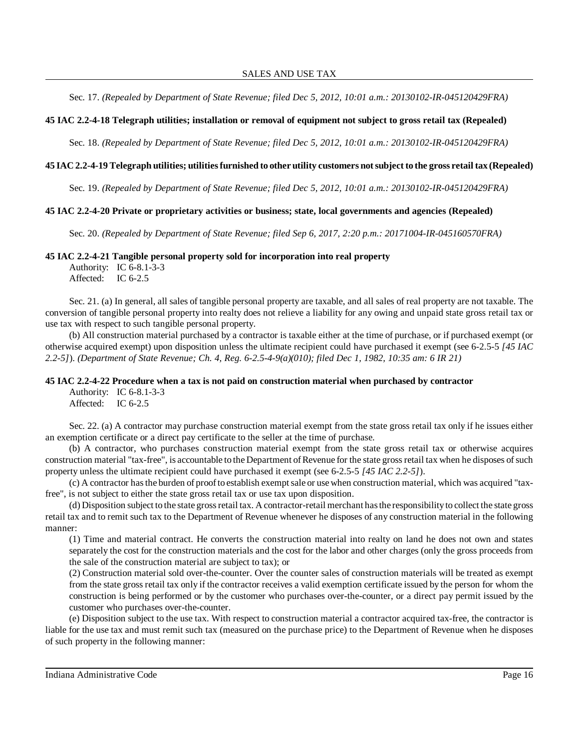Sec. 17. *(Repealed by Department of State Revenue; filed Dec 5, 2012, 10:01 a.m.: 20130102-IR-045120429FRA)*

### 45 IAC 2.2-4-18 Telegraph utilities; installation or removal of equipment not subject to gross retail tax (Repealed)

Sec. 18. *(Repealed by Department of State Revenue; filed Dec 5, 2012, 10:01 a.m.: 20130102-IR-045120429FRA)*

### 45 IAC 2.2-4-19 Telegraph utilities; utilities furnished to other utility customers not subject to the gross retail tax (Repealed)

Sec. 19. *(Repealed by Department of State Revenue; filed Dec 5, 2012, 10:01 a.m.: 20130102-IR-045120429FRA)*

### 45 IAC 2.2-4-20 Private or proprietary activities or business; state, local governments and agencies (Repealed)

Sec. 20. *(Repealed by Department of State Revenue; filed Sep 6, 2017, 2:20 p.m.: 20171004-IR-045160570FRA)*

### 45 IAC 2.2-4-21 Tangible personal property sold for incorporation into real property

Authority: IC 6-8.1-3-3
Affected: IC 6-2.5

Sec. 21. (a) In general, all sales of tangible personal property are taxable, and all sales of real property are not taxable. The conversion of tangible personal property into realty does not relieve a liability for any owing and unpaid state gross retail tax or use tax with respect to such tangible personal property.

(b) All construction material purchased by a contractor is taxable either at the time of purchase, or if purchased exempt (or otherwise acquired exempt) upon disposition unless the ultimate recipient could have purchased it exempt (see 6-2.5-5 *[45 IAC 2.2-5]*). *(Department of State Revenue; Ch. 4, Reg. 6-2.5-4-9(a)(010); filed Dec 1, 1982, 10:35 am: 6 IR 21)*

### 45 IAC 2.2-4-22 Procedure when a tax is not paid on construction material when purchased by contractor

Authority: IC 6-8.1-3-3
Affected: IC 6-2.5

Sec. 22. (a) A contractor may purchase construction material exempt from the state gross retail tax only if he issues either an exemption certificate or a direct pay certificate to the seller at the time of purchase.

(b) A contractor, who purchases construction material exempt from the state gross retail tax or otherwise acquires construction material "tax-free", is accountable to the Department of Revenue for the state gross retail tax when he disposes of such property unless the ultimate recipient could have purchased it exempt (see 6-2.5-5 *[45 IAC 2.2-5]*).

(c) A contractor has the burden of proof to establish exempt sale or use when construction material, which was acquired "tax-free", is not subject to either the state gross retail tax or use tax upon disposition.

(d) Disposition subject to the state gross retail tax. A contractor-retail merchant has the responsibility to collect the state gross retail tax and to remit such tax to the Department of Revenue whenever he disposes of any construction material in the following manner:

(1) Time and material contract. He converts the construction material into realty on land he does not own and states separately the cost for the construction materials and the cost for the labor and other charges (only the gross proceeds from the sale of the construction material are subject to tax); or

(2) Construction material sold over-the-counter. Over the counter sales of construction materials will be treated as exempt from the state gross retail tax only if the contractor receives a valid exemption certificate issued by the person for whom the construction is being performed or by the customer who purchases over-the-counter, or a direct pay permit issued by the customer who purchases over-the-counter.

(e) Disposition subject to the use tax. With respect to construction material a contractor acquired tax-free, the contractor is liable for the use tax and must remit such tax (measured on the purchase price) to the Department of Revenue when he disposes of such property in the following manner: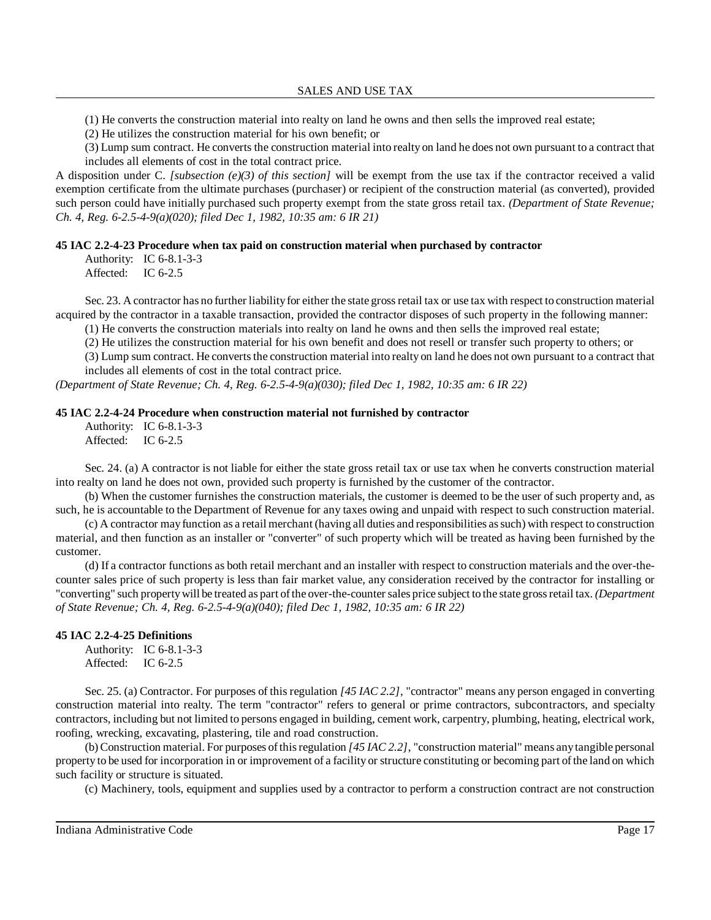(1) He converts the construction material into realty on land he owns and then sells the improved real estate;

(2) He utilizes the construction material for his own benefit; or

(3) Lump sum contract. He converts the construction material into realty on land he does not own pursuant to a contract that includes all elements of cost in the total contract price.

A disposition under C. *[subsection (e)(3) of this section]* will be exempt from the use tax if the contractor received a valid exemption certificate from the ultimate purchases (purchaser) or recipient of the construction material (as converted), provided such person could have initially purchased such property exempt from the state gross retail tax. *(Department of State Revenue; Ch. 4, Reg. 6-2.5-4-9(a)(020); filed Dec 1, 1982, 10:35 am: 6 IR 21)*

**45 IAC 2.2-4-23 Procedure when tax paid on construction material when purchased by contractor**

Authority: IC 6-8.1-3-3
Affected: IC 6-2.5

Sec. 23. A contractor has no further liability for either the state gross retail tax or use tax with respect to construction material acquired by the contractor in a taxable transaction, provided the contractor disposes of such property in the following manner:

(1) He converts the construction materials into realty on land he owns and then sells the improved real estate;

(2) He utilizes the construction material for his own benefit and does not resell or transfer such property to others; or

(3) Lump sum contract. He converts the construction material into realty on land he does not own pursuant to a contract that includes all elements of cost in the total contract price.

*(Department of State Revenue; Ch. 4, Reg. 6-2.5-4-9(a)(030); filed Dec 1, 1982, 10:35 am: 6 IR 22)*

**45 IAC 2.2-4-24 Procedure when construction material not furnished by contractor**

Authority: IC 6-8.1-3-3
Affected: IC 6-2.5

Sec. 24. (a) A contractor is not liable for either the state gross retail tax or use tax when he converts construction material into realty on land he does not own, provided such property is furnished by the customer of the contractor.

(b) When the customer furnishes the construction materials, the customer is deemed to be the user of such property and, as such, he is accountable to the Department of Revenue for any taxes owing and unpaid with respect to such construction material.

(c) A contractor may function as a retail merchant (having all duties and responsibilities as such) with respect to construction material, and then function as an installer or "converter" of such property which will be treated as having been furnished by the customer.

(d) If a contractor functions as both retail merchant and an installer with respect to construction materials and the over-the-counter sales price of such property is less than fair market value, any consideration received by the contractor for installing or "converting" such property will be treated as part of the over-the-counter sales price subject to the state gross retail tax. *(Department of State Revenue; Ch. 4, Reg. 6-2.5-4-9(a)(040); filed Dec 1, 1982, 10:35 am: 6 IR 22)*

**45 IAC 2.2-4-25 Definitions**

Authority: IC 6-8.1-3-3
Affected: IC 6-2.5

Sec. 25. (a) Contractor. For purposes of this regulation *[45 IAC 2.2]*, "contractor" means any person engaged in converting construction material into realty. The term "contractor" refers to general or prime contractors, subcontractors, and specialty contractors, including but not limited to persons engaged in building, cement work, carpentry, plumbing, heating, electrical work, roofing, wrecking, excavating, plastering, tile and road construction.

(b) Construction material. For purposes of this regulation *[45 IAC 2.2]*, "construction material" means any tangible personal property to be used for incorporation in or improvement of a facility or structure constituting or becoming part of the land on which such facility or structure is situated.

(c) Machinery, tools, equipment and supplies used by a contractor to perform a construction contract are not construction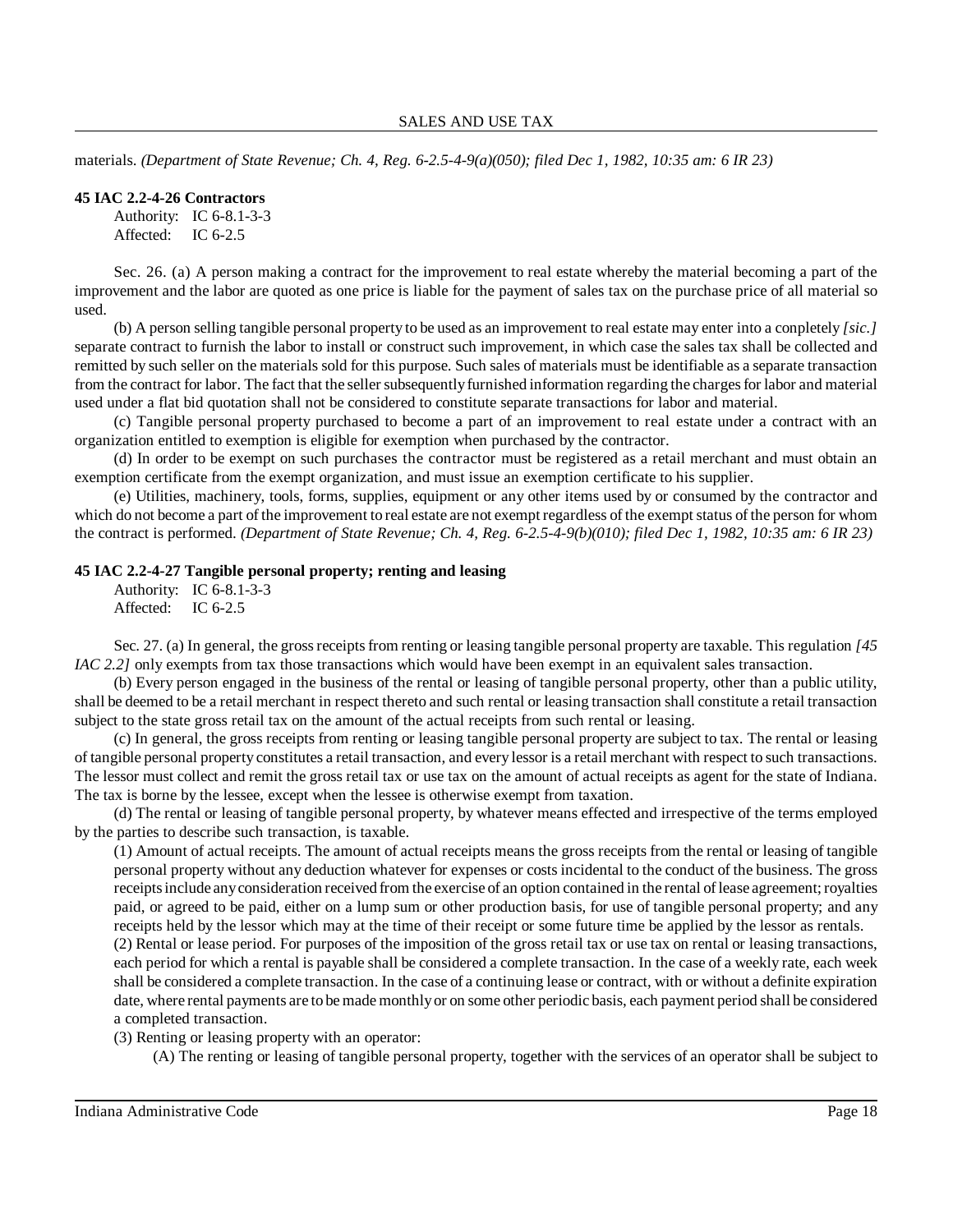materials. *(Department of State Revenue; Ch. 4, Reg. 6-2.5-4-9(a)(050); filed Dec 1, 1982, 10:35 am: 6 IR 23)*

**45 IAC 2.2-4-26 Contractors**

Authority: IC 6-8.1-3-3
Affected: IC 6-2.5

Sec. 26. (a) A person making a contract for the improvement to real estate whereby the material becoming a part of the improvement and the labor are quoted as one price is liable for the payment of sales tax on the purchase price of all material so used.

(b) A person selling tangible personal property to be used as an improvement to real estate may enter into a conpletely *[sic.]* separate contract to furnish the labor to install or construct such improvement, in which case the sales tax shall be collected and remitted by such seller on the materials sold for this purpose. Such sales of materials must be identifiable as a separate transaction from the contract for labor. The fact that the seller subsequently furnished information regarding the charges for labor and material used under a flat bid quotation shall not be considered to constitute separate transactions for labor and material.

(c) Tangible personal property purchased to become a part of an improvement to real estate under a contract with an organization entitled to exemption is eligible for exemption when purchased by the contractor.

(d) In order to be exempt on such purchases the contractor must be registered as a retail merchant and must obtain an exemption certificate from the exempt organization, and must issue an exemption certificate to his supplier.

(e) Utilities, machinery, tools, forms, supplies, equipment or any other items used by or consumed by the contractor and which do not become a part of the improvement to real estate are not exempt regardless of the exempt status of the person for whom the contract is performed. *(Department of State Revenue; Ch. 4, Reg. 6-2.5-4-9(b)(010); filed Dec 1, 1982, 10:35 am: 6 IR 23)*

**45 IAC 2.2-4-27 Tangible personal property; renting and leasing**

Authority: IC 6-8.1-3-3
Affected: IC 6-2.5

Sec. 27. (a) In general, the gross receipts from renting or leasing tangible personal property are taxable. This regulation *[45 IAC 2.2]* only exempts from tax those transactions which would have been exempt in an equivalent sales transaction.

(b) Every person engaged in the business of the rental or leasing of tangible personal property, other than a public utility, shall be deemed to be a retail merchant in respect thereto and such rental or leasing transaction shall constitute a retail transaction subject to the state gross retail tax on the amount of the actual receipts from such rental or leasing.

(c) In general, the gross receipts from renting or leasing tangible personal property are subject to tax. The rental or leasing of tangible personal property constitutes a retail transaction, and every lessor is a retail merchant with respect to such transactions. The lessor must collect and remit the gross retail tax or use tax on the amount of actual receipts as agent for the state of Indiana. The tax is borne by the lessee, except when the lessee is otherwise exempt from taxation.

(d) The rental or leasing of tangible personal property, by whatever means effected and irrespective of the terms employed by the parties to describe such transaction, is taxable.

(1) Amount of actual receipts. The amount of actual receipts means the gross receipts from the rental or leasing of tangible personal property without any deduction whatever for expenses or costs incidental to the conduct of the business. The gross receipts include any consideration received from the exercise of an option contained in the rental of lease agreement; royalties paid, or agreed to be paid, either on a lump sum or other production basis, for use of tangible personal property; and any receipts held by the lessor which may at the time of their receipt or some future time be applied by the lessor as rentals.

(2) Rental or lease period. For purposes of the imposition of the gross retail tax or use tax on rental or leasing transactions, each period for which a rental is payable shall be considered a complete transaction. In the case of a weekly rate, each week shall be considered a complete transaction. In the case of a continuing lease or contract, with or without a definite expiration date, where rental payments are to be made monthly or on some other periodic basis, each payment period shall be considered a completed transaction.

(3) Renting or leasing property with an operator:

(A) The renting or leasing of tangible personal property, together with the services of an operator shall be subject to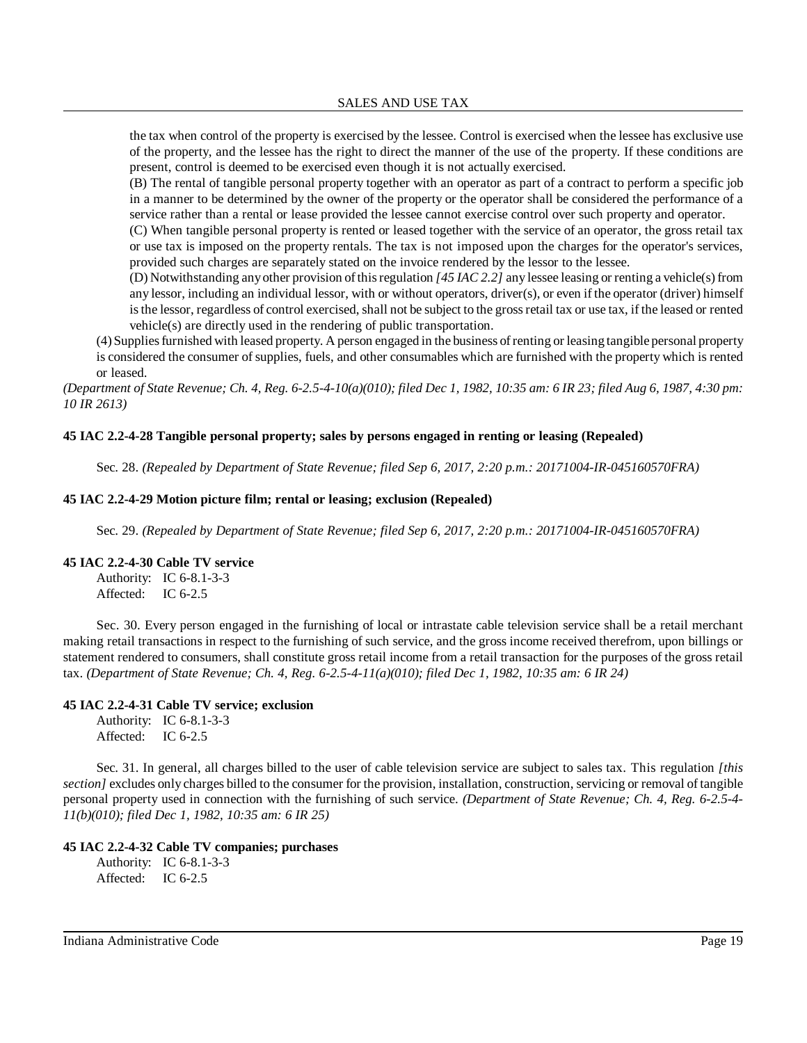the tax when control of the property is exercised by the lessee. Control is exercised when the lessee has exclusive use of the property, and the lessee has the right to direct the manner of the use of the property. If these conditions are present, control is deemed to be exercised even though it is not actually exercised.

(B) The rental of tangible personal property together with an operator as part of a contract to perform a specific job in a manner to be determined by the owner of the property or the operator shall be considered the performance of a service rather than a rental or lease provided the lessee cannot exercise control over such property and operator.

(C) When tangible personal property is rented or leased together with the service of an operator, the gross retail tax or use tax is imposed on the property rentals. The tax is not imposed upon the charges for the operator's services, provided such charges are separately stated on the invoice rendered by the lessor to the lessee.

(D) Notwithstanding any other provision of this regulation *[45 IAC 2.2]* any lessee leasing or renting a vehicle(s) from any lessor, including an individual lessor, with or without operators, driver(s), or even if the operator (driver) himself is the lessor, regardless of control exercised, shall not be subject to the gross retail tax or use tax, if the leased or rented vehicle(s) are directly used in the rendering of public transportation.

(4) Supplies furnished with leased property. A person engaged in the business of renting or leasing tangible personal property is considered the consumer of supplies, fuels, and other consumables which are furnished with the property which is rented or leased.

*(Department of State Revenue; Ch. 4, Reg. 6-2.5-4-10(a)(010); filed Dec 1, 1982, 10:35 am: 6 IR 23; filed Aug 6, 1987, 4:30 pm: 10 IR 2613)*

**45 IAC 2.2-4-28 Tangible personal property; sales by persons engaged in renting or leasing (Repealed)**

Sec. 28. *(Repealed by Department of State Revenue; filed Sep 6, 2017, 2:20 p.m.: 20171004-IR-045160570FRA)*

**45 IAC 2.2-4-29 Motion picture film; rental or leasing; exclusion (Repealed)**

Sec. 29. *(Repealed by Department of State Revenue; filed Sep 6, 2017, 2:20 p.m.: 20171004-IR-045160570FRA)*

**45 IAC 2.2-4-30 Cable TV service**

Authority: IC 6-8.1-3-3
Affected: IC 6-2.5

Sec. 30. Every person engaged in the furnishing of local or intrastate cable television service shall be a retail merchant making retail transactions in respect to the furnishing of such service, and the gross income received therefrom, upon billings or statement rendered to consumers, shall constitute gross retail income from a retail transaction for the purposes of the gross retail tax. *(Department of State Revenue; Ch. 4, Reg. 6-2.5-4-11(a)(010); filed Dec 1, 1982, 10:35 am: 6 IR 24)*

**45 IAC 2.2-4-31 Cable TV service; exclusion**

Authority: IC 6-8.1-3-3
Affected: IC 6-2.5

Sec. 31. In general, all charges billed to the user of cable television service are subject to sales tax. This regulation *[this section]* excludes only charges billed to the consumer for the provision, installation, construction, servicing or removal of tangible personal property used in connection with the furnishing of such service. *(Department of State Revenue; Ch. 4, Reg. 6-2.5-4-11(b)(010); filed Dec 1, 1982, 10:35 am: 6 IR 25)*

**45 IAC 2.2-4-32 Cable TV companies; purchases**

Authority: IC 6-8.1-3-3
Affected: IC 6-2.5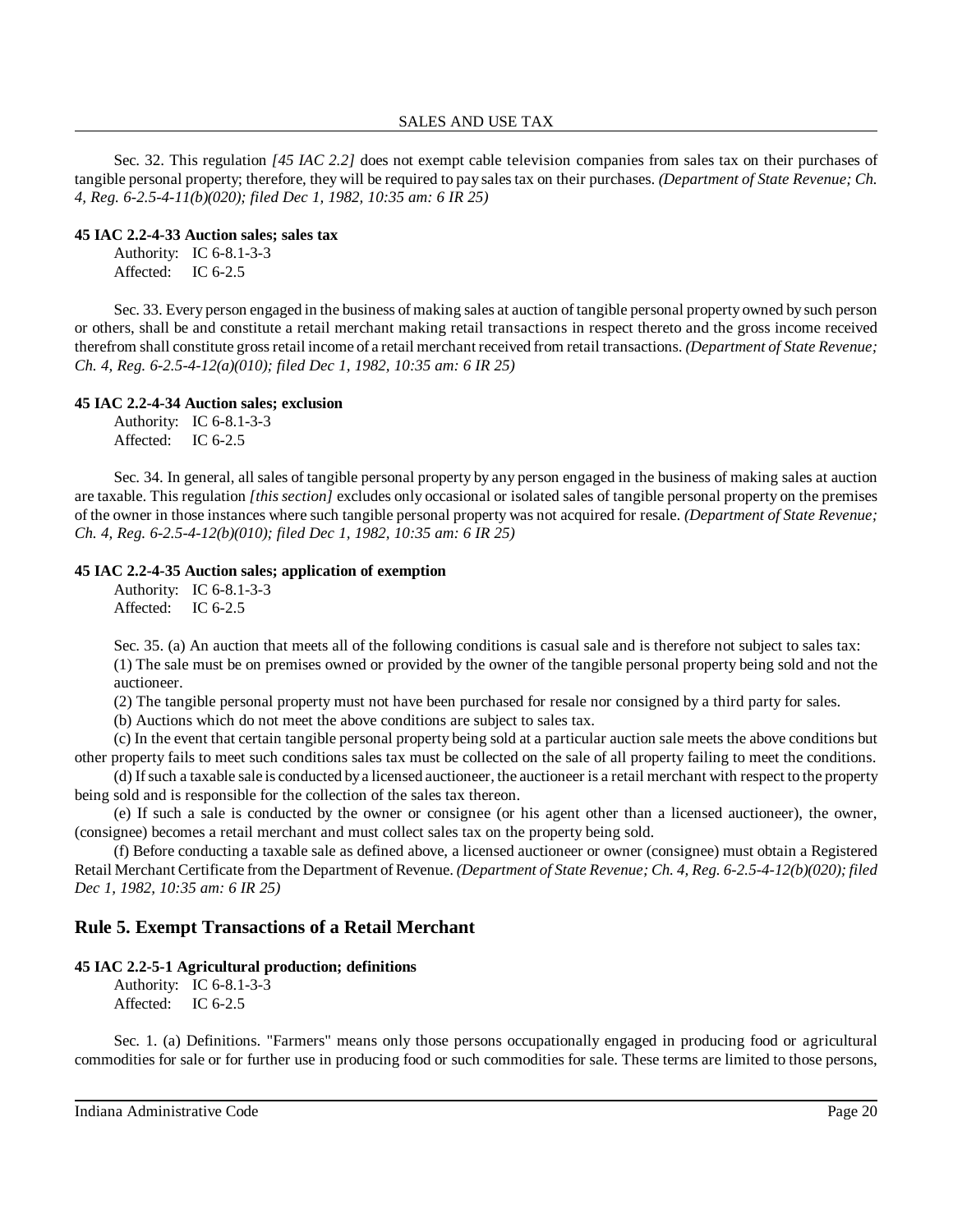Sec. 32. This regulation *[45 IAC 2.2]* does not exempt cable television companies from sales tax on their purchases of tangible personal property; therefore, they will be required to pay sales tax on their purchases. *(Department of State Revenue; Ch. 4, Reg. 6-2.5-4-11(b)(020); filed Dec 1, 1982, 10:35 am: 6 IR 25)*

#### 45 IAC 2.2-4-33 Auction sales; sales tax

Authority: IC 6-8.1-3-3
Affected: IC 6-2.5

Sec. 33. Every person engaged in the business of making sales at auction of tangible personal property owned by such person or others, shall be and constitute a retail merchant making retail transactions in respect thereto and the gross income received therefrom shall constitute gross retail income of a retail merchant received from retail transactions. *(Department of State Revenue; Ch. 4, Reg. 6-2.5-4-12(a)(010); filed Dec 1, 1982, 10:35 am: 6 IR 25)*

#### 45 IAC 2.2-4-34 Auction sales; exclusion

Authority: IC 6-8.1-3-3
Affected: IC 6-2.5

Sec. 34. In general, all sales of tangible personal property by any person engaged in the business of making sales at auction are taxable. This regulation *[this section]* excludes only occasional or isolated sales of tangible personal property on the premises of the owner in those instances where such tangible personal property was not acquired for resale. *(Department of State Revenue; Ch. 4, Reg. 6-2.5-4-12(b)(010); filed Dec 1, 1982, 10:35 am: 6 IR 25)*

#### 45 IAC 2.2-4-35 Auction sales; application of exemption

Authority: IC 6-8.1-3-3
Affected: IC 6-2.5

Sec. 35. (a) An auction that meets all of the following conditions is casual sale and is therefore not subject to sales tax:

(1) The sale must be on premises owned or provided by the owner of the tangible personal property being sold and not the auctioneer.

(2) The tangible personal property must not have been purchased for resale nor consigned by a third party for sales.

(b) Auctions which do not meet the above conditions are subject to sales tax.

(c) In the event that certain tangible personal property being sold at a particular auction sale meets the above conditions but other property fails to meet such conditions sales tax must be collected on the sale of all property failing to meet the conditions.

(d) If such a taxable sale is conducted by a licensed auctioneer, the auctioneer is a retail merchant with respect to the property being sold and is responsible for the collection of the sales tax thereon.

(e) If such a sale is conducted by the owner or consignee (or his agent other than a licensed auctioneer), the owner, (consignee) becomes a retail merchant and must collect sales tax on the property being sold.

(f) Before conducting a taxable sale as defined above, a licensed auctioneer or owner (consignee) must obtain a Registered Retail Merchant Certificate from the Department of Revenue. *(Department of State Revenue; Ch. 4, Reg. 6-2.5-4-12(b)(020); filed Dec 1, 1982, 10:35 am: 6 IR 25)*

## Rule 5. Exempt Transactions of a Retail Merchant

#### 45 IAC 2.2-5-1 Agricultural production; definitions

Authority: IC 6-8.1-3-3
Affected: IC 6-2.5

Sec. 1. (a) Definitions. "Farmers" means only those persons occupationally engaged in producing food or agricultural commodities for sale or for further use in producing food or such commodities for sale. These terms are limited to those persons,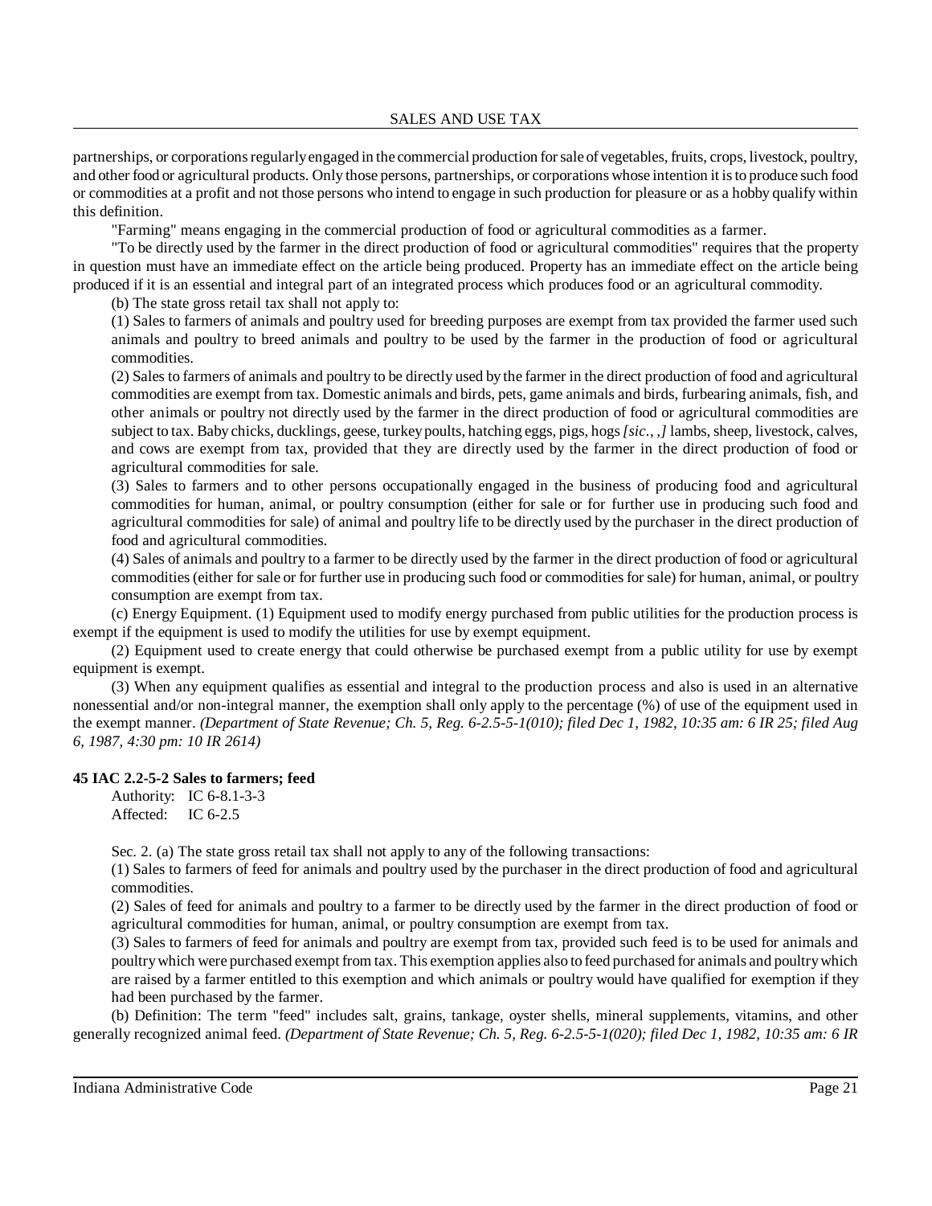partnerships, or corporations regularly engaged in the commercial production for sale of vegetables, fruits, crops, livestock, poultry, and other food or agricultural products. Only those persons, partnerships, or corporations whose intention it is to produce such food or commodities at a profit and not those persons who intend to engage in such production for pleasure or as a hobby qualify within this definition.

"Farming" means engaging in the commercial production of food or agricultural commodities as a farmer.

"To be directly used by the farmer in the direct production of food or agricultural commodities" requires that the property in question must have an immediate effect on the article being produced. Property has an immediate effect on the article being produced if it is an essential and integral part of an integrated process which produces food or an agricultural commodity.

(b) The state gross retail tax shall not apply to:

(1) Sales to farmers of animals and poultry used for breeding purposes are exempt from tax provided the farmer used such animals and poultry to breed animals and poultry to be used by the farmer in the production of food or agricultural commodities.

(2) Sales to farmers of animals and poultry to be directly used by the farmer in the direct production of food and agricultural commodities are exempt from tax. Domestic animals and birds, pets, game animals and birds, furbearing animals, fish, and other animals or poultry not directly used by the farmer in the direct production of food or agricultural commodities are subject to tax. Baby chicks, ducklings, geese, turkey poults, hatching eggs, pigs, hogs *[sic., ,]* lambs, sheep, livestock, calves, and cows are exempt from tax, provided that they are directly used by the farmer in the direct production of food or agricultural commodities for sale.

(3) Sales to farmers and to other persons occupationally engaged in the business of producing food and agricultural commodities for human, animal, or poultry consumption (either for sale or for further use in producing such food and agricultural commodities for sale) of animal and poultry life to be directly used by the purchaser in the direct production of food and agricultural commodities.

(4) Sales of animals and poultry to a farmer to be directly used by the farmer in the direct production of food or agricultural commodities (either for sale or for further use in producing such food or commodities for sale) for human, animal, or poultry consumption are exempt from tax.

(c) Energy Equipment. (1) Equipment used to modify energy purchased from public utilities for the production process is exempt if the equipment is used to modify the utilities for use by exempt equipment.

(2) Equipment used to create energy that could otherwise be purchased exempt from a public utility for use by exempt equipment is exempt.

(3) When any equipment qualifies as essential and integral to the production process and also is used in an alternative nonessential and/or non-integral manner, the exemption shall only apply to the percentage (%) of use of the equipment used in the exempt manner. *(Department of State Revenue; Ch. 5, Reg. 6-2.5-5-1(010); filed Dec 1, 1982, 10:35 am: 6 IR 25; filed Aug 6, 1987, 4:30 pm: 10 IR 2614)*

**45 IAC 2.2-5-2 Sales to farmers; feed**

Authority: IC 6-8.1-3-3
Affected: IC 6-2.5

Sec. 2. (a) The state gross retail tax shall not apply to any of the following transactions:

(1) Sales to farmers of feed for animals and poultry used by the purchaser in the direct production of food and agricultural commodities.

(2) Sales of feed for animals and poultry to a farmer to be directly used by the farmer in the direct production of food or agricultural commodities for human, animal, or poultry consumption are exempt from tax.

(3) Sales to farmers of feed for animals and poultry are exempt from tax, provided such feed is to be used for animals and poultry which were purchased exempt from tax. This exemption applies also to feed purchased for animals and poultry which are raised by a farmer entitled to this exemption and which animals or poultry would have qualified for exemption if they had been purchased by the farmer.

(b) Definition: The term "feed" includes salt, grains, tankage, oyster shells, mineral supplements, vitamins, and other generally recognized animal feed. *(Department of State Revenue; Ch. 5, Reg. 6-2.5-5-1(020); filed Dec 1, 1982, 10:35 am: 6 IR*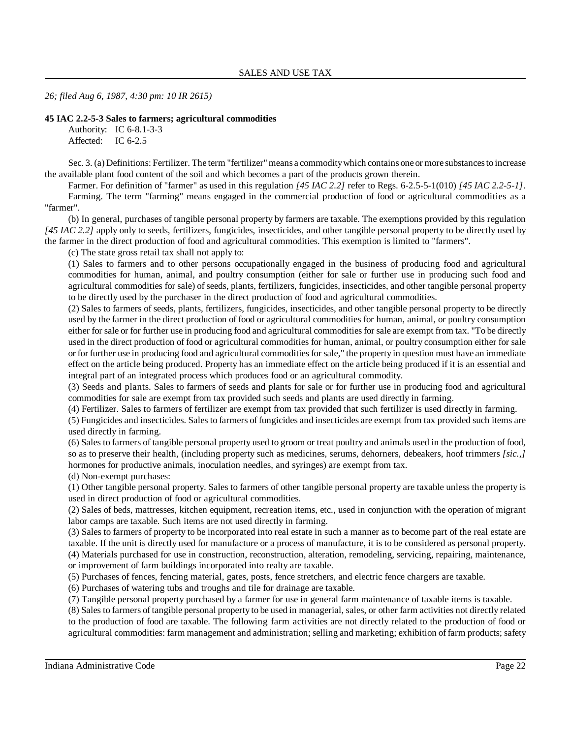*26; filed Aug 6, 1987, 4:30 pm: 10 IR 2615)*

**45 IAC 2.2-5-3 Sales to farmers; agricultural commodities**

Authority: IC 6-8.1-3-3
Affected: IC 6-2.5

Sec. 3. (a) Definitions: Fertilizer. The term "fertilizer" means a commodity which contains one or more substances to increase the available plant food content of the soil and which becomes a part of the products grown therein.

Farmer. For definition of "farmer" as used in this regulation *[45 IAC 2.2]* refer to Regs. 6-2.5-5-1(010) *[45 IAC 2.2-5-1]*.

Farming. The term "farming" means engaged in the commercial production of food or agricultural commodities as a "farmer".

(b) In general, purchases of tangible personal property by farmers are taxable. The exemptions provided by this regulation *[45 IAC 2.2]* apply only to seeds, fertilizers, fungicides, insecticides, and other tangible personal property to be directly used by the farmer in the direct production of food and agricultural commodities. This exemption is limited to "farmers".

(c) The state gross retail tax shall not apply to:

(1) Sales to farmers and to other persons occupationally engaged in the business of producing food and agricultural commodities for human, animal, and poultry consumption (either for sale or further use in producing such food and agricultural commodities for sale) of seeds, plants, fertilizers, fungicides, insecticides, and other tangible personal property to be directly used by the purchaser in the direct production of food and agricultural commodities.

(2) Sales to farmers of seeds, plants, fertilizers, fungicides, insecticides, and other tangible personal property to be directly used by the farmer in the direct production of food or agricultural commodities for human, animal, or poultry consumption either for sale or for further use in producing food and agricultural commodities for sale are exempt from tax. "To be directly used in the direct production of food or agricultural commodities for human, animal, or poultry consumption either for sale or for further use in producing food and agricultural commodities for sale," the property in question must have an immediate effect on the article being produced. Property has an immediate effect on the article being produced if it is an essential and integral part of an integrated process which produces food or an agricultural commodity.

(3) Seeds and plants. Sales to farmers of seeds and plants for sale or for further use in producing food and agricultural commodities for sale are exempt from tax provided such seeds and plants are used directly in farming.

(4) Fertilizer. Sales to farmers of fertilizer are exempt from tax provided that such fertilizer is used directly in farming.

(5) Fungicides and insecticides. Sales to farmers of fungicides and insecticides are exempt from tax provided such items are used directly in farming.

(6) Sales to farmers of tangible personal property used to groom or treat poultry and animals used in the production of food, so as to preserve their health, (including property such as medicines, serums, dehorners, debeakers, hoof trimmers *[sic.,]* hormones for productive animals, inoculation needles, and syringes) are exempt from tax.

(d) Non-exempt purchases:

(1) Other tangible personal property. Sales to farmers of other tangible personal property are taxable unless the property is used in direct production of food or agricultural commodities.

(2) Sales of beds, mattresses, kitchen equipment, recreation items, etc., used in conjunction with the operation of migrant labor camps are taxable. Such items are not used directly in farming.

(3) Sales to farmers of property to be incorporated into real estate in such a manner as to become part of the real estate are taxable. If the unit is directly used for manufacture or a process of manufacture, it is to be considered as personal property.

(4) Materials purchased for use in construction, reconstruction, alteration, remodeling, servicing, repairing, maintenance, or improvement of farm buildings incorporated into realty are taxable.

(5) Purchases of fences, fencing material, gates, posts, fence stretchers, and electric fence chargers are taxable.

(6) Purchases of watering tubs and troughs and tile for drainage are taxable.

(7) Tangible personal property purchased by a farmer for use in general farm maintenance of taxable items is taxable.

(8) Sales to farmers of tangible personal property to be used in managerial, sales, or other farm activities not directly related to the production of food are taxable. The following farm activities are not directly related to the production of food or agricultural commodities: farm management and administration; selling and marketing; exhibition of farm products; safety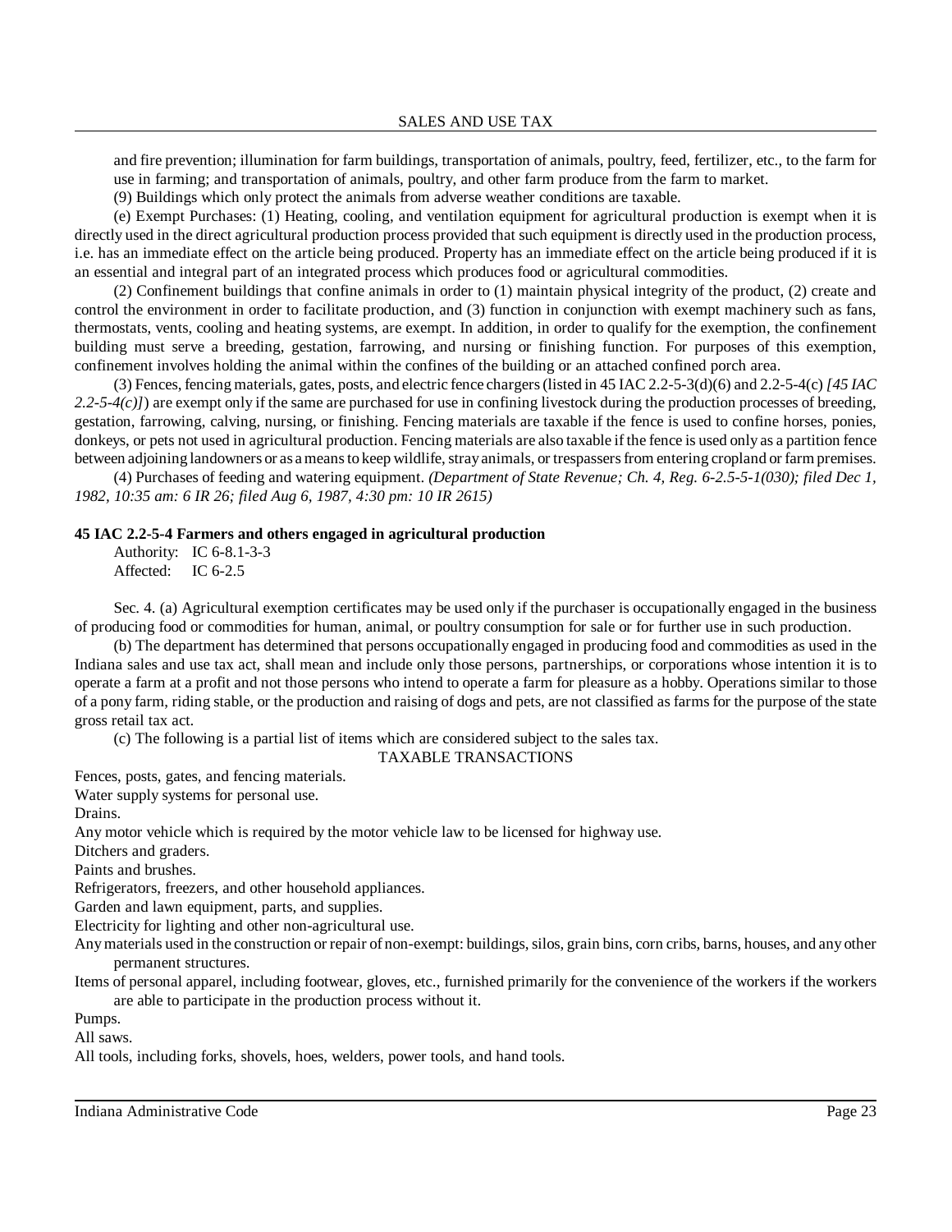and fire prevention; illumination for farm buildings, transportation of animals, poultry, feed, fertilizer, etc., to the farm for use in farming; and transportation of animals, poultry, and other farm produce from the farm to market.

(9) Buildings which only protect the animals from adverse weather conditions are taxable.

(e) Exempt Purchases: (1) Heating, cooling, and ventilation equipment for agricultural production is exempt when it is directly used in the direct agricultural production process provided that such equipment is directly used in the production process, i.e. has an immediate effect on the article being produced. Property has an immediate effect on the article being produced if it is an essential and integral part of an integrated process which produces food or agricultural commodities.

(2) Confinement buildings that confine animals in order to (1) maintain physical integrity of the product, (2) create and control the environment in order to facilitate production, and (3) function in conjunction with exempt machinery such as fans, thermostats, vents, cooling and heating systems, are exempt. In addition, in order to qualify for the exemption, the confinement building must serve a breeding, gestation, farrowing, and nursing or finishing function. For purposes of this exemption, confinement involves holding the animal within the confines of the building or an attached confined porch area.

(3) Fences, fencing materials, gates, posts, and electric fence chargers (listed in 45 IAC 2.2-5-3(d)(6) and 2.2-5-4(c) *[45 IAC 2.2-5-4(c)]*) are exempt only if the same are purchased for use in confining livestock during the production processes of breeding, gestation, farrowing, calving, nursing, or finishing. Fencing materials are taxable if the fence is used to confine horses, ponies, donkeys, or pets not used in agricultural production. Fencing materials are also taxable if the fence is used only as a partition fence between adjoining landowners or as a means to keep wildlife, stray animals, or trespassers from entering cropland or farm premises.

(4) Purchases of feeding and watering equipment. *(Department of State Revenue; Ch. 4, Reg. 6-2.5-5-1(030); filed Dec 1, 1982, 10:35 am: 6 IR 26; filed Aug 6, 1987, 4:30 pm: 10 IR 2615)*

**45 IAC 2.2-5-4 Farmers and others engaged in agricultural production**

Authority: IC 6-8.1-3-3
Affected: IC 6-2.5

Sec. 4. (a) Agricultural exemption certificates may be used only if the purchaser is occupationally engaged in the business of producing food or commodities for human, animal, or poultry consumption for sale or for further use in such production.

(b) The department has determined that persons occupationally engaged in producing food and commodities as used in the Indiana sales and use tax act, shall mean and include only those persons, partnerships, or corporations whose intention it is to operate a farm at a profit and not those persons who intend to operate a farm for pleasure as a hobby. Operations similar to those of a pony farm, riding stable, or the production and raising of dogs and pets, are not classified as farms for the purpose of the state gross retail tax act.

(c) The following is a partial list of items which are considered subject to the sales tax.

TAXABLE TRANSACTIONS

Fences, posts, gates, and fencing materials.
Water supply systems for personal use.
Drains.
Any motor vehicle which is required by the motor vehicle law to be licensed for highway use.
Ditchers and graders.
Paints and brushes.
Refrigerators, freezers, and other household appliances.
Garden and lawn equipment, parts, and supplies.
Electricity for lighting and other non-agricultural use.
Any materials used in the construction or repair of non-exempt: buildings, silos, grain bins, corn cribs, barns, houses, and any other permanent structures.
Items of personal apparel, including footwear, gloves, etc., furnished primarily for the convenience of the workers if the workers are able to participate in the production process without it.
Pumps.
All saws.
All tools, including forks, shovels, hoes, welders, power tools, and hand tools.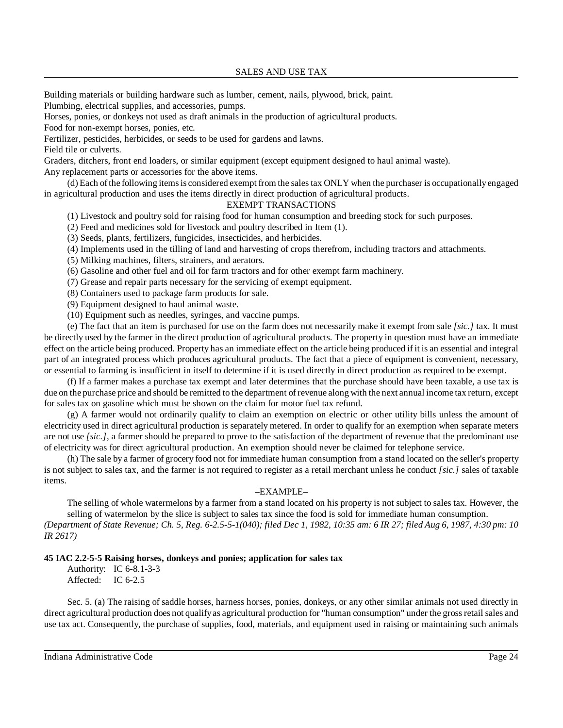Building materials or building hardware such as lumber, cement, nails, plywood, brick, paint.
Plumbing, electrical supplies, and accessories, pumps.
Horses, ponies, or donkeys not used as draft animals in the production of agricultural products.
Food for non-exempt horses, ponies, etc.
Fertilizer, pesticides, herbicides, or seeds to be used for gardens and lawns.
Field tile or culverts.
Graders, ditchers, front end loaders, or similar equipment (except equipment designed to haul animal waste).
Any replacement parts or accessories for the above items.

(d) Each of the following items is considered exempt from the sales tax ONLY when the purchaser is occupationally engaged in agricultural production and uses the items directly in direct production of agricultural products.

EXEMPT TRANSACTIONS

(1) Livestock and poultry sold for raising food for human consumption and breeding stock for such purposes.
(2) Feed and medicines sold for livestock and poultry described in Item (1).
(3) Seeds, plants, fertilizers, fungicides, insecticides, and herbicides.
(4) Implements used in the tilling of land and harvesting of crops therefrom, including tractors and attachments.
(5) Milking machines, filters, strainers, and aerators.
(6) Gasoline and other fuel and oil for farm tractors and for other exempt farm machinery.
(7) Grease and repair parts necessary for the servicing of exempt equipment.
(8) Containers used to package farm products for sale.
(9) Equipment designed to haul animal waste.
(10) Equipment such as needles, syringes, and vaccine pumps.

(e) The fact that an item is purchased for use on the farm does not necessarily make it exempt from sale *[sic.]* tax. It must be directly used by the farmer in the direct production of agricultural products. The property in question must have an immediate effect on the article being produced. Property has an immediate effect on the article being produced if it is an essential and integral part of an integrated process which produces agricultural products. The fact that a piece of equipment is convenient, necessary, or essential to farming is insufficient in itself to determine if it is used directly in direct production as required to be exempt.

(f) If a farmer makes a purchase tax exempt and later determines that the purchase should have been taxable, a use tax is due on the purchase price and should be remitted to the department of revenue along with the next annual income tax return, except for sales tax on gasoline which must be shown on the claim for motor fuel tax refund.

(g) A farmer would not ordinarily qualify to claim an exemption on electric or other utility bills unless the amount of electricity used in direct agricultural production is separately metered. In order to qualify for an exemption when separate meters are not use *[sic.]*, a farmer should be prepared to prove to the satisfaction of the department of revenue that the predominant use of electricity was for direct agricultural production. An exemption should never be claimed for telephone service.

(h) The sale by a farmer of grocery food not for immediate human consumption from a stand located on the seller's property is not subject to sales tax, and the farmer is not required to register as a retail merchant unless he conduct *[sic.]* sales of taxable items.

–EXAMPLE–

The selling of whole watermelons by a farmer from a stand located on his property is not subject to sales tax. However, the selling of watermelon by the slice is subject to sales tax since the food is sold for immediate human consumption.

*(Department of State Revenue; Ch. 5, Reg. 6-2.5-5-1(040); filed Dec 1, 1982, 10:35 am: 6 IR 27; filed Aug 6, 1987, 4:30 pm: 10 IR 2617)*

**45 IAC 2.2-5-5 Raising horses, donkeys and ponies; application for sales tax**

Authority: IC 6-8.1-3-3
Affected: IC 6-2.5

Sec. 5. (a) The raising of saddle horses, harness horses, ponies, donkeys, or any other similar animals not used directly in direct agricultural production does not qualify as agricultural production for "human consumption" under the gross retail sales and use tax act. Consequently, the purchase of supplies, food, materials, and equipment used in raising or maintaining such animals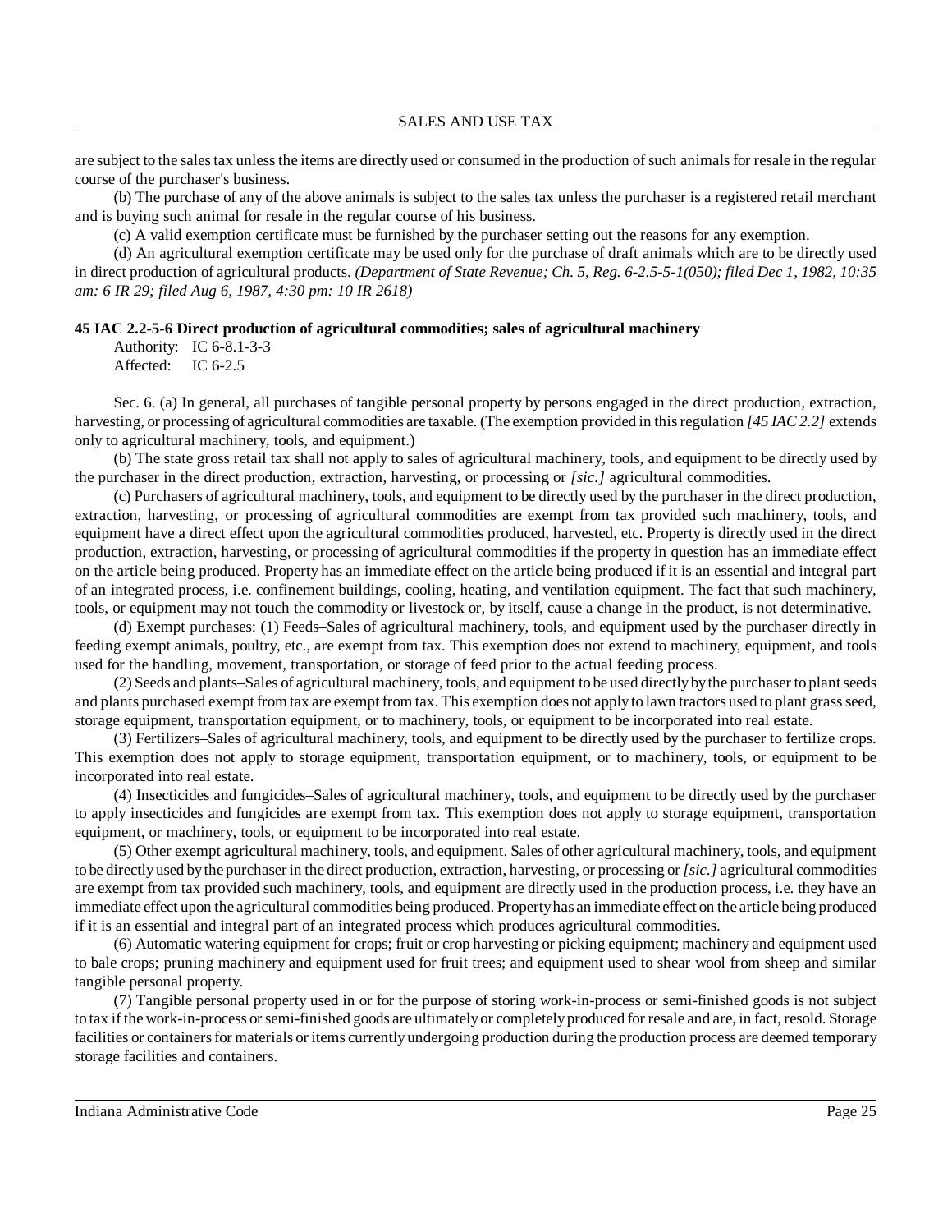are subject to the sales tax unless the items are directly used or consumed in the production of such animals for resale in the regular course of the purchaser's business.

(b) The purchase of any of the above animals is subject to the sales tax unless the purchaser is a registered retail merchant and is buying such animal for resale in the regular course of his business.

(c) A valid exemption certificate must be furnished by the purchaser setting out the reasons for any exemption.

(d) An agricultural exemption certificate may be used only for the purchase of draft animals which are to be directly used in direct production of agricultural products. *(Department of State Revenue; Ch. 5, Reg. 6-2.5-5-1(050); filed Dec 1, 1982, 10:35 am: 6 IR 29; filed Aug 6, 1987, 4:30 pm: 10 IR 2618)*

**45 IAC 2.2-5-6 Direct production of agricultural commodities; sales of agricultural machinery**

Authority: IC 6-8.1-3-3
Affected: IC 6-2.5

Sec. 6. (a) In general, all purchases of tangible personal property by persons engaged in the direct production, extraction, harvesting, or processing of agricultural commodities are taxable. (The exemption provided in this regulation *[45 IAC 2.2]* extends only to agricultural machinery, tools, and equipment.)

(b) The state gross retail tax shall not apply to sales of agricultural machinery, tools, and equipment to be directly used by the purchaser in the direct production, extraction, harvesting, or processing or *[sic.]* agricultural commodities.

(c) Purchasers of agricultural machinery, tools, and equipment to be directly used by the purchaser in the direct production, extraction, harvesting, or processing of agricultural commodities are exempt from tax provided such machinery, tools, and equipment have a direct effect upon the agricultural commodities produced, harvested, etc. Property is directly used in the direct production, extraction, harvesting, or processing of agricultural commodities if the property in question has an immediate effect on the article being produced. Property has an immediate effect on the article being produced if it is an essential and integral part of an integrated process, i.e. confinement buildings, cooling, heating, and ventilation equipment. The fact that such machinery, tools, or equipment may not touch the commodity or livestock or, by itself, cause a change in the product, is not determinative.

(d) Exempt purchases: (1) Feeds–Sales of agricultural machinery, tools, and equipment used by the purchaser directly in feeding exempt animals, poultry, etc., are exempt from tax. This exemption does not extend to machinery, equipment, and tools used for the handling, movement, transportation, or storage of feed prior to the actual feeding process.

(2) Seeds and plants–Sales of agricultural machinery, tools, and equipment to be used directly by the purchaser to plant seeds and plants purchased exempt from tax are exempt from tax. This exemption does not apply to lawn tractors used to plant grass seed, storage equipment, transportation equipment, or to machinery, tools, or equipment to be incorporated into real estate.

(3) Fertilizers–Sales of agricultural machinery, tools, and equipment to be directly used by the purchaser to fertilize crops. This exemption does not apply to storage equipment, transportation equipment, or to machinery, tools, or equipment to be incorporated into real estate.

(4) Insecticides and fungicides–Sales of agricultural machinery, tools, and equipment to be directly used by the purchaser to apply insecticides and fungicides are exempt from tax. This exemption does not apply to storage equipment, transportation equipment, or machinery, tools, or equipment to be incorporated into real estate.

(5) Other exempt agricultural machinery, tools, and equipment. Sales of other agricultural machinery, tools, and equipment to be directly used by the purchaser in the direct production, extraction, harvesting, or processing or *[sic.]* agricultural commodities are exempt from tax provided such machinery, tools, and equipment are directly used in the production process, i.e. they have an immediate effect upon the agricultural commodities being produced. Property has an immediate effect on the article being produced if it is an essential and integral part of an integrated process which produces agricultural commodities.

(6) Automatic watering equipment for crops; fruit or crop harvesting or picking equipment; machinery and equipment used to bale crops; pruning machinery and equipment used for fruit trees; and equipment used to shear wool from sheep and similar tangible personal property.

(7) Tangible personal property used in or for the purpose of storing work-in-process or semi-finished goods is not subject to tax if the work-in-process or semi-finished goods are ultimately or completely produced for resale and are, in fact, resold. Storage facilities or containers for materials or items currently undergoing production during the production process are deemed temporary storage facilities and containers.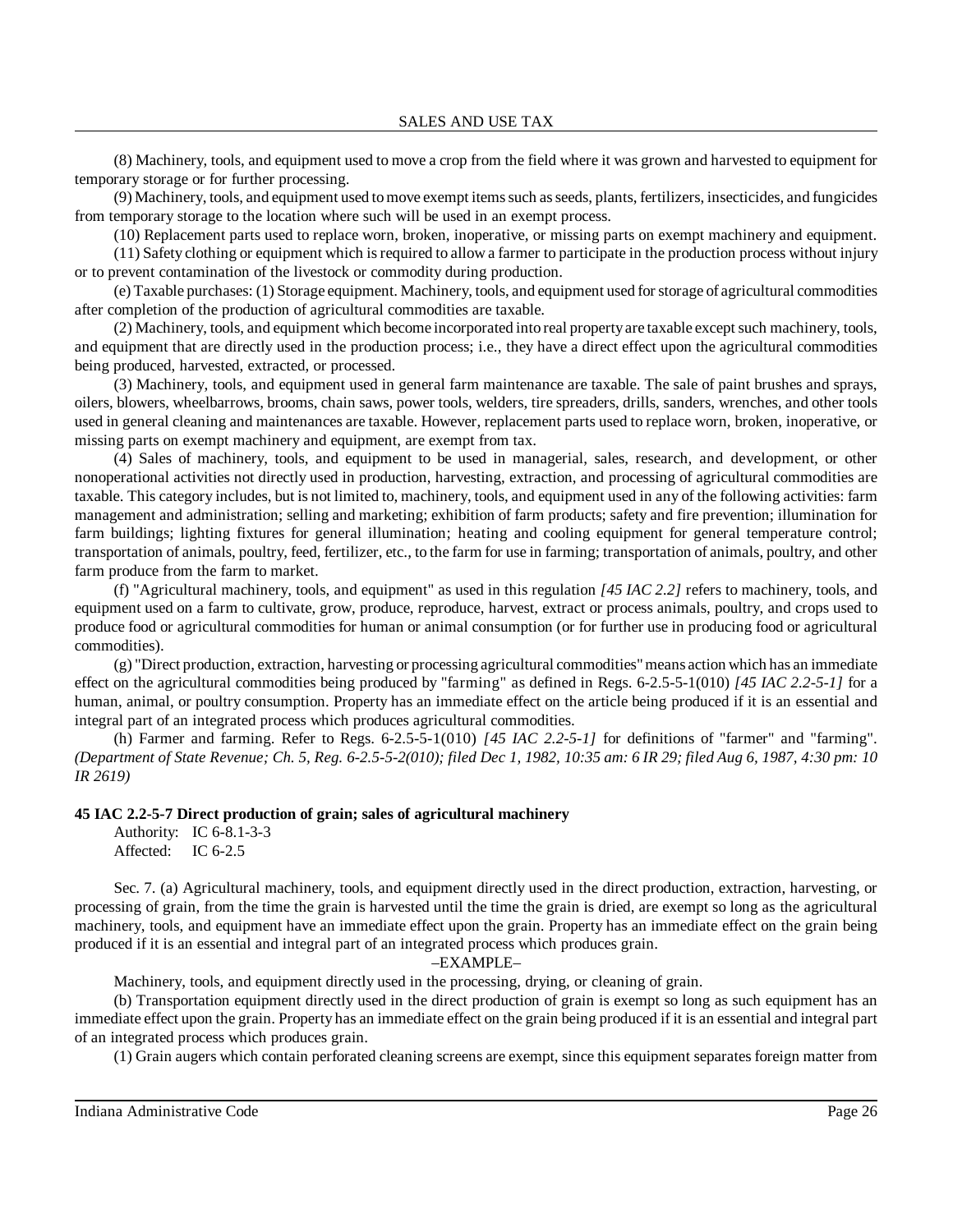(8) Machinery, tools, and equipment used to move a crop from the field where it was grown and harvested to equipment for temporary storage or for further processing.

(9) Machinery, tools, and equipment used to move exempt items such as seeds, plants, fertilizers, insecticides, and fungicides from temporary storage to the location where such will be used in an exempt process.

(10) Replacement parts used to replace worn, broken, inoperative, or missing parts on exempt machinery and equipment.

(11) Safety clothing or equipment which is required to allow a farmer to participate in the production process without injury or to prevent contamination of the livestock or commodity during production.

(e) Taxable purchases: (1) Storage equipment. Machinery, tools, and equipment used for storage of agricultural commodities after completion of the production of agricultural commodities are taxable.

(2) Machinery, tools, and equipment which become incorporated into real property are taxable except such machinery, tools, and equipment that are directly used in the production process; i.e., they have a direct effect upon the agricultural commodities being produced, harvested, extracted, or processed.

(3) Machinery, tools, and equipment used in general farm maintenance are taxable. The sale of paint brushes and sprays, oilers, blowers, wheelbarrows, brooms, chain saws, power tools, welders, tire spreaders, drills, sanders, wrenches, and other tools used in general cleaning and maintenances are taxable. However, replacement parts used to replace worn, broken, inoperative, or missing parts on exempt machinery and equipment, are exempt from tax.

(4) Sales of machinery, tools, and equipment to be used in managerial, sales, research, and development, or other nonoperational activities not directly used in production, harvesting, extraction, and processing of agricultural commodities are taxable. This category includes, but is not limited to, machinery, tools, and equipment used in any of the following activities: farm management and administration; selling and marketing; exhibition of farm products; safety and fire prevention; illumination for farm buildings; lighting fixtures for general illumination; heating and cooling equipment for general temperature control; transportation of animals, poultry, feed, fertilizer, etc., to the farm for use in farming; transportation of animals, poultry, and other farm produce from the farm to market.

(f) "Agricultural machinery, tools, and equipment" as used in this regulation *[45 IAC 2.2]* refers to machinery, tools, and equipment used on a farm to cultivate, grow, produce, reproduce, harvest, extract or process animals, poultry, and crops used to produce food or agricultural commodities for human or animal consumption (or for further use in producing food or agricultural commodities).

(g) "Direct production, extraction, harvesting or processing agricultural commodities" means action which has an immediate effect on the agricultural commodities being produced by "farming" as defined in Regs. 6-2.5-5-1(010) *[45 IAC 2.2-5-1]* for a human, animal, or poultry consumption. Property has an immediate effect on the article being produced if it is an essential and integral part of an integrated process which produces agricultural commodities.

(h) Farmer and farming. Refer to Regs. 6-2.5-5-1(010) *[45 IAC 2.2-5-1]* for definitions of "farmer" and "farming". *(Department of State Revenue; Ch. 5, Reg. 6-2.5-5-2(010); filed Dec 1, 1982, 10:35 am: 6 IR 29; filed Aug 6, 1987, 4:30 pm: 10 IR 2619)*

**45 IAC 2.2-5-7 Direct production of grain; sales of agricultural machinery**

Authority: IC 6-8.1-3-3
Affected: IC 6-2.5

Sec. 7. (a) Agricultural machinery, tools, and equipment directly used in the direct production, extraction, harvesting, or processing of grain, from the time the grain is harvested until the time the grain is dried, are exempt so long as the agricultural machinery, tools, and equipment have an immediate effect upon the grain. Property has an immediate effect on the grain being produced if it is an essential and integral part of an integrated process which produces grain.

–EXAMPLE–

Machinery, tools, and equipment directly used in the processing, drying, or cleaning of grain.

(b) Transportation equipment directly used in the direct production of grain is exempt so long as such equipment has an immediate effect upon the grain. Property has an immediate effect on the grain being produced if it is an essential and integral part of an integrated process which produces grain.

(1) Grain augers which contain perforated cleaning screens are exempt, since this equipment separates foreign matter from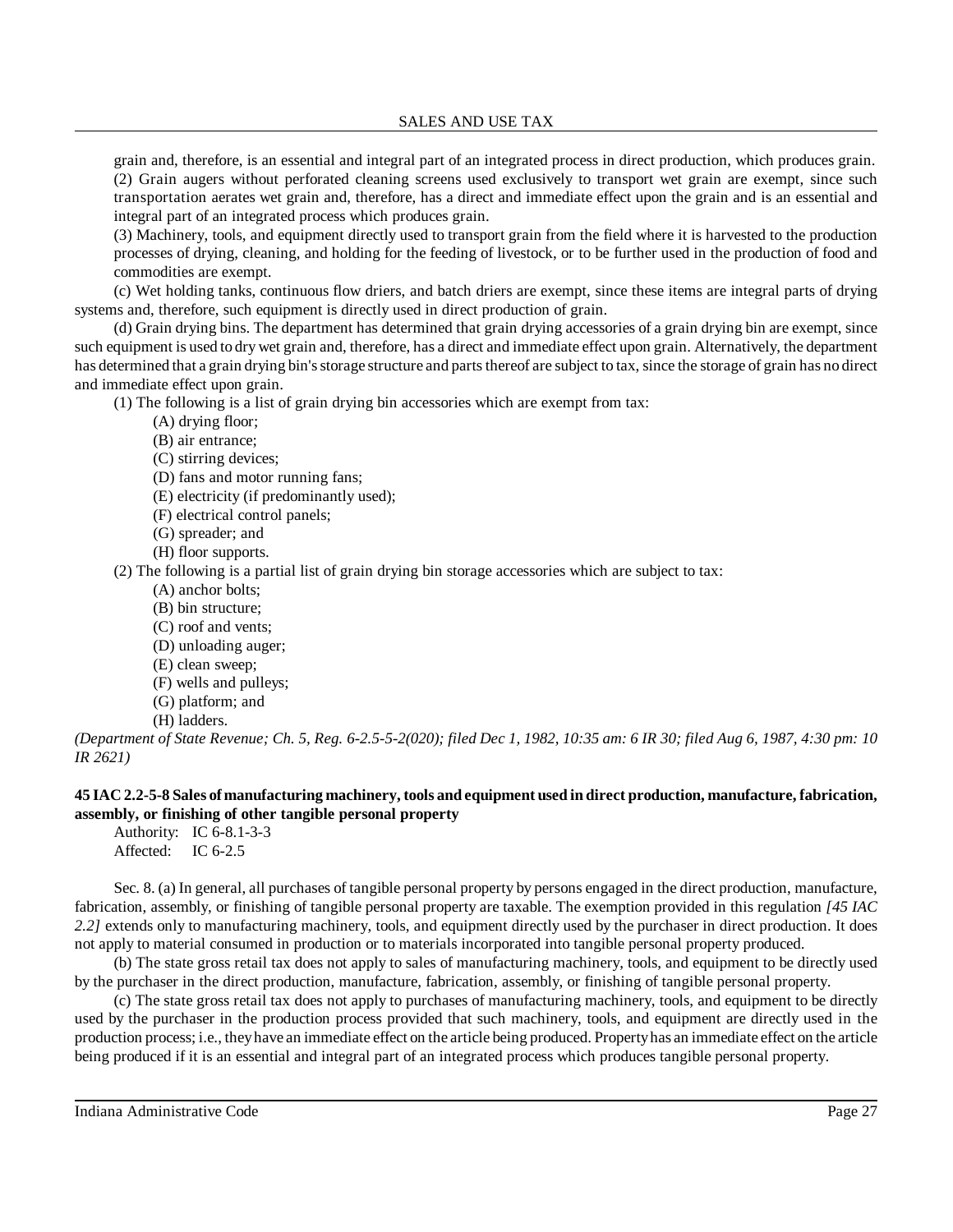grain and, therefore, is an essential and integral part of an integrated process in direct production, which produces grain.

(2) Grain augers without perforated cleaning screens used exclusively to transport wet grain are exempt, since such transportation aerates wet grain and, therefore, has a direct and immediate effect upon the grain and is an essential and integral part of an integrated process which produces grain.

(3) Machinery, tools, and equipment directly used to transport grain from the field where it is harvested to the production processes of drying, cleaning, and holding for the feeding of livestock, or to be further used in the production of food and commodities are exempt.

(c) Wet holding tanks, continuous flow driers, and batch driers are exempt, since these items are integral parts of drying systems and, therefore, such equipment is directly used in direct production of grain.

(d) Grain drying bins. The department has determined that grain drying accessories of a grain drying bin are exempt, since such equipment is used to dry wet grain and, therefore, has a direct and immediate effect upon grain. Alternatively, the department has determined that a grain drying bin's storage structure and parts thereof are subject to tax, since the storage of grain has no direct and immediate effect upon grain.

(1) The following is a list of grain drying bin accessories which are exempt from tax:
- (A) drying floor;
- (B) air entrance;
- (C) stirring devices;
- (D) fans and motor running fans;
- (E) electricity (if predominantly used);
- (F) electrical control panels;
- (G) spreader; and
- (H) floor supports.

(2) The following is a partial list of grain drying bin storage accessories which are subject to tax:
- (A) anchor bolts;
- (B) bin structure;
- (C) roof and vents;
- (D) unloading auger;
- (E) clean sweep;
- (F) wells and pulleys;
- (G) platform; and
- (H) ladders.

*(Department of State Revenue; Ch. 5, Reg. 6-2.5-5-2(020); filed Dec 1, 1982, 10:35 am: 6 IR 30; filed Aug 6, 1987, 4:30 pm: 10 IR 2621)*

**45 IAC 2.2-5-8 Sales of manufacturing machinery, tools and equipment used in direct production, manufacture, fabrication, assembly, or finishing of other tangible personal property**

Authority: IC 6-8.1-3-3
Affected: IC 6-2.5

Sec. 8. (a) In general, all purchases of tangible personal property by persons engaged in the direct production, manufacture, fabrication, assembly, or finishing of tangible personal property are taxable. The exemption provided in this regulation *[45 IAC 2.2]* extends only to manufacturing machinery, tools, and equipment directly used by the purchaser in direct production. It does not apply to material consumed in production or to materials incorporated into tangible personal property produced.

(b) The state gross retail tax does not apply to sales of manufacturing machinery, tools, and equipment to be directly used by the purchaser in the direct production, manufacture, fabrication, assembly, or finishing of tangible personal property.

(c) The state gross retail tax does not apply to purchases of manufacturing machinery, tools, and equipment to be directly used by the purchaser in the production process provided that such machinery, tools, and equipment are directly used in the production process; i.e., they have an immediate effect on the article being produced. Property has an immediate effect on the article being produced if it is an essential and integral part of an integrated process which produces tangible personal property.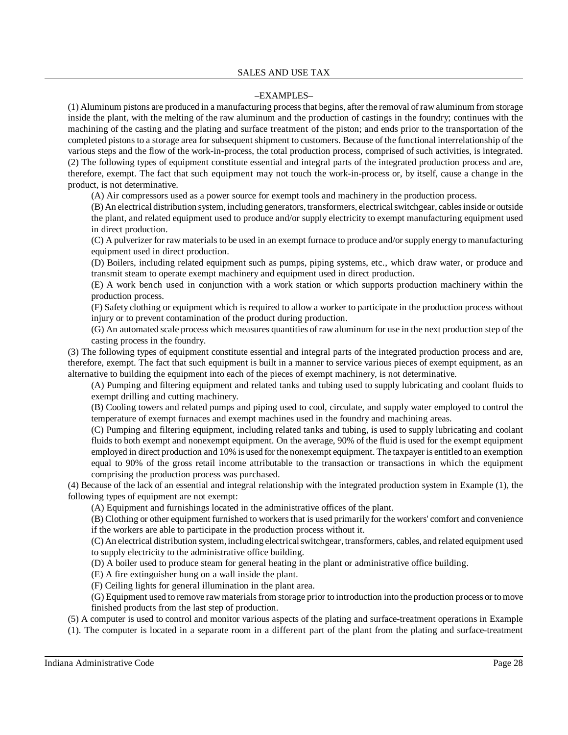–EXAMPLES–

(1) Aluminum pistons are produced in a manufacturing process that begins, after the removal of raw aluminum from storage inside the plant, with the melting of the raw aluminum and the production of castings in the foundry; continues with the machining of the casting and the plating and surface treatment of the piston; and ends prior to the transportation of the completed pistons to a storage area for subsequent shipment to customers. Because of the functional interrelationship of the various steps and the flow of the work-in-process, the total production process, comprised of such activities, is integrated.

(2) The following types of equipment constitute essential and integral parts of the integrated production process and are, therefore, exempt. The fact that such equipment may not touch the work-in-process or, by itself, cause a change in the product, is not determinative.

(A) Air compressors used as a power source for exempt tools and machinery in the production process.

(B) An electrical distribution system, including generators, transformers, electrical switchgear, cables inside or outside the plant, and related equipment used to produce and/or supply electricity to exempt manufacturing equipment used in direct production.

(C) A pulverizer for raw materials to be used in an exempt furnace to produce and/or supply energy to manufacturing equipment used in direct production.

(D) Boilers, including related equipment such as pumps, piping systems, etc., which draw water, or produce and transmit steam to operate exempt machinery and equipment used in direct production.

(E) A work bench used in conjunction with a work station or which supports production machinery within the production process.

(F) Safety clothing or equipment which is required to allow a worker to participate in the production process without injury or to prevent contamination of the product during production.

(G) An automated scale process which measures quantities of raw aluminum for use in the next production step of the casting process in the foundry.

(3) The following types of equipment constitute essential and integral parts of the integrated production process and are, therefore, exempt. The fact that such equipment is built in a manner to service various pieces of exempt equipment, as an alternative to building the equipment into each of the pieces of exempt machinery, is not determinative.

(A) Pumping and filtering equipment and related tanks and tubing used to supply lubricating and coolant fluids to exempt drilling and cutting machinery.

(B) Cooling towers and related pumps and piping used to cool, circulate, and supply water employed to control the temperature of exempt furnaces and exempt machines used in the foundry and machining areas.

(C) Pumping and filtering equipment, including related tanks and tubing, is used to supply lubricating and coolant fluids to both exempt and nonexempt equipment. On the average, 90% of the fluid is used for the exempt equipment employed in direct production and 10% is used for the nonexempt equipment. The taxpayer is entitled to an exemption equal to 90% of the gross retail income attributable to the transaction or transactions in which the equipment comprising the production process was purchased.

(4) Because of the lack of an essential and integral relationship with the integrated production system in Example (1), the following types of equipment are not exempt:

(A) Equipment and furnishings located in the administrative offices of the plant.

(B) Clothing or other equipment furnished to workers that is used primarily for the workers' comfort and convenience if the workers are able to participate in the production process without it.

(C) An electrical distribution system, including electrical switchgear, transformers, cables, and related equipment used to supply electricity to the administrative office building.

(D) A boiler used to produce steam for general heating in the plant or administrative office building.

(E) A fire extinguisher hung on a wall inside the plant.

(F) Ceiling lights for general illumination in the plant area.

(G) Equipment used to remove raw materials from storage prior to introduction into the production process or to move finished products from the last step of production.

(5) A computer is used to control and monitor various aspects of the plating and surface-treatment operations in Example (1). The computer is located in a separate room in a different part of the plant from the plating and surface-treatment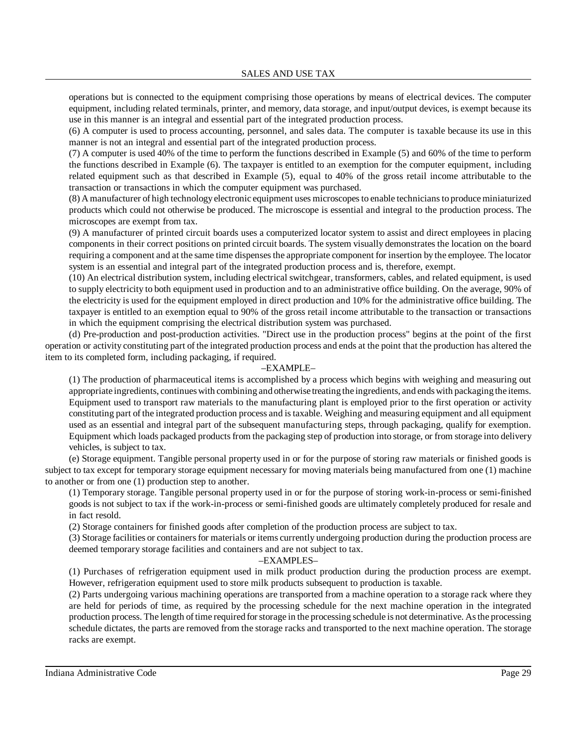operations but is connected to the equipment comprising those operations by means of electrical devices. The computer equipment, including related terminals, printer, and memory, data storage, and input/output devices, is exempt because its use in this manner is an integral and essential part of the integrated production process.

(6) A computer is used to process accounting, personnel, and sales data. The computer is taxable because its use in this manner is not an integral and essential part of the integrated production process.

(7) A computer is used 40% of the time to perform the functions described in Example (5) and 60% of the time to perform the functions described in Example (6). The taxpayer is entitled to an exemption for the computer equipment, including related equipment such as that described in Example (5), equal to 40% of the gross retail income attributable to the transaction or transactions in which the computer equipment was purchased.

(8) A manufacturer of high technology electronic equipment uses microscopes to enable technicians to produce miniaturized products which could not otherwise be produced. The microscope is essential and integral to the production process. The microscopes are exempt from tax.

(9) A manufacturer of printed circuit boards uses a computerized locator system to assist and direct employees in placing components in their correct positions on printed circuit boards. The system visually demonstrates the location on the board requiring a component and at the same time dispenses the appropriate component for insertion by the employee. The locator system is an essential and integral part of the integrated production process and is, therefore, exempt.

(10) An electrical distribution system, including electrical switchgear, transformers, cables, and related equipment, is used to supply electricity to both equipment used in production and to an administrative office building. On the average, 90% of the electricity is used for the equipment employed in direct production and 10% for the administrative office building. The taxpayer is entitled to an exemption equal to 90% of the gross retail income attributable to the transaction or transactions in which the equipment comprising the electrical distribution system was purchased.

(d) Pre-production and post-production activities. "Direct use in the production process" begins at the point of the first operation or activity constituting part of the integrated production process and ends at the point that the production has altered the item to its completed form, including packaging, if required.

–EXAMPLE–

(1) The production of pharmaceutical items is accomplished by a process which begins with weighing and measuring out appropriate ingredients, continues with combining and otherwise treating the ingredients, and ends with packaging the items. Equipment used to transport raw materials to the manufacturing plant is employed prior to the first operation or activity constituting part of the integrated production process and is taxable. Weighing and measuring equipment and all equipment used as an essential and integral part of the subsequent manufacturing steps, through packaging, qualify for exemption. Equipment which loads packaged products from the packaging step of production into storage, or from storage into delivery vehicles, is subject to tax.

(e) Storage equipment. Tangible personal property used in or for the purpose of storing raw materials or finished goods is subject to tax except for temporary storage equipment necessary for moving materials being manufactured from one (1) machine to another or from one (1) production step to another.

(1) Temporary storage. Tangible personal property used in or for the purpose of storing work-in-process or semi-finished goods is not subject to tax if the work-in-process or semi-finished goods are ultimately completely produced for resale and in fact resold.

(2) Storage containers for finished goods after completion of the production process are subject to tax.

(3) Storage facilities or containers for materials or items currently undergoing production during the production process are deemed temporary storage facilities and containers and are not subject to tax.

–EXAMPLES–

(1) Purchases of refrigeration equipment used in milk product production during the production process are exempt. However, refrigeration equipment used to store milk products subsequent to production is taxable.

(2) Parts undergoing various machining operations are transported from a machine operation to a storage rack where they are held for periods of time, as required by the processing schedule for the next machine operation in the integrated production process. The length of time required for storage in the processing schedule is not determinative. As the processing schedule dictates, the parts are removed from the storage racks and transported to the next machine operation. The storage racks are exempt.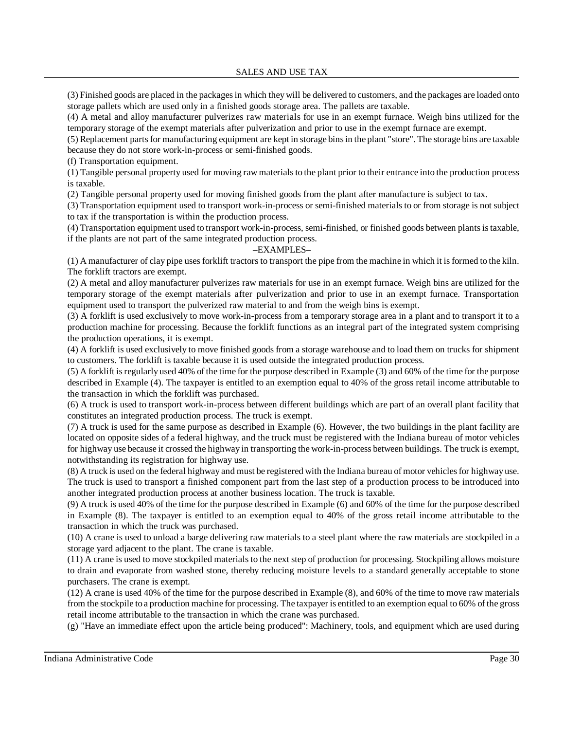(3) Finished goods are placed in the packages in which they will be delivered to customers, and the packages are loaded onto storage pallets which are used only in a finished goods storage area. The pallets are taxable.

(4) A metal and alloy manufacturer pulverizes raw materials for use in an exempt furnace. Weigh bins utilized for the temporary storage of the exempt materials after pulverization and prior to use in the exempt furnace are exempt.

(5) Replacement parts for manufacturing equipment are kept in storage bins in the plant "store". The storage bins are taxable because they do not store work-in-process or semi-finished goods.

(f) Transportation equipment.

(1) Tangible personal property used for moving raw materials to the plant prior to their entrance into the production process is taxable.

(2) Tangible personal property used for moving finished goods from the plant after manufacture is subject to tax.

(3) Transportation equipment used to transport work-in-process or semi-finished materials to or from storage is not subject to tax if the transportation is within the production process.

(4) Transportation equipment used to transport work-in-process, semi-finished, or finished goods between plants is taxable, if the plants are not part of the same integrated production process.

–EXAMPLES–

(1) A manufacturer of clay pipe uses forklift tractors to transport the pipe from the machine in which it is formed to the kiln. The forklift tractors are exempt.

(2) A metal and alloy manufacturer pulverizes raw materials for use in an exempt furnace. Weigh bins are utilized for the temporary storage of the exempt materials after pulverization and prior to use in an exempt furnace. Transportation equipment used to transport the pulverized raw material to and from the weigh bins is exempt.

(3) A forklift is used exclusively to move work-in-process from a temporary storage area in a plant and to transport it to a production machine for processing. Because the forklift functions as an integral part of the integrated system comprising the production operations, it is exempt.

(4) A forklift is used exclusively to move finished goods from a storage warehouse and to load them on trucks for shipment to customers. The forklift is taxable because it is used outside the integrated production process.

(5) A forklift is regularly used 40% of the time for the purpose described in Example (3) and 60% of the time for the purpose described in Example (4). The taxpayer is entitled to an exemption equal to 40% of the gross retail income attributable to the transaction in which the forklift was purchased.

(6) A truck is used to transport work-in-process between different buildings which are part of an overall plant facility that constitutes an integrated production process. The truck is exempt.

(7) A truck is used for the same purpose as described in Example (6). However, the two buildings in the plant facility are located on opposite sides of a federal highway, and the truck must be registered with the Indiana bureau of motor vehicles for highway use because it crossed the highway in transporting the work-in-process between buildings. The truck is exempt, notwithstanding its registration for highway use.

(8) A truck is used on the federal highway and must be registered with the Indiana bureau of motor vehicles for highway use. The truck is used to transport a finished component part from the last step of a production process to be introduced into another integrated production process at another business location. The truck is taxable.

(9) A truck is used 40% of the time for the purpose described in Example (6) and 60% of the time for the purpose described in Example (8). The taxpayer is entitled to an exemption equal to 40% of the gross retail income attributable to the transaction in which the truck was purchased.

(10) A crane is used to unload a barge delivering raw materials to a steel plant where the raw materials are stockpiled in a storage yard adjacent to the plant. The crane is taxable.

(11) A crane is used to move stockpiled materials to the next step of production for processing. Stockpiling allows moisture to drain and evaporate from washed stone, thereby reducing moisture levels to a standard generally acceptable to stone purchasers. The crane is exempt.

(12) A crane is used 40% of the time for the purpose described in Example (8), and 60% of the time to move raw materials from the stockpile to a production machine for processing. The taxpayer is entitled to an exemption equal to 60% of the gross retail income attributable to the transaction in which the crane was purchased.

(g) "Have an immediate effect upon the article being produced": Machinery, tools, and equipment which are used during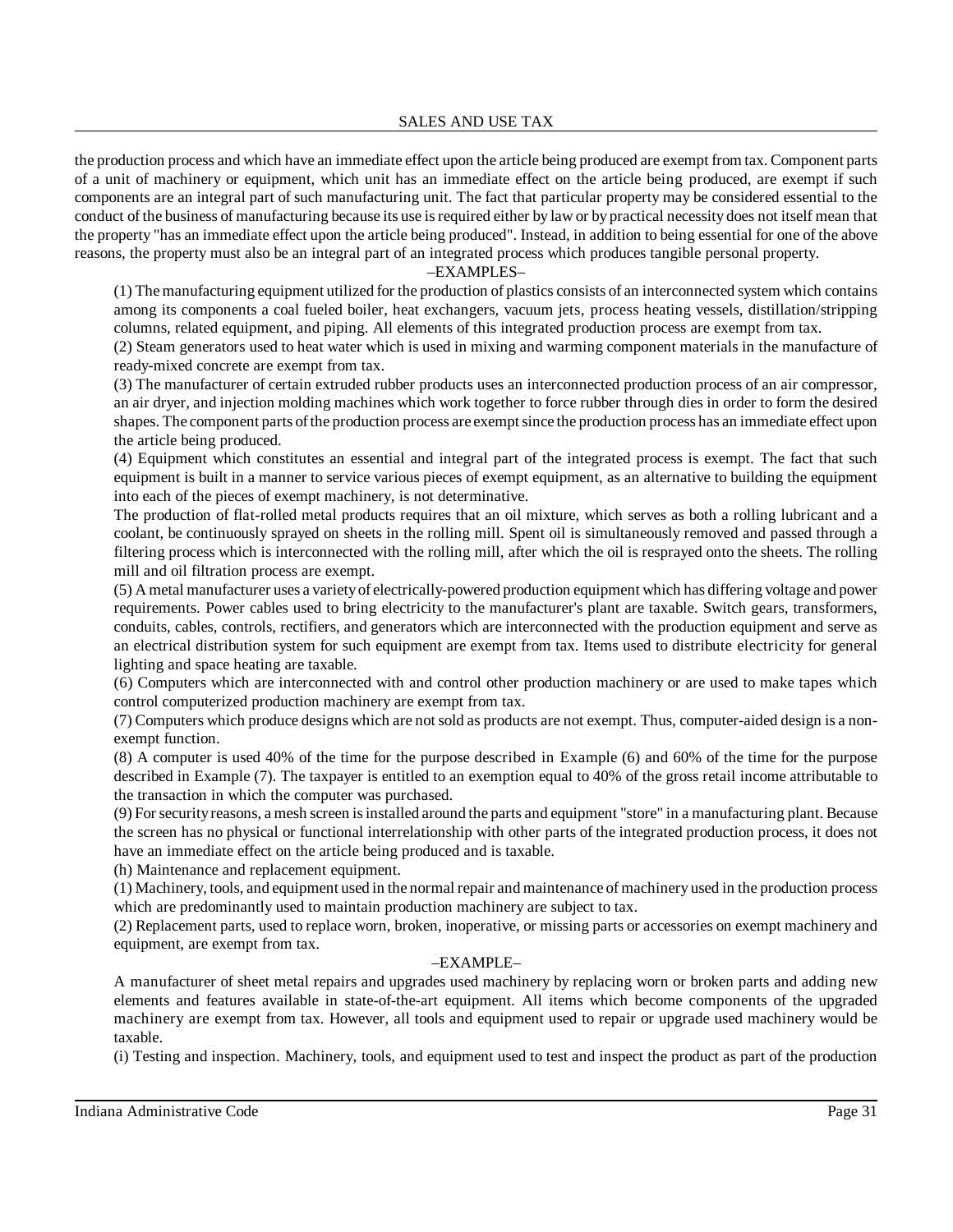the production process and which have an immediate effect upon the article being produced are exempt from tax. Component parts of a unit of machinery or equipment, which unit has an immediate effect on the article being produced, are exempt if such components are an integral part of such manufacturing unit. The fact that particular property may be considered essential to the conduct of the business of manufacturing because its use is required either by law or by practical necessity does not itself mean that the property "has an immediate effect upon the article being produced". Instead, in addition to being essential for one of the above reasons, the property must also be an integral part of an integrated process which produces tangible personal property.

–EXAMPLES–

(1) The manufacturing equipment utilized for the production of plastics consists of an interconnected system which contains among its components a coal fueled boiler, heat exchangers, vacuum jets, process heating vessels, distillation/stripping columns, related equipment, and piping. All elements of this integrated production process are exempt from tax.

(2) Steam generators used to heat water which is used in mixing and warming component materials in the manufacture of ready-mixed concrete are exempt from tax.

(3) The manufacturer of certain extruded rubber products uses an interconnected production process of an air compressor, an air dryer, and injection molding machines which work together to force rubber through dies in order to form the desired shapes. The component parts of the production process are exempt since the production process has an immediate effect upon the article being produced.

(4) Equipment which constitutes an essential and integral part of the integrated process is exempt. The fact that such equipment is built in a manner to service various pieces of exempt equipment, as an alternative to building the equipment into each of the pieces of exempt machinery, is not determinative.

The production of flat-rolled metal products requires that an oil mixture, which serves as both a rolling lubricant and a coolant, be continuously sprayed on sheets in the rolling mill. Spent oil is simultaneously removed and passed through a filtering process which is interconnected with the rolling mill, after which the oil is resprayed onto the sheets. The rolling mill and oil filtration process are exempt.

(5) A metal manufacturer uses a variety of electrically-powered production equipment which has differing voltage and power requirements. Power cables used to bring electricity to the manufacturer's plant are taxable. Switch gears, transformers, conduits, cables, controls, rectifiers, and generators which are interconnected with the production equipment and serve as an electrical distribution system for such equipment are exempt from tax. Items used to distribute electricity for general lighting and space heating are taxable.

(6) Computers which are interconnected with and control other production machinery or are used to make tapes which control computerized production machinery are exempt from tax.

(7) Computers which produce designs which are not sold as products are not exempt. Thus, computer-aided design is a non-exempt function.

(8) A computer is used 40% of the time for the purpose described in Example (6) and 60% of the time for the purpose described in Example (7). The taxpayer is entitled to an exemption equal to 40% of the gross retail income attributable to the transaction in which the computer was purchased.

(9) For security reasons, a mesh screen is installed around the parts and equipment "store" in a manufacturing plant. Because the screen has no physical or functional interrelationship with other parts of the integrated production process, it does not have an immediate effect on the article being produced and is taxable.

(h) Maintenance and replacement equipment.

(1) Machinery, tools, and equipment used in the normal repair and maintenance of machinery used in the production process which are predominantly used to maintain production machinery are subject to tax.

(2) Replacement parts, used to replace worn, broken, inoperative, or missing parts or accessories on exempt machinery and equipment, are exempt from tax.

–EXAMPLE–

A manufacturer of sheet metal repairs and upgrades used machinery by replacing worn or broken parts and adding new elements and features available in state-of-the-art equipment. All items which become components of the upgraded machinery are exempt from tax. However, all tools and equipment used to repair or upgrade used machinery would be taxable.

(i) Testing and inspection. Machinery, tools, and equipment used to test and inspect the product as part of the production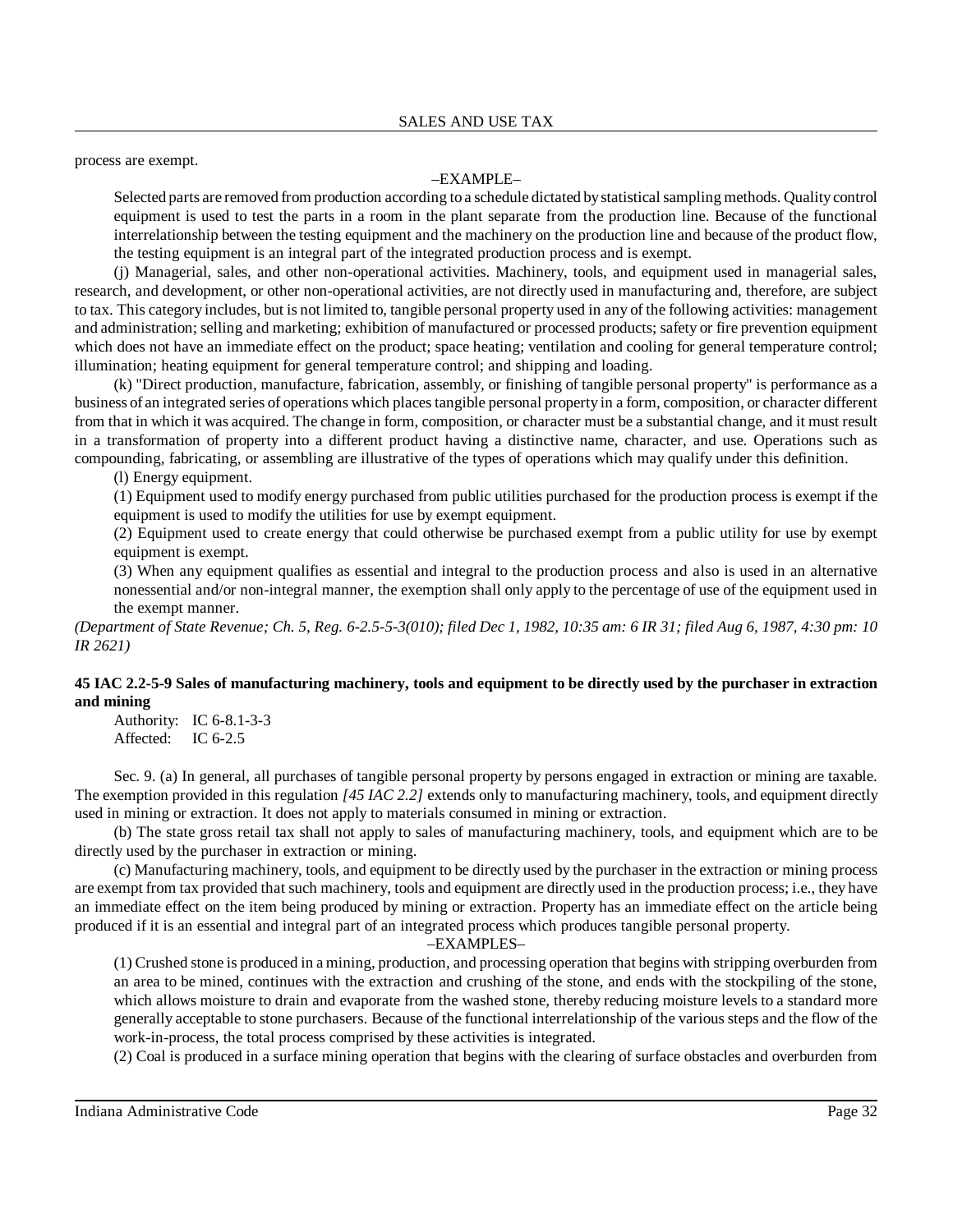process are exempt.

–EXAMPLE–

Selected parts are removed from production according to a schedule dictated by statistical sampling methods. Quality control equipment is used to test the parts in a room in the plant separate from the production line. Because of the functional interrelationship between the testing equipment and the machinery on the production line and because of the product flow, the testing equipment is an integral part of the integrated production process and is exempt.

(j) Managerial, sales, and other non-operational activities. Machinery, tools, and equipment used in managerial sales, research, and development, or other non-operational activities, are not directly used in manufacturing and, therefore, are subject to tax. This category includes, but is not limited to, tangible personal property used in any of the following activities: management and administration; selling and marketing; exhibition of manufactured or processed products; safety or fire prevention equipment which does not have an immediate effect on the product; space heating; ventilation and cooling for general temperature control; illumination; heating equipment for general temperature control; and shipping and loading.

(k) "Direct production, manufacture, fabrication, assembly, or finishing of tangible personal property" is performance as a business of an integrated series of operations which places tangible personal property in a form, composition, or character different from that in which it was acquired. The change in form, composition, or character must be a substantial change, and it must result in a transformation of property into a different product having a distinctive name, character, and use. Operations such as compounding, fabricating, or assembling are illustrative of the types of operations which may qualify under this definition.

(l) Energy equipment.

(1) Equipment used to modify energy purchased from public utilities purchased for the production process is exempt if the equipment is used to modify the utilities for use by exempt equipment.

(2) Equipment used to create energy that could otherwise be purchased exempt from a public utility for use by exempt equipment is exempt.

(3) When any equipment qualifies as essential and integral to the production process and also is used in an alternative nonessential and/or non-integral manner, the exemption shall only apply to the percentage of use of the equipment used in the exempt manner.

*(Department of State Revenue; Ch. 5, Reg. 6-2.5-5-3(010); filed Dec 1, 1982, 10:35 am: 6 IR 31; filed Aug 6, 1987, 4:30 pm: 10 IR 2621)*

**45 IAC 2.2-5-9 Sales of manufacturing machinery, tools and equipment to be directly used by the purchaser in extraction and mining**

Authority: IC 6-8.1-3-3
Affected: IC 6-2.5

Sec. 9. (a) In general, all purchases of tangible personal property by persons engaged in extraction or mining are taxable. The exemption provided in this regulation *[45 IAC 2.2]* extends only to manufacturing machinery, tools, and equipment directly used in mining or extraction. It does not apply to materials consumed in mining or extraction.

(b) The state gross retail tax shall not apply to sales of manufacturing machinery, tools, and equipment which are to be directly used by the purchaser in extraction or mining.

(c) Manufacturing machinery, tools, and equipment to be directly used by the purchaser in the extraction or mining process are exempt from tax provided that such machinery, tools and equipment are directly used in the production process; i.e., they have an immediate effect on the item being produced by mining or extraction. Property has an immediate effect on the article being produced if it is an essential and integral part of an integrated process which produces tangible personal property.

–EXAMPLES–

(1) Crushed stone is produced in a mining, production, and processing operation that begins with stripping overburden from an area to be mined, continues with the extraction and crushing of the stone, and ends with the stockpiling of the stone, which allows moisture to drain and evaporate from the washed stone, thereby reducing moisture levels to a standard more generally acceptable to stone purchasers. Because of the functional interrelationship of the various steps and the flow of the work-in-process, the total process comprised by these activities is integrated.

(2) Coal is produced in a surface mining operation that begins with the clearing of surface obstacles and overburden from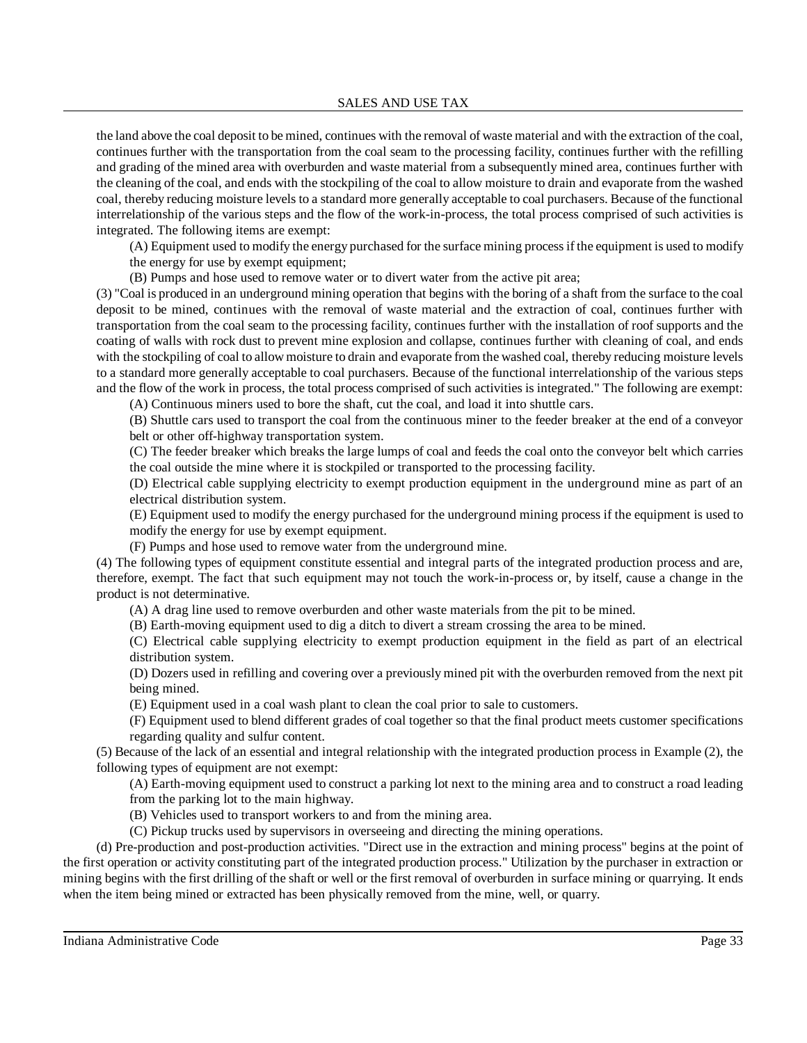the land above the coal deposit to be mined, continues with the removal of waste material and with the extraction of the coal, continues further with the transportation from the coal seam to the processing facility, continues further with the refilling and grading of the mined area with overburden and waste material from a subsequently mined area, continues further with the cleaning of the coal, and ends with the stockpiling of the coal to allow moisture to drain and evaporate from the washed coal, thereby reducing moisture levels to a standard more generally acceptable to coal purchasers. Because of the functional interrelationship of the various steps and the flow of the work-in-process, the total process comprised of such activities is integrated. The following items are exempt:

(A) Equipment used to modify the energy purchased for the surface mining process if the equipment is used to modify the energy for use by exempt equipment;

(B) Pumps and hose used to remove water or to divert water from the active pit area;

(3) "Coal is produced in an underground mining operation that begins with the boring of a shaft from the surface to the coal deposit to be mined, continues with the removal of waste material and the extraction of coal, continues further with transportation from the coal seam to the processing facility, continues further with the installation of roof supports and the coating of walls with rock dust to prevent mine explosion and collapse, continues further with cleaning of coal, and ends with the stockpiling of coal to allow moisture to drain and evaporate from the washed coal, thereby reducing moisture levels to a standard more generally acceptable to coal purchasers. Because of the functional interrelationship of the various steps and the flow of the work in process, the total process comprised of such activities is integrated." The following are exempt:

(A) Continuous miners used to bore the shaft, cut the coal, and load it into shuttle cars.

(B) Shuttle cars used to transport the coal from the continuous miner to the feeder breaker at the end of a conveyor belt or other off-highway transportation system.

(C) The feeder breaker which breaks the large lumps of coal and feeds the coal onto the conveyor belt which carries the coal outside the mine where it is stockpiled or transported to the processing facility.

(D) Electrical cable supplying electricity to exempt production equipment in the underground mine as part of an electrical distribution system.

(E) Equipment used to modify the energy purchased for the underground mining process if the equipment is used to modify the energy for use by exempt equipment.

(F) Pumps and hose used to remove water from the underground mine.

(4) The following types of equipment constitute essential and integral parts of the integrated production process and are, therefore, exempt. The fact that such equipment may not touch the work-in-process or, by itself, cause a change in the product is not determinative.

(A) A drag line used to remove overburden and other waste materials from the pit to be mined.

(B) Earth-moving equipment used to dig a ditch to divert a stream crossing the area to be mined.

(C) Electrical cable supplying electricity to exempt production equipment in the field as part of an electrical distribution system.

(D) Dozers used in refilling and covering over a previously mined pit with the overburden removed from the next pit being mined.

(E) Equipment used in a coal wash plant to clean the coal prior to sale to customers.

(F) Equipment used to blend different grades of coal together so that the final product meets customer specifications regarding quality and sulfur content.

(5) Because of the lack of an essential and integral relationship with the integrated production process in Example (2), the following types of equipment are not exempt:

(A) Earth-moving equipment used to construct a parking lot next to the mining area and to construct a road leading from the parking lot to the main highway.

(B) Vehicles used to transport workers to and from the mining area.

(C) Pickup trucks used by supervisors in overseeing and directing the mining operations.

(d) Pre-production and post-production activities. "Direct use in the extraction and mining process" begins at the point of the first operation or activity constituting part of the integrated production process." Utilization by the purchaser in extraction or mining begins with the first drilling of the shaft or well or the first removal of overburden in surface mining or quarrying. It ends when the item being mined or extracted has been physically removed from the mine, well, or quarry.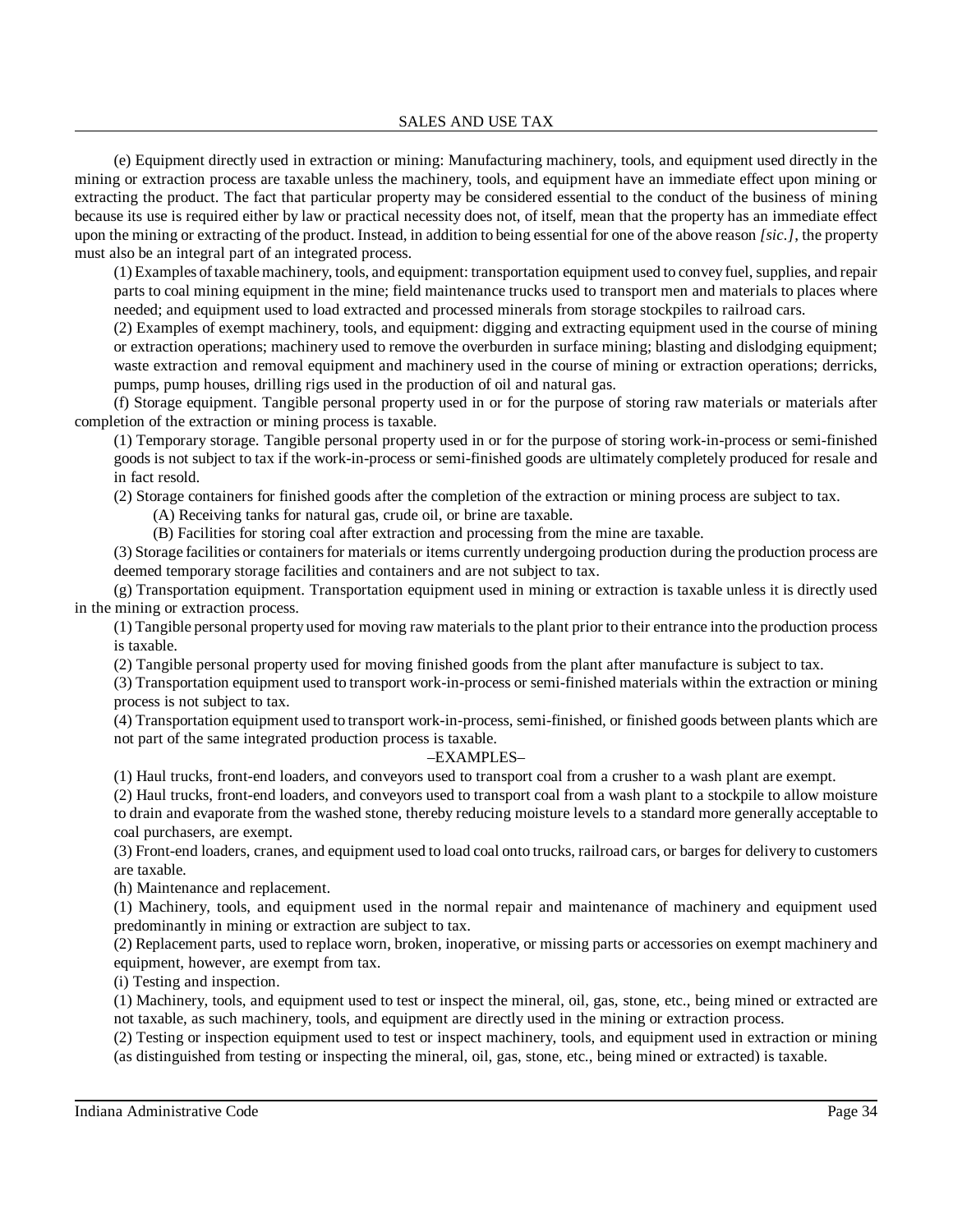(e) Equipment directly used in extraction or mining: Manufacturing machinery, tools, and equipment used directly in the mining or extraction process are taxable unless the machinery, tools, and equipment have an immediate effect upon mining or extracting the product. The fact that particular property may be considered essential to the conduct of the business of mining because its use is required either by law or practical necessity does not, of itself, mean that the property has an immediate effect upon the mining or extracting of the product. Instead, in addition to being essential for one of the above reason *[sic.]*, the property must also be an integral part of an integrated process.

(1) Examples of taxable machinery, tools, and equipment: transportation equipment used to convey fuel, supplies, and repair parts to coal mining equipment in the mine; field maintenance trucks used to transport men and materials to places where needed; and equipment used to load extracted and processed minerals from storage stockpiles to railroad cars.

(2) Examples of exempt machinery, tools, and equipment: digging and extracting equipment used in the course of mining or extraction operations; machinery used to remove the overburden in surface mining; blasting and dislodging equipment; waste extraction and removal equipment and machinery used in the course of mining or extraction operations; derricks, pumps, pump houses, drilling rigs used in the production of oil and natural gas.

(f) Storage equipment. Tangible personal property used in or for the purpose of storing raw materials or materials after completion of the extraction or mining process is taxable.

(1) Temporary storage. Tangible personal property used in or for the purpose of storing work-in-process or semi-finished goods is not subject to tax if the work-in-process or semi-finished goods are ultimately completely produced for resale and in fact resold.

(2) Storage containers for finished goods after the completion of the extraction or mining process are subject to tax.

(A) Receiving tanks for natural gas, crude oil, or brine are taxable.

(B) Facilities for storing coal after extraction and processing from the mine are taxable.

(3) Storage facilities or containers for materials or items currently undergoing production during the production process are deemed temporary storage facilities and containers and are not subject to tax.

(g) Transportation equipment. Transportation equipment used in mining or extraction is taxable unless it is directly used in the mining or extraction process.

(1) Tangible personal property used for moving raw materials to the plant prior to their entrance into the production process is taxable.

(2) Tangible personal property used for moving finished goods from the plant after manufacture is subject to tax.

(3) Transportation equipment used to transport work-in-process or semi-finished materials within the extraction or mining process is not subject to tax.

(4) Transportation equipment used to transport work-in-process, semi-finished, or finished goods between plants which are not part of the same integrated production process is taxable.

–EXAMPLES–

(1) Haul trucks, front-end loaders, and conveyors used to transport coal from a crusher to a wash plant are exempt.

(2) Haul trucks, front-end loaders, and conveyors used to transport coal from a wash plant to a stockpile to allow moisture to drain and evaporate from the washed stone, thereby reducing moisture levels to a standard more generally acceptable to coal purchasers, are exempt.

(3) Front-end loaders, cranes, and equipment used to load coal onto trucks, railroad cars, or barges for delivery to customers are taxable.

(h) Maintenance and replacement.

(1) Machinery, tools, and equipment used in the normal repair and maintenance of machinery and equipment used predominantly in mining or extraction are subject to tax.

(2) Replacement parts, used to replace worn, broken, inoperative, or missing parts or accessories on exempt machinery and equipment, however, are exempt from tax.

(i) Testing and inspection.

(1) Machinery, tools, and equipment used to test or inspect the mineral, oil, gas, stone, etc., being mined or extracted are not taxable, as such machinery, tools, and equipment are directly used in the mining or extraction process.

(2) Testing or inspection equipment used to test or inspect machinery, tools, and equipment used in extraction or mining (as distinguished from testing or inspecting the mineral, oil, gas, stone, etc., being mined or extracted) is taxable.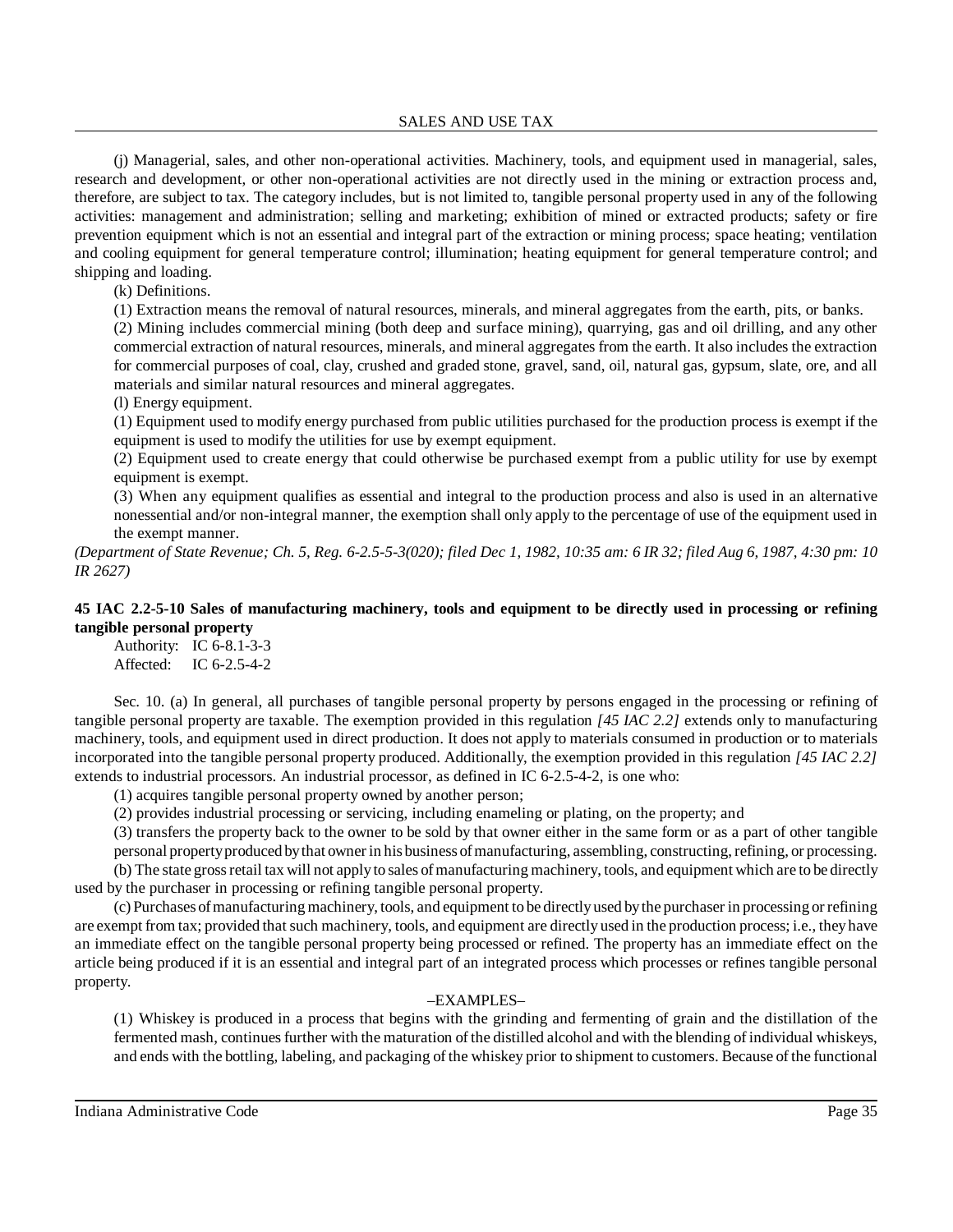(j) Managerial, sales, and other non-operational activities. Machinery, tools, and equipment used in managerial, sales, research and development, or other non-operational activities are not directly used in the mining or extraction process and, therefore, are subject to tax. The category includes, but is not limited to, tangible personal property used in any of the following activities: management and administration; selling and marketing; exhibition of mined or extracted products; safety or fire prevention equipment which is not an essential and integral part of the extraction or mining process; space heating; ventilation and cooling equipment for general temperature control; illumination; heating equipment for general temperature control; and shipping and loading.

(k) Definitions.

(1) Extraction means the removal of natural resources, minerals, and mineral aggregates from the earth, pits, or banks.

(2) Mining includes commercial mining (both deep and surface mining), quarrying, gas and oil drilling, and any other commercial extraction of natural resources, minerals, and mineral aggregates from the earth. It also includes the extraction for commercial purposes of coal, clay, crushed and graded stone, gravel, sand, oil, natural gas, gypsum, slate, ore, and all materials and similar natural resources and mineral aggregates.

(l) Energy equipment.

(1) Equipment used to modify energy purchased from public utilities purchased for the production process is exempt if the equipment is used to modify the utilities for use by exempt equipment.

(2) Equipment used to create energy that could otherwise be purchased exempt from a public utility for use by exempt equipment is exempt.

(3) When any equipment qualifies as essential and integral to the production process and also is used in an alternative nonessential and/or non-integral manner, the exemption shall only apply to the percentage of use of the equipment used in the exempt manner.

*(Department of State Revenue; Ch. 5, Reg. 6-2.5-5-3(020); filed Dec 1, 1982, 10:35 am: 6 IR 32; filed Aug 6, 1987, 4:30 pm: 10 IR 2627)*

**45 IAC 2.2-5-10 Sales of manufacturing machinery, tools and equipment to be directly used in processing or refining tangible personal property**

Authority: IC 6-8.1-3-3
Affected: IC 6-2.5-4-2

Sec. 10. (a) In general, all purchases of tangible personal property by persons engaged in the processing or refining of tangible personal property are taxable. The exemption provided in this regulation *[45 IAC 2.2]* extends only to manufacturing machinery, tools, and equipment used in direct production. It does not apply to materials consumed in production or to materials incorporated into the tangible personal property produced. Additionally, the exemption provided in this regulation *[45 IAC 2.2]* extends to industrial processors. An industrial processor, as defined in IC 6-2.5-4-2, is one who:

(1) acquires tangible personal property owned by another person;

(2) provides industrial processing or servicing, including enameling or plating, on the property; and

(3) transfers the property back to the owner to be sold by that owner either in the same form or as a part of other tangible personal property produced by that owner in his business of manufacturing, assembling, constructing, refining, or processing.

(b) The state gross retail tax will not apply to sales of manufacturing machinery, tools, and equipment which are to be directly used by the purchaser in processing or refining tangible personal property.

(c) Purchases of manufacturing machinery, tools, and equipment to be directly used by the purchaser in processing or refining are exempt from tax; provided that such machinery, tools, and equipment are directly used in the production process; i.e., they have an immediate effect on the tangible personal property being processed or refined. The property has an immediate effect on the article being produced if it is an essential and integral part of an integrated process which processes or refines tangible personal property.

–EXAMPLES–

(1) Whiskey is produced in a process that begins with the grinding and fermenting of grain and the distillation of the fermented mash, continues further with the maturation of the distilled alcohol and with the blending of individual whiskeys, and ends with the bottling, labeling, and packaging of the whiskey prior to shipment to customers. Because of the functional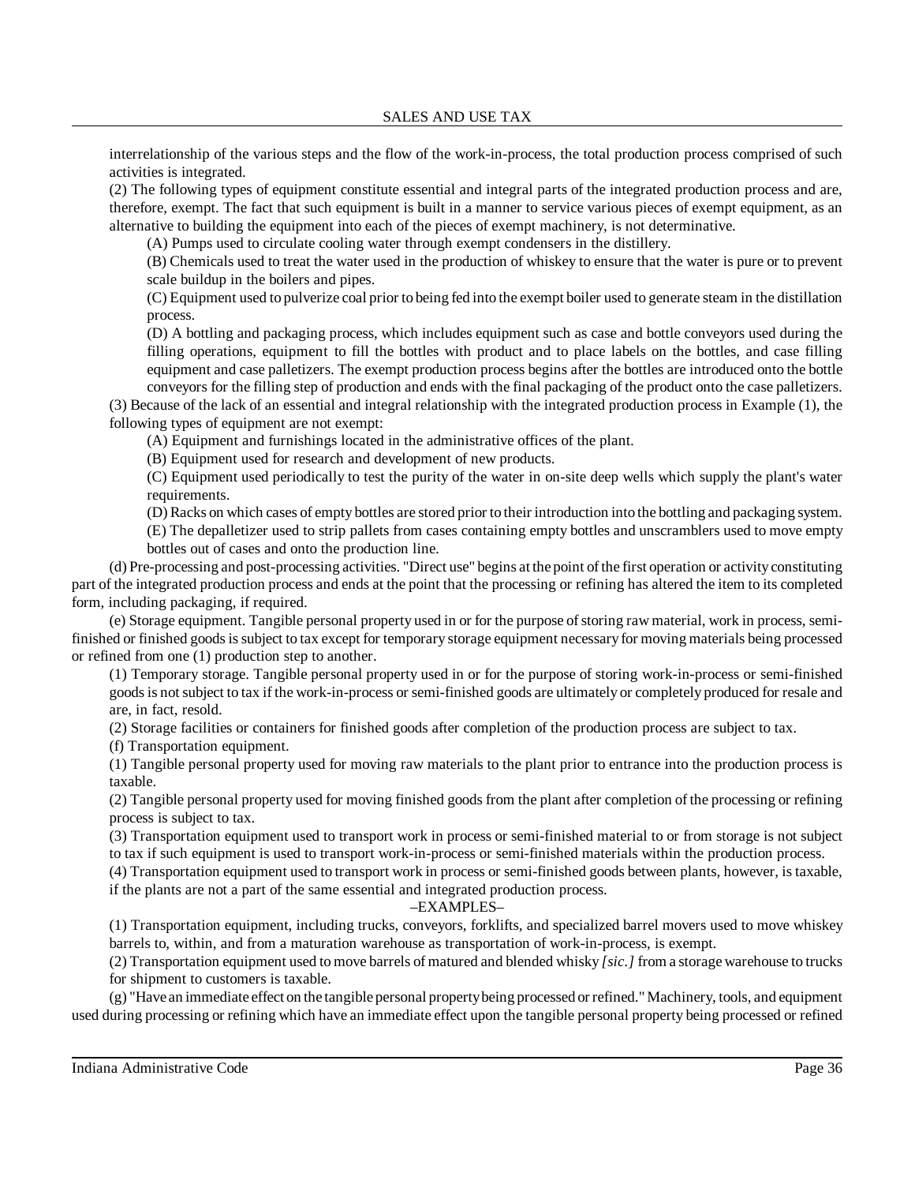interrelationship of the various steps and the flow of the work-in-process, the total production process comprised of such activities is integrated.

(2) The following types of equipment constitute essential and integral parts of the integrated production process and are, therefore, exempt. The fact that such equipment is built in a manner to service various pieces of exempt equipment, as an alternative to building the equipment into each of the pieces of exempt machinery, is not determinative.

(A) Pumps used to circulate cooling water through exempt condensers in the distillery.

(B) Chemicals used to treat the water used in the production of whiskey to ensure that the water is pure or to prevent scale buildup in the boilers and pipes.

(C) Equipment used to pulverize coal prior to being fed into the exempt boiler used to generate steam in the distillation process.

(D) A bottling and packaging process, which includes equipment such as case and bottle conveyors used during the filling operations, equipment to fill the bottles with product and to place labels on the bottles, and case filling equipment and case palletizers. The exempt production process begins after the bottles are introduced onto the bottle conveyors for the filling step of production and ends with the final packaging of the product onto the case palletizers.

(3) Because of the lack of an essential and integral relationship with the integrated production process in Example (1), the following types of equipment are not exempt:

(A) Equipment and furnishings located in the administrative offices of the plant.

(B) Equipment used for research and development of new products.

(C) Equipment used periodically to test the purity of the water in on-site deep wells which supply the plant's water requirements.

(D) Racks on which cases of empty bottles are stored prior to their introduction into the bottling and packaging system.

(E) The depalletizer used to strip pallets from cases containing empty bottles and unscramblers used to move empty bottles out of cases and onto the production line.

(d) Pre-processing and post-processing activities. "Direct use" begins at the point of the first operation or activity constituting part of the integrated production process and ends at the point that the processing or refining has altered the item to its completed form, including packaging, if required.

(e) Storage equipment. Tangible personal property used in or for the purpose of storing raw material, work in process, semi-finished or finished goods is subject to tax except for temporary storage equipment necessary for moving materials being processed or refined from one (1) production step to another.

(1) Temporary storage. Tangible personal property used in or for the purpose of storing work-in-process or semi-finished goods is not subject to tax if the work-in-process or semi-finished goods are ultimately or completely produced for resale and are, in fact, resold.

(2) Storage facilities or containers for finished goods after completion of the production process are subject to tax.

(f) Transportation equipment.

(1) Tangible personal property used for moving raw materials to the plant prior to entrance into the production process is taxable.

(2) Tangible personal property used for moving finished goods from the plant after completion of the processing or refining process is subject to tax.

(3) Transportation equipment used to transport work in process or semi-finished material to or from storage is not subject to tax if such equipment is used to transport work-in-process or semi-finished materials within the production process.

(4) Transportation equipment used to transport work in process or semi-finished goods between plants, however, is taxable, if the plants are not a part of the same essential and integrated production process.

–EXAMPLES–

(1) Transportation equipment, including trucks, conveyors, forklifts, and specialized barrel movers used to move whiskey barrels to, within, and from a maturation warehouse as transportation of work-in-process, is exempt.

(2) Transportation equipment used to move barrels of matured and blended whisky *[sic.]* from a storage warehouse to trucks for shipment to customers is taxable.

(g) "Have an immediate effect on the tangible personal property being processed or refined." Machinery, tools, and equipment used during processing or refining which have an immediate effect upon the tangible personal property being processed or refined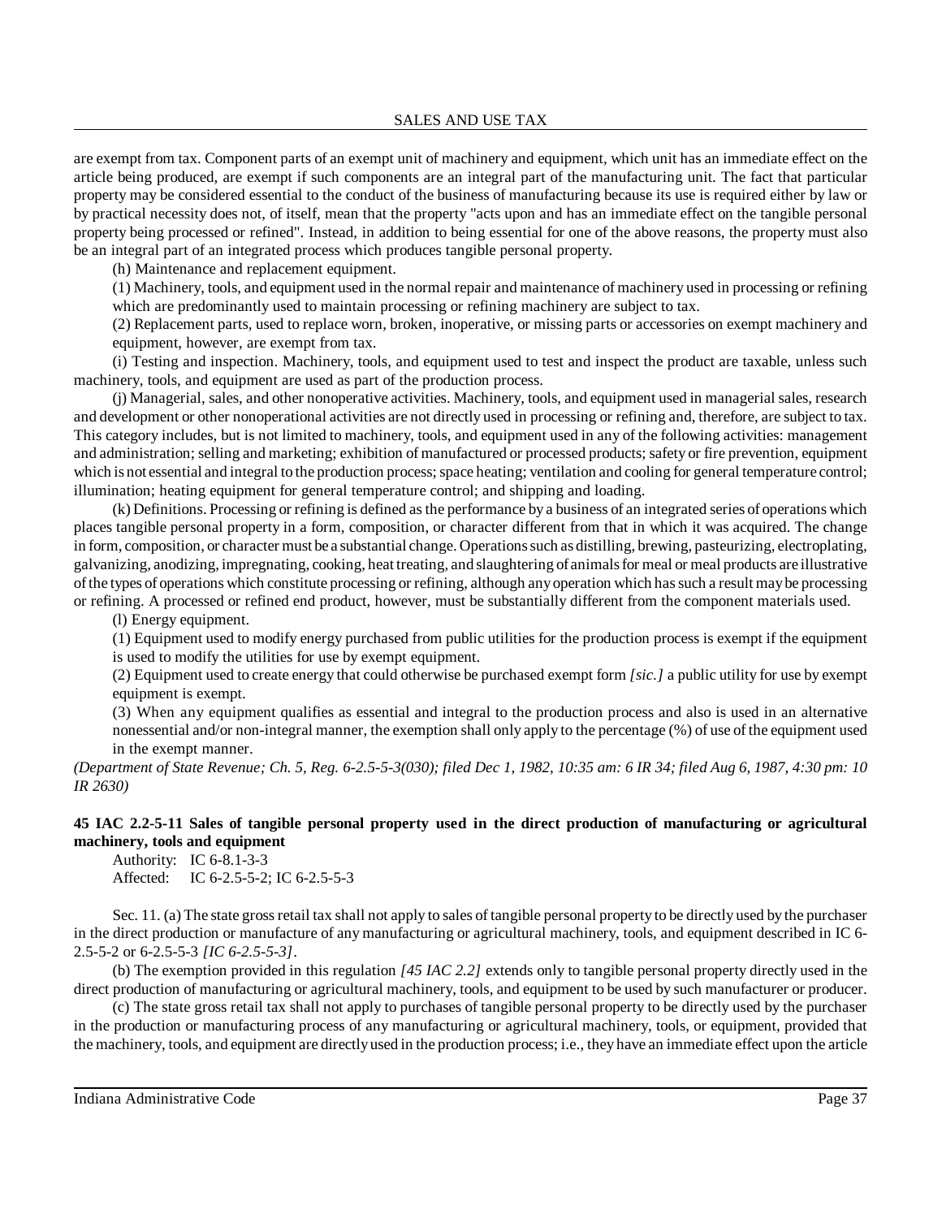are exempt from tax. Component parts of an exempt unit of machinery and equipment, which unit has an immediate effect on the article being produced, are exempt if such components are an integral part of the manufacturing unit. The fact that particular property may be considered essential to the conduct of the business of manufacturing because its use is required either by law or by practical necessity does not, of itself, mean that the property "acts upon and has an immediate effect on the tangible personal property being processed or refined". Instead, in addition to being essential for one of the above reasons, the property must also be an integral part of an integrated process which produces tangible personal property.

(h) Maintenance and replacement equipment.

(1) Machinery, tools, and equipment used in the normal repair and maintenance of machinery used in processing or refining which are predominantly used to maintain processing or refining machinery are subject to tax.

(2) Replacement parts, used to replace worn, broken, inoperative, or missing parts or accessories on exempt machinery and equipment, however, are exempt from tax.

(i) Testing and inspection. Machinery, tools, and equipment used to test and inspect the product are taxable, unless such machinery, tools, and equipment are used as part of the production process.

(j) Managerial, sales, and other nonoperative activities. Machinery, tools, and equipment used in managerial sales, research and development or other nonoperational activities are not directly used in processing or refining and, therefore, are subject to tax. This category includes, but is not limited to machinery, tools, and equipment used in any of the following activities: management and administration; selling and marketing; exhibition of manufactured or processed products; safety or fire prevention, equipment which is not essential and integral to the production process; space heating; ventilation and cooling for general temperature control; illumination; heating equipment for general temperature control; and shipping and loading.

(k) Definitions. Processing or refining is defined as the performance by a business of an integrated series of operations which places tangible personal property in a form, composition, or character different from that in which it was acquired. The change in form, composition, or character must be a substantial change. Operations such as distilling, brewing, pasteurizing, electroplating, galvanizing, anodizing, impregnating, cooking, heat treating, and slaughtering of animals for meal or meal products are illustrative of the types of operations which constitute processing or refining, although any operation which has such a result may be processing or refining. A processed or refined end product, however, must be substantially different from the component materials used.

(l) Energy equipment.

(1) Equipment used to modify energy purchased from public utilities for the production process is exempt if the equipment is used to modify the utilities for use by exempt equipment.

(2) Equipment used to create energy that could otherwise be purchased exempt form *[sic.]* a public utility for use by exempt equipment is exempt.

(3) When any equipment qualifies as essential and integral to the production process and also is used in an alternative nonessential and/or non-integral manner, the exemption shall only apply to the percentage (%) of use of the equipment used in the exempt manner.

*(Department of State Revenue; Ch. 5, Reg. 6-2.5-5-3(030); filed Dec 1, 1982, 10:35 am: 6 IR 34; filed Aug 6, 1987, 4:30 pm: 10 IR 2630)*

**45 IAC 2.2-5-11 Sales of tangible personal property used in the direct production of manufacturing or agricultural machinery, tools and equipment**

Authority: IC 6-8.1-3-3
Affected: IC 6-2.5-5-2; IC 6-2.5-5-3

Sec. 11. (a) The state gross retail tax shall not apply to sales of tangible personal property to be directly used by the purchaser in the direct production or manufacture of any manufacturing or agricultural machinery, tools, and equipment described in IC 6-2.5-5-2 or 6-2.5-5-3 *[IC 6-2.5-5-3]*.

(b) The exemption provided in this regulation *[45 IAC 2.2]* extends only to tangible personal property directly used in the direct production of manufacturing or agricultural machinery, tools, and equipment to be used by such manufacturer or producer.

(c) The state gross retail tax shall not apply to purchases of tangible personal property to be directly used by the purchaser in the production or manufacturing process of any manufacturing or agricultural machinery, tools, or equipment, provided that the machinery, tools, and equipment are directly used in the production process; i.e., they have an immediate effect upon the article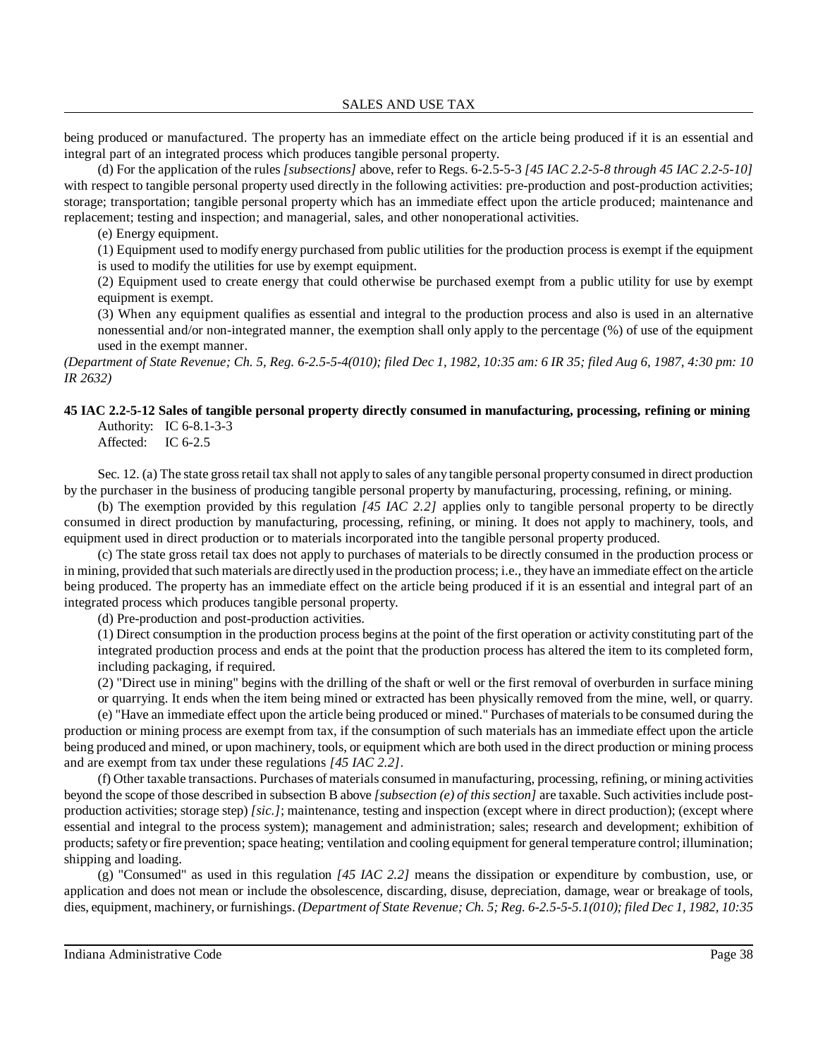being produced or manufactured. The property has an immediate effect on the article being produced if it is an essential and integral part of an integrated process which produces tangible personal property.

(d) For the application of the rules *[subsections]* above, refer to Regs. 6-2.5-5-3 *[45 IAC 2.2-5-8 through 45 IAC 2.2-5-10]* with respect to tangible personal property used directly in the following activities: pre-production and post-production activities; storage; transportation; tangible personal property which has an immediate effect upon the article produced; maintenance and replacement; testing and inspection; and managerial, sales, and other nonoperational activities.

(e) Energy equipment.

(1) Equipment used to modify energy purchased from public utilities for the production process is exempt if the equipment is used to modify the utilities for use by exempt equipment.

(2) Equipment used to create energy that could otherwise be purchased exempt from a public utility for use by exempt equipment is exempt.

(3) When any equipment qualifies as essential and integral to the production process and also is used in an alternative nonessential and/or non-integrated manner, the exemption shall only apply to the percentage (%) of use of the equipment used in the exempt manner.

*(Department of State Revenue; Ch. 5, Reg. 6-2.5-5-4(010); filed Dec 1, 1982, 10:35 am: 6 IR 35; filed Aug 6, 1987, 4:30 pm: 10 IR 2632)*

**45 IAC 2.2-5-12 Sales of tangible personal property directly consumed in manufacturing, processing, refining or mining**

Authority: IC 6-8.1-3-3
Affected: IC 6-2.5

Sec. 12. (a) The state gross retail tax shall not apply to sales of any tangible personal property consumed in direct production by the purchaser in the business of producing tangible personal property by manufacturing, processing, refining, or mining.

(b) The exemption provided by this regulation *[45 IAC 2.2]* applies only to tangible personal property to be directly consumed in direct production by manufacturing, processing, refining, or mining. It does not apply to machinery, tools, and equipment used in direct production or to materials incorporated into the tangible personal property produced.

(c) The state gross retail tax does not apply to purchases of materials to be directly consumed in the production process or in mining, provided that such materials are directly used in the production process; i.e., they have an immediate effect on the article being produced. The property has an immediate effect on the article being produced if it is an essential and integral part of an integrated process which produces tangible personal property.

(d) Pre-production and post-production activities.

(1) Direct consumption in the production process begins at the point of the first operation or activity constituting part of the integrated production process and ends at the point that the production process has altered the item to its completed form, including packaging, if required.

(2) "Direct use in mining" begins with the drilling of the shaft or well or the first removal of overburden in surface mining or quarrying. It ends when the item being mined or extracted has been physically removed from the mine, well, or quarry.

(e) "Have an immediate effect upon the article being produced or mined." Purchases of materials to be consumed during the production or mining process are exempt from tax, if the consumption of such materials has an immediate effect upon the article being produced and mined, or upon machinery, tools, or equipment which are both used in the direct production or mining process and are exempt from tax under these regulations *[45 IAC 2.2]*.

(f) Other taxable transactions. Purchases of materials consumed in manufacturing, processing, refining, or mining activities beyond the scope of those described in subsection B above *[subsection (e) of this section]* are taxable. Such activities include post-production activities; storage step) *[sic.]*; maintenance, testing and inspection (except where in direct production); (except where essential and integral to the process system); management and administration; sales; research and development; exhibition of products; safety or fire prevention; space heating; ventilation and cooling equipment for general temperature control; illumination; shipping and loading.

(g) "Consumed" as used in this regulation *[45 IAC 2.2]* means the dissipation or expenditure by combustion, use, or application and does not mean or include the obsolescence, discarding, disuse, depreciation, damage, wear or breakage of tools, dies, equipment, machinery, or furnishings. *(Department of State Revenue; Ch. 5; Reg. 6-2.5-5-5.1(010); filed Dec 1, 1982, 10:35*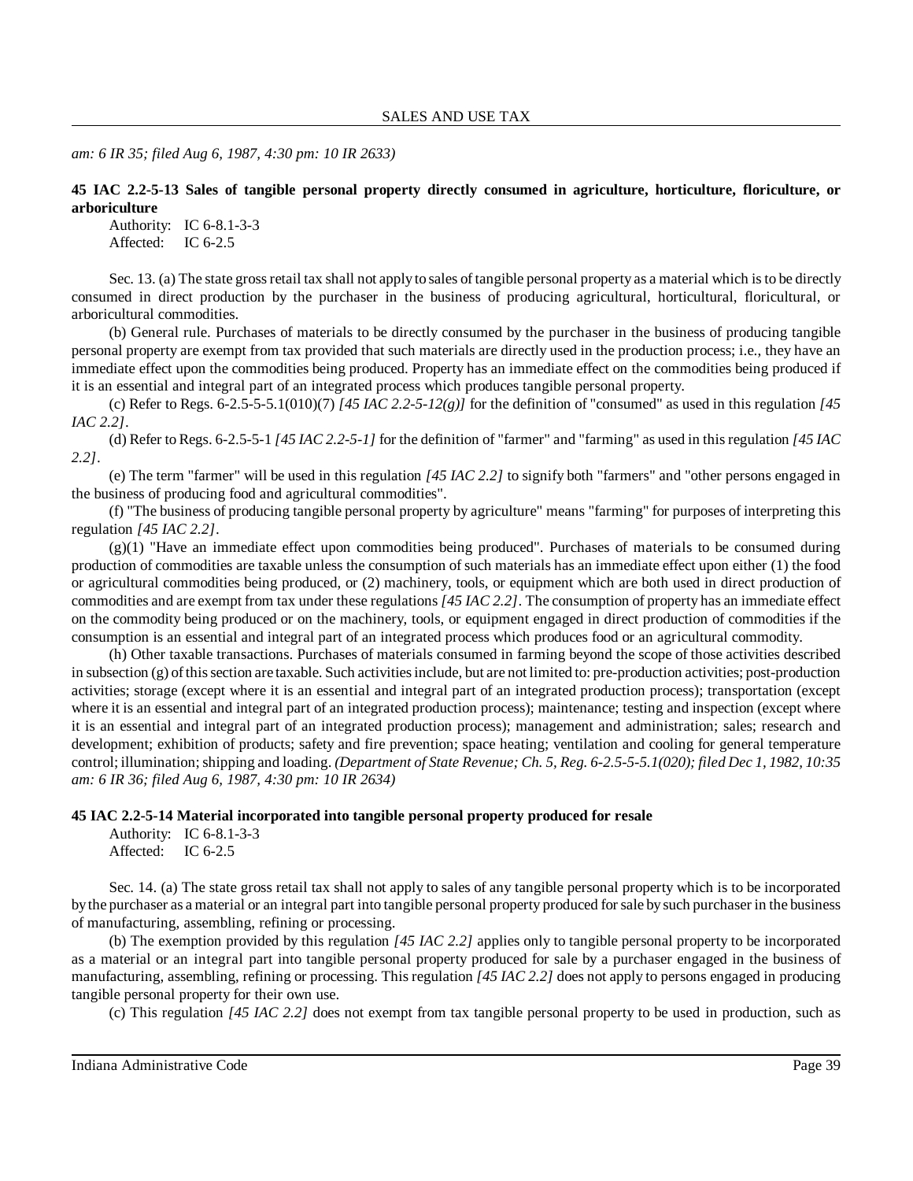*am: 6 IR 35; filed Aug 6, 1987, 4:30 pm: 10 IR 2633)*

**45 IAC 2.2-5-13 Sales of tangible personal property directly consumed in agriculture, horticulture, floriculture, or arboriculture**

Authority: IC 6-8.1-3-3
Affected: IC 6-2.5

Sec. 13. (a) The state gross retail tax shall not apply to sales of tangible personal property as a material which is to be directly consumed in direct production by the purchaser in the business of producing agricultural, horticultural, floricultural, or arboricultural commodities.

(b) General rule. Purchases of materials to be directly consumed by the purchaser in the business of producing tangible personal property are exempt from tax provided that such materials are directly used in the production process; i.e., they have an immediate effect upon the commodities being produced. Property has an immediate effect on the commodities being produced if it is an essential and integral part of an integrated process which produces tangible personal property.

(c) Refer to Regs. 6-2.5-5-5.1(010)(7) *[45 IAC 2.2-5-12(g)]* for the definition of "consumed" as used in this regulation *[45 IAC 2.2]*.

(d) Refer to Regs. 6-2.5-5-1 *[45 IAC 2.2-5-1]* for the definition of "farmer" and "farming" as used in this regulation *[45 IAC 2.2]*.

(e) The term "farmer" will be used in this regulation *[45 IAC 2.2]* to signify both "farmers" and "other persons engaged in the business of producing food and agricultural commodities".

(f) "The business of producing tangible personal property by agriculture" means "farming" for purposes of interpreting this regulation *[45 IAC 2.2]*.

(g)(1) "Have an immediate effect upon commodities being produced". Purchases of materials to be consumed during production of commodities are taxable unless the consumption of such materials has an immediate effect upon either (1) the food or agricultural commodities being produced, or (2) machinery, tools, or equipment which are both used in direct production of commodities and are exempt from tax under these regulations *[45 IAC 2.2]*. The consumption of property has an immediate effect on the commodity being produced or on the machinery, tools, or equipment engaged in direct production of commodities if the consumption is an essential and integral part of an integrated process which produces food or an agricultural commodity.

(h) Other taxable transactions. Purchases of materials consumed in farming beyond the scope of those activities described in subsection (g) of this section are taxable. Such activities include, but are not limited to: pre-production activities; post-production activities; storage (except where it is an essential and integral part of an integrated production process); transportation (except where it is an essential and integral part of an integrated production process); maintenance; testing and inspection (except where it is an essential and integral part of an integrated production process); management and administration; sales; research and development; exhibition of products; safety and fire prevention; space heating; ventilation and cooling for general temperature control; illumination; shipping and loading. *(Department of State Revenue; Ch. 5, Reg. 6-2.5-5-5.1(020); filed Dec 1, 1982, 10:35 am: 6 IR 36; filed Aug 6, 1987, 4:30 pm: 10 IR 2634)*

**45 IAC 2.2-5-14 Material incorporated into tangible personal property produced for resale**

Authority: IC 6-8.1-3-3
Affected: IC 6-2.5

Sec. 14. (a) The state gross retail tax shall not apply to sales of any tangible personal property which is to be incorporated by the purchaser as a material or an integral part into tangible personal property produced for sale by such purchaser in the business of manufacturing, assembling, refining or processing.

(b) The exemption provided by this regulation *[45 IAC 2.2]* applies only to tangible personal property to be incorporated as a material or an integral part into tangible personal property produced for sale by a purchaser engaged in the business of manufacturing, assembling, refining or processing. This regulation *[45 IAC 2.2]* does not apply to persons engaged in producing tangible personal property for their own use.

(c) This regulation *[45 IAC 2.2]* does not exempt from tax tangible personal property to be used in production, such as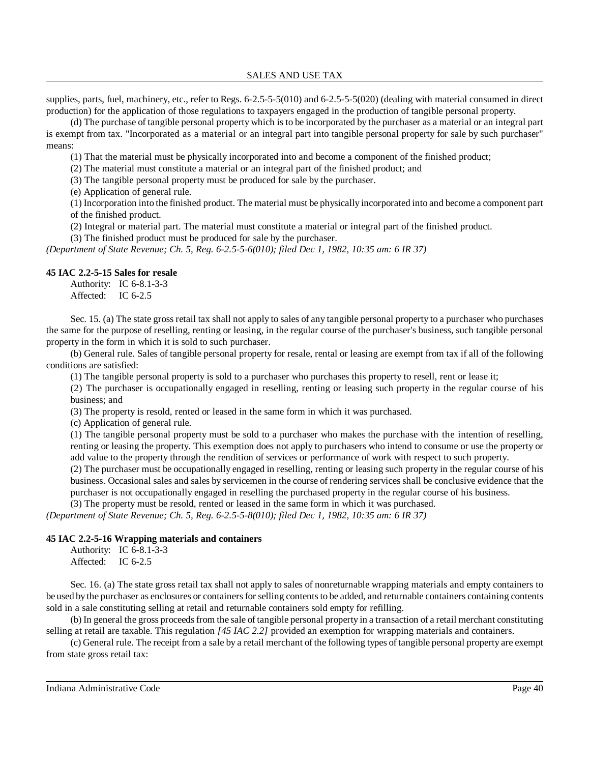supplies, parts, fuel, machinery, etc., refer to Regs. 6-2.5-5-5(010) and 6-2.5-5-5(020) (dealing with material consumed in direct production) for the application of those regulations to taxpayers engaged in the production of tangible personal property.

(d) The purchase of tangible personal property which is to be incorporated by the purchaser as a material or an integral part is exempt from tax. "Incorporated as a material or an integral part into tangible personal property for sale by such purchaser" means:

(1) That the material must be physically incorporated into and become a component of the finished product;

(2) The material must constitute a material or an integral part of the finished product; and

(3) The tangible personal property must be produced for sale by the purchaser.

(e) Application of general rule.

(1) Incorporation into the finished product. The material must be physically incorporated into and become a component part of the finished product.

(2) Integral or material part. The material must constitute a material or integral part of the finished product.

(3) The finished product must be produced for sale by the purchaser.

*(Department of State Revenue; Ch. 5, Reg. 6-2.5-5-6(010); filed Dec 1, 1982, 10:35 am: 6 IR 37)*

**45 IAC 2.2-5-15 Sales for resale**

Authority: IC 6-8.1-3-3
Affected: IC 6-2.5

Sec. 15. (a) The state gross retail tax shall not apply to sales of any tangible personal property to a purchaser who purchases the same for the purpose of reselling, renting or leasing, in the regular course of the purchaser's business, such tangible personal property in the form in which it is sold to such purchaser.

(b) General rule. Sales of tangible personal property for resale, rental or leasing are exempt from tax if all of the following conditions are satisfied:

(1) The tangible personal property is sold to a purchaser who purchases this property to resell, rent or lease it;

(2) The purchaser is occupationally engaged in reselling, renting or leasing such property in the regular course of his business; and

(3) The property is resold, rented or leased in the same form in which it was purchased.

(c) Application of general rule.

(1) The tangible personal property must be sold to a purchaser who makes the purchase with the intention of reselling, renting or leasing the property. This exemption does not apply to purchasers who intend to consume or use the property or add value to the property through the rendition of services or performance of work with respect to such property.

(2) The purchaser must be occupationally engaged in reselling, renting or leasing such property in the regular course of his business. Occasional sales and sales by servicemen in the course of rendering services shall be conclusive evidence that the purchaser is not occupationally engaged in reselling the purchased property in the regular course of his business.

(3) The property must be resold, rented or leased in the same form in which it was purchased.

*(Department of State Revenue; Ch. 5, Reg. 6-2.5-5-8(010); filed Dec 1, 1982, 10:35 am: 6 IR 37)*

**45 IAC 2.2-5-16 Wrapping materials and containers**

Authority: IC 6-8.1-3-3
Affected: IC 6-2.5

Sec. 16. (a) The state gross retail tax shall not apply to sales of nonreturnable wrapping materials and empty containers to be used by the purchaser as enclosures or containers for selling contents to be added, and returnable containers containing contents sold in a sale constituting selling at retail and returnable containers sold empty for refilling.

(b) In general the gross proceeds from the sale of tangible personal property in a transaction of a retail merchant constituting selling at retail are taxable. This regulation *[45 IAC 2.2]* provided an exemption for wrapping materials and containers.

(c) General rule. The receipt from a sale by a retail merchant of the following types of tangible personal property are exempt from state gross retail tax: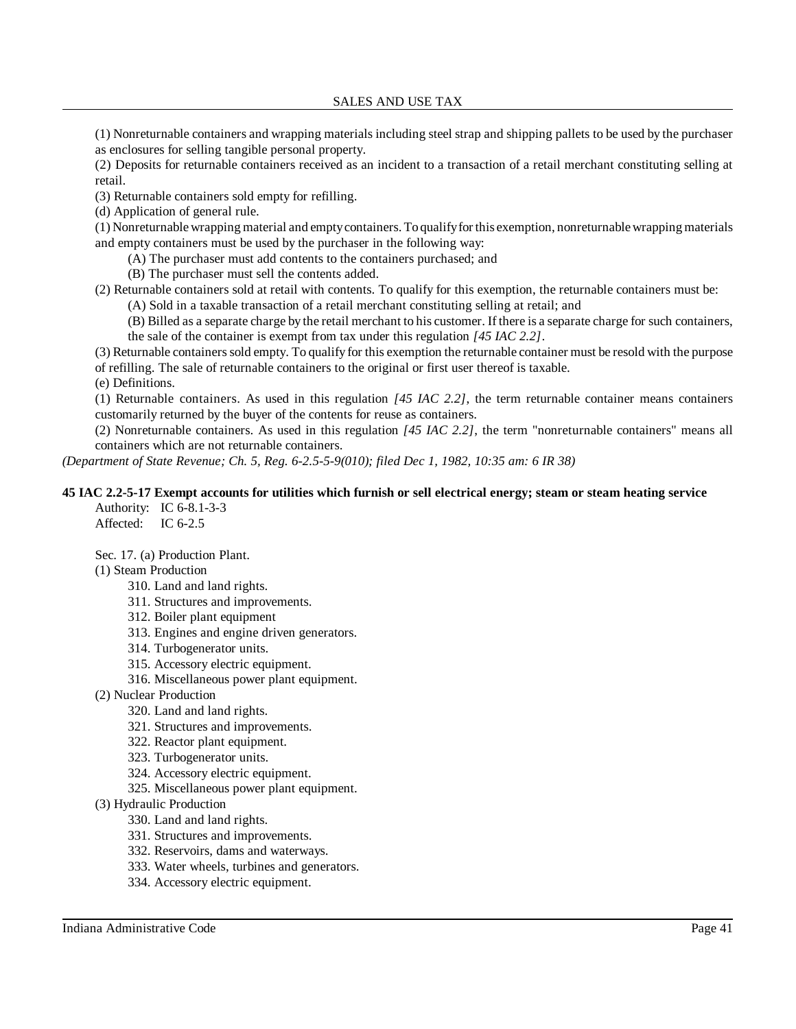(1) Nonreturnable containers and wrapping materials including steel strap and shipping pallets to be used by the purchaser as enclosures for selling tangible personal property.

(2) Deposits for returnable containers received as an incident to a transaction of a retail merchant constituting selling at retail.

(3) Returnable containers sold empty for refilling.

(d) Application of general rule.

(1) Nonreturnable wrapping material and empty containers. To qualify for this exemption, nonreturnable wrapping materials and empty containers must be used by the purchaser in the following way:

(A) The purchaser must add contents to the containers purchased; and

(B) The purchaser must sell the contents added.

(2) Returnable containers sold at retail with contents. To qualify for this exemption, the returnable containers must be:

(A) Sold in a taxable transaction of a retail merchant constituting selling at retail; and

(B) Billed as a separate charge by the retail merchant to his customer. If there is a separate charge for such containers, the sale of the container is exempt from tax under this regulation *[45 IAC 2.2]*.

(3) Returnable containers sold empty. To qualify for this exemption the returnable container must be resold with the purpose of refilling. The sale of returnable containers to the original or first user thereof is taxable.

(e) Definitions.

(1) Returnable containers. As used in this regulation *[45 IAC 2.2]*, the term returnable container means containers customarily returned by the buyer of the contents for reuse as containers.

(2) Nonreturnable containers. As used in this regulation *[45 IAC 2.2]*, the term "nonreturnable containers" means all containers which are not returnable containers.

*(Department of State Revenue; Ch. 5, Reg. 6-2.5-5-9(010); filed Dec 1, 1982, 10:35 am: 6 IR 38)*

**45 IAC 2.2-5-17 Exempt accounts for utilities which furnish or sell electrical energy; steam or steam heating service**

Authority: IC 6-8.1-3-3
Affected: IC 6-2.5

Sec. 17. (a) Production Plant.

(1) Steam Production

310. Land and land rights.
311. Structures and improvements.
312. Boiler plant equipment
313. Engines and engine driven generators.
314. Turbogenerator units.
315. Accessory electric equipment.
316. Miscellaneous power plant equipment.

(2) Nuclear Production

320. Land and land rights.
321. Structures and improvements.
322. Reactor plant equipment.
323. Turbogenerator units.
324. Accessory electric equipment.
325. Miscellaneous power plant equipment.

(3) Hydraulic Production

330. Land and land rights.
331. Structures and improvements.
332. Reservoirs, dams and waterways.
333. Water wheels, turbines and generators.
334. Accessory electric equipment.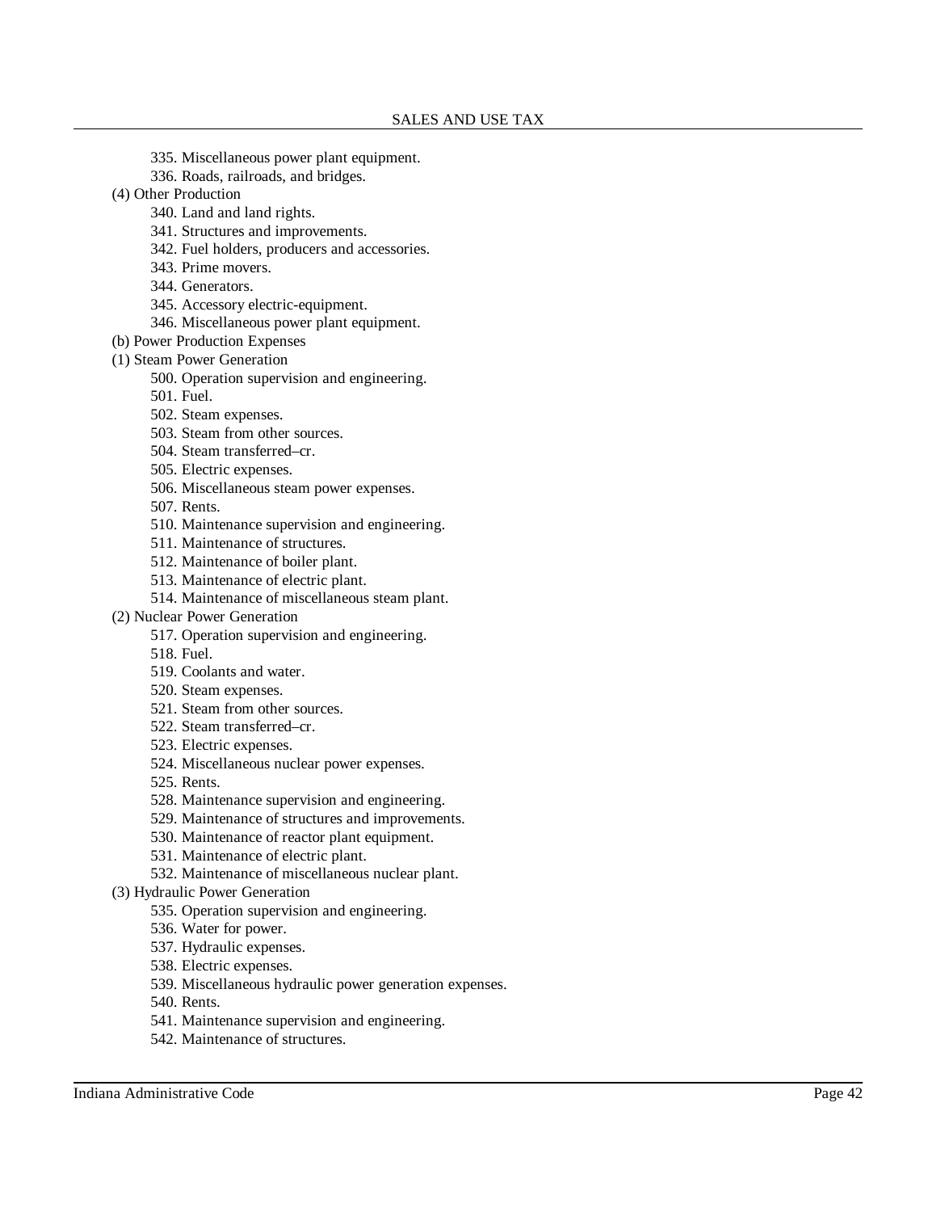335. Miscellaneous power plant equipment.
336. Roads, railroads, and bridges.

(4) Other Production

340. Land and land rights.
341. Structures and improvements.
342. Fuel holders, producers and accessories.
343. Prime movers.
344. Generators.
345. Accessory electric-equipment.
346. Miscellaneous power plant equipment.

(b) Power Production Expenses

(1) Steam Power Generation

500. Operation supervision and engineering.
501. Fuel.
502. Steam expenses.
503. Steam from other sources.
504. Steam transferred–cr.
505. Electric expenses.
506. Miscellaneous steam power expenses.
507. Rents.
510. Maintenance supervision and engineering.
511. Maintenance of structures.
512. Maintenance of boiler plant.
513. Maintenance of electric plant.
514. Maintenance of miscellaneous steam plant.

(2) Nuclear Power Generation

517. Operation supervision and engineering.
518. Fuel.
519. Coolants and water.
520. Steam expenses.
521. Steam from other sources.
522. Steam transferred–cr.
523. Electric expenses.
524. Miscellaneous nuclear power expenses.
525. Rents.
528. Maintenance supervision and engineering.
529. Maintenance of structures and improvements.
530. Maintenance of reactor plant equipment.
531. Maintenance of electric plant.
532. Maintenance of miscellaneous nuclear plant.

(3) Hydraulic Power Generation

535. Operation supervision and engineering.
536. Water for power.
537. Hydraulic expenses.
538. Electric expenses.
539. Miscellaneous hydraulic power generation expenses.
540. Rents.
541. Maintenance supervision and engineering.
542. Maintenance of structures.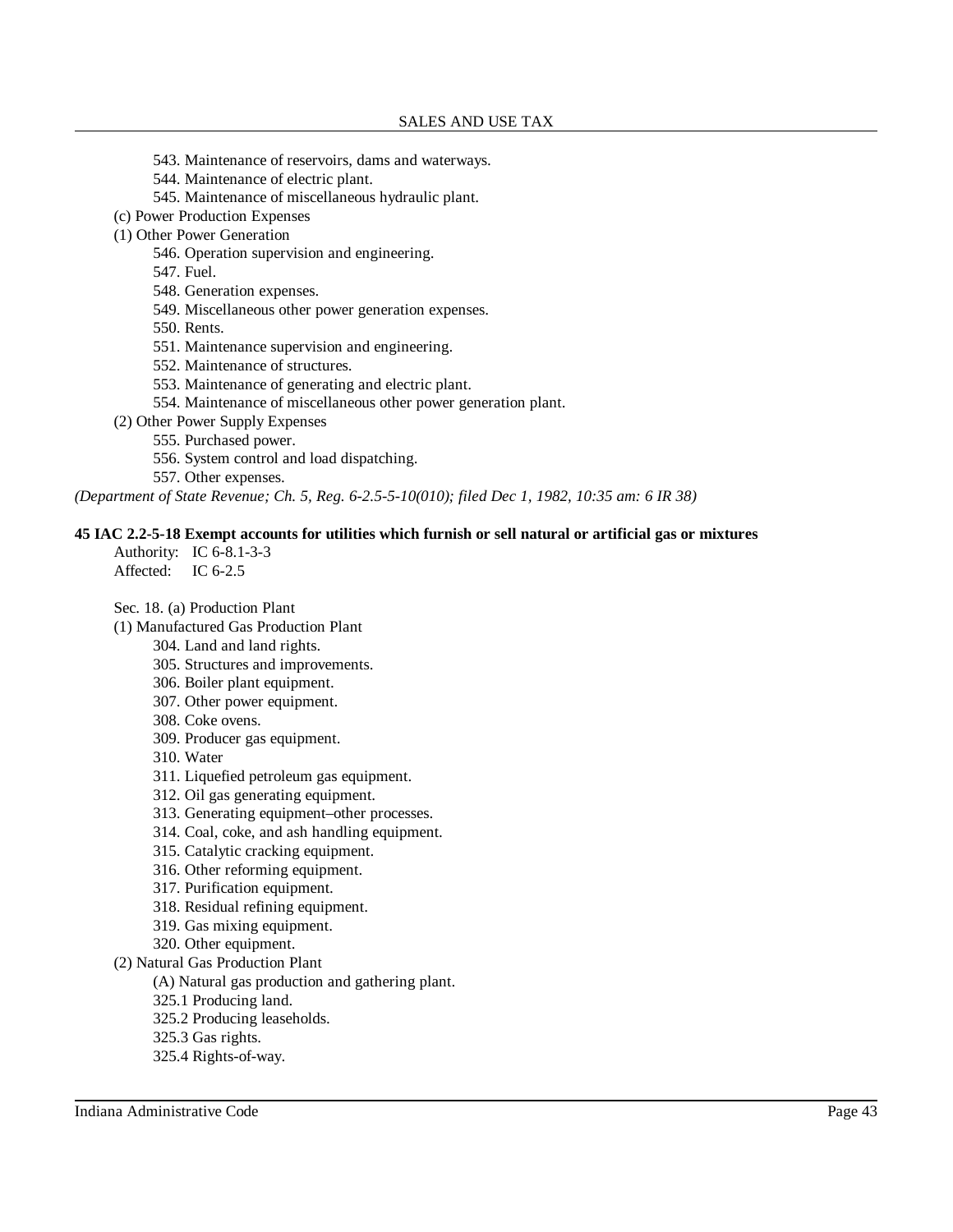543. Maintenance of reservoirs, dams and waterways.
544. Maintenance of electric plant.
545. Maintenance of miscellaneous hydraulic plant.

(c) Power Production Expenses

(1) Other Power Generation

546. Operation supervision and engineering.
547. Fuel.
548. Generation expenses.
549. Miscellaneous other power generation expenses.
550. Rents.
551. Maintenance supervision and engineering.
552. Maintenance of structures.
553. Maintenance of generating and electric plant.
554. Maintenance of miscellaneous other power generation plant.

(2) Other Power Supply Expenses

555. Purchased power.
556. System control and load dispatching.
557. Other expenses.

*(Department of State Revenue; Ch. 5, Reg. 6-2.5-5-10(010); filed Dec 1, 1982, 10:35 am: 6 IR 38)*

**45 IAC 2.2-5-18 Exempt accounts for utilities which furnish or sell natural or artificial gas or mixtures**

Authority: IC 6-8.1-3-3
Affected: IC 6-2.5

Sec. 18. (a) Production Plant

(1) Manufactured Gas Production Plant

304. Land and land rights.
305. Structures and improvements.
306. Boiler plant equipment.
307. Other power equipment.
308. Coke ovens.
309. Producer gas equipment.
310. Water
311. Liquefied petroleum gas equipment.
312. Oil gas generating equipment.
313. Generating equipment–other processes.
314. Coal, coke, and ash handling equipment.
315. Catalytic cracking equipment.
316. Other reforming equipment.
317. Purification equipment.
318. Residual refining equipment.
319. Gas mixing equipment.
320. Other equipment.

(2) Natural Gas Production Plant

(A) Natural gas production and gathering plant.

325.1 Producing land.
325.2 Producing leaseholds.
325.3 Gas rights.
325.4 Rights-of-way.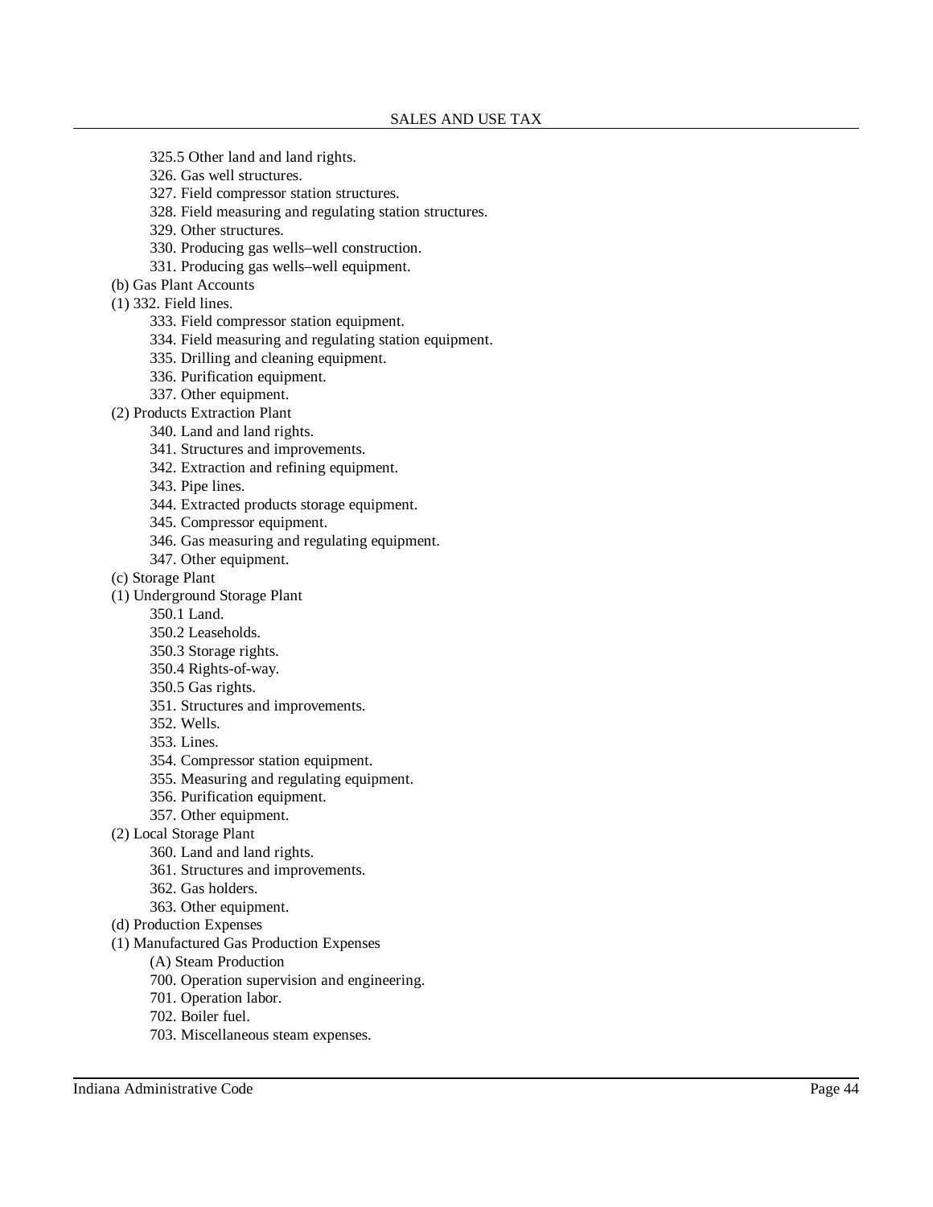325.5 Other land and land rights.

326. Gas well structures.

327. Field compressor station structures.

328. Field measuring and regulating station structures.

329. Other structures.

330. Producing gas wells–well construction.

331. Producing gas wells–well equipment.

(b) Gas Plant Accounts

(1) 332. Field lines.

333. Field compressor station equipment.

334. Field measuring and regulating station equipment.

335. Drilling and cleaning equipment.

336. Purification equipment.

337. Other equipment.

(2) Products Extraction Plant

340. Land and land rights.

341. Structures and improvements.

342. Extraction and refining equipment.

343. Pipe lines.

344. Extracted products storage equipment.

345. Compressor equipment.

346. Gas measuring and regulating equipment.

347. Other equipment.

(c) Storage Plant

(1) Underground Storage Plant

350.1 Land.

350.2 Leaseholds.

350.3 Storage rights.

350.4 Rights-of-way.

350.5 Gas rights.

351. Structures and improvements.

352. Wells.

353. Lines.

354. Compressor station equipment.

355. Measuring and regulating equipment.

356. Purification equipment.

357. Other equipment.

(2) Local Storage Plant

360. Land and land rights.

361. Structures and improvements.

362. Gas holders.

363. Other equipment.

(d) Production Expenses

(1) Manufactured Gas Production Expenses

(A) Steam Production

700. Operation supervision and engineering.

701. Operation labor.

702. Boiler fuel.

703. Miscellaneous steam expenses.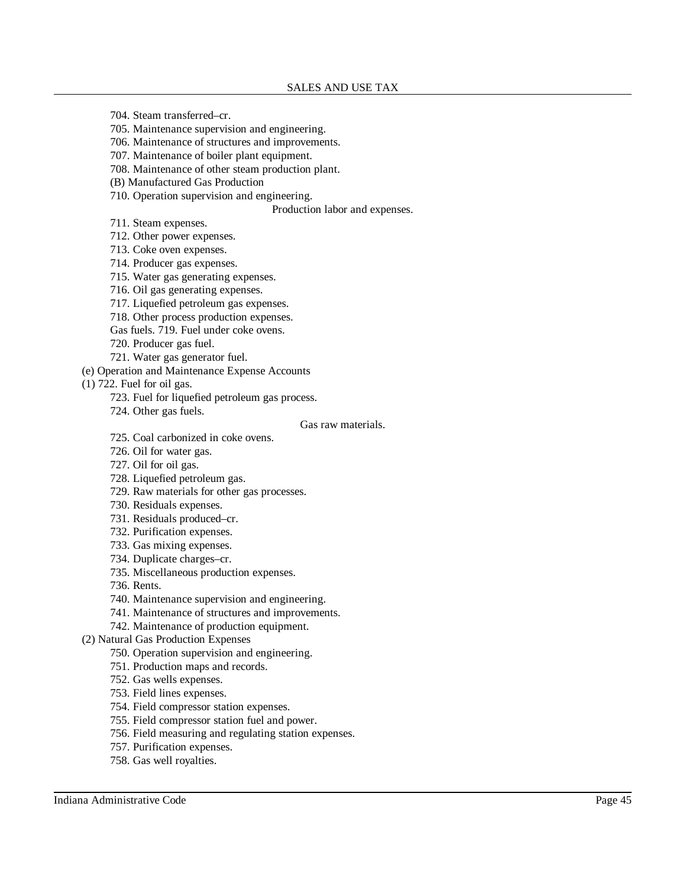704. Steam transferred–cr.

705. Maintenance supervision and engineering.

706. Maintenance of structures and improvements.

707. Maintenance of boiler plant equipment.

708. Maintenance of other steam production plant.

(B) Manufactured Gas Production

710. Operation supervision and engineering.

Production labor and expenses.

711. Steam expenses.

712. Other power expenses.

713. Coke oven expenses.

714. Producer gas expenses.

715. Water gas generating expenses.

716. Oil gas generating expenses.

717. Liquefied petroleum gas expenses.

718. Other process production expenses.

Gas fuels. 719. Fuel under coke ovens.

720. Producer gas fuel.

721. Water gas generator fuel.

(e) Operation and Maintenance Expense Accounts

(1) 722. Fuel for oil gas.

723. Fuel for liquefied petroleum gas process.

724. Other gas fuels.

Gas raw materials.

725. Coal carbonized in coke ovens.

726. Oil for water gas.

727. Oil for oil gas.

728. Liquefied petroleum gas.

729. Raw materials for other gas processes.

730. Residuals expenses.

731. Residuals produced–cr.

732. Purification expenses.

733. Gas mixing expenses.

734. Duplicate charges–cr.

735. Miscellaneous production expenses.

736. Rents.

740. Maintenance supervision and engineering.

741. Maintenance of structures and improvements.

742. Maintenance of production equipment.

(2) Natural Gas Production Expenses

750. Operation supervision and engineering.

751. Production maps and records.

752. Gas wells expenses.

753. Field lines expenses.

754. Field compressor station expenses.

755. Field compressor station fuel and power.

756. Field measuring and regulating station expenses.

757. Purification expenses.

758. Gas well royalties.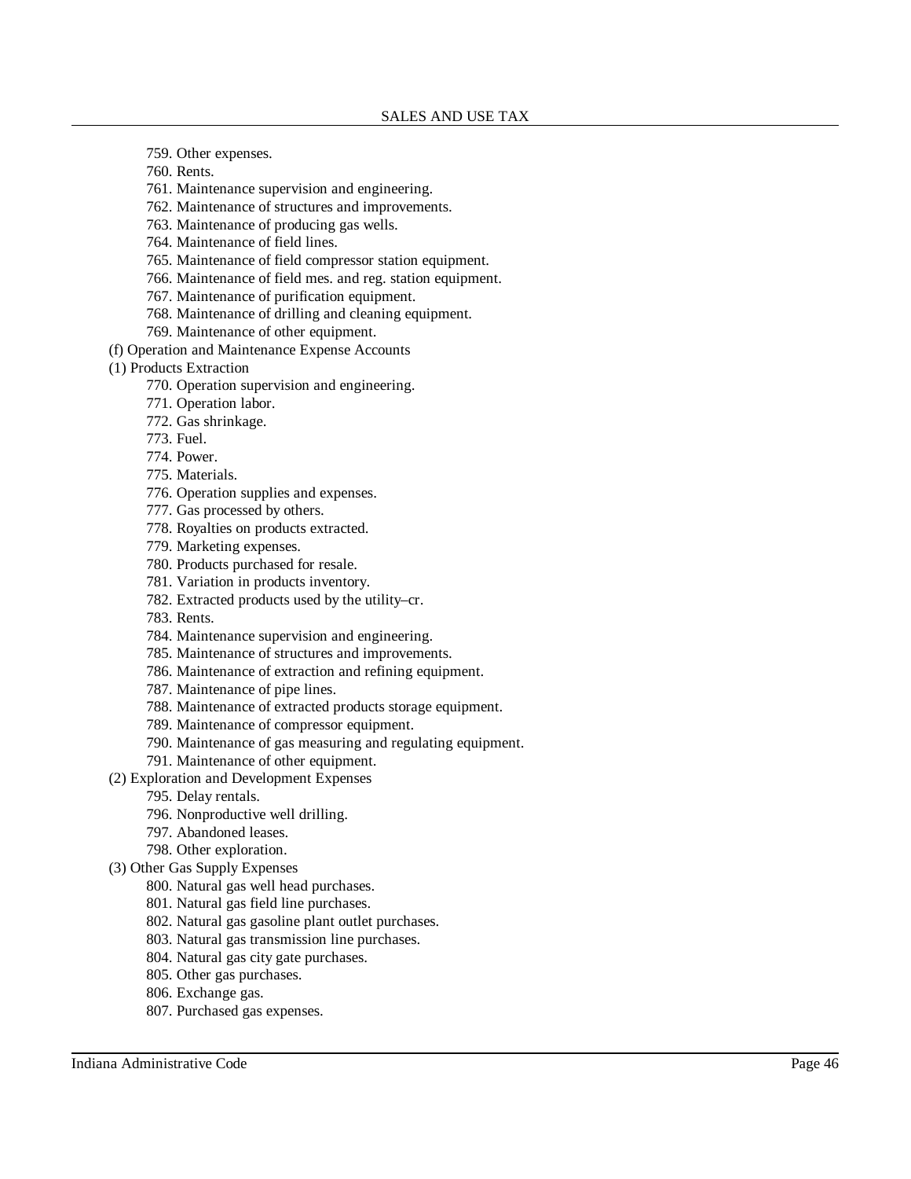759. Other expenses.

760. Rents.

761. Maintenance supervision and engineering.

762. Maintenance of structures and improvements.

763. Maintenance of producing gas wells.

764. Maintenance of field lines.

765. Maintenance of field compressor station equipment.

766. Maintenance of field mes. and reg. station equipment.

767. Maintenance of purification equipment.

768. Maintenance of drilling and cleaning equipment.

769. Maintenance of other equipment.

(f) Operation and Maintenance Expense Accounts

(1) Products Extraction

770. Operation supervision and engineering.

771. Operation labor.

772. Gas shrinkage.

773. Fuel.

774. Power.

775. Materials.

776. Operation supplies and expenses.

777. Gas processed by others.

778. Royalties on products extracted.

779. Marketing expenses.

780. Products purchased for resale.

781. Variation in products inventory.

782. Extracted products used by the utility–cr.

783. Rents.

784. Maintenance supervision and engineering.

785. Maintenance of structures and improvements.

786. Maintenance of extraction and refining equipment.

787. Maintenance of pipe lines.

788. Maintenance of extracted products storage equipment.

789. Maintenance of compressor equipment.

790. Maintenance of gas measuring and regulating equipment.

791. Maintenance of other equipment.

(2) Exploration and Development Expenses

795. Delay rentals.

796. Nonproductive well drilling.

797. Abandoned leases.

798. Other exploration.

(3) Other Gas Supply Expenses

800. Natural gas well head purchases.

801. Natural gas field line purchases.

802. Natural gas gasoline plant outlet purchases.

803. Natural gas transmission line purchases.

804. Natural gas city gate purchases.

805. Other gas purchases.

806. Exchange gas.

807. Purchased gas expenses.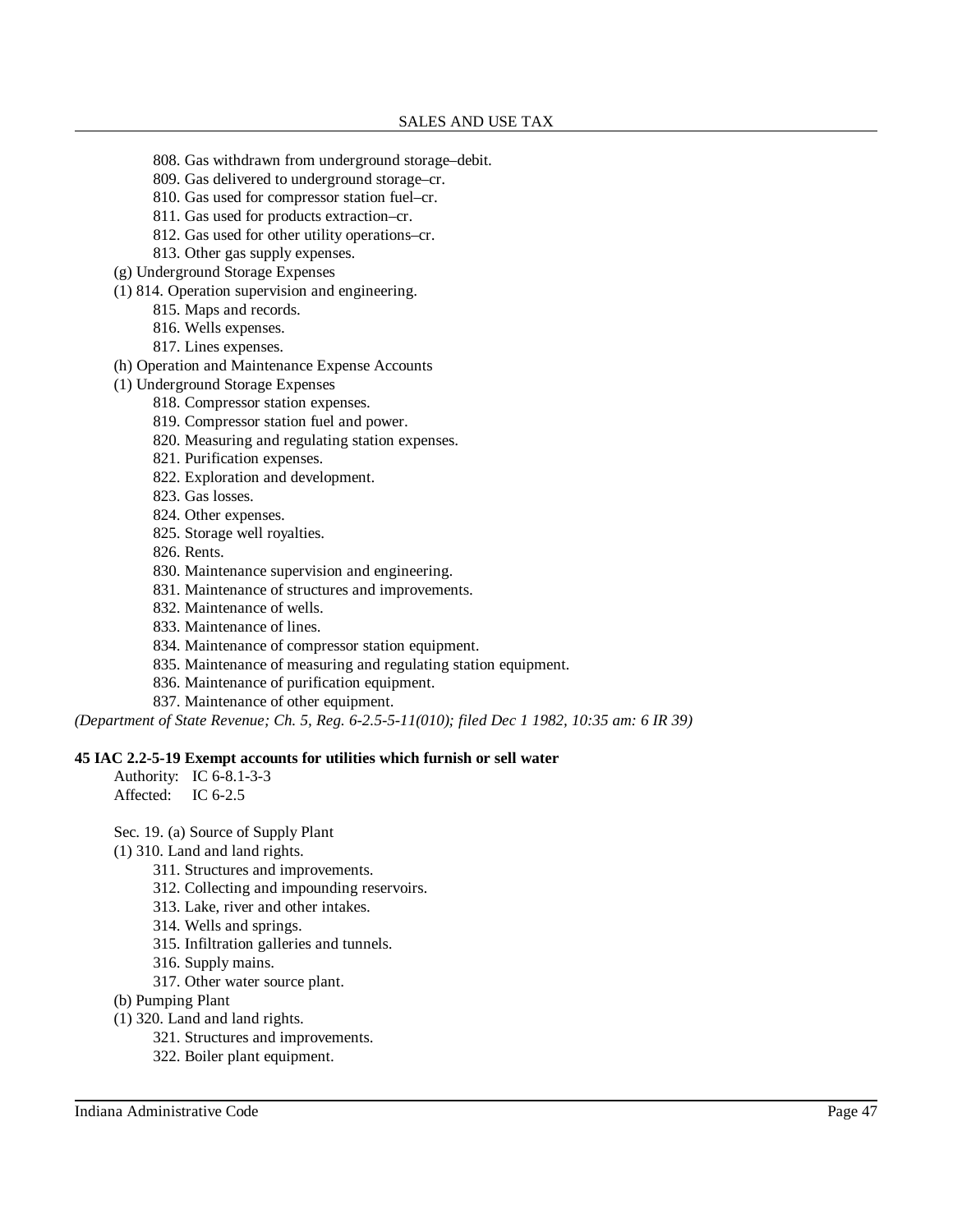808. Gas withdrawn from underground storage–debit.
809. Gas delivered to underground storage–cr.
810. Gas used for compressor station fuel–cr.
811. Gas used for products extraction–cr.
812. Gas used for other utility operations–cr.
813. Other gas supply expenses.

(g) Underground Storage Expenses

(1) 814. Operation supervision and engineering.
815. Maps and records.
816. Wells expenses.
817. Lines expenses.

(h) Operation and Maintenance Expense Accounts

(1) Underground Storage Expenses
818. Compressor station expenses.
819. Compressor station fuel and power.
820. Measuring and regulating station expenses.
821. Purification expenses.
822. Exploration and development.
823. Gas losses.
824. Other expenses.
825. Storage well royalties.
826. Rents.
830. Maintenance supervision and engineering.
831. Maintenance of structures and improvements.
832. Maintenance of wells.
833. Maintenance of lines.
834. Maintenance of compressor station equipment.
835. Maintenance of measuring and regulating station equipment.
836. Maintenance of purification equipment.
837. Maintenance of other equipment.

*(Department of State Revenue; Ch. 5, Reg. 6-2.5-5-11(010); filed Dec 1 1982, 10:35 am: 6 IR 39)*

**45 IAC 2.2-5-19 Exempt accounts for utilities which furnish or sell water**

Authority: IC 6-8.1-3-3
Affected: IC 6-2.5

Sec. 19. (a) Source of Supply Plant

(1) 310. Land and land rights.
311. Structures and improvements.
312. Collecting and impounding reservoirs.
313. Lake, river and other intakes.
314. Wells and springs.
315. Infiltration galleries and tunnels.
316. Supply mains.
317. Other water source plant.

(b) Pumping Plant

(1) 320. Land and land rights.
321. Structures and improvements.
322. Boiler plant equipment.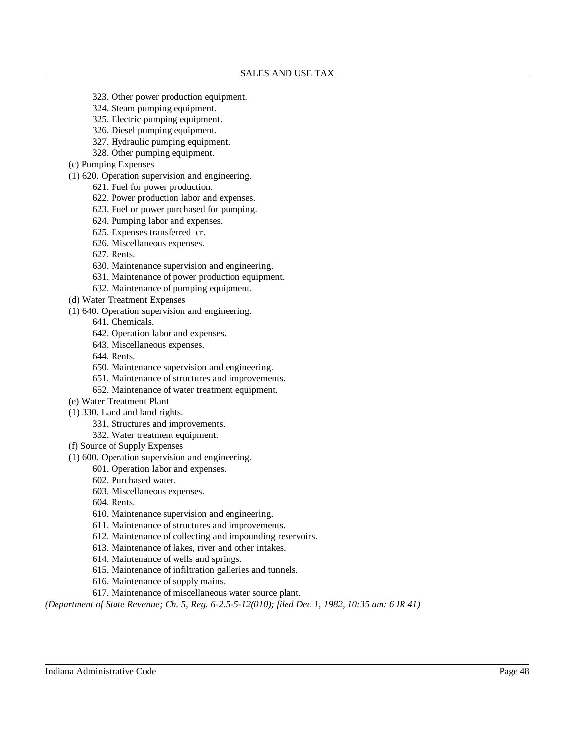323. Other power production equipment.
324. Steam pumping equipment.
325. Electric pumping equipment.
326. Diesel pumping equipment.
327. Hydraulic pumping equipment.
328. Other pumping equipment.

(c) Pumping Expenses

(1) 620. Operation supervision and engineering.
621. Fuel for power production.
622. Power production labor and expenses.
623. Fuel or power purchased for pumping.
624. Pumping labor and expenses.
625. Expenses transferred–cr.
626. Miscellaneous expenses.
627. Rents.
630. Maintenance supervision and engineering.
631. Maintenance of power production equipment.
632. Maintenance of pumping equipment.

(d) Water Treatment Expenses

(1) 640. Operation supervision and engineering.
641. Chemicals.
642. Operation labor and expenses.
643. Miscellaneous expenses.
644. Rents.
650. Maintenance supervision and engineering.
651. Maintenance of structures and improvements.
652. Maintenance of water treatment equipment.

(e) Water Treatment Plant

(1) 330. Land and land rights.
331. Structures and improvements.
332. Water treatment equipment.

(f) Source of Supply Expenses

(1) 600. Operation supervision and engineering.
601. Operation labor and expenses.
602. Purchased water.
603. Miscellaneous expenses.
604. Rents.
610. Maintenance supervision and engineering.
611. Maintenance of structures and improvements.
612. Maintenance of collecting and impounding reservoirs.
613. Maintenance of lakes, river and other intakes.
614. Maintenance of wells and springs.
615. Maintenance of infiltration galleries and tunnels.
616. Maintenance of supply mains.
617. Maintenance of miscellaneous water source plant.

*(Department of State Revenue; Ch. 5, Reg. 6-2.5-5-12(010); filed Dec 1, 1982, 10:35 am: 6 IR 41)*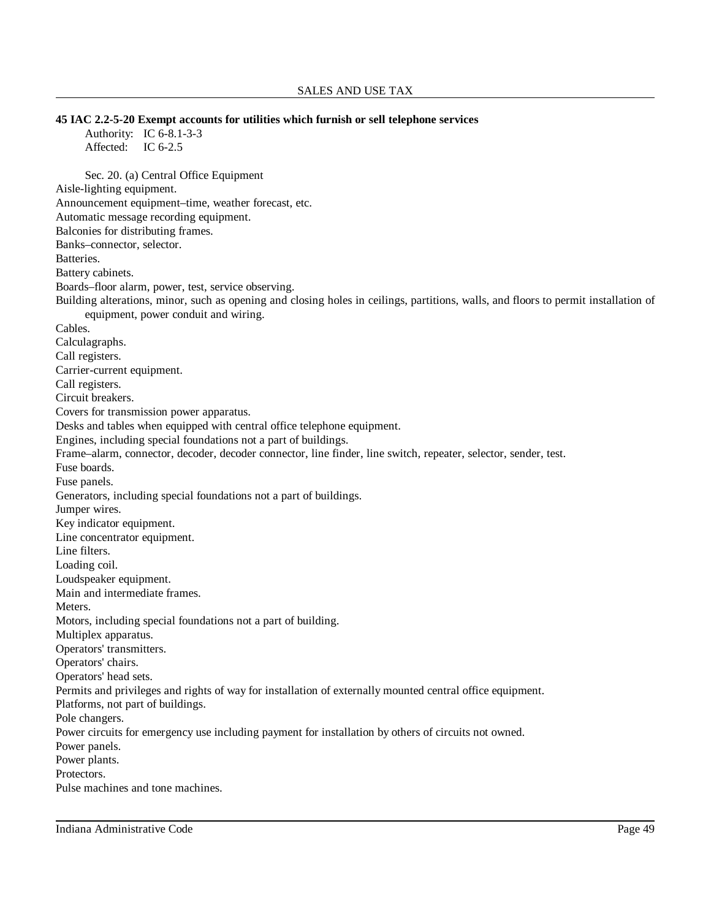**45 IAC 2.2-5-20 Exempt accounts for utilities which furnish or sell telephone services**

Authority: IC 6-8.1-3-3
Affected: IC 6-2.5

Sec. 20. (a) Central Office Equipment

Aisle-lighting equipment.
Announcement equipment–time, weather forecast, etc.
Automatic message recording equipment.
Balconies for distributing frames.
Banks–connector, selector.
Batteries.
Battery cabinets.
Boards–floor alarm, power, test, service observing.
Building alterations, minor, such as opening and closing holes in ceilings, partitions, walls, and floors to permit installation of equipment, power conduit and wiring.
Cables.
Calculagraphs.
Call registers.
Carrier-current equipment.
Call registers.
Circuit breakers.
Covers for transmission power apparatus.
Desks and tables when equipped with central office telephone equipment.
Engines, including special foundations not a part of buildings.
Frame–alarm, connector, decoder, decoder connector, line finder, line switch, repeater, selector, sender, test.
Fuse boards.
Fuse panels.
Generators, including special foundations not a part of buildings.
Jumper wires.
Key indicator equipment.
Line concentrator equipment.
Line filters.
Loading coil.
Loudspeaker equipment.
Main and intermediate frames.
Meters.
Motors, including special foundations not a part of building.
Multiplex apparatus.
Operators' transmitters.
Operators' chairs.
Operators' head sets.
Permits and privileges and rights of way for installation of externally mounted central office equipment.
Platforms, not part of buildings.
Pole changers.
Power circuits for emergency use including payment for installation by others of circuits not owned.
Power panels.
Power plants.
Protectors.
Pulse machines and tone machines.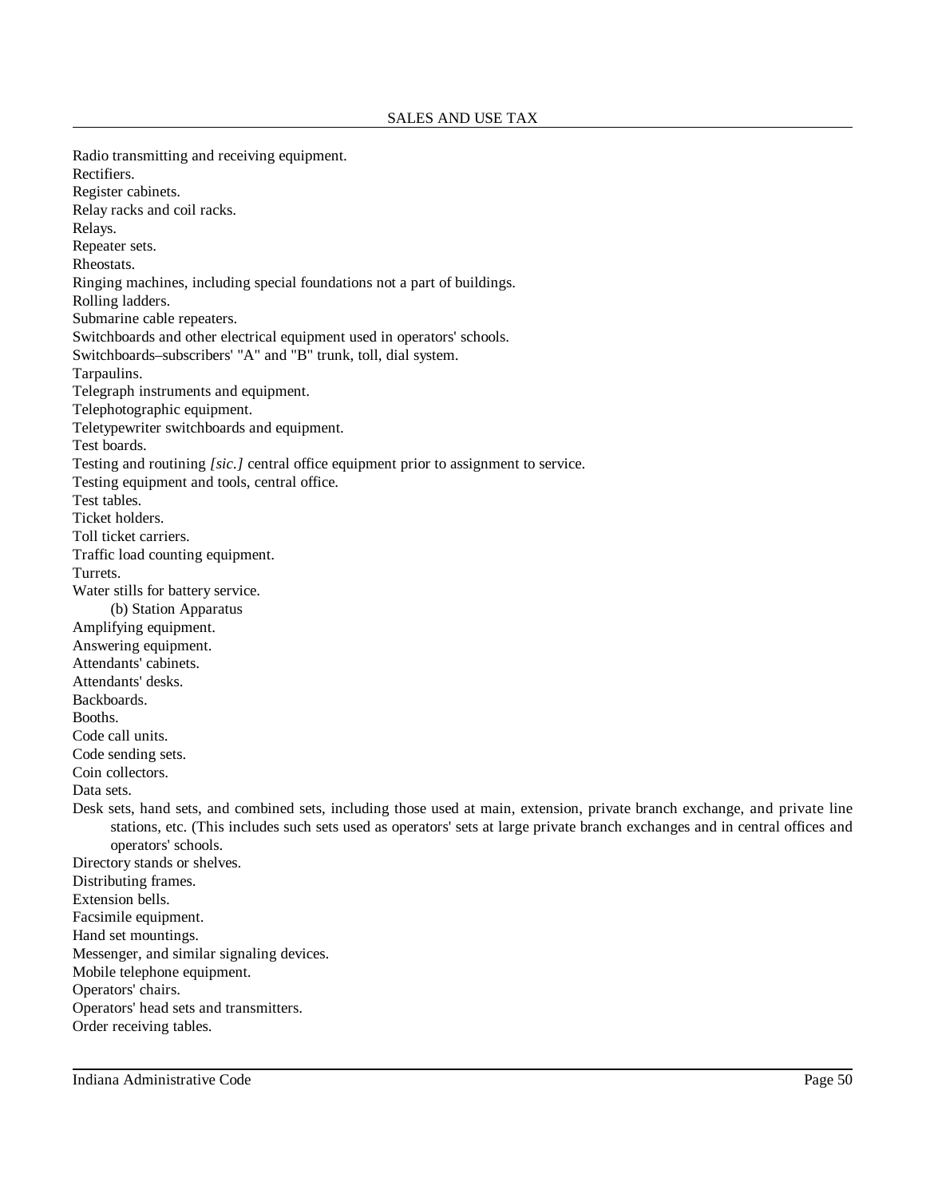Radio transmitting and receiving equipment.
Rectifiers.
Register cabinets.
Relay racks and coil racks.
Relays.
Repeater sets.
Rheostats.
Ringing machines, including special foundations not a part of buildings.
Rolling ladders.
Submarine cable repeaters.
Switchboards and other electrical equipment used in operators' schools.
Switchboards–subscribers' "A" and "B" trunk, toll, dial system.
Tarpaulins.
Telegraph instruments and equipment.
Telephotographic equipment.
Teletypewriter switchboards and equipment.
Test boards.
Testing and routining *[sic.]* central office equipment prior to assignment to service.
Testing equipment and tools, central office.
Test tables.
Ticket holders.
Toll ticket carriers.
Traffic load counting equipment.
Turrets.
Water stills for battery service.

(b) Station Apparatus

Amplifying equipment.
Answering equipment.
Attendants' cabinets.
Attendants' desks.
Backboards.
Booths.
Code call units.
Code sending sets.
Coin collectors.
Data sets.
Desk sets, hand sets, and combined sets, including those used at main, extension, private branch exchange, and private line stations, etc. (This includes such sets used as operators' sets at large private branch exchanges and in central offices and operators' schools.
Directory stands or shelves.
Distributing frames.
Extension bells.
Facsimile equipment.
Hand set mountings.
Messenger, and similar signaling devices.
Mobile telephone equipment.
Operators' chairs.
Operators' head sets and transmitters.
Order receiving tables.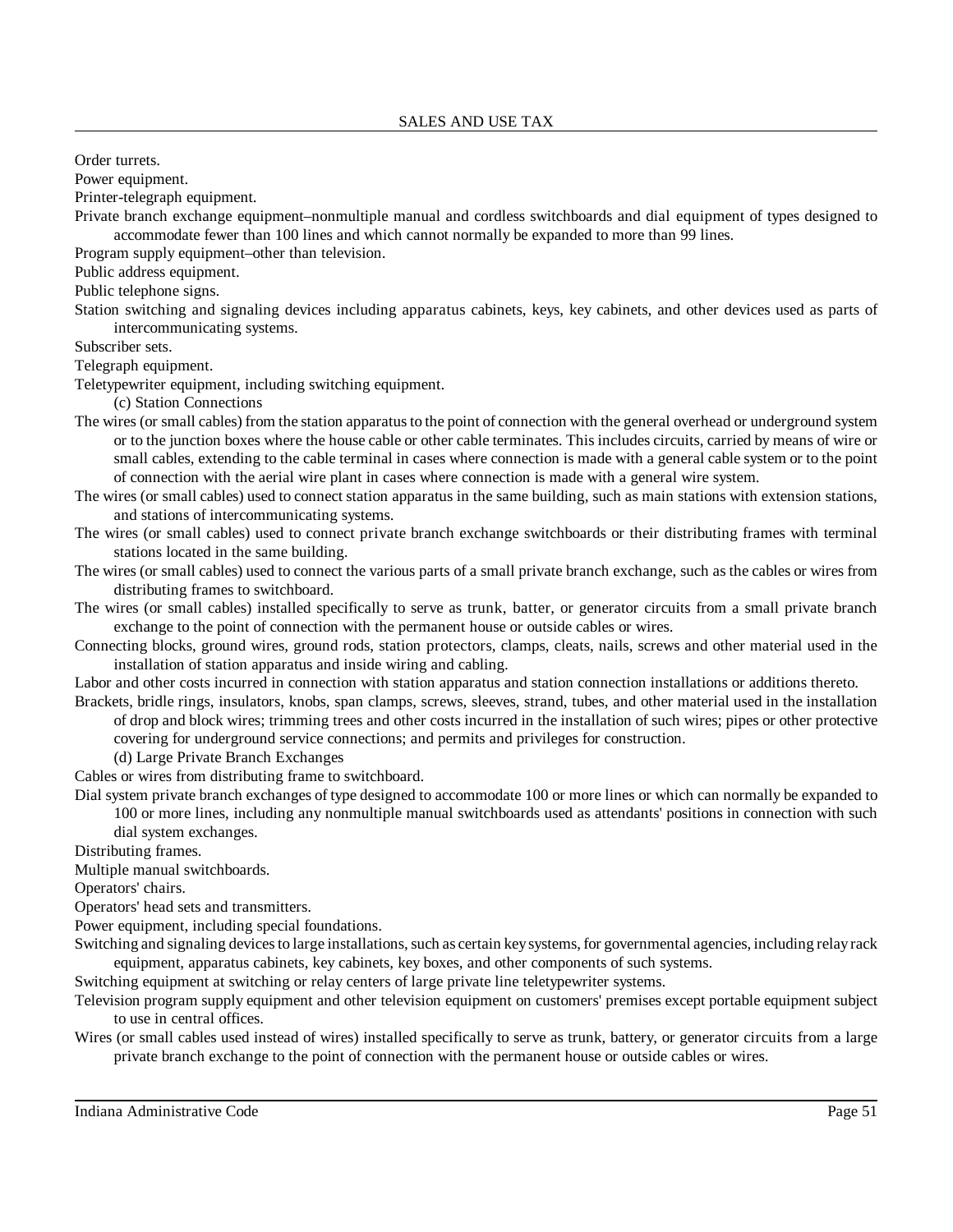Order turrets.

Power equipment.

Printer-telegraph equipment.

Private branch exchange equipment–nonmultiple manual and cordless switchboards and dial equipment of types designed to accommodate fewer than 100 lines and which cannot normally be expanded to more than 99 lines.

Program supply equipment–other than television.

Public address equipment.

Public telephone signs.

Station switching and signaling devices including apparatus cabinets, keys, key cabinets, and other devices used as parts of intercommunicating systems.

Subscriber sets.

Telegraph equipment.

Teletypewriter equipment, including switching equipment.

(c) Station Connections

The wires (or small cables) from the station apparatus to the point of connection with the general overhead or underground system or to the junction boxes where the house cable or other cable terminates. This includes circuits, carried by means of wire or small cables, extending to the cable terminal in cases where connection is made with a general cable system or to the point of connection with the aerial wire plant in cases where connection is made with a general wire system.

The wires (or small cables) used to connect station apparatus in the same building, such as main stations with extension stations, and stations of intercommunicating systems.

The wires (or small cables) used to connect private branch exchange switchboards or their distributing frames with terminal stations located in the same building.

The wires (or small cables) used to connect the various parts of a small private branch exchange, such as the cables or wires from distributing frames to switchboard.

The wires (or small cables) installed specifically to serve as trunk, batter, or generator circuits from a small private branch exchange to the point of connection with the permanent house or outside cables or wires.

Connecting blocks, ground wires, ground rods, station protectors, clamps, cleats, nails, screws and other material used in the installation of station apparatus and inside wiring and cabling.

Labor and other costs incurred in connection with station apparatus and station connection installations or additions thereto.

Brackets, bridle rings, insulators, knobs, span clamps, screws, sleeves, strand, tubes, and other material used in the installation of drop and block wires; trimming trees and other costs incurred in the installation of such wires; pipes or other protective covering for underground service connections; and permits and privileges for construction.

(d) Large Private Branch Exchanges

Cables or wires from distributing frame to switchboard.

Dial system private branch exchanges of type designed to accommodate 100 or more lines or which can normally be expanded to 100 or more lines, including any nonmultiple manual switchboards used as attendants' positions in connection with such dial system exchanges.

Distributing frames.

Multiple manual switchboards.

Operators' chairs.

Operators' head sets and transmitters.

Power equipment, including special foundations.

Switching and signaling devices to large installations, such as certain key systems, for governmental agencies, including relay rack equipment, apparatus cabinets, key cabinets, key boxes, and other components of such systems.

Switching equipment at switching or relay centers of large private line teletypewriter systems.

Television program supply equipment and other television equipment on customers' premises except portable equipment subject to use in central offices.

Wires (or small cables used instead of wires) installed specifically to serve as trunk, battery, or generator circuits from a large private branch exchange to the point of connection with the permanent house or outside cables or wires.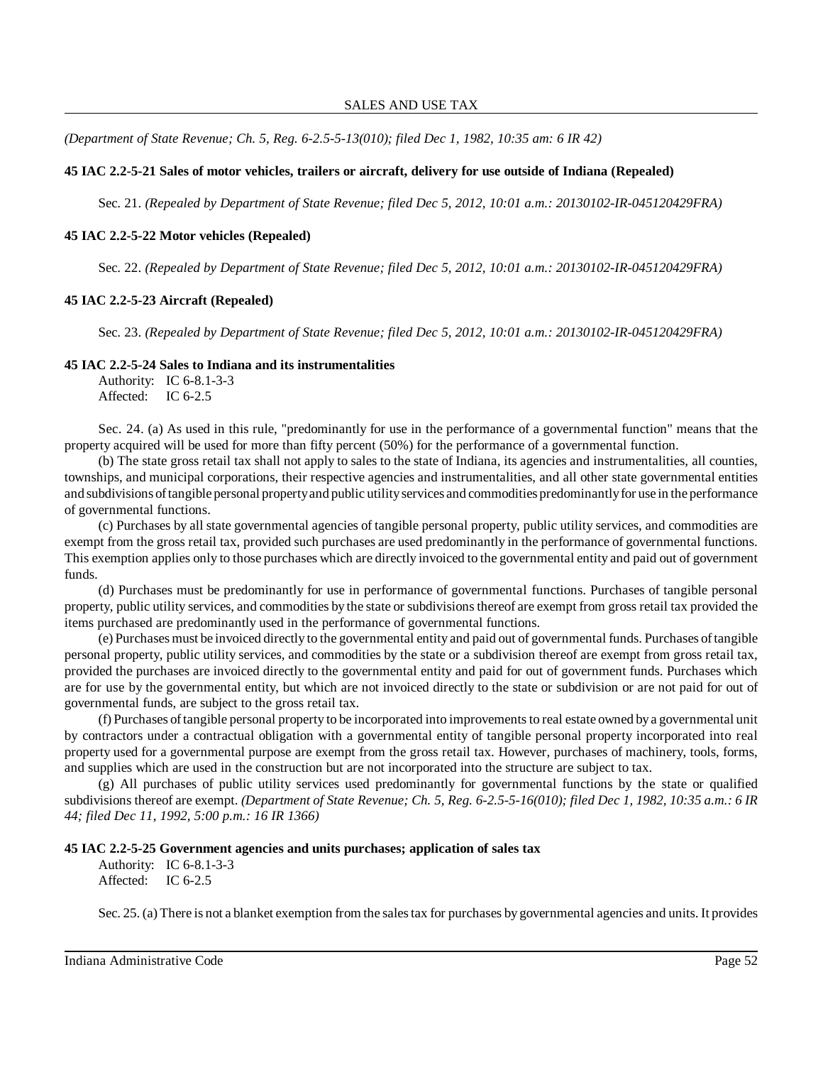*(Department of State Revenue; Ch. 5, Reg. 6-2.5-5-13(010); filed Dec 1, 1982, 10:35 am: 6 IR 42)*

**45 IAC 2.2-5-21 Sales of motor vehicles, trailers or aircraft, delivery for use outside of Indiana (Repealed)**

Sec. 21. *(Repealed by Department of State Revenue; filed Dec 5, 2012, 10:01 a.m.: 20130102-IR-045120429FRA)*

**45 IAC 2.2-5-22 Motor vehicles (Repealed)**

Sec. 22. *(Repealed by Department of State Revenue; filed Dec 5, 2012, 10:01 a.m.: 20130102-IR-045120429FRA)*

**45 IAC 2.2-5-23 Aircraft (Repealed)**

Sec. 23. *(Repealed by Department of State Revenue; filed Dec 5, 2012, 10:01 a.m.: 20130102-IR-045120429FRA)*

**45 IAC 2.2-5-24 Sales to Indiana and its instrumentalities**

Authority: IC 6-8.1-3-3
Affected: IC 6-2.5

Sec. 24. (a) As used in this rule, "predominantly for use in the performance of a governmental function" means that the property acquired will be used for more than fifty percent (50%) for the performance of a governmental function.

(b) The state gross retail tax shall not apply to sales to the state of Indiana, its agencies and instrumentalities, all counties, townships, and municipal corporations, their respective agencies and instrumentalities, and all other state governmental entities and subdivisions of tangible personal property and public utility services and commodities predominantly for use in the performance of governmental functions.

(c) Purchases by all state governmental agencies of tangible personal property, public utility services, and commodities are exempt from the gross retail tax, provided such purchases are used predominantly in the performance of governmental functions. This exemption applies only to those purchases which are directly invoiced to the governmental entity and paid out of government funds.

(d) Purchases must be predominantly for use in performance of governmental functions. Purchases of tangible personal property, public utility services, and commodities by the state or subdivisions thereof are exempt from gross retail tax provided the items purchased are predominantly used in the performance of governmental functions.

(e) Purchases must be invoiced directly to the governmental entity and paid out of governmental funds. Purchases of tangible personal property, public utility services, and commodities by the state or a subdivision thereof are exempt from gross retail tax, provided the purchases are invoiced directly to the governmental entity and paid for out of government funds. Purchases which are for use by the governmental entity, but which are not invoiced directly to the state or subdivision or are not paid for out of governmental funds, are subject to the gross retail tax.

(f) Purchases of tangible personal property to be incorporated into improvements to real estate owned by a governmental unit by contractors under a contractual obligation with a governmental entity of tangible personal property incorporated into real property used for a governmental purpose are exempt from the gross retail tax. However, purchases of machinery, tools, forms, and supplies which are used in the construction but are not incorporated into the structure are subject to tax.

(g) All purchases of public utility services used predominantly for governmental functions by the state or qualified subdivisions thereof are exempt. *(Department of State Revenue; Ch. 5, Reg. 6-2.5-5-16(010); filed Dec 1, 1982, 10:35 a.m.: 6 IR 44; filed Dec 11, 1992, 5:00 p.m.: 16 IR 1366)*

**45 IAC 2.2-5-25 Government agencies and units purchases; application of sales tax**

Authority: IC 6-8.1-3-3
Affected: IC 6-2.5

Sec. 25. (a) There is not a blanket exemption from the sales tax for purchases by governmental agencies and units. It provides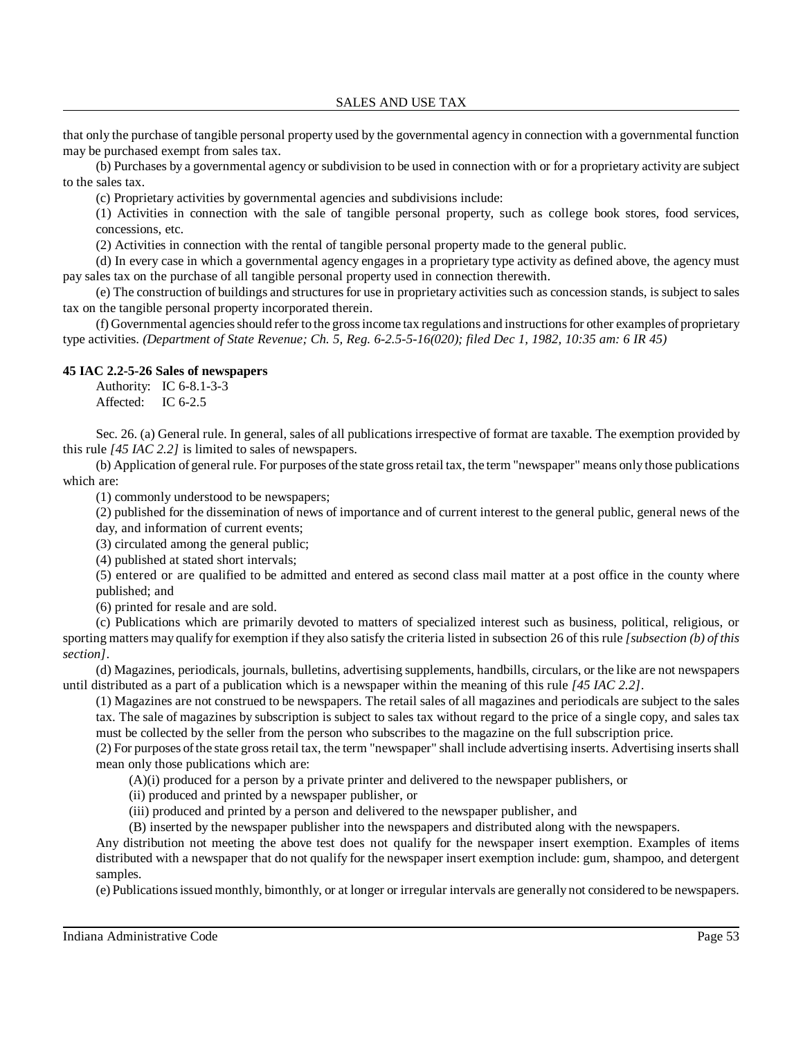that only the purchase of tangible personal property used by the governmental agency in connection with a governmental function may be purchased exempt from sales tax.

(b) Purchases by a governmental agency or subdivision to be used in connection with or for a proprietary activity are subject to the sales tax.

(c) Proprietary activities by governmental agencies and subdivisions include:

(1) Activities in connection with the sale of tangible personal property, such as college book stores, food services, concessions, etc.

(2) Activities in connection with the rental of tangible personal property made to the general public.

(d) In every case in which a governmental agency engages in a proprietary type activity as defined above, the agency must pay sales tax on the purchase of all tangible personal property used in connection therewith.

(e) The construction of buildings and structures for use in proprietary activities such as concession stands, is subject to sales tax on the tangible personal property incorporated therein.

(f) Governmental agencies should refer to the gross income tax regulations and instructions for other examples of proprietary type activities. *(Department of State Revenue; Ch. 5, Reg. 6-2.5-5-16(020); filed Dec 1, 1982, 10:35 am: 6 IR 45)*

**45 IAC 2.2-5-26 Sales of newspapers**

Authority: IC 6-8.1-3-3
Affected: IC 6-2.5

Sec. 26. (a) General rule. In general, sales of all publications irrespective of format are taxable. The exemption provided by this rule *[45 IAC 2.2]* is limited to sales of newspapers.

(b) Application of general rule. For purposes of the state gross retail tax, the term "newspaper" means only those publications which are:

(1) commonly understood to be newspapers;

(2) published for the dissemination of news of importance and of current interest to the general public, general news of the day, and information of current events;

(3) circulated among the general public;

(4) published at stated short intervals;

(5) entered or are qualified to be admitted and entered as second class mail matter at a post office in the county where published; and

(6) printed for resale and are sold.

(c) Publications which are primarily devoted to matters of specialized interest such as business, political, religious, or sporting matters may qualify for exemption if they also satisfy the criteria listed in subsection 26 of this rule *[subsection (b) of this section]*.

(d) Magazines, periodicals, journals, bulletins, advertising supplements, handbills, circulars, or the like are not newspapers until distributed as a part of a publication which is a newspaper within the meaning of this rule *[45 IAC 2.2]*.

(1) Magazines are not construed to be newspapers. The retail sales of all magazines and periodicals are subject to the sales tax. The sale of magazines by subscription is subject to sales tax without regard to the price of a single copy, and sales tax must be collected by the seller from the person who subscribes to the magazine on the full subscription price.

(2) For purposes of the state gross retail tax, the term "newspaper" shall include advertising inserts. Advertising inserts shall mean only those publications which are:

(A)(i) produced for a person by a private printer and delivered to the newspaper publishers, or

(ii) produced and printed by a newspaper publisher, or

(iii) produced and printed by a person and delivered to the newspaper publisher, and

(B) inserted by the newspaper publisher into the newspapers and distributed along with the newspapers.

Any distribution not meeting the above test does not qualify for the newspaper insert exemption. Examples of items distributed with a newspaper that do not qualify for the newspaper insert exemption include: gum, shampoo, and detergent samples.

(e) Publications issued monthly, bimonthly, or at longer or irregular intervals are generally not considered to be newspapers.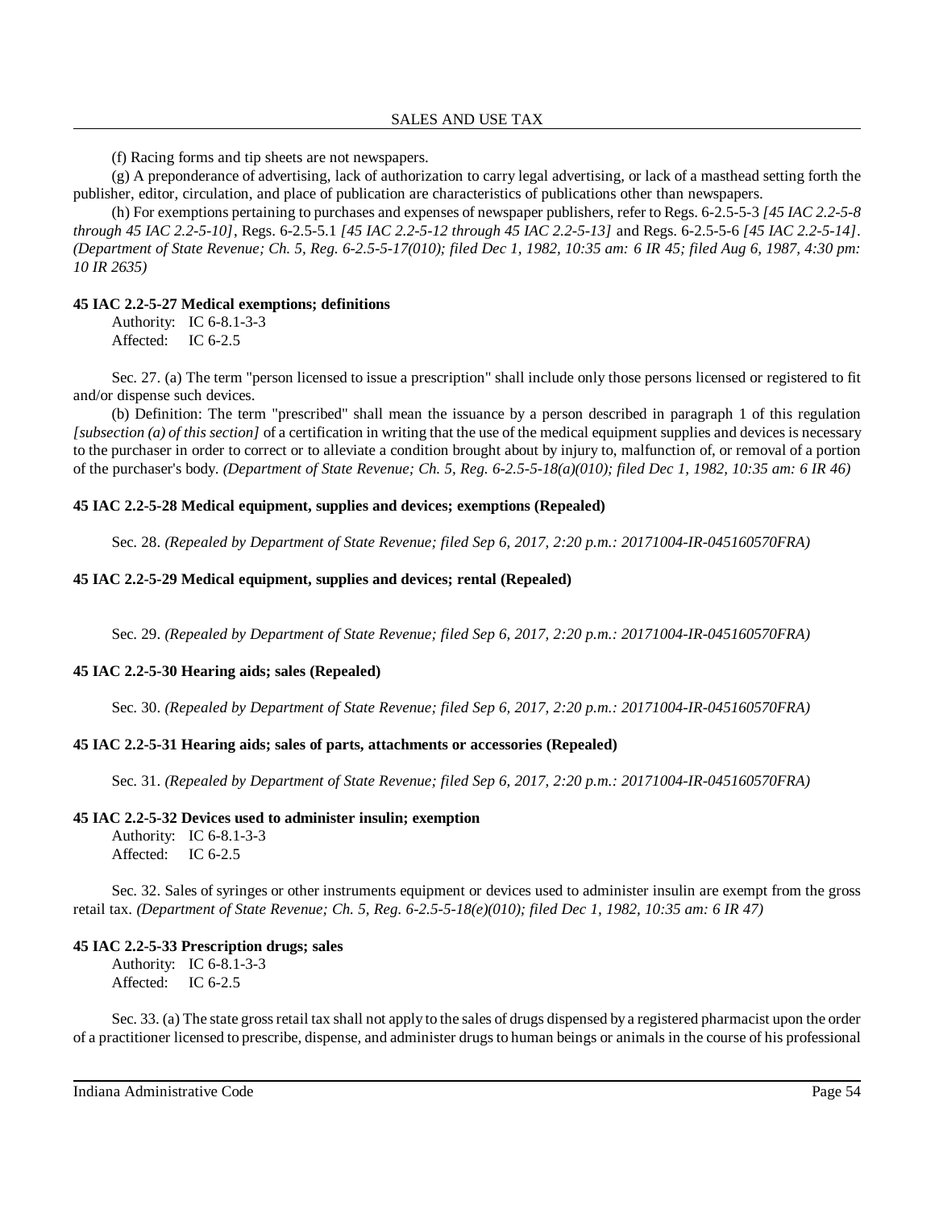(f) Racing forms and tip sheets are not newspapers.

(g) A preponderance of advertising, lack of authorization to carry legal advertising, or lack of a masthead setting forth the publisher, editor, circulation, and place of publication are characteristics of publications other than newspapers.

(h) For exemptions pertaining to purchases and expenses of newspaper publishers, refer to Regs. 6-2.5-5-3 *[45 IAC 2.2-5-8 through 45 IAC 2.2-5-10]*, Regs. 6-2.5-5.1 *[45 IAC 2.2-5-12 through 45 IAC 2.2-5-13]* and Regs. 6-2.5-5-6 *[45 IAC 2.2-5-14]*. *(Department of State Revenue; Ch. 5, Reg. 6-2.5-5-17(010); filed Dec 1, 1982, 10:35 am: 6 IR 45; filed Aug 6, 1987, 4:30 pm: 10 IR 2635)*

**45 IAC 2.2-5-27 Medical exemptions; definitions**

Authority: IC 6-8.1-3-3
Affected: IC 6-2.5

Sec. 27. (a) The term "person licensed to issue a prescription" shall include only those persons licensed or registered to fit and/or dispense such devices.

(b) Definition: The term "prescribed" shall mean the issuance by a person described in paragraph 1 of this regulation *[subsection (a) of this section]* of a certification in writing that the use of the medical equipment supplies and devices is necessary to the purchaser in order to correct or to alleviate a condition brought about by injury to, malfunction of, or removal of a portion of the purchaser's body. *(Department of State Revenue; Ch. 5, Reg. 6-2.5-5-18(a)(010); filed Dec 1, 1982, 10:35 am: 6 IR 46)*

**45 IAC 2.2-5-28 Medical equipment, supplies and devices; exemptions (Repealed)**

Sec. 28. *(Repealed by Department of State Revenue; filed Sep 6, 2017, 2:20 p.m.: 20171004-IR-045160570FRA)*

**45 IAC 2.2-5-29 Medical equipment, supplies and devices; rental (Repealed)**

Sec. 29. *(Repealed by Department of State Revenue; filed Sep 6, 2017, 2:20 p.m.: 20171004-IR-045160570FRA)*

**45 IAC 2.2-5-30 Hearing aids; sales (Repealed)**

Sec. 30. *(Repealed by Department of State Revenue; filed Sep 6, 2017, 2:20 p.m.: 20171004-IR-045160570FRA)*

**45 IAC 2.2-5-31 Hearing aids; sales of parts, attachments or accessories (Repealed)**

Sec. 31. *(Repealed by Department of State Revenue; filed Sep 6, 2017, 2:20 p.m.: 20171004-IR-045160570FRA)*

**45 IAC 2.2-5-32 Devices used to administer insulin; exemption**

Authority: IC 6-8.1-3-3
Affected: IC 6-2.5

Sec. 32. Sales of syringes or other instruments equipment or devices used to administer insulin are exempt from the gross retail tax. *(Department of State Revenue; Ch. 5, Reg. 6-2.5-5-18(e)(010); filed Dec 1, 1982, 10:35 am: 6 IR 47)*

**45 IAC 2.2-5-33 Prescription drugs; sales**

Authority: IC 6-8.1-3-3
Affected: IC 6-2.5

Sec. 33. (a) The state gross retail tax shall not apply to the sales of drugs dispensed by a registered pharmacist upon the order of a practitioner licensed to prescribe, dispense, and administer drugs to human beings or animals in the course of his professional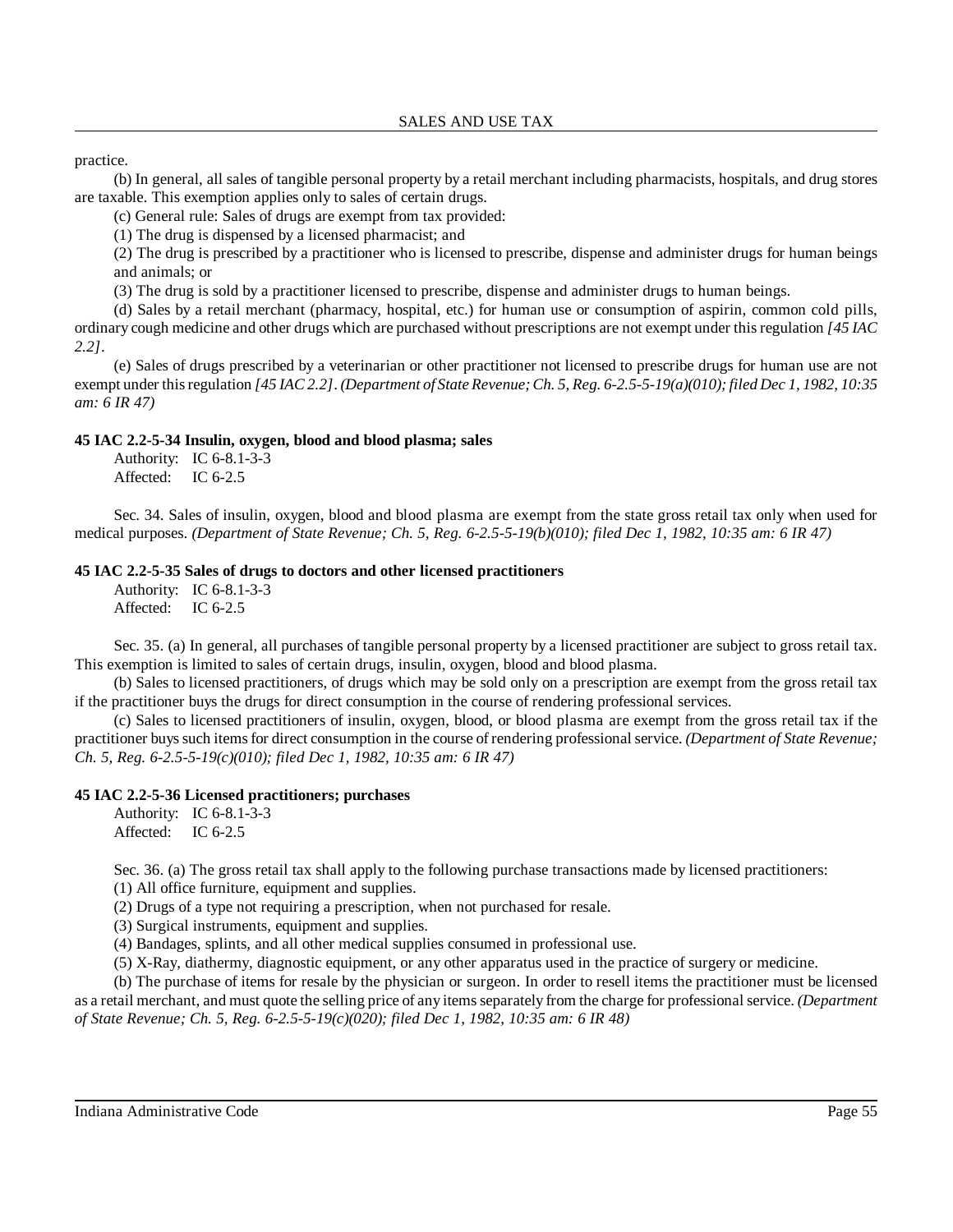practice.

(b) In general, all sales of tangible personal property by a retail merchant including pharmacists, hospitals, and drug stores are taxable. This exemption applies only to sales of certain drugs.

(c) General rule: Sales of drugs are exempt from tax provided:

(1) The drug is dispensed by a licensed pharmacist; and

(2) The drug is prescribed by a practitioner who is licensed to prescribe, dispense and administer drugs for human beings and animals; or

(3) The drug is sold by a practitioner licensed to prescribe, dispense and administer drugs to human beings.

(d) Sales by a retail merchant (pharmacy, hospital, etc.) for human use or consumption of aspirin, common cold pills, ordinary cough medicine and other drugs which are purchased without prescriptions are not exempt under this regulation *[45 IAC 2.2]*.

(e) Sales of drugs prescribed by a veterinarian or other practitioner not licensed to prescribe drugs for human use are not exempt under this regulation *[45 IAC 2.2]*. *(Department of State Revenue; Ch. 5, Reg. 6-2.5-5-19(a)(010); filed Dec 1, 1982, 10:35 am: 6 IR 47)*

**45 IAC 2.2-5-34 Insulin, oxygen, blood and blood plasma; sales**

Authority: IC 6-8.1-3-3
Affected: IC 6-2.5

Sec. 34. Sales of insulin, oxygen, blood and blood plasma are exempt from the state gross retail tax only when used for medical purposes. *(Department of State Revenue; Ch. 5, Reg. 6-2.5-5-19(b)(010); filed Dec 1, 1982, 10:35 am: 6 IR 47)*

**45 IAC 2.2-5-35 Sales of drugs to doctors and other licensed practitioners**

Authority: IC 6-8.1-3-3
Affected: IC 6-2.5

Sec. 35. (a) In general, all purchases of tangible personal property by a licensed practitioner are subject to gross retail tax. This exemption is limited to sales of certain drugs, insulin, oxygen, blood and blood plasma.

(b) Sales to licensed practitioners, of drugs which may be sold only on a prescription are exempt from the gross retail tax if the practitioner buys the drugs for direct consumption in the course of rendering professional services.

(c) Sales to licensed practitioners of insulin, oxygen, blood, or blood plasma are exempt from the gross retail tax if the practitioner buys such items for direct consumption in the course of rendering professional service. *(Department of State Revenue; Ch. 5, Reg. 6-2.5-5-19(c)(010); filed Dec 1, 1982, 10:35 am: 6 IR 47)*

**45 IAC 2.2-5-36 Licensed practitioners; purchases**

Authority: IC 6-8.1-3-3
Affected: IC 6-2.5

Sec. 36. (a) The gross retail tax shall apply to the following purchase transactions made by licensed practitioners:

(1) All office furniture, equipment and supplies.

(2) Drugs of a type not requiring a prescription, when not purchased for resale.

(3) Surgical instruments, equipment and supplies.

(4) Bandages, splints, and all other medical supplies consumed in professional use.

(5) X-Ray, diathermy, diagnostic equipment, or any other apparatus used in the practice of surgery or medicine.

(b) The purchase of items for resale by the physician or surgeon. In order to resell items the practitioner must be licensed as a retail merchant, and must quote the selling price of any items separately from the charge for professional service. *(Department of State Revenue; Ch. 5, Reg. 6-2.5-5-19(c)(020); filed Dec 1, 1982, 10:35 am: 6 IR 48)*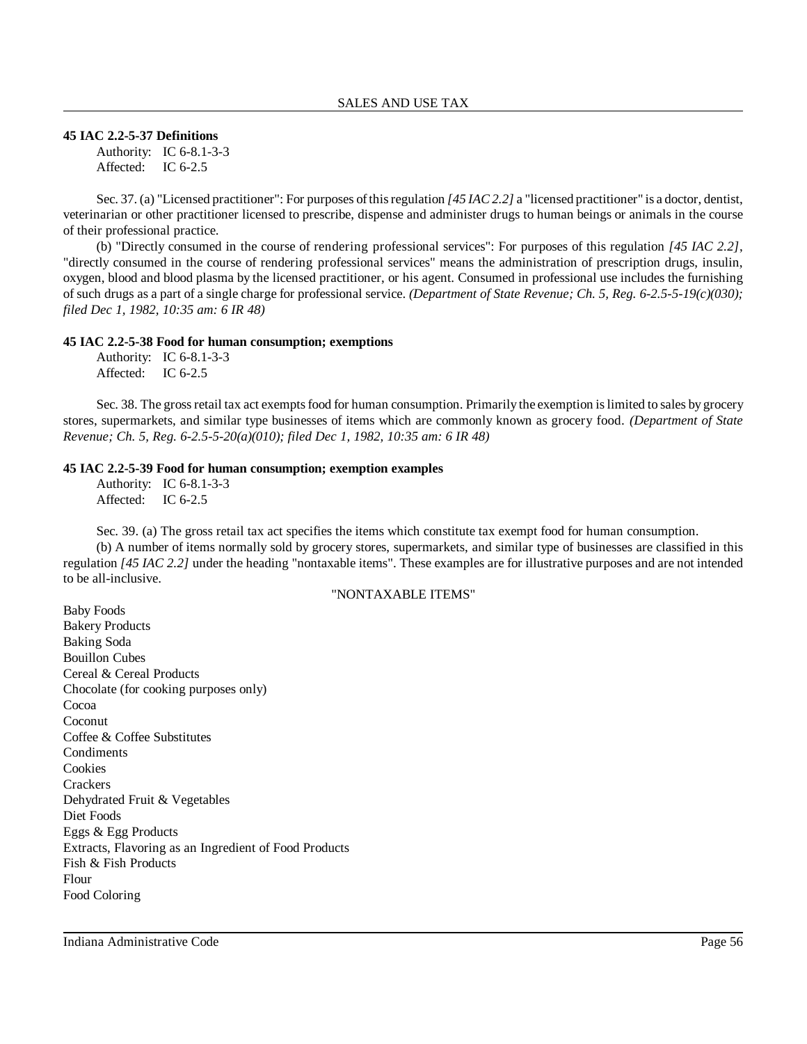### 45 IAC 2.2-5-37 Definitions

Authority: IC 6-8.1-3-3
Affected: IC 6-2.5

Sec. 37. (a) "Licensed practitioner": For purposes of this regulation *[45 IAC 2.2]* a "licensed practitioner" is a doctor, dentist, veterinarian or other practitioner licensed to prescribe, dispense and administer drugs to human beings or animals in the course of their professional practice.

(b) "Directly consumed in the course of rendering professional services": For purposes of this regulation *[45 IAC 2.2]*, "directly consumed in the course of rendering professional services" means the administration of prescription drugs, insulin, oxygen, blood and blood plasma by the licensed practitioner, or his agent. Consumed in professional use includes the furnishing of such drugs as a part of a single charge for professional service. *(Department of State Revenue; Ch. 5, Reg. 6-2.5-5-19(c)(030); filed Dec 1, 1982, 10:35 am: 6 IR 48)*

### 45 IAC 2.2-5-38 Food for human consumption; exemptions

Authority: IC 6-8.1-3-3
Affected: IC 6-2.5

Sec. 38. The gross retail tax act exempts food for human consumption. Primarily the exemption is limited to sales by grocery stores, supermarkets, and similar type businesses of items which are commonly known as grocery food. *(Department of State Revenue; Ch. 5, Reg. 6-2.5-5-20(a)(010); filed Dec 1, 1982, 10:35 am: 6 IR 48)*

### 45 IAC 2.2-5-39 Food for human consumption; exemption examples

Authority: IC 6-8.1-3-3
Affected: IC 6-2.5

Sec. 39. (a) The gross retail tax act specifies the items which constitute tax exempt food for human consumption.

(b) A number of items normally sold by grocery stores, supermarkets, and similar type of businesses are classified in this regulation *[45 IAC 2.2]* under the heading "nontaxable items". These examples are for illustrative purposes and are not intended to be all-inclusive.

"NONTAXABLE ITEMS"

Baby Foods
Bakery Products
Baking Soda
Bouillon Cubes
Cereal & Cereal Products
Chocolate (for cooking purposes only)
Cocoa
Coconut
Coffee & Coffee Substitutes
Condiments
Cookies
Crackers
Dehydrated Fruit & Vegetables
Diet Foods
Eggs & Egg Products
Extracts, Flavoring as an Ingredient of Food Products
Fish & Fish Products
Flour
Food Coloring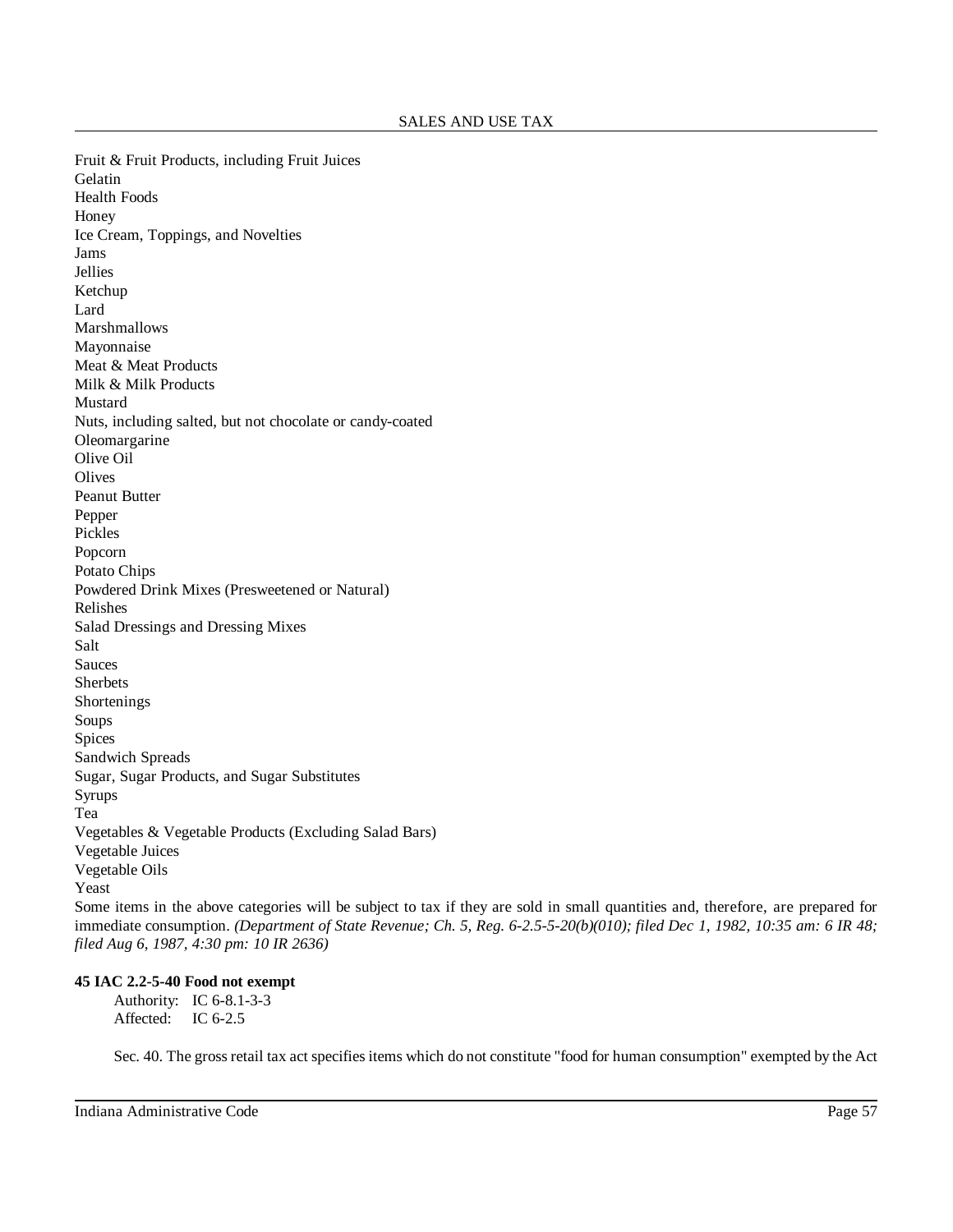Fruit & Fruit Products, including Fruit Juices
Gelatin
Health Foods
Honey
Ice Cream, Toppings, and Novelties
Jams
Jellies
Ketchup
Lard
Marshmallows
Mayonnaise
Meat & Meat Products
Milk & Milk Products
Mustard
Nuts, including salted, but not chocolate or candy-coated
Oleomargarine
Olive Oil
Olives
Peanut Butter
Pepper
Pickles
Popcorn
Potato Chips
Powdered Drink Mixes (Presweetened or Natural)
Relishes
Salad Dressings and Dressing Mixes
Salt
Sauces
Sherbets
Shortenings
Soups
Spices
Sandwich Spreads
Sugar, Sugar Products, and Sugar Substitutes
Syrups
Tea
Vegetables & Vegetable Products (Excluding Salad Bars)
Vegetable Juices
Vegetable Oils
Yeast

Some items in the above categories will be subject to tax if they are sold in small quantities and, therefore, are prepared for immediate consumption. *(Department of State Revenue; Ch. 5, Reg. 6-2.5-5-20(b)(010); filed Dec 1, 1982, 10:35 am: 6 IR 48; filed Aug 6, 1987, 4:30 pm: 10 IR 2636)*

**45 IAC 2.2-5-40 Food not exempt**

Authority: IC 6-8.1-3-3
Affected: IC 6-2.5

Sec. 40. The gross retail tax act specifies items which do not constitute "food for human consumption" exempted by the Act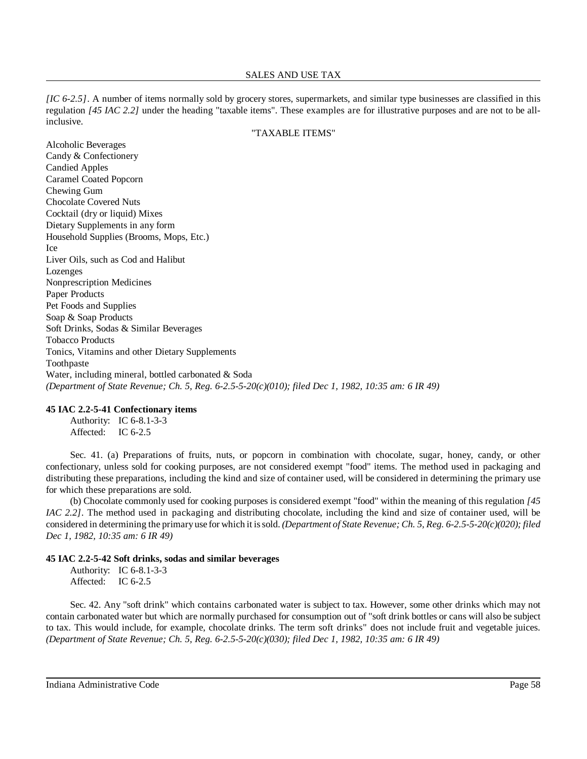*[IC 6-2.5]*. A number of items normally sold by grocery stores, supermarkets, and similar type businesses are classified in this regulation *[45 IAC 2.2]* under the heading "taxable items". These examples are for illustrative purposes and are not to be all-inclusive.

"TAXABLE ITEMS"

Alcoholic Beverages
Candy & Confectionery
Candied Apples
Caramel Coated Popcorn
Chewing Gum
Chocolate Covered Nuts
Cocktail (dry or liquid) Mixes
Dietary Supplements in any form
Household Supplies (Brooms, Mops, Etc.)
Ice
Liver Oils, such as Cod and Halibut
Lozenges
Nonprescription Medicines
Paper Products
Pet Foods and Supplies
Soap & Soap Products
Soft Drinks, Sodas & Similar Beverages
Tobacco Products
Tonics, Vitamins and other Dietary Supplements
Toothpaste
Water, including mineral, bottled carbonated & Soda
*(Department of State Revenue; Ch. 5, Reg. 6-2.5-5-20(c)(010); filed Dec 1, 1982, 10:35 am: 6 IR 49)*

**45 IAC 2.2-5-41 Confectionary items**

Authority: IC 6-8.1-3-3
Affected: IC 6-2.5

Sec. 41. (a) Preparations of fruits, nuts, or popcorn in combination with chocolate, sugar, honey, candy, or other confectionary, unless sold for cooking purposes, are not considered exempt "food" items. The method used in packaging and distributing these preparations, including the kind and size of container used, will be considered in determining the primary use for which these preparations are sold.

(b) Chocolate commonly used for cooking purposes is considered exempt "food" within the meaning of this regulation *[45 IAC 2.2]*. The method used in packaging and distributing chocolate, including the kind and size of container used, will be considered in determining the primary use for which it is sold. *(Department of State Revenue; Ch. 5, Reg. 6-2.5-5-20(c)(020); filed Dec 1, 1982, 10:35 am: 6 IR 49)*

**45 IAC 2.2-5-42 Soft drinks, sodas and similar beverages**

Authority: IC 6-8.1-3-3
Affected: IC 6-2.5

Sec. 42. Any "soft drink" which contains carbonated water is subject to tax. However, some other drinks which may not contain carbonated water but which are normally purchased for consumption out of "soft drink bottles or cans will also be subject to tax. This would include, for example, chocolate drinks. The term soft drinks" does not include fruit and vegetable juices. *(Department of State Revenue; Ch. 5, Reg. 6-2.5-5-20(c)(030); filed Dec 1, 1982, 10:35 am: 6 IR 49)*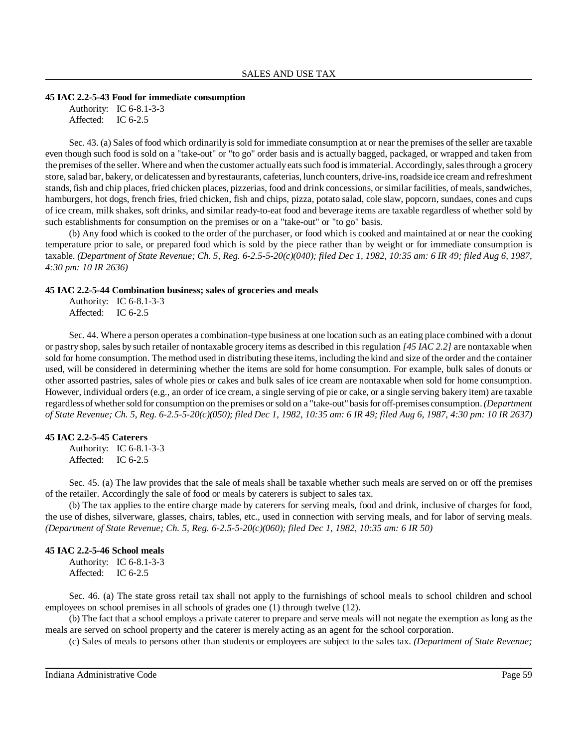### 45 IAC 2.2-5-43 Food for immediate consumption

Authority: IC 6-8.1-3-3
Affected: IC 6-2.5

Sec. 43. (a) Sales of food which ordinarily is sold for immediate consumption at or near the premises of the seller are taxable even though such food is sold on a "take-out" or "to go" order basis and is actually bagged, packaged, or wrapped and taken from the premises of the seller. Where and when the customer actually eats such food is immaterial. Accordingly, sales through a grocery store, salad bar, bakery, or delicatessen and by restaurants, cafeterias, lunch counters, drive-ins, roadside ice cream and refreshment stands, fish and chip places, fried chicken places, pizzerias, food and drink concessions, or similar facilities, of meals, sandwiches, hamburgers, hot dogs, french fries, fried chicken, fish and chips, pizza, potato salad, cole slaw, popcorn, sundaes, cones and cups of ice cream, milk shakes, soft drinks, and similar ready-to-eat food and beverage items are taxable regardless of whether sold by such establishments for consumption on the premises or on a "take-out" or "to go" basis.

(b) Any food which is cooked to the order of the purchaser, or food which is cooked and maintained at or near the cooking temperature prior to sale, or prepared food which is sold by the piece rather than by weight or for immediate consumption is taxable. *(Department of State Revenue; Ch. 5, Reg. 6-2.5-5-20(c)(040); filed Dec 1, 1982, 10:35 am: 6 IR 49; filed Aug 6, 1987, 4:30 pm: 10 IR 2636)*

### 45 IAC 2.2-5-44 Combination business; sales of groceries and meals

Authority: IC 6-8.1-3-3
Affected: IC 6-2.5

Sec. 44. Where a person operates a combination-type business at one location such as an eating place combined with a donut or pastry shop, sales by such retailer of nontaxable grocery items as described in this regulation *[45 IAC 2.2]* are nontaxable when sold for home consumption. The method used in distributing these items, including the kind and size of the order and the container used, will be considered in determining whether the items are sold for home consumption. For example, bulk sales of donuts or other assorted pastries, sales of whole pies or cakes and bulk sales of ice cream are nontaxable when sold for home consumption. However, individual orders (e.g., an order of ice cream, a single serving of pie or cake, or a single serving bakery item) are taxable regardless of whether sold for consumption on the premises or sold on a "take-out" basis for off-premises consumption. *(Department of State Revenue; Ch. 5, Reg. 6-2.5-5-20(c)(050); filed Dec 1, 1982, 10:35 am: 6 IR 49; filed Aug 6, 1987, 4:30 pm: 10 IR 2637)*

### 45 IAC 2.2-5-45 Caterers

Authority: IC 6-8.1-3-3
Affected: IC 6-2.5

Sec. 45. (a) The law provides that the sale of meals shall be taxable whether such meals are served on or off the premises of the retailer. Accordingly the sale of food or meals by caterers is subject to sales tax.

(b) The tax applies to the entire charge made by caterers for serving meals, food and drink, inclusive of charges for food, the use of dishes, silverware, glasses, chairs, tables, etc., used in connection with serving meals, and for labor of serving meals. *(Department of State Revenue; Ch. 5, Reg. 6-2.5-5-20(c)(060); filed Dec 1, 1982, 10:35 am: 6 IR 50)*

### 45 IAC 2.2-5-46 School meals

Authority: IC 6-8.1-3-3
Affected: IC 6-2.5

Sec. 46. (a) The state gross retail tax shall not apply to the furnishings of school meals to school children and school employees on school premises in all schools of grades one (1) through twelve (12).

(b) The fact that a school employs a private caterer to prepare and serve meals will not negate the exemption as long as the meals are served on school property and the caterer is merely acting as an agent for the school corporation.

(c) Sales of meals to persons other than students or employees are subject to the sales tax. *(Department of State Revenue;*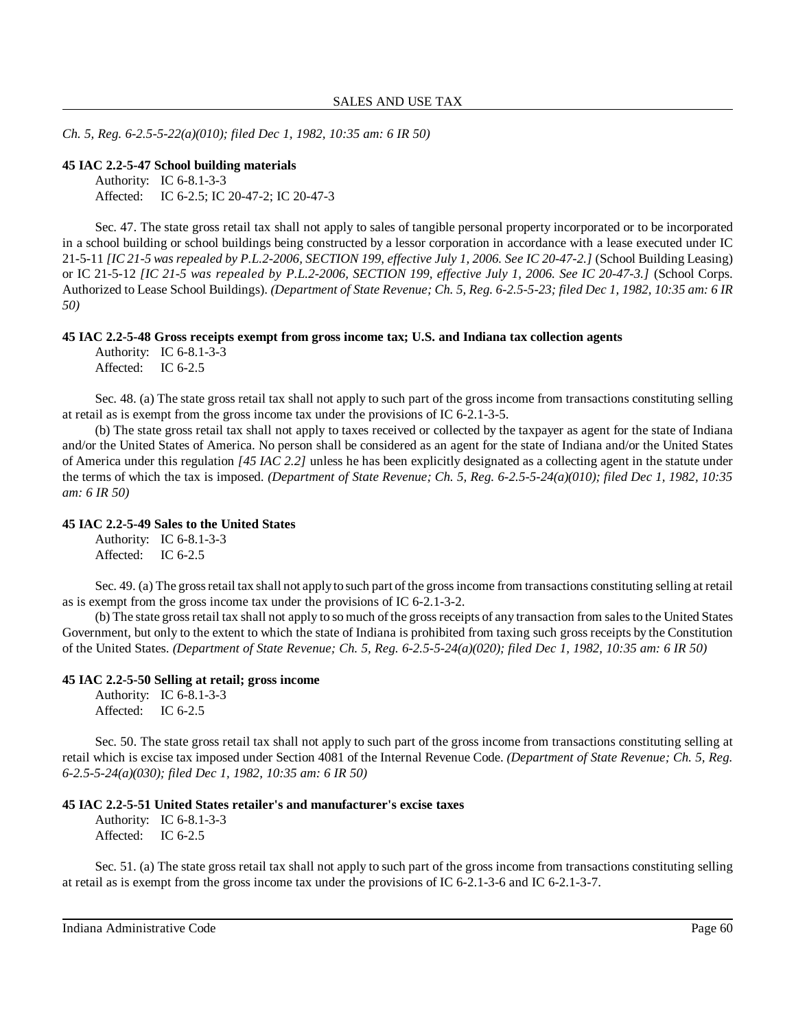*Ch. 5, Reg. 6-2.5-5-22(a)(010); filed Dec 1, 1982, 10:35 am: 6 IR 50)*

**45 IAC 2.2-5-47 School building materials**

Authority: IC 6-8.1-3-3
Affected: IC 6-2.5; IC 20-47-2; IC 20-47-3

Sec. 47. The state gross retail tax shall not apply to sales of tangible personal property incorporated or to be incorporated in a school building or school buildings being constructed by a lessor corporation in accordance with a lease executed under IC 21-5-11 *[IC 21-5 was repealed by P.L.2-2006, SECTION 199, effective July 1, 2006. See IC 20-47-2.]* (School Building Leasing) or IC 21-5-12 *[IC 21-5 was repealed by P.L.2-2006, SECTION 199, effective July 1, 2006. See IC 20-47-3.]* (School Corps. Authorized to Lease School Buildings). *(Department of State Revenue; Ch. 5, Reg. 6-2.5-5-23; filed Dec 1, 1982, 10:35 am: 6 IR 50)*

**45 IAC 2.2-5-48 Gross receipts exempt from gross income tax; U.S. and Indiana tax collection agents**

Authority: IC 6-8.1-3-3
Affected: IC 6-2.5

Sec. 48. (a) The state gross retail tax shall not apply to such part of the gross income from transactions constituting selling at retail as is exempt from the gross income tax under the provisions of IC 6-2.1-3-5.

(b) The state gross retail tax shall not apply to taxes received or collected by the taxpayer as agent for the state of Indiana and/or the United States of America. No person shall be considered as an agent for the state of Indiana and/or the United States of America under this regulation *[45 IAC 2.2]* unless he has been explicitly designated as a collecting agent in the statute under the terms of which the tax is imposed. *(Department of State Revenue; Ch. 5, Reg. 6-2.5-5-24(a)(010); filed Dec 1, 1982, 10:35 am: 6 IR 50)*

**45 IAC 2.2-5-49 Sales to the United States**

Authority: IC 6-8.1-3-3
Affected: IC 6-2.5

Sec. 49. (a) The gross retail tax shall not apply to such part of the gross income from transactions constituting selling at retail as is exempt from the gross income tax under the provisions of IC 6-2.1-3-2.

(b) The state gross retail tax shall not apply to so much of the gross receipts of any transaction from sales to the United States Government, but only to the extent to which the state of Indiana is prohibited from taxing such gross receipts by the Constitution of the United States. *(Department of State Revenue; Ch. 5, Reg. 6-2.5-5-24(a)(020); filed Dec 1, 1982, 10:35 am: 6 IR 50)*

**45 IAC 2.2-5-50 Selling at retail; gross income**

Authority: IC 6-8.1-3-3
Affected: IC 6-2.5

Sec. 50. The state gross retail tax shall not apply to such part of the gross income from transactions constituting selling at retail which is excise tax imposed under Section 4081 of the Internal Revenue Code. *(Department of State Revenue; Ch. 5, Reg. 6-2.5-5-24(a)(030); filed Dec 1, 1982, 10:35 am: 6 IR 50)*

**45 IAC 2.2-5-51 United States retailer's and manufacturer's excise taxes**

Authority: IC 6-8.1-3-3
Affected: IC 6-2.5

Sec. 51. (a) The state gross retail tax shall not apply to such part of the gross income from transactions constituting selling at retail as is exempt from the gross income tax under the provisions of IC 6-2.1-3-6 and IC 6-2.1-3-7.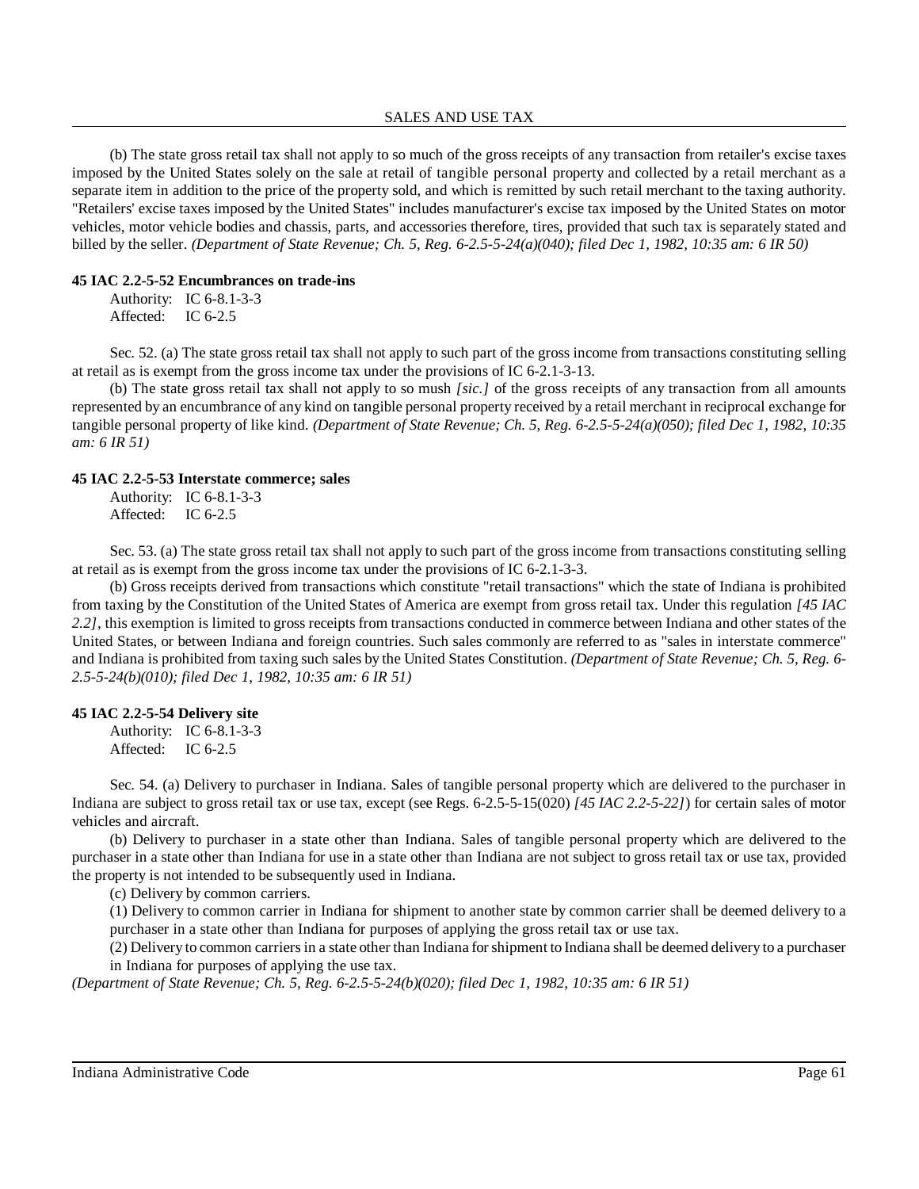(b) The state gross retail tax shall not apply to so much of the gross receipts of any transaction from retailer's excise taxes imposed by the United States solely on the sale at retail of tangible personal property and collected by a retail merchant as a separate item in addition to the price of the property sold, and which is remitted by such retail merchant to the taxing authority. "Retailers' excise taxes imposed by the United States" includes manufacturer's excise tax imposed by the United States on motor vehicles, motor vehicle bodies and chassis, parts, and accessories therefore, tires, provided that such tax is separately stated and billed by the seller. *(Department of State Revenue; Ch. 5, Reg. 6-2.5-5-24(a)(040); filed Dec 1, 1982, 10:35 am: 6 IR 50)*

**45 IAC 2.2-5-52 Encumbrances on trade-ins**

Authority: IC 6-8.1-3-3
Affected: IC 6-2.5

Sec. 52. (a) The state gross retail tax shall not apply to such part of the gross income from transactions constituting selling at retail as is exempt from the gross income tax under the provisions of IC 6-2.1-3-13.

(b) The state gross retail tax shall not apply to so mush *[sic.]* of the gross receipts of any transaction from all amounts represented by an encumbrance of any kind on tangible personal property received by a retail merchant in reciprocal exchange for tangible personal property of like kind. *(Department of State Revenue; Ch. 5, Reg. 6-2.5-5-24(a)(050); filed Dec 1, 1982, 10:35 am: 6 IR 51)*

**45 IAC 2.2-5-53 Interstate commerce; sales**

Authority: IC 6-8.1-3-3
Affected: IC 6-2.5

Sec. 53. (a) The state gross retail tax shall not apply to such part of the gross income from transactions constituting selling at retail as is exempt from the gross income tax under the provisions of IC 6-2.1-3-3.

(b) Gross receipts derived from transactions which constitute "retail transactions" which the state of Indiana is prohibited from taxing by the Constitution of the United States of America are exempt from gross retail tax. Under this regulation *[45 IAC 2.2]*, this exemption is limited to gross receipts from transactions conducted in commerce between Indiana and other states of the United States, or between Indiana and foreign countries. Such sales commonly are referred to as "sales in interstate commerce" and Indiana is prohibited from taxing such sales by the United States Constitution. *(Department of State Revenue; Ch. 5, Reg. 6-2.5-5-24(b)(010); filed Dec 1, 1982, 10:35 am: 6 IR 51)*

**45 IAC 2.2-5-54 Delivery site**

Authority: IC 6-8.1-3-3
Affected: IC 6-2.5

Sec. 54. (a) Delivery to purchaser in Indiana. Sales of tangible personal property which are delivered to the purchaser in Indiana are subject to gross retail tax or use tax, except (see Regs. 6-2.5-5-15(020) *[45 IAC 2.2-5-22]*) for certain sales of motor vehicles and aircraft.

(b) Delivery to purchaser in a state other than Indiana. Sales of tangible personal property which are delivered to the purchaser in a state other than Indiana for use in a state other than Indiana are not subject to gross retail tax or use tax, provided the property is not intended to be subsequently used in Indiana.

(c) Delivery by common carriers.

(1) Delivery to common carrier in Indiana for shipment to another state by common carrier shall be deemed delivery to a purchaser in a state other than Indiana for purposes of applying the gross retail tax or use tax.

(2) Delivery to common carriers in a state other than Indiana for shipment to Indiana shall be deemed delivery to a purchaser in Indiana for purposes of applying the use tax.

*(Department of State Revenue; Ch. 5, Reg. 6-2.5-5-24(b)(020); filed Dec 1, 1982, 10:35 am: 6 IR 51)*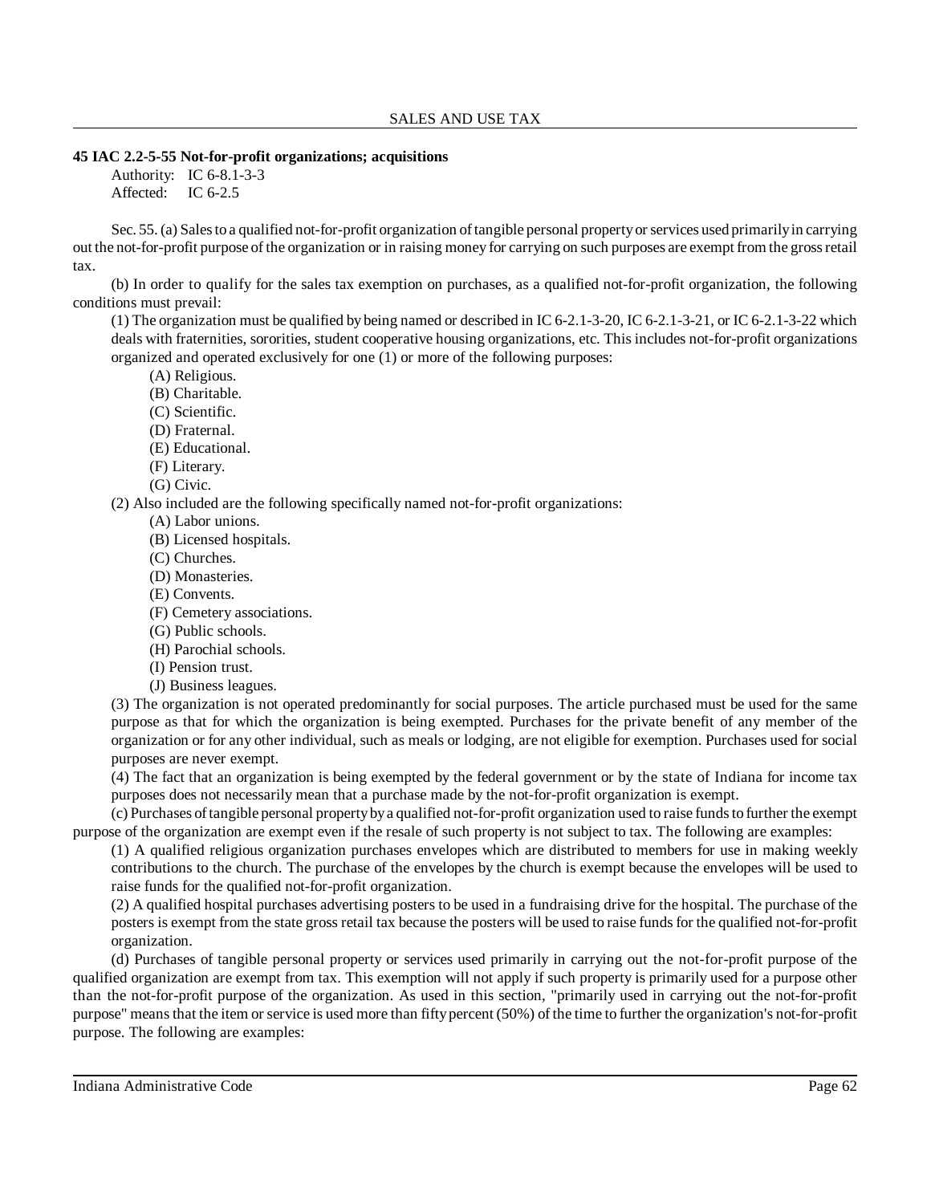**45 IAC 2.2-5-55 Not-for-profit organizations; acquisitions**

Authority: IC 6-8.1-3-3
Affected: IC 6-2.5

Sec. 55. (a) Sales to a qualified not-for-profit organization of tangible personal property or services used primarily in carrying out the not-for-profit purpose of the organization or in raising money for carrying on such purposes are exempt from the gross retail tax.

(b) In order to qualify for the sales tax exemption on purchases, as a qualified not-for-profit organization, the following conditions must prevail:

(1) The organization must be qualified by being named or described in IC 6-2.1-3-20, IC 6-2.1-3-21, or IC 6-2.1-3-22 which deals with fraternities, sororities, student cooperative housing organizations, etc. This includes not-for-profit organizations organized and operated exclusively for one (1) or more of the following purposes:

(A) Religious.
(B) Charitable.
(C) Scientific.
(D) Fraternal.
(E) Educational.
(F) Literary.
(G) Civic.

(2) Also included are the following specifically named not-for-profit organizations:

(A) Labor unions.
(B) Licensed hospitals.
(C) Churches.
(D) Monasteries.
(E) Convents.
(F) Cemetery associations.
(G) Public schools.
(H) Parochial schools.
(I) Pension trust.
(J) Business leagues.

(3) The organization is not operated predominantly for social purposes. The article purchased must be used for the same purpose as that for which the organization is being exempted. Purchases for the private benefit of any member of the organization or for any other individual, such as meals or lodging, are not eligible for exemption. Purchases used for social purposes are never exempt.

(4) The fact that an organization is being exempted by the federal government or by the state of Indiana for income tax purposes does not necessarily mean that a purchase made by the not-for-profit organization is exempt.

(c) Purchases of tangible personal property by a qualified not-for-profit organization used to raise funds to further the exempt purpose of the organization are exempt even if the resale of such property is not subject to tax. The following are examples:

(1) A qualified religious organization purchases envelopes which are distributed to members for use in making weekly contributions to the church. The purchase of the envelopes by the church is exempt because the envelopes will be used to raise funds for the qualified not-for-profit organization.

(2) A qualified hospital purchases advertising posters to be used in a fundraising drive for the hospital. The purchase of the posters is exempt from the state gross retail tax because the posters will be used to raise funds for the qualified not-for-profit organization.

(d) Purchases of tangible personal property or services used primarily in carrying out the not-for-profit purpose of the qualified organization are exempt from tax. This exemption will not apply if such property is primarily used for a purpose other than the not-for-profit purpose of the organization. As used in this section, "primarily used in carrying out the not-for-profit purpose" means that the item or service is used more than fifty percent (50%) of the time to further the organization's not-for-profit purpose. The following are examples: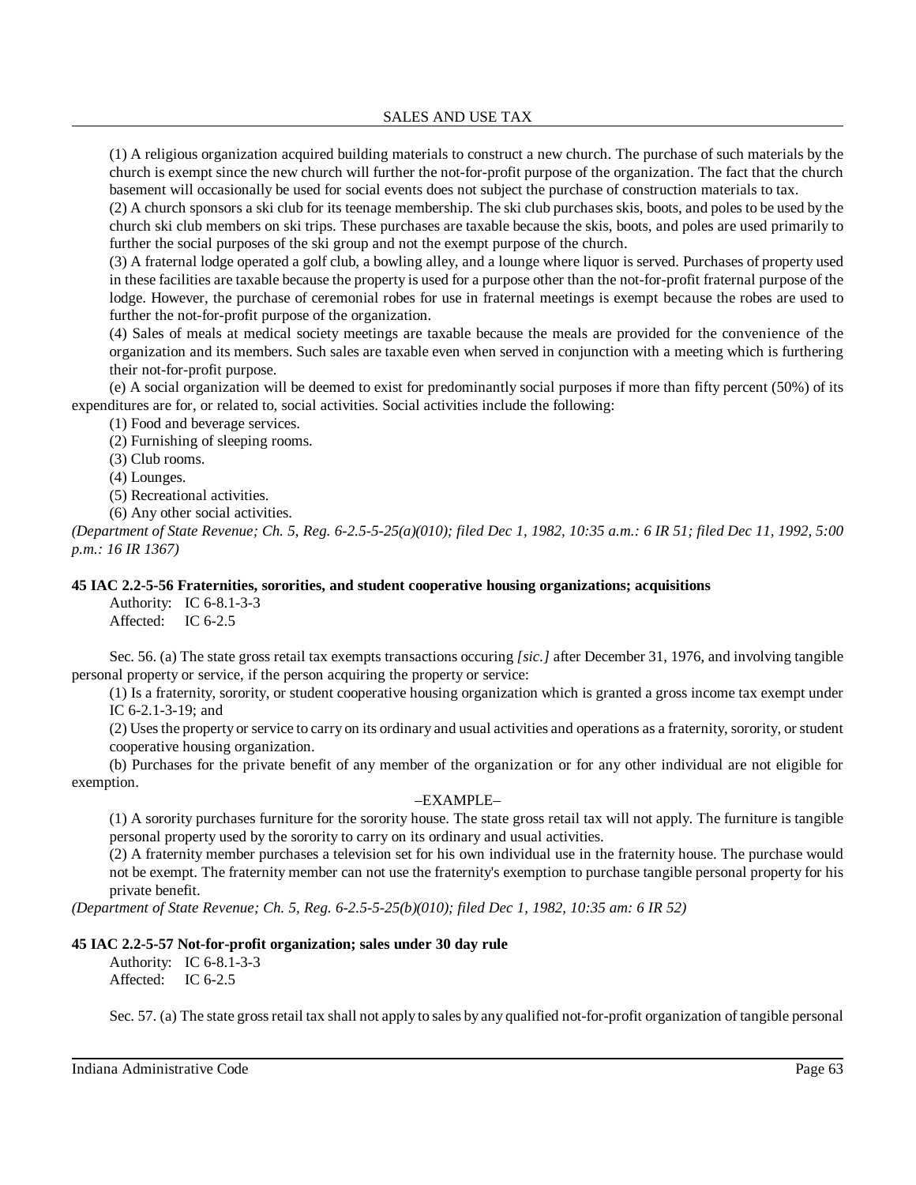(1) A religious organization acquired building materials to construct a new church. The purchase of such materials by the church is exempt since the new church will further the not-for-profit purpose of the organization. The fact that the church basement will occasionally be used for social events does not subject the purchase of construction materials to tax.

(2) A church sponsors a ski club for its teenage membership. The ski club purchases skis, boots, and poles to be used by the church ski club members on ski trips. These purchases are taxable because the skis, boots, and poles are used primarily to further the social purposes of the ski group and not the exempt purpose of the church.

(3) A fraternal lodge operated a golf club, a bowling alley, and a lounge where liquor is served. Purchases of property used in these facilities are taxable because the property is used for a purpose other than the not-for-profit fraternal purpose of the lodge. However, the purchase of ceremonial robes for use in fraternal meetings is exempt because the robes are used to further the not-for-profit purpose of the organization.

(4) Sales of meals at medical society meetings are taxable because the meals are provided for the convenience of the organization and its members. Such sales are taxable even when served in conjunction with a meeting which is furthering their not-for-profit purpose.

(e) A social organization will be deemed to exist for predominantly social purposes if more than fifty percent (50%) of its expenditures are for, or related to, social activities. Social activities include the following:

(1) Food and beverage services.

(2) Furnishing of sleeping rooms.

(3) Club rooms.

(4) Lounges.

(5) Recreational activities.

(6) Any other social activities.

*(Department of State Revenue; Ch. 5, Reg. 6-2.5-5-25(a)(010); filed Dec 1, 1982, 10:35 a.m.: 6 IR 51; filed Dec 11, 1992, 5:00 p.m.: 16 IR 1367)*

**45 IAC 2.2-5-56 Fraternities, sororities, and student cooperative housing organizations; acquisitions**

Authority: IC 6-8.1-3-3
Affected: IC 6-2.5

Sec. 56. (a) The state gross retail tax exempts transactions occuring *[sic.]* after December 31, 1976, and involving tangible personal property or service, if the person acquiring the property or service:

(1) Is a fraternity, sorority, or student cooperative housing organization which is granted a gross income tax exempt under IC 6-2.1-3-19; and

(2) Uses the property or service to carry on its ordinary and usual activities and operations as a fraternity, sorority, or student cooperative housing organization.

(b) Purchases for the private benefit of any member of the organization or for any other individual are not eligible for exemption.

–EXAMPLE–

(1) A sorority purchases furniture for the sorority house. The state gross retail tax will not apply. The furniture is tangible personal property used by the sorority to carry on its ordinary and usual activities.

(2) A fraternity member purchases a television set for his own individual use in the fraternity house. The purchase would not be exempt. The fraternity member can not use the fraternity's exemption to purchase tangible personal property for his private benefit.

*(Department of State Revenue; Ch. 5, Reg. 6-2.5-5-25(b)(010); filed Dec 1, 1982, 10:35 am: 6 IR 52)*

**45 IAC 2.2-5-57 Not-for-profit organization; sales under 30 day rule**

Authority: IC 6-8.1-3-3
Affected: IC 6-2.5

Sec. 57. (a) The state gross retail tax shall not apply to sales by any qualified not-for-profit organization of tangible personal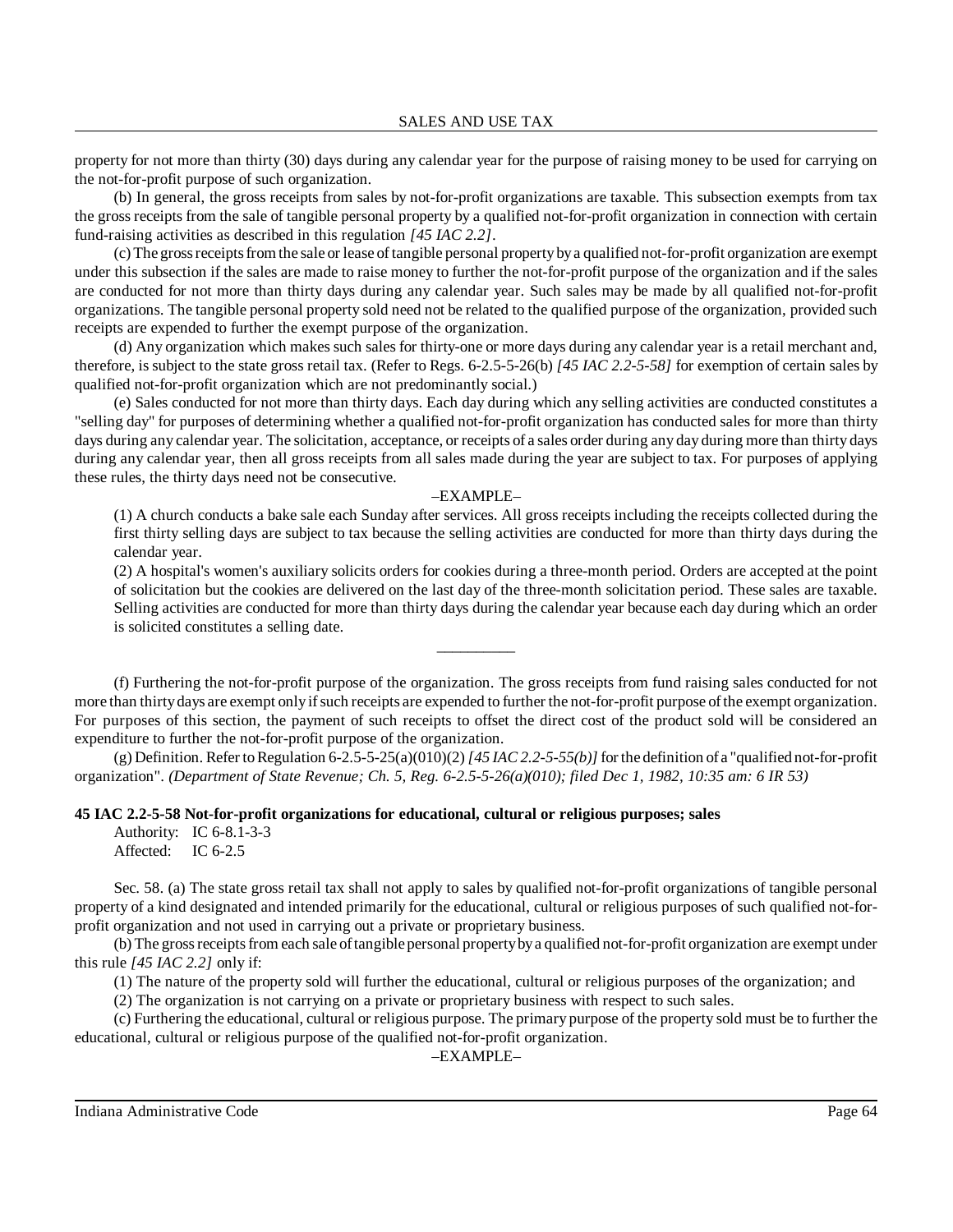property for not more than thirty (30) days during any calendar year for the purpose of raising money to be used for carrying on the not-for-profit purpose of such organization.

(b) In general, the gross receipts from sales by not-for-profit organizations are taxable. This subsection exempts from tax the gross receipts from the sale of tangible personal property by a qualified not-for-profit organization in connection with certain fund-raising activities as described in this regulation *[45 IAC 2.2]*.

(c) The gross receipts from the sale or lease of tangible personal property by a qualified not-for-profit organization are exempt under this subsection if the sales are made to raise money to further the not-for-profit purpose of the organization and if the sales are conducted for not more than thirty days during any calendar year. Such sales may be made by all qualified not-for-profit organizations. The tangible personal property sold need not be related to the qualified purpose of the organization, provided such receipts are expended to further the exempt purpose of the organization.

(d) Any organization which makes such sales for thirty-one or more days during any calendar year is a retail merchant and, therefore, is subject to the state gross retail tax. (Refer to Regs. 6-2.5-5-26(b) *[45 IAC 2.2-5-58]* for exemption of certain sales by qualified not-for-profit organization which are not predominantly social.)

(e) Sales conducted for not more than thirty days. Each day during which any selling activities are conducted constitutes a "selling day" for purposes of determining whether a qualified not-for-profit organization has conducted sales for more than thirty days during any calendar year. The solicitation, acceptance, or receipts of a sales order during any day during more than thirty days during any calendar year, then all gross receipts from all sales made during the year are subject to tax. For purposes of applying these rules, the thirty days need not be consecutive.

–EXAMPLE–

(1) A church conducts a bake sale each Sunday after services. All gross receipts including the receipts collected during the first thirty selling days are subject to tax because the selling activities are conducted for more than thirty days during the calendar year.

(2) A hospital's women's auxiliary solicits orders for cookies during a three-month period. Orders are accepted at the point of solicitation but the cookies are delivered on the last day of the three-month solicitation period. These sales are taxable. Selling activities are conducted for more than thirty days during the calendar year because each day during which an order is solicited constitutes a selling date.

__________

(f) Furthering the not-for-profit purpose of the organization. The gross receipts from fund raising sales conducted for not more than thirty days are exempt only if such receipts are expended to further the not-for-profit purpose of the exempt organization. For purposes of this section, the payment of such receipts to offset the direct cost of the product sold will be considered an expenditure to further the not-for-profit purpose of the organization.

(g) Definition. Refer to Regulation 6-2.5-5-25(a)(010)(2) *[45 IAC 2.2-5-55(b)]* for the definition of a "qualified not-for-profit organization". *(Department of State Revenue; Ch. 5, Reg. 6-2.5-5-26(a)(010); filed Dec 1, 1982, 10:35 am: 6 IR 53)*

**45 IAC 2.2-5-58 Not-for-profit organizations for educational, cultural or religious purposes; sales**

Authority: IC 6-8.1-3-3
Affected: IC 6-2.5

Sec. 58. (a) The state gross retail tax shall not apply to sales by qualified not-for-profit organizations of tangible personal property of a kind designated and intended primarily for the educational, cultural or religious purposes of such qualified not-for-profit organization and not used in carrying out a private or proprietary business.

(b) The gross receipts from each sale of tangible personal property by a qualified not-for-profit organization are exempt under this rule *[45 IAC 2.2]* only if:

(1) The nature of the property sold will further the educational, cultural or religious purposes of the organization; and

(2) The organization is not carrying on a private or proprietary business with respect to such sales.

(c) Furthering the educational, cultural or religious purpose. The primary purpose of the property sold must be to further the educational, cultural or religious purpose of the qualified not-for-profit organization.

–EXAMPLE–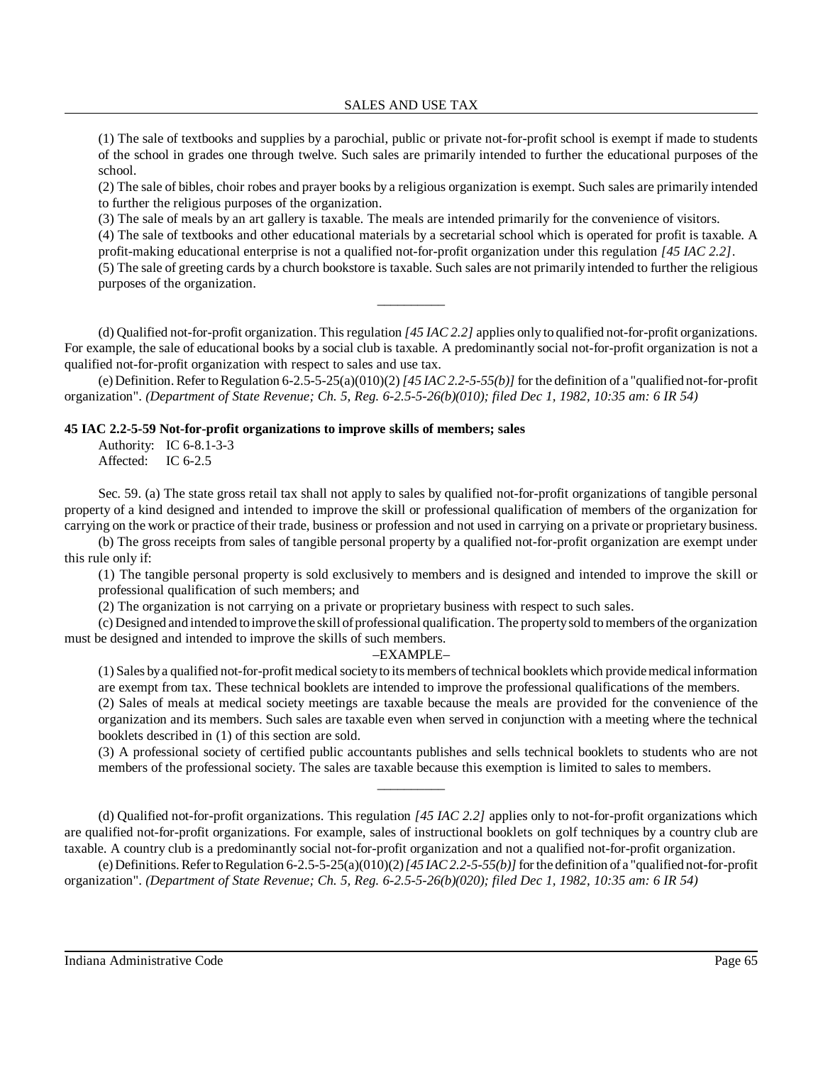(1) The sale of textbooks and supplies by a parochial, public or private not-for-profit school is exempt if made to students of the school in grades one through twelve. Such sales are primarily intended to further the educational purposes of the school.

(2) The sale of bibles, choir robes and prayer books by a religious organization is exempt. Such sales are primarily intended to further the religious purposes of the organization.

(3) The sale of meals by an art gallery is taxable. The meals are intended primarily for the convenience of visitors.

(4) The sale of textbooks and other educational materials by a secretarial school which is operated for profit is taxable. A profit-making educational enterprise is not a qualified not-for-profit organization under this regulation *[45 IAC 2.2]*.

(5) The sale of greeting cards by a church bookstore is taxable. Such sales are not primarily intended to further the religious purposes of the organization.

---

(d) Qualified not-for-profit organization. This regulation *[45 IAC 2.2]* applies only to qualified not-for-profit organizations. For example, the sale of educational books by a social club is taxable. A predominantly social not-for-profit organization is not a qualified not-for-profit organization with respect to sales and use tax.

(e) Definition. Refer to Regulation 6-2.5-5-25(a)(010)(2) *[45 IAC 2.2-5-55(b)]* for the definition of a "qualified not-for-profit organization". *(Department of State Revenue; Ch. 5, Reg. 6-2.5-5-26(b)(010); filed Dec 1, 1982, 10:35 am: 6 IR 54)*

**45 IAC 2.2-5-59 Not-for-profit organizations to improve skills of members; sales**

Authority: IC 6-8.1-3-3
Affected: IC 6-2.5

Sec. 59. (a) The state gross retail tax shall not apply to sales by qualified not-for-profit organizations of tangible personal property of a kind designed and intended to improve the skill or professional qualification of members of the organization for carrying on the work or practice of their trade, business or profession and not used in carrying on a private or proprietary business.

(b) The gross receipts from sales of tangible personal property by a qualified not-for-profit organization are exempt under this rule only if:

(1) The tangible personal property is sold exclusively to members and is designed and intended to improve the skill or professional qualification of such members; and

(2) The organization is not carrying on a private or proprietary business with respect to such sales.

(c) Designed and intended to improve the skill of professional qualification. The property sold to members of the organization must be designed and intended to improve the skills of such members.

–EXAMPLE–

(1) Sales by a qualified not-for-profit medical society to its members of technical booklets which provide medical information are exempt from tax. These technical booklets are intended to improve the professional qualifications of the members.

(2) Sales of meals at medical society meetings are taxable because the meals are provided for the convenience of the organization and its members. Such sales are taxable even when served in conjunction with a meeting where the technical booklets described in (1) of this section are sold.

(3) A professional society of certified public accountants publishes and sells technical booklets to students who are not members of the professional society. The sales are taxable because this exemption is limited to sales to members.

---

(d) Qualified not-for-profit organizations. This regulation *[45 IAC 2.2]* applies only to not-for-profit organizations which are qualified not-for-profit organizations. For example, sales of instructional booklets on golf techniques by a country club are taxable. A country club is a predominantly social not-for-profit organization and not a qualified not-for-profit organization.

(e) Definitions. Refer to Regulation 6-2.5-5-25(a)(010)(2) *[45 IAC 2.2-5-55(b)]* for the definition of a "qualified not-for-profit organization". *(Department of State Revenue; Ch. 5, Reg. 6-2.5-5-26(b)(020); filed Dec 1, 1982, 10:35 am: 6 IR 54)*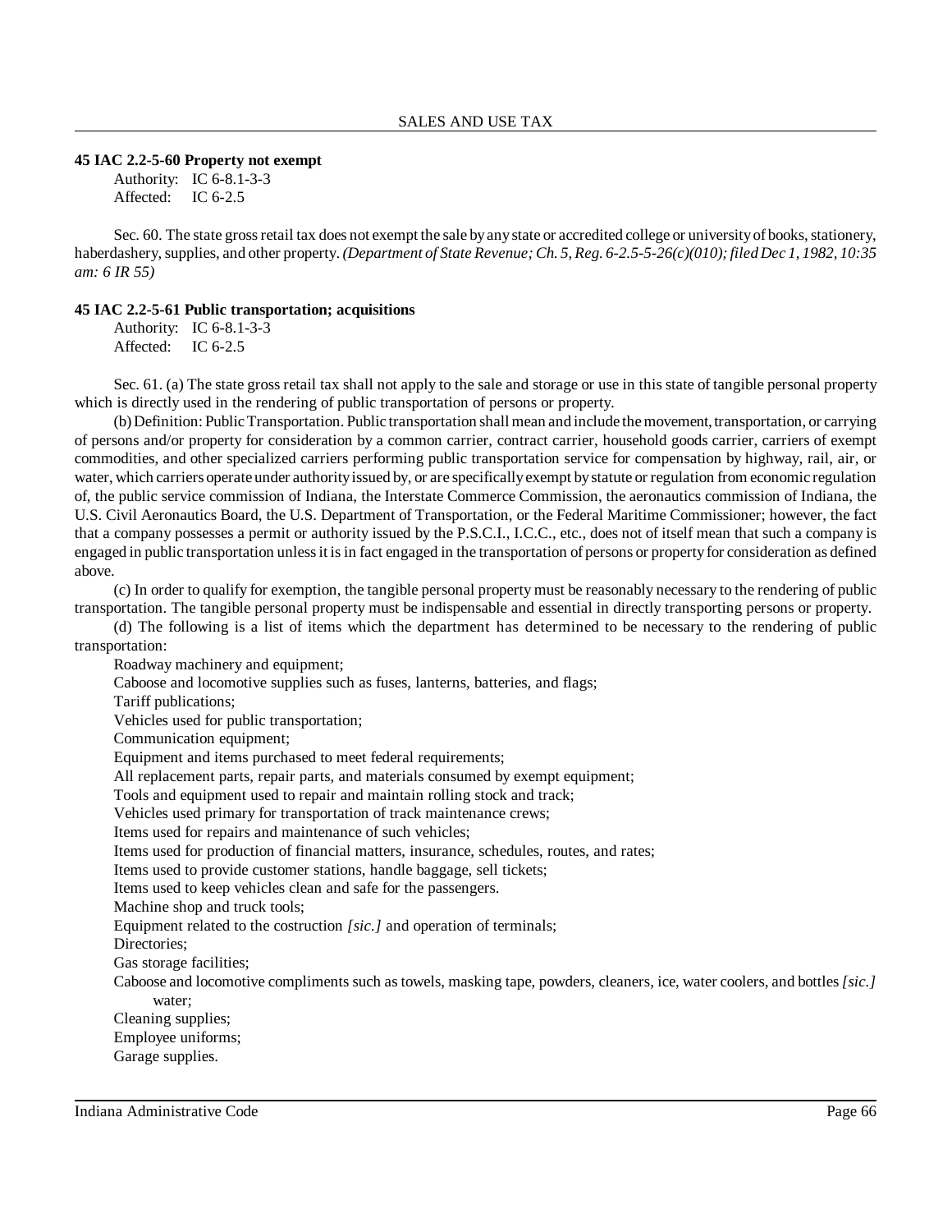### 45 IAC 2.2-5-60 Property not exempt

Authority: IC 6-8.1-3-3
Affected: IC 6-2.5

Sec. 60. The state gross retail tax does not exempt the sale by any state or accredited college or university of books, stationery, haberdashery, supplies, and other property. *(Department of State Revenue; Ch. 5, Reg. 6-2.5-5-26(c)(010); filed Dec 1, 1982, 10:35 am: 6 IR 55)*

### 45 IAC 2.2-5-61 Public transportation; acquisitions

Authority: IC 6-8.1-3-3
Affected: IC 6-2.5

Sec. 61. (a) The state gross retail tax shall not apply to the sale and storage or use in this state of tangible personal property which is directly used in the rendering of public transportation of persons or property.

(b) Definition: Public Transportation. Public transportation shall mean and include the movement, transportation, or carrying of persons and/or property for consideration by a common carrier, contract carrier, household goods carrier, carriers of exempt commodities, and other specialized carriers performing public transportation service for compensation by highway, rail, air, or water, which carriers operate under authority issued by, or are specifically exempt by statute or regulation from economic regulation of, the public service commission of Indiana, the Interstate Commerce Commission, the aeronautics commission of Indiana, the U.S. Civil Aeronautics Board, the U.S. Department of Transportation, or the Federal Maritime Commissioner; however, the fact that a company possesses a permit or authority issued by the P.S.C.I., I.C.C., etc., does not of itself mean that such a company is engaged in public transportation unless it is in fact engaged in the transportation of persons or property for consideration as defined above.

(c) In order to qualify for exemption, the tangible personal property must be reasonably necessary to the rendering of public transportation. The tangible personal property must be indispensable and essential in directly transporting persons or property.

(d) The following is a list of items which the department has determined to be necessary to the rendering of public transportation:

Roadway machinery and equipment;
Caboose and locomotive supplies such as fuses, lanterns, batteries, and flags;
Tariff publications;
Vehicles used for public transportation;
Communication equipment;
Equipment and items purchased to meet federal requirements;
All replacement parts, repair parts, and materials consumed by exempt equipment;
Tools and equipment used to repair and maintain rolling stock and track;
Vehicles used primary for transportation of track maintenance crews;
Items used for repairs and maintenance of such vehicles;
Items used for production of financial matters, insurance, schedules, routes, and rates;
Items used to provide customer stations, handle baggage, sell tickets;
Items used to keep vehicles clean and safe for the passengers.
Machine shop and truck tools;
Equipment related to the costruction *[sic.]* and operation of terminals;
Directories;
Gas storage facilities;
Caboose and locomotive compliments such as towels, masking tape, powders, cleaners, ice, water coolers, and bottles *[sic.]* water;
Cleaning supplies;
Employee uniforms;
Garage supplies.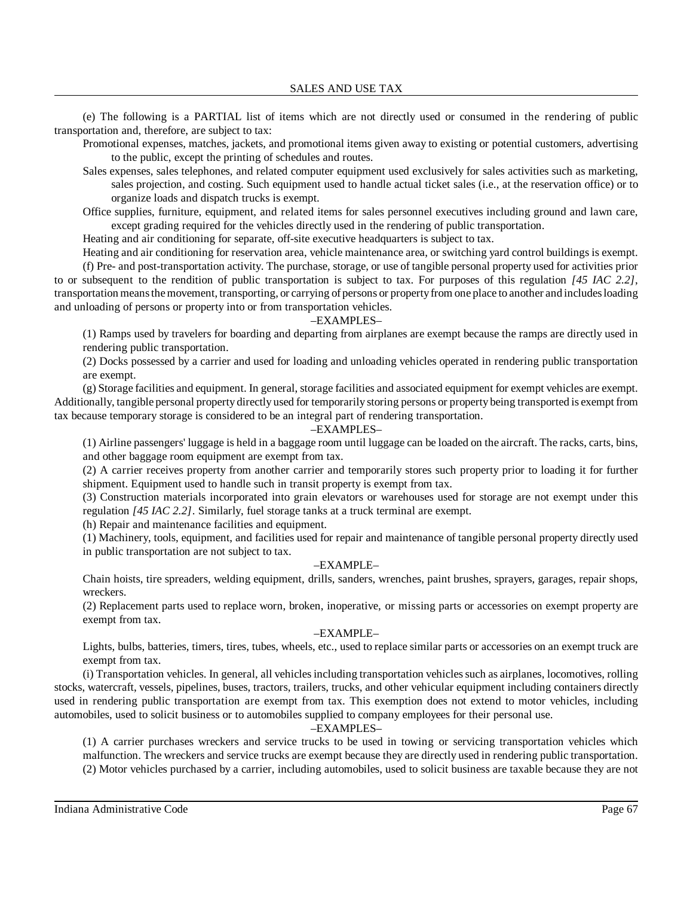(e) The following is a PARTIAL list of items which are not directly used or consumed in the rendering of public transportation and, therefore, are subject to tax:

Promotional expenses, matches, jackets, and promotional items given away to existing or potential customers, advertising to the public, except the printing of schedules and routes.

Sales expenses, sales telephones, and related computer equipment used exclusively for sales activities such as marketing, sales projection, and costing. Such equipment used to handle actual ticket sales (i.e., at the reservation office) or to organize loads and dispatch trucks is exempt.

Office supplies, furniture, equipment, and related items for sales personnel executives including ground and lawn care, except grading required for the vehicles directly used in the rendering of public transportation.

Heating and air conditioning for separate, off-site executive headquarters is subject to tax.

Heating and air conditioning for reservation area, vehicle maintenance area, or switching yard control buildings is exempt.

(f) Pre- and post-transportation activity. The purchase, storage, or use of tangible personal property used for activities prior to or subsequent to the rendition of public transportation is subject to tax. For purposes of this regulation *[45 IAC 2.2]*, transportation means the movement, transporting, or carrying of persons or property from one place to another and includes loading and unloading of persons or property into or from transportation vehicles.

–EXAMPLES–

(1) Ramps used by travelers for boarding and departing from airplanes are exempt because the ramps are directly used in rendering public transportation.

(2) Docks possessed by a carrier and used for loading and unloading vehicles operated in rendering public transportation are exempt.

(g) Storage facilities and equipment. In general, storage facilities and associated equipment for exempt vehicles are exempt. Additionally, tangible personal property directly used for temporarily storing persons or property being transported is exempt from tax because temporary storage is considered to be an integral part of rendering transportation.

–EXAMPLES–

(1) Airline passengers' luggage is held in a baggage room until luggage can be loaded on the aircraft. The racks, carts, bins, and other baggage room equipment are exempt from tax.

(2) A carrier receives property from another carrier and temporarily stores such property prior to loading it for further shipment. Equipment used to handle such in transit property is exempt from tax.

(3) Construction materials incorporated into grain elevators or warehouses used for storage are not exempt under this regulation *[45 IAC 2.2]*. Similarly, fuel storage tanks at a truck terminal are exempt.

(h) Repair and maintenance facilities and equipment.

(1) Machinery, tools, equipment, and facilities used for repair and maintenance of tangible personal property directly used in public transportation are not subject to tax.

–EXAMPLE–

Chain hoists, tire spreaders, welding equipment, drills, sanders, wrenches, paint brushes, sprayers, garages, repair shops, wreckers.

(2) Replacement parts used to replace worn, broken, inoperative, or missing parts or accessories on exempt property are exempt from tax.

–EXAMPLE–

Lights, bulbs, batteries, timers, tires, tubes, wheels, etc., used to replace similar parts or accessories on an exempt truck are exempt from tax.

(i) Transportation vehicles. In general, all vehicles including transportation vehicles such as airplanes, locomotives, rolling stocks, watercraft, vessels, pipelines, buses, tractors, trailers, trucks, and other vehicular equipment including containers directly used in rendering public transportation are exempt from tax. This exemption does not extend to motor vehicles, including automobiles, used to solicit business or to automobiles supplied to company employees for their personal use.

–EXAMPLES–

(1) A carrier purchases wreckers and service trucks to be used in towing or servicing transportation vehicles which malfunction. The wreckers and service trucks are exempt because they are directly used in rendering public transportation.

(2) Motor vehicles purchased by a carrier, including automobiles, used to solicit business are taxable because they are not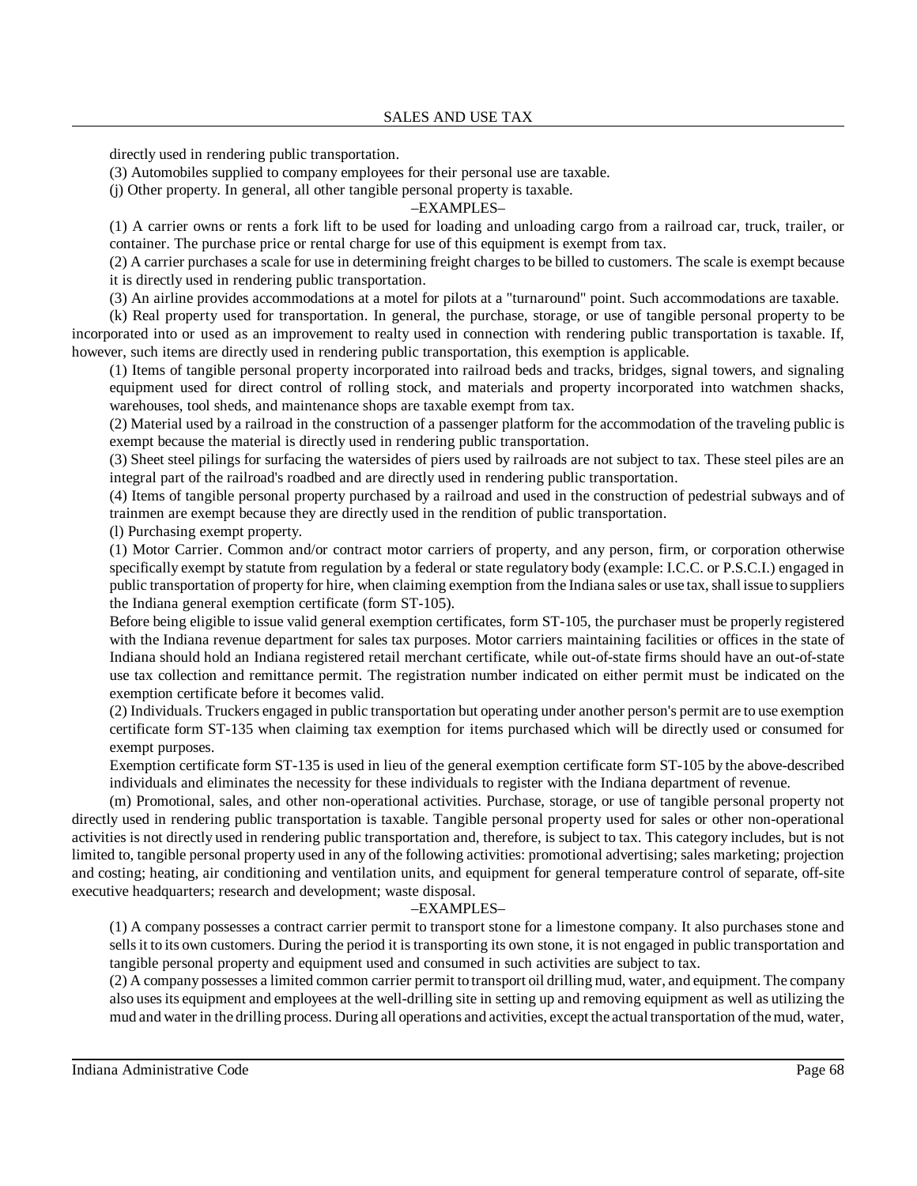directly used in rendering public transportation.

(3) Automobiles supplied to company employees for their personal use are taxable.

(j) Other property. In general, all other tangible personal property is taxable.

–EXAMPLES–

(1) A carrier owns or rents a fork lift to be used for loading and unloading cargo from a railroad car, truck, trailer, or container. The purchase price or rental charge for use of this equipment is exempt from tax.

(2) A carrier purchases a scale for use in determining freight charges to be billed to customers. The scale is exempt because it is directly used in rendering public transportation.

(3) An airline provides accommodations at a motel for pilots at a "turnaround" point. Such accommodations are taxable.

(k) Real property used for transportation. In general, the purchase, storage, or use of tangible personal property to be incorporated into or used as an improvement to realty used in connection with rendering public transportation is taxable. If, however, such items are directly used in rendering public transportation, this exemption is applicable.

(1) Items of tangible personal property incorporated into railroad beds and tracks, bridges, signal towers, and signaling equipment used for direct control of rolling stock, and materials and property incorporated into watchmen shacks, warehouses, tool sheds, and maintenance shops are taxable exempt from tax.

(2) Material used by a railroad in the construction of a passenger platform for the accommodation of the traveling public is exempt because the material is directly used in rendering public transportation.

(3) Sheet steel pilings for surfacing the watersides of piers used by railroads are not subject to tax. These steel piles are an integral part of the railroad's roadbed and are directly used in rendering public transportation.

(4) Items of tangible personal property purchased by a railroad and used in the construction of pedestrial subways and of trainmen are exempt because they are directly used in the rendition of public transportation.

(l) Purchasing exempt property.

(1) Motor Carrier. Common and/or contract motor carriers of property, and any person, firm, or corporation otherwise specifically exempt by statute from regulation by a federal or state regulatory body (example: I.C.C. or P.S.C.I.) engaged in public transportation of property for hire, when claiming exemption from the Indiana sales or use tax, shall issue to suppliers the Indiana general exemption certificate (form ST-105).

Before being eligible to issue valid general exemption certificates, form ST-105, the purchaser must be properly registered with the Indiana revenue department for sales tax purposes. Motor carriers maintaining facilities or offices in the state of Indiana should hold an Indiana registered retail merchant certificate, while out-of-state firms should have an out-of-state use tax collection and remittance permit. The registration number indicated on either permit must be indicated on the exemption certificate before it becomes valid.

(2) Individuals. Truckers engaged in public transportation but operating under another person's permit are to use exemption certificate form ST-135 when claiming tax exemption for items purchased which will be directly used or consumed for exempt purposes.

Exemption certificate form ST-135 is used in lieu of the general exemption certificate form ST-105 by the above-described individuals and eliminates the necessity for these individuals to register with the Indiana department of revenue.

(m) Promotional, sales, and other non-operational activities. Purchase, storage, or use of tangible personal property not directly used in rendering public transportation is taxable. Tangible personal property used for sales or other non-operational activities is not directly used in rendering public transportation and, therefore, is subject to tax. This category includes, but is not limited to, tangible personal property used in any of the following activities: promotional advertising; sales marketing; projection and costing; heating, air conditioning and ventilation units, and equipment for general temperature control of separate, off-site executive headquarters; research and development; waste disposal.

–EXAMPLES–

(1) A company possesses a contract carrier permit to transport stone for a limestone company. It also purchases stone and sells it to its own customers. During the period it is transporting its own stone, it is not engaged in public transportation and tangible personal property and equipment used and consumed in such activities are subject to tax.

(2) A company possesses a limited common carrier permit to transport oil drilling mud, water, and equipment. The company also uses its equipment and employees at the well-drilling site in setting up and removing equipment as well as utilizing the mud and water in the drilling process. During all operations and activities, except the actual transportation of the mud, water,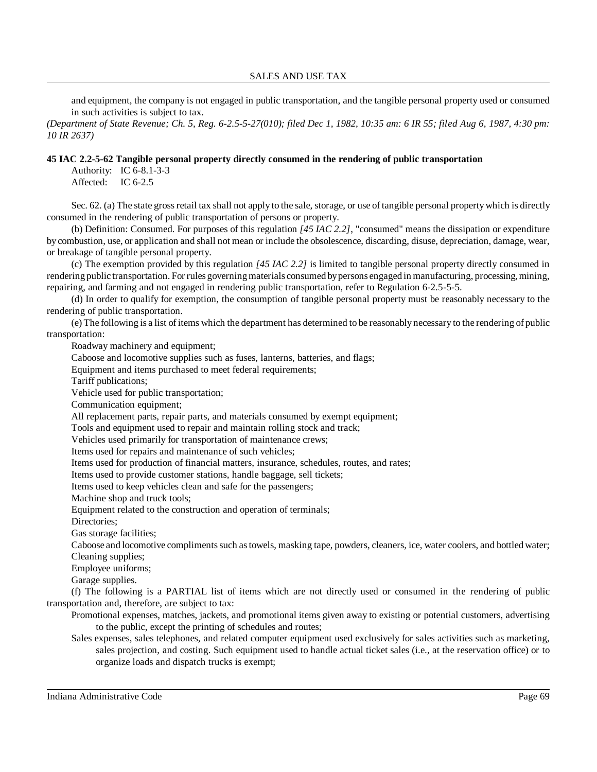and equipment, the company is not engaged in public transportation, and the tangible personal property used or consumed in such activities is subject to tax.

*(Department of State Revenue; Ch. 5, Reg. 6-2.5-5-27(010); filed Dec 1, 1982, 10:35 am: 6 IR 55; filed Aug 6, 1987, 4:30 pm: 10 IR 2637)*

**45 IAC 2.2-5-62 Tangible personal property directly consumed in the rendering of public transportation**

Authority: IC 6-8.1-3-3
Affected: IC 6-2.5

Sec. 62. (a) The state gross retail tax shall not apply to the sale, storage, or use of tangible personal property which is directly consumed in the rendering of public transportation of persons or property.

(b) Definition: Consumed. For purposes of this regulation *[45 IAC 2.2]*, "consumed" means the dissipation or expenditure by combustion, use, or application and shall not mean or include the obsolescence, discarding, disuse, depreciation, damage, wear, or breakage of tangible personal property.

(c) The exemption provided by this regulation *[45 IAC 2.2]* is limited to tangible personal property directly consumed in rendering public transportation. For rules governing materials consumed by persons engaged in manufacturing, processing, mining, repairing, and farming and not engaged in rendering public transportation, refer to Regulation 6-2.5-5-5.

(d) In order to qualify for exemption, the consumption of tangible personal property must be reasonably necessary to the rendering of public transportation.

(e) The following is a list of items which the department has determined to be reasonably necessary to the rendering of public transportation:

Roadway machinery and equipment;
Caboose and locomotive supplies such as fuses, lanterns, batteries, and flags;
Equipment and items purchased to meet federal requirements;
Tariff publications;
Vehicle used for public transportation;
Communication equipment;
All replacement parts, repair parts, and materials consumed by exempt equipment;
Tools and equipment used to repair and maintain rolling stock and track;
Vehicles used primarily for transportation of maintenance crews;
Items used for repairs and maintenance of such vehicles;
Items used for production of financial matters, insurance, schedules, routes, and rates;
Items used to provide customer stations, handle baggage, sell tickets;
Items used to keep vehicles clean and safe for the passengers;
Machine shop and truck tools;
Equipment related to the construction and operation of terminals;
Directories;
Gas storage facilities;
Caboose and locomotive compliments such as towels, masking tape, powders, cleaners, ice, water coolers, and bottled water;
Cleaning supplies;
Employee uniforms;
Garage supplies.

(f) The following is a PARTIAL list of items which are not directly used or consumed in the rendering of public transportation and, therefore, are subject to tax:

Promotional expenses, matches, jackets, and promotional items given away to existing or potential customers, advertising to the public, except the printing of schedules and routes;
Sales expenses, sales telephones, and related computer equipment used exclusively for sales activities such as marketing, sales projection, and costing. Such equipment used to handle actual ticket sales (i.e., at the reservation office) or to organize loads and dispatch trucks is exempt;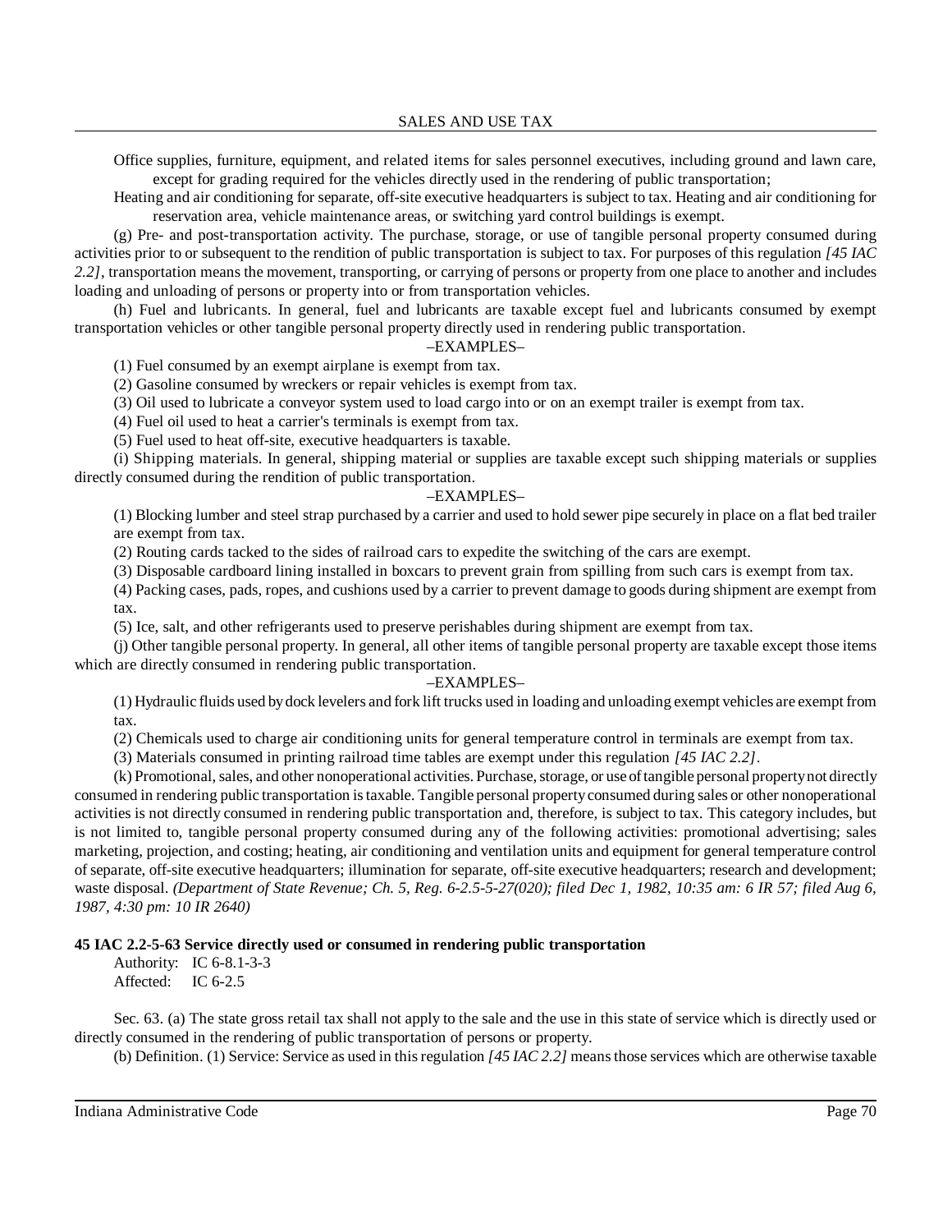Office supplies, furniture, equipment, and related items for sales personnel executives, including ground and lawn care, except for grading required for the vehicles directly used in the rendering of public transportation;

Heating and air conditioning for separate, off-site executive headquarters is subject to tax. Heating and air conditioning for reservation area, vehicle maintenance areas, or switching yard control buildings is exempt.

(g) Pre- and post-transportation activity. The purchase, storage, or use of tangible personal property consumed during activities prior to or subsequent to the rendition of public transportation is subject to tax. For purposes of this regulation *[45 IAC 2.2]*, transportation means the movement, transporting, or carrying of persons or property from one place to another and includes loading and unloading of persons or property into or from transportation vehicles.

(h) Fuel and lubricants. In general, fuel and lubricants are taxable except fuel and lubricants consumed by exempt transportation vehicles or other tangible personal property directly used in rendering public transportation.

–EXAMPLES–

(1) Fuel consumed by an exempt airplane is exempt from tax.

(2) Gasoline consumed by wreckers or repair vehicles is exempt from tax.

(3) Oil used to lubricate a conveyor system used to load cargo into or on an exempt trailer is exempt from tax.

(4) Fuel oil used to heat a carrier's terminals is exempt from tax.

(5) Fuel used to heat off-site, executive headquarters is taxable.

(i) Shipping materials. In general, shipping material or supplies are taxable except such shipping materials or supplies directly consumed during the rendition of public transportation.

–EXAMPLES–

(1) Blocking lumber and steel strap purchased by a carrier and used to hold sewer pipe securely in place on a flat bed trailer are exempt from tax.

(2) Routing cards tacked to the sides of railroad cars to expedite the switching of the cars are exempt.

(3) Disposable cardboard lining installed in boxcars to prevent grain from spilling from such cars is exempt from tax.

(4) Packing cases, pads, ropes, and cushions used by a carrier to prevent damage to goods during shipment are exempt from tax.

(5) Ice, salt, and other refrigerants used to preserve perishables during shipment are exempt from tax.

(j) Other tangible personal property. In general, all other items of tangible personal property are taxable except those items which are directly consumed in rendering public transportation.

–EXAMPLES–

(1) Hydraulic fluids used by dock levelers and fork lift trucks used in loading and unloading exempt vehicles are exempt from tax.

(2) Chemicals used to charge air conditioning units for general temperature control in terminals are exempt from tax.

(3) Materials consumed in printing railroad time tables are exempt under this regulation *[45 IAC 2.2]*.

(k) Promotional, sales, and other nonoperational activities. Purchase, storage, or use of tangible personal property not directly consumed in rendering public transportation is taxable. Tangible personal property consumed during sales or other nonoperational activities is not directly consumed in rendering public transportation and, therefore, is subject to tax. This category includes, but is not limited to, tangible personal property consumed during any of the following activities: promotional advertising; sales marketing, projection, and costing; heating, air conditioning and ventilation units and equipment for general temperature control of separate, off-site executive headquarters; illumination for separate, off-site executive headquarters; research and development; waste disposal. *(Department of State Revenue; Ch. 5, Reg. 6-2.5-5-27(020); filed Dec 1, 1982, 10:35 am: 6 IR 57; filed Aug 6, 1987, 4:30 pm: 10 IR 2640)*

**45 IAC 2.2-5-63 Service directly used or consumed in rendering public transportation**

Authority: IC 6-8.1-3-3
Affected: IC 6-2.5

Sec. 63. (a) The state gross retail tax shall not apply to the sale and the use in this state of service which is directly used or directly consumed in the rendering of public transportation of persons or property.

(b) Definition. (1) Service: Service as used in this regulation *[45 IAC 2.2]* means those services which are otherwise taxable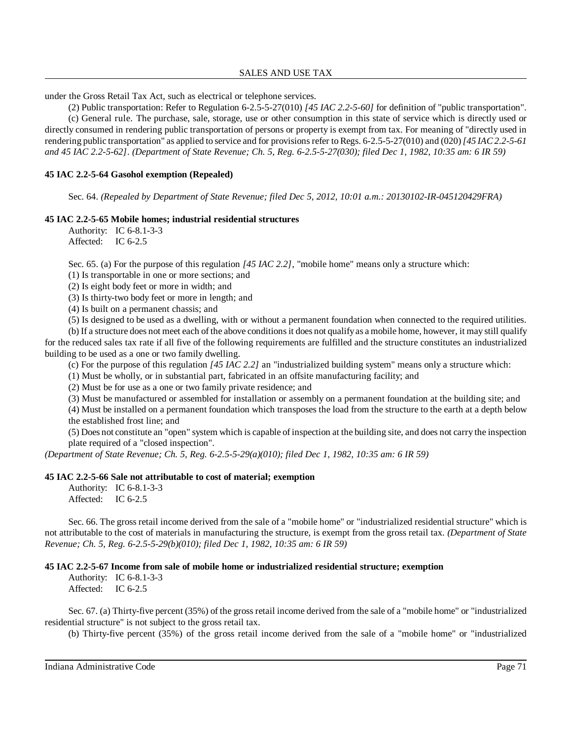under the Gross Retail Tax Act, such as electrical or telephone services.

(2) Public transportation: Refer to Regulation 6-2.5-5-27(010) *[45 IAC 2.2-5-60]* for definition of "public transportation".

(c) General rule. The purchase, sale, storage, use or other consumption in this state of service which is directly used or directly consumed in rendering public transportation of persons or property is exempt from tax. For meaning of "directly used in rendering public transportation" as applied to service and for provisions refer to Regs. 6-2.5-5-27(010) and (020) *[45 IAC 2.2-5-61 and 45 IAC 2.2-5-62]*. *(Department of State Revenue; Ch. 5, Reg. 6-2.5-5-27(030); filed Dec 1, 1982, 10:35 am: 6 IR 59)*

**45 IAC 2.2-5-64 Gasohol exemption (Repealed)**

Sec. 64. *(Repealed by Department of State Revenue; filed Dec 5, 2012, 10:01 a.m.: 20130102-IR-045120429FRA)*

**45 IAC 2.2-5-65 Mobile homes; industrial residential structures**

Authority: IC 6-8.1-3-3
Affected: IC 6-2.5

Sec. 65. (a) For the purpose of this regulation *[45 IAC 2.2]*, "mobile home" means only a structure which:

(1) Is transportable in one or more sections; and

(2) Is eight body feet or more in width; and

(3) Is thirty-two body feet or more in length; and

(4) Is built on a permanent chassis; and

(5) Is designed to be used as a dwelling, with or without a permanent foundation when connected to the required utilities.

(b) If a structure does not meet each of the above conditions it does not qualify as a mobile home, however, it may still qualify for the reduced sales tax rate if all five of the following requirements are fulfilled and the structure constitutes an industrialized building to be used as a one or two family dwelling.

(c) For the purpose of this regulation *[45 IAC 2.2]* an "industrialized building system" means only a structure which:

(1) Must be wholly, or in substantial part, fabricated in an offsite manufacturing facility; and

(2) Must be for use as a one or two family private residence; and

(3) Must be manufactured or assembled for installation or assembly on a permanent foundation at the building site; and

(4) Must be installed on a permanent foundation which transposes the load from the structure to the earth at a depth below the established frost line; and

(5) Does not constitute an "open" system which is capable of inspection at the building site, and does not carry the inspection plate required of a "closed inspection".

*(Department of State Revenue; Ch. 5, Reg. 6-2.5-5-29(a)(010); filed Dec 1, 1982, 10:35 am: 6 IR 59)*

**45 IAC 2.2-5-66 Sale not attributable to cost of material; exemption**

Authority: IC 6-8.1-3-3
Affected: IC 6-2.5

Sec. 66. The gross retail income derived from the sale of a "mobile home" or "industrialized residential structure" which is not attributable to the cost of materials in manufacturing the structure, is exempt from the gross retail tax. *(Department of State Revenue; Ch. 5, Reg. 6-2.5-5-29(b)(010); filed Dec 1, 1982, 10:35 am: 6 IR 59)*

**45 IAC 2.2-5-67 Income from sale of mobile home or industrialized residential structure; exemption**

Authority: IC 6-8.1-3-3
Affected: IC 6-2.5

Sec. 67. (a) Thirty-five percent (35%) of the gross retail income derived from the sale of a "mobile home" or "industrialized residential structure" is not subject to the gross retail tax.

(b) Thirty-five percent (35%) of the gross retail income derived from the sale of a "mobile home" or "industrialized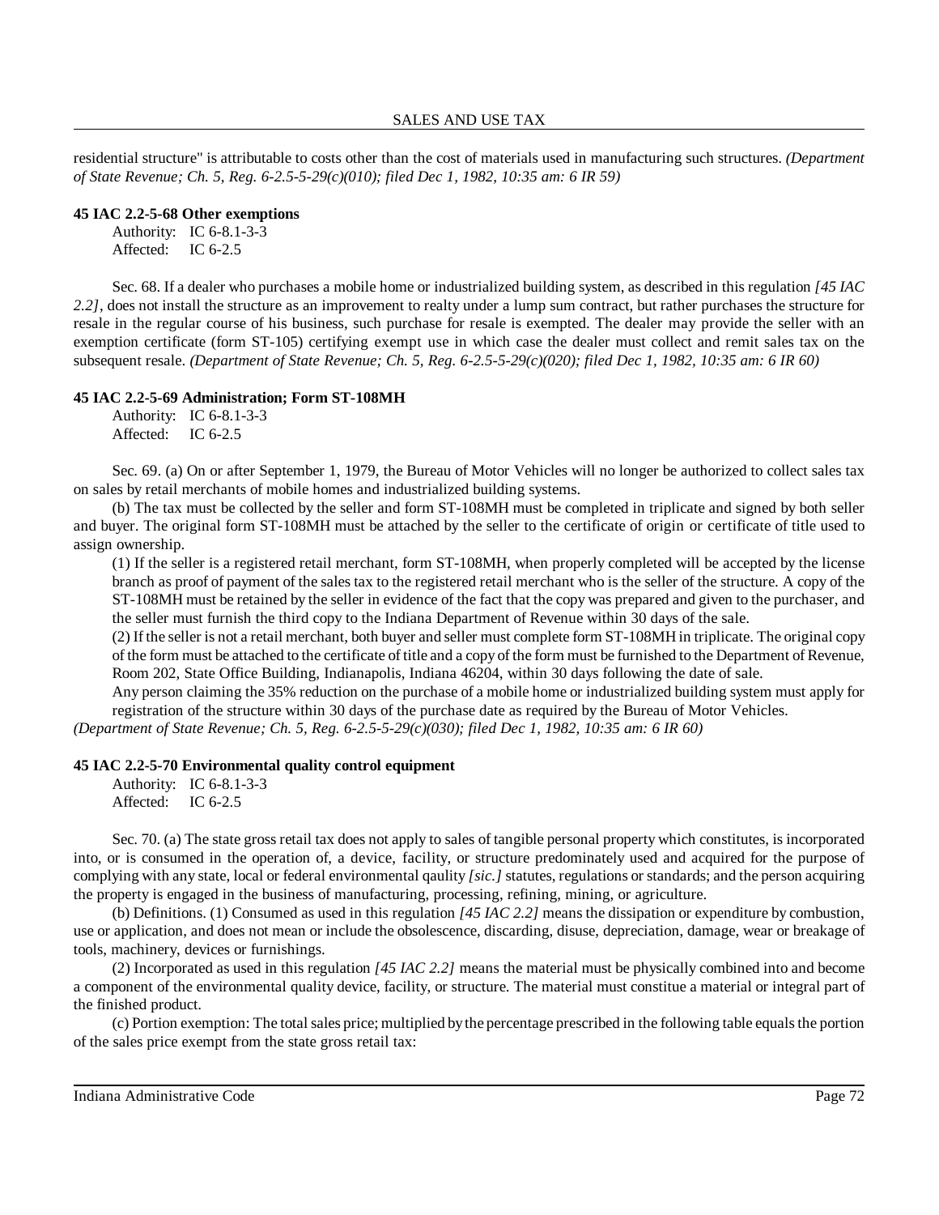residential structure" is attributable to costs other than the cost of materials used in manufacturing such structures. *(Department of State Revenue; Ch. 5, Reg. 6-2.5-5-29(c)(010); filed Dec 1, 1982, 10:35 am: 6 IR 59)*

**45 IAC 2.2-5-68 Other exemptions**

Authority: IC 6-8.1-3-3
Affected: IC 6-2.5

Sec. 68. If a dealer who purchases a mobile home or industrialized building system, as described in this regulation *[45 IAC 2.2]*, does not install the structure as an improvement to realty under a lump sum contract, but rather purchases the structure for resale in the regular course of his business, such purchase for resale is exempted. The dealer may provide the seller with an exemption certificate (form ST-105) certifying exempt use in which case the dealer must collect and remit sales tax on the subsequent resale. *(Department of State Revenue; Ch. 5, Reg. 6-2.5-5-29(c)(020); filed Dec 1, 1982, 10:35 am: 6 IR 60)*

**45 IAC 2.2-5-69 Administration; Form ST-108MH**

Authority: IC 6-8.1-3-3
Affected: IC 6-2.5

Sec. 69. (a) On or after September 1, 1979, the Bureau of Motor Vehicles will no longer be authorized to collect sales tax on sales by retail merchants of mobile homes and industrialized building systems.

(b) The tax must be collected by the seller and form ST-108MH must be completed in triplicate and signed by both seller and buyer. The original form ST-108MH must be attached by the seller to the certificate of origin or certificate of title used to assign ownership.

(1) If the seller is a registered retail merchant, form ST-108MH, when properly completed will be accepted by the license branch as proof of payment of the sales tax to the registered retail merchant who is the seller of the structure. A copy of the ST-108MH must be retained by the seller in evidence of the fact that the copy was prepared and given to the purchaser, and the seller must furnish the third copy to the Indiana Department of Revenue within 30 days of the sale.

(2) If the seller is not a retail merchant, both buyer and seller must complete form ST-108MH in triplicate. The original copy of the form must be attached to the certificate of title and a copy of the form must be furnished to the Department of Revenue, Room 202, State Office Building, Indianapolis, Indiana 46204, within 30 days following the date of sale.

Any person claiming the 35% reduction on the purchase of a mobile home or industrialized building system must apply for registration of the structure within 30 days of the purchase date as required by the Bureau of Motor Vehicles.

*(Department of State Revenue; Ch. 5, Reg. 6-2.5-5-29(c)(030); filed Dec 1, 1982, 10:35 am: 6 IR 60)*

**45 IAC 2.2-5-70 Environmental quality control equipment**

Authority: IC 6-8.1-3-3
Affected: IC 6-2.5

Sec. 70. (a) The state gross retail tax does not apply to sales of tangible personal property which constitutes, is incorporated into, or is consumed in the operation of, a device, facility, or structure predominately used and acquired for the purpose of complying with any state, local or federal environmental qaulity *[sic.]* statutes, regulations or standards; and the person acquiring the property is engaged in the business of manufacturing, processing, refining, mining, or agriculture.

(b) Definitions. (1) Consumed as used in this regulation *[45 IAC 2.2]* means the dissipation or expenditure by combustion, use or application, and does not mean or include the obsolescence, discarding, disuse, depreciation, damage, wear or breakage of tools, machinery, devices or furnishings.

(2) Incorporated as used in this regulation *[45 IAC 2.2]* means the material must be physically combined into and become a component of the environmental quality device, facility, or structure. The material must constitue a material or integral part of the finished product.

(c) Portion exemption: The total sales price; multiplied by the percentage prescribed in the following table equals the portion of the sales price exempt from the state gross retail tax: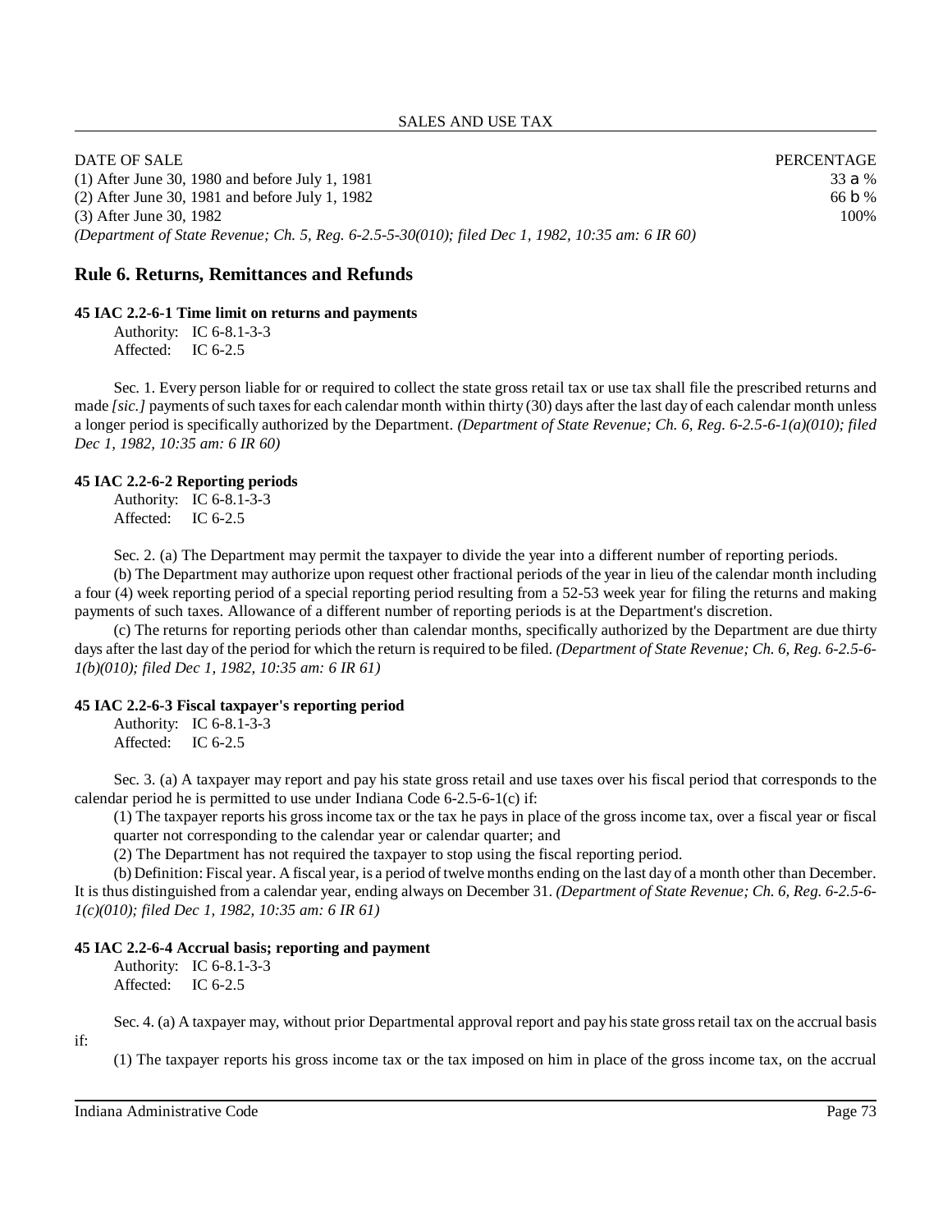| DATE OF SALE | PERCENTAGE |
|---|---|
| (1) After June 30, 1980 and before July 1, 1981 | 33 a % |
| (2) After June 30, 1981 and before July 1, 1982 | 66 b % |
| (3) After June 30, 1982 | 100% |

*(Department of State Revenue; Ch. 5, Reg. 6-2.5-5-30(010); filed Dec 1, 1982, 10:35 am: 6 IR 60)*

## Rule 6. Returns, Remittances and Refunds

**45 IAC 2.2-6-1 Time limit on returns and payments**

Authority: IC 6-8.1-3-3
Affected: IC 6-2.5

Sec. 1. Every person liable for or required to collect the state gross retail tax or use tax shall file the prescribed returns and made *[sic.]* payments of such taxes for each calendar month within thirty (30) days after the last day of each calendar month unless a longer period is specifically authorized by the Department. *(Department of State Revenue; Ch. 6, Reg. 6-2.5-6-1(a)(010); filed Dec 1, 1982, 10:35 am: 6 IR 60)*

**45 IAC 2.2-6-2 Reporting periods**

Authority: IC 6-8.1-3-3
Affected: IC 6-2.5

Sec. 2. (a) The Department may permit the taxpayer to divide the year into a different number of reporting periods.

(b) The Department may authorize upon request other fractional periods of the year in lieu of the calendar month including a four (4) week reporting period of a special reporting period resulting from a 52-53 week year for filing the returns and making payments of such taxes. Allowance of a different number of reporting periods is at the Department's discretion.

(c) The returns for reporting periods other than calendar months, specifically authorized by the Department are due thirty days after the last day of the period for which the return is required to be filed. *(Department of State Revenue; Ch. 6, Reg. 6-2.5-6-1(b)(010); filed Dec 1, 1982, 10:35 am: 6 IR 61)*

**45 IAC 2.2-6-3 Fiscal taxpayer's reporting period**

Authority: IC 6-8.1-3-3
Affected: IC 6-2.5

Sec. 3. (a) A taxpayer may report and pay his state gross retail and use taxes over his fiscal period that corresponds to the calendar period he is permitted to use under Indiana Code 6-2.5-6-1(c) if:

(1) The taxpayer reports his gross income tax or the tax he pays in place of the gross income tax, over a fiscal year or fiscal quarter not corresponding to the calendar year or calendar quarter; and

(2) The Department has not required the taxpayer to stop using the fiscal reporting period.

(b) Definition: Fiscal year. A fiscal year, is a period of twelve months ending on the last day of a month other than December. It is thus distinguished from a calendar year, ending always on December 31. *(Department of State Revenue; Ch. 6, Reg. 6-2.5-6-1(c)(010); filed Dec 1, 1982, 10:35 am: 6 IR 61)*

**45 IAC 2.2-6-4 Accrual basis; reporting and payment**

Authority: IC 6-8.1-3-3
Affected: IC 6-2.5

Sec. 4. (a) A taxpayer may, without prior Departmental approval report and pay his state gross retail tax on the accrual basis if:

(1) The taxpayer reports his gross income tax or the tax imposed on him in place of the gross income tax, on the accrual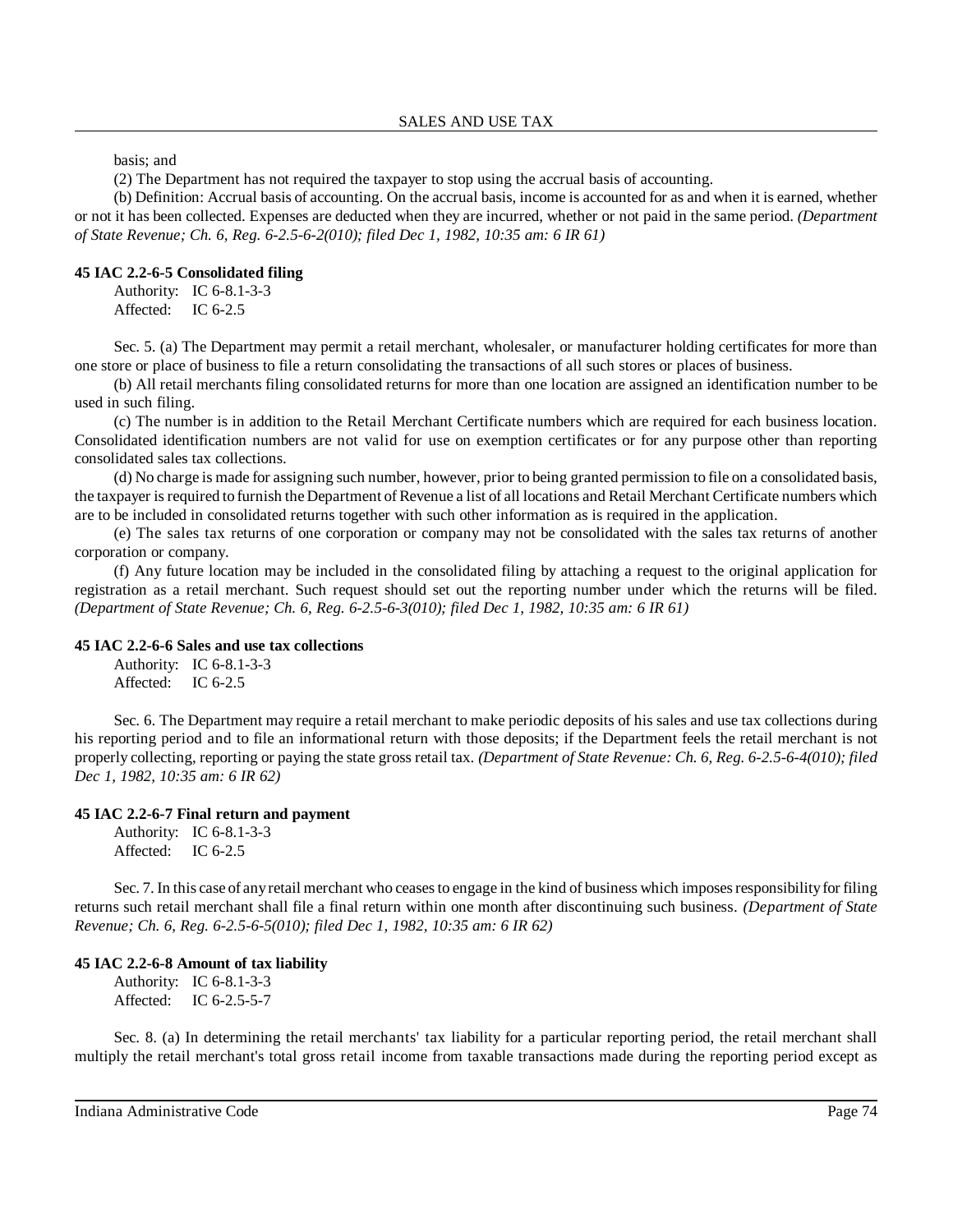basis; and

(2) The Department has not required the taxpayer to stop using the accrual basis of accounting.

(b) Definition: Accrual basis of accounting. On the accrual basis, income is accounted for as and when it is earned, whether or not it has been collected. Expenses are deducted when they are incurred, whether or not paid in the same period. *(Department of State Revenue; Ch. 6, Reg. 6-2.5-6-2(010); filed Dec 1, 1982, 10:35 am: 6 IR 61)*

**45 IAC 2.2-6-5 Consolidated filing**

Authority: IC 6-8.1-3-3
Affected: IC 6-2.5

Sec. 5. (a) The Department may permit a retail merchant, wholesaler, or manufacturer holding certificates for more than one store or place of business to file a return consolidating the transactions of all such stores or places of business.

(b) All retail merchants filing consolidated returns for more than one location are assigned an identification number to be used in such filing.

(c) The number is in addition to the Retail Merchant Certificate numbers which are required for each business location. Consolidated identification numbers are not valid for use on exemption certificates or for any purpose other than reporting consolidated sales tax collections.

(d) No charge is made for assigning such number, however, prior to being granted permission to file on a consolidated basis, the taxpayer is required to furnish the Department of Revenue a list of all locations and Retail Merchant Certificate numbers which are to be included in consolidated returns together with such other information as is required in the application.

(e) The sales tax returns of one corporation or company may not be consolidated with the sales tax returns of another corporation or company.

(f) Any future location may be included in the consolidated filing by attaching a request to the original application for registration as a retail merchant. Such request should set out the reporting number under which the returns will be filed. *(Department of State Revenue; Ch. 6, Reg. 6-2.5-6-3(010); filed Dec 1, 1982, 10:35 am: 6 IR 61)*

**45 IAC 2.2-6-6 Sales and use tax collections**

Authority: IC 6-8.1-3-3
Affected: IC 6-2.5

Sec. 6. The Department may require a retail merchant to make periodic deposits of his sales and use tax collections during his reporting period and to file an informational return with those deposits; if the Department feels the retail merchant is not properly collecting, reporting or paying the state gross retail tax. *(Department of State Revenue: Ch. 6, Reg. 6-2.5-6-4(010); filed Dec 1, 1982, 10:35 am: 6 IR 62)*

**45 IAC 2.2-6-7 Final return and payment**

Authority: IC 6-8.1-3-3
Affected: IC 6-2.5

Sec. 7. In this case of any retail merchant who ceases to engage in the kind of business which imposes responsibility for filing returns such retail merchant shall file a final return within one month after discontinuing such business. *(Department of State Revenue; Ch. 6, Reg. 6-2.5-6-5(010); filed Dec 1, 1982, 10:35 am: 6 IR 62)*

**45 IAC 2.2-6-8 Amount of tax liability**

Authority: IC 6-8.1-3-3
Affected: IC 6-2.5-5-7

Sec. 8. (a) In determining the retail merchants' tax liability for a particular reporting period, the retail merchant shall multiply the retail merchant's total gross retail income from taxable transactions made during the reporting period except as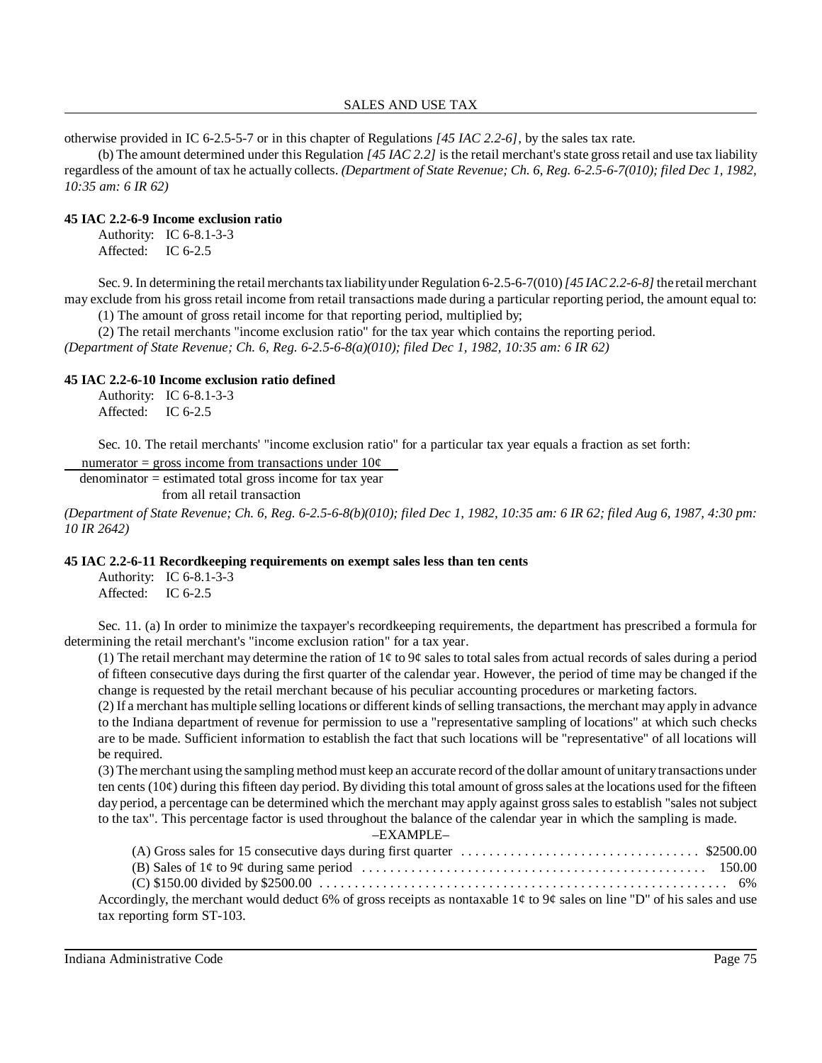otherwise provided in IC 6-2.5-5-7 or in this chapter of Regulations *[45 IAC 2.2-6]*, by the sales tax rate.

(b) The amount determined under this Regulation *[45 IAC 2.2]* is the retail merchant's state gross retail and use tax liability regardless of the amount of tax he actually collects. *(Department of State Revenue; Ch. 6, Reg. 6-2.5-6-7(010); filed Dec 1, 1982, 10:35 am: 6 IR 62)*

**45 IAC 2.2-6-9 Income exclusion ratio**

Authority: IC 6-8.1-3-3
Affected: IC 6-2.5

Sec. 9. In determining the retail merchants tax liability under Regulation 6-2.5-6-7(010) *[45 IAC 2.2-6-8]* the retail merchant may exclude from his gross retail income from retail transactions made during a particular reporting period, the amount equal to:

(1) The amount of gross retail income for that reporting period, multiplied by;

(2) The retail merchants "income exclusion ratio" for the tax year which contains the reporting period.

*(Department of State Revenue; Ch. 6, Reg. 6-2.5-6-8(a)(010); filed Dec 1, 1982, 10:35 am: 6 IR 62)*

**45 IAC 2.2-6-10 Income exclusion ratio defined**

Authority: IC 6-8.1-3-3
Affected: IC 6-2.5

Sec. 10. The retail merchants' "income exclusion ratio" for a particular tax year equals a fraction as set forth:

$$\frac{\text{numerator = gross income from transactions under 10¢}}{\text{denominator = estimated total gross income for tax year from all retail transaction}}$$

*(Department of State Revenue; Ch. 6, Reg. 6-2.5-6-8(b)(010); filed Dec 1, 1982, 10:35 am: 6 IR 62; filed Aug 6, 1987, 4:30 pm: 10 IR 2642)*

**45 IAC 2.2-6-11 Recordkeeping requirements on exempt sales less than ten cents**

Authority: IC 6-8.1-3-3
Affected: IC 6-2.5

Sec. 11. (a) In order to minimize the taxpayer's recordkeeping requirements, the department has prescribed a formula for determining the retail merchant's "income exclusion ration" for a tax year.

(1) The retail merchant may determine the ration of 1¢ to 9¢ sales to total sales from actual records of sales during a period of fifteen consecutive days during the first quarter of the calendar year. However, the period of time may be changed if the change is requested by the retail merchant because of his peculiar accounting procedures or marketing factors.

(2) If a merchant has multiple selling locations or different kinds of selling transactions, the merchant may apply in advance to the Indiana department of revenue for permission to use a "representative sampling of locations" at which such checks are to be made. Sufficient information to establish the fact that such locations will be "representative" of all locations will be required.

(3) The merchant using the sampling method must keep an accurate record of the dollar amount of unitary transactions under ten cents (10¢) during this fifteen day period. By dividing this total amount of gross sales at the locations used for the fifteen day period, a percentage can be determined which the merchant may apply against gross sales to establish "sales not subject to the tax". This percentage factor is used throughout the balance of the calendar year in which the sampling is made.

–EXAMPLE–

(A) Gross sales for 15 consecutive days during first quarter . . . . . . . . . . $2500.00
(B) Sales of 1¢ to 9¢ during same period . . . . . . . . . . 150.00
(C) $150.00 divided by $2500.00 . . . . . . . . . . 6%

Accordingly, the merchant would deduct 6% of gross receipts as nontaxable 1¢ to 9¢ sales on line "D" of his sales and use tax reporting form ST-103.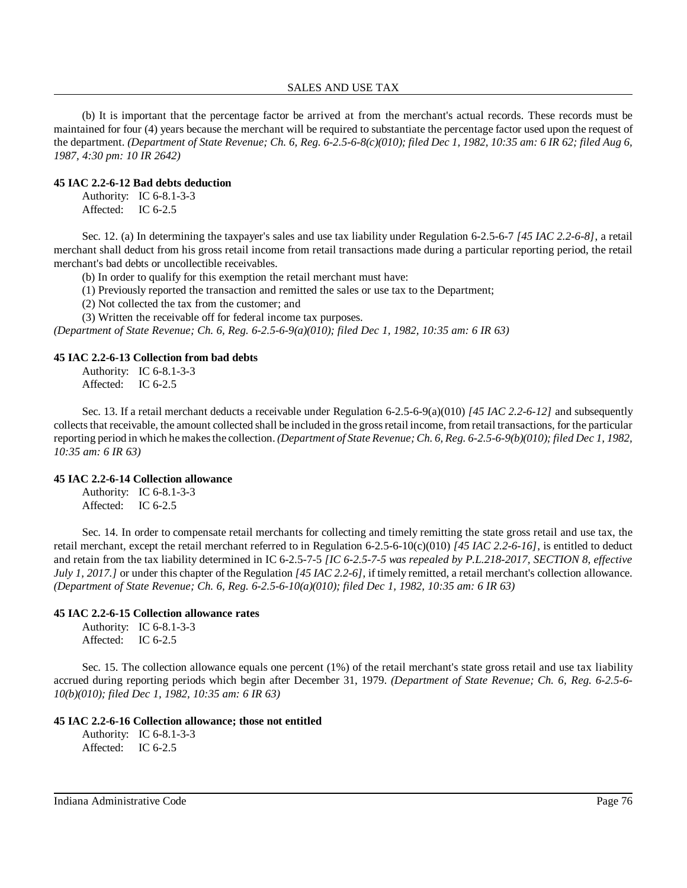(b) It is important that the percentage factor be arrived at from the merchant's actual records. These records must be maintained for four (4) years because the merchant will be required to substantiate the percentage factor used upon the request of the department. *(Department of State Revenue; Ch. 6, Reg. 6-2.5-6-8(c)(010); filed Dec 1, 1982, 10:35 am: 6 IR 62; filed Aug 6, 1987, 4:30 pm: 10 IR 2642)*

**45 IAC 2.2-6-12 Bad debts deduction**

Authority: IC 6-8.1-3-3
Affected: IC 6-2.5

Sec. 12. (a) In determining the taxpayer's sales and use tax liability under Regulation 6-2.5-6-7 *[45 IAC 2.2-6-8]*, a retail merchant shall deduct from his gross retail income from retail transactions made during a particular reporting period, the retail merchant's bad debts or uncollectible receivables.

(b) In order to qualify for this exemption the retail merchant must have:

(1) Previously reported the transaction and remitted the sales or use tax to the Department;

(2) Not collected the tax from the customer; and

(3) Written the receivable off for federal income tax purposes.

*(Department of State Revenue; Ch. 6, Reg. 6-2.5-6-9(a)(010); filed Dec 1, 1982, 10:35 am: 6 IR 63)*

**45 IAC 2.2-6-13 Collection from bad debts**

Authority: IC 6-8.1-3-3
Affected: IC 6-2.5

Sec. 13. If a retail merchant deducts a receivable under Regulation 6-2.5-6-9(a)(010) *[45 IAC 2.2-6-12]* and subsequently collects that receivable, the amount collected shall be included in the gross retail income, from retail transactions, for the particular reporting period in which he makes the collection. *(Department of State Revenue; Ch. 6, Reg. 6-2.5-6-9(b)(010); filed Dec 1, 1982, 10:35 am: 6 IR 63)*

**45 IAC 2.2-6-14 Collection allowance**

Authority: IC 6-8.1-3-3
Affected: IC 6-2.5

Sec. 14. In order to compensate retail merchants for collecting and timely remitting the state gross retail and use tax, the retail merchant, except the retail merchant referred to in Regulation 6-2.5-6-10(c)(010) *[45 IAC 2.2-6-16]*, is entitled to deduct and retain from the tax liability determined in IC 6-2.5-7-5 *[IC 6-2.5-7-5 was repealed by P.L.218-2017, SECTION 8, effective July 1, 2017.]* or under this chapter of the Regulation *[45 IAC 2.2-6]*, if timely remitted, a retail merchant's collection allowance. *(Department of State Revenue; Ch. 6, Reg. 6-2.5-6-10(a)(010); filed Dec 1, 1982, 10:35 am: 6 IR 63)*

**45 IAC 2.2-6-15 Collection allowance rates**

Authority: IC 6-8.1-3-3
Affected: IC 6-2.5

Sec. 15. The collection allowance equals one percent (1%) of the retail merchant's state gross retail and use tax liability accrued during reporting periods which begin after December 31, 1979. *(Department of State Revenue; Ch. 6, Reg. 6-2.5-6-10(b)(010); filed Dec 1, 1982, 10:35 am: 6 IR 63)*

**45 IAC 2.2-6-16 Collection allowance; those not entitled**

Authority: IC 6-8.1-3-3
Affected: IC 6-2.5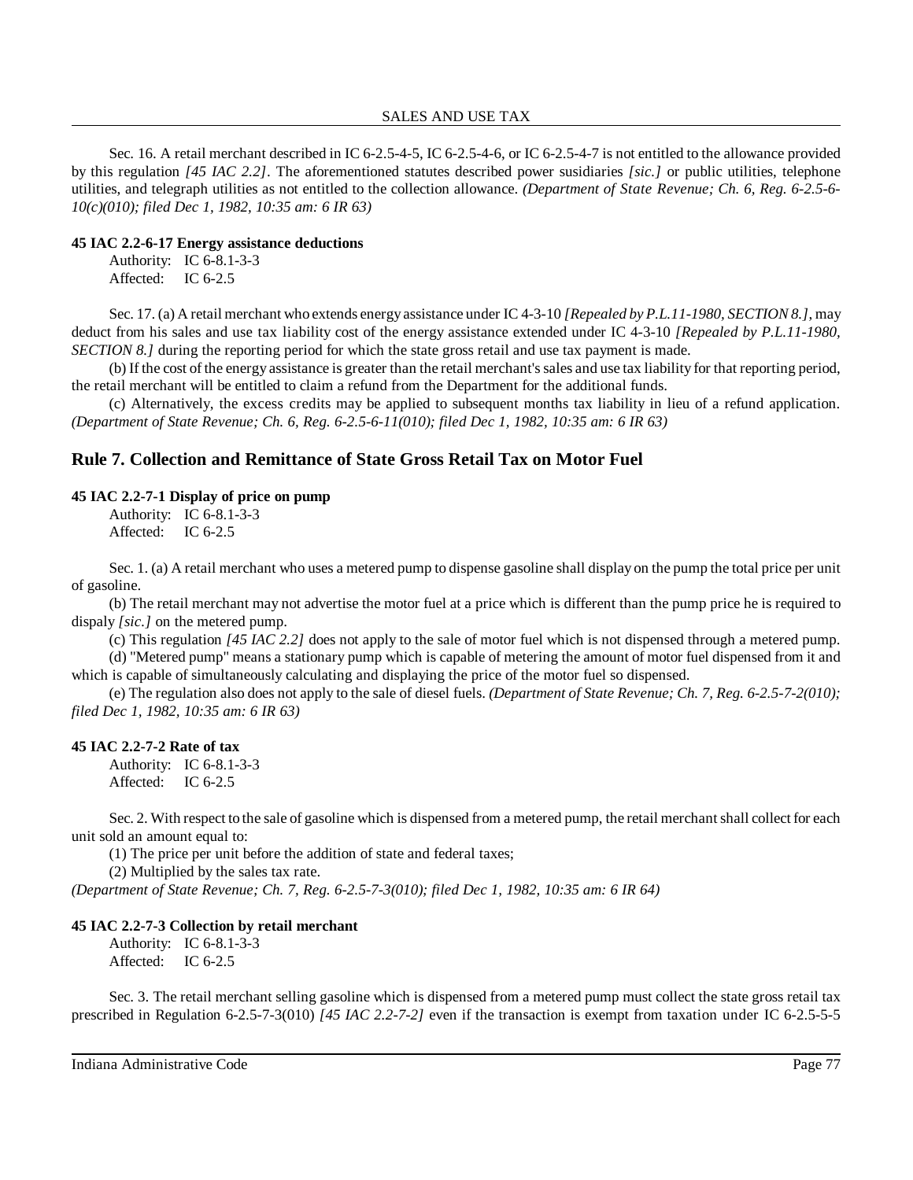Sec. 16. A retail merchant described in IC 6-2.5-4-5, IC 6-2.5-4-6, or IC 6-2.5-4-7 is not entitled to the allowance provided by this regulation *[45 IAC 2.2]*. The aforementioned statutes described power susidiaries *[sic.]* or public utilities, telephone utilities, and telegraph utilities as not entitled to the collection allowance. *(Department of State Revenue; Ch. 6, Reg. 6-2.5-6-10(c)(010); filed Dec 1, 1982, 10:35 am: 6 IR 63)*

**45 IAC 2.2-6-17 Energy assistance deductions**

Authority: IC 6-8.1-3-3
Affected: IC 6-2.5

Sec. 17. (a) A retail merchant who extends energy assistance under IC 4-3-10 *[Repealed by P.L.11-1980, SECTION 8.]*, may deduct from his sales and use tax liability cost of the energy assistance extended under IC 4-3-10 *[Repealed by P.L.11-1980, SECTION 8.]* during the reporting period for which the state gross retail and use tax payment is made.

(b) If the cost of the energy assistance is greater than the retail merchant's sales and use tax liability for that reporting period, the retail merchant will be entitled to claim a refund from the Department for the additional funds.

(c) Alternatively, the excess credits may be applied to subsequent months tax liability in lieu of a refund application. *(Department of State Revenue; Ch. 6, Reg. 6-2.5-6-11(010); filed Dec 1, 1982, 10:35 am: 6 IR 63)*

## Rule 7. Collection and Remittance of State Gross Retail Tax on Motor Fuel

**45 IAC 2.2-7-1 Display of price on pump**

Authority: IC 6-8.1-3-3
Affected: IC 6-2.5

Sec. 1. (a) A retail merchant who uses a metered pump to dispense gasoline shall display on the pump the total price per unit of gasoline.

(b) The retail merchant may not advertise the motor fuel at a price which is different than the pump price he is required to dispaly *[sic.]* on the metered pump.

(c) This regulation *[45 IAC 2.2]* does not apply to the sale of motor fuel which is not dispensed through a metered pump.

(d) "Metered pump" means a stationary pump which is capable of metering the amount of motor fuel dispensed from it and which is capable of simultaneously calculating and displaying the price of the motor fuel so dispensed.

(e) The regulation also does not apply to the sale of diesel fuels. *(Department of State Revenue; Ch. 7, Reg. 6-2.5-7-2(010); filed Dec 1, 1982, 10:35 am: 6 IR 63)*

**45 IAC 2.2-7-2 Rate of tax**

Authority: IC 6-8.1-3-3
Affected: IC 6-2.5

Sec. 2. With respect to the sale of gasoline which is dispensed from a metered pump, the retail merchant shall collect for each unit sold an amount equal to:

(1) The price per unit before the addition of state and federal taxes;

(2) Multiplied by the sales tax rate.

*(Department of State Revenue; Ch. 7, Reg. 6-2.5-7-3(010); filed Dec 1, 1982, 10:35 am: 6 IR 64)*

**45 IAC 2.2-7-3 Collection by retail merchant**

Authority: IC 6-8.1-3-3
Affected: IC 6-2.5

Sec. 3. The retail merchant selling gasoline which is dispensed from a metered pump must collect the state gross retail tax prescribed in Regulation 6-2.5-7-3(010) *[45 IAC 2.2-7-2]* even if the transaction is exempt from taxation under IC 6-2.5-5-5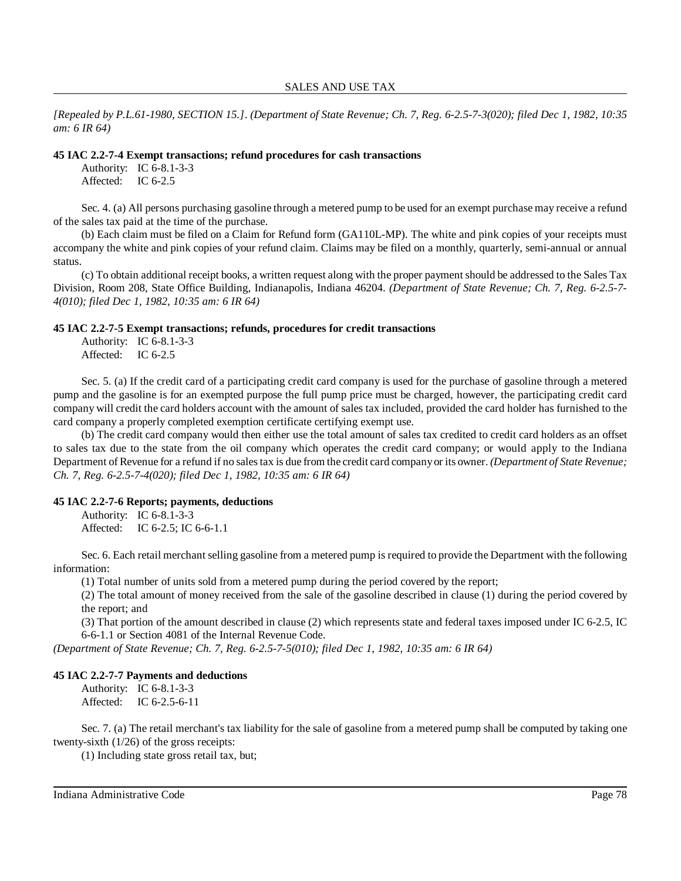*[Repealed by P.L.61-1980, SECTION 15.]. (Department of State Revenue; Ch. 7, Reg. 6-2.5-7-3(020); filed Dec 1, 1982, 10:35 am: 6 IR 64)*

**45 IAC 2.2-7-4 Exempt transactions; refund procedures for cash transactions**

Authority: IC 6-8.1-3-3
Affected: IC 6-2.5

Sec. 4. (a) All persons purchasing gasoline through a metered pump to be used for an exempt purchase may receive a refund of the sales tax paid at the time of the purchase.

(b) Each claim must be filed on a Claim for Refund form (GA110L-MP). The white and pink copies of your receipts must accompany the white and pink copies of your refund claim. Claims may be filed on a monthly, quarterly, semi-annual or annual status.

(c) To obtain additional receipt books, a written request along with the proper payment should be addressed to the Sales Tax Division, Room 208, State Office Building, Indianapolis, Indiana 46204. *(Department of State Revenue; Ch. 7, Reg. 6-2.5-7-4(010); filed Dec 1, 1982, 10:35 am: 6 IR 64)*

**45 IAC 2.2-7-5 Exempt transactions; refunds, procedures for credit transactions**

Authority: IC 6-8.1-3-3
Affected: IC 6-2.5

Sec. 5. (a) If the credit card of a participating credit card company is used for the purchase of gasoline through a metered pump and the gasoline is for an exempted purpose the full pump price must be charged, however, the participating credit card company will credit the card holders account with the amount of sales tax included, provided the card holder has furnished to the card company a properly completed exemption certificate certifying exempt use.

(b) The credit card company would then either use the total amount of sales tax credited to credit card holders as an offset to sales tax due to the state from the oil company which operates the credit card company; or would apply to the Indiana Department of Revenue for a refund if no sales tax is due from the credit card company or its owner. *(Department of State Revenue; Ch. 7, Reg. 6-2.5-7-4(020); filed Dec 1, 1982, 10:35 am: 6 IR 64)*

**45 IAC 2.2-7-6 Reports; payments, deductions**

Authority: IC 6-8.1-3-3
Affected: IC 6-2.5; IC 6-6-1.1

Sec. 6. Each retail merchant selling gasoline from a metered pump is required to provide the Department with the following information:

(1) Total number of units sold from a metered pump during the period covered by the report;

(2) The total amount of money received from the sale of the gasoline described in clause (1) during the period covered by the report; and

(3) That portion of the amount described in clause (2) which represents state and federal taxes imposed under IC 6-2.5, IC 6-6-1.1 or Section 4081 of the Internal Revenue Code.

*(Department of State Revenue; Ch. 7, Reg. 6-2.5-7-5(010); filed Dec 1, 1982, 10:35 am: 6 IR 64)*

**45 IAC 2.2-7-7 Payments and deductions**

Authority: IC 6-8.1-3-3
Affected: IC 6-2.5-6-11

Sec. 7. (a) The retail merchant's tax liability for the sale of gasoline from a metered pump shall be computed by taking one twenty-sixth (1/26) of the gross receipts:

(1) Including state gross retail tax, but;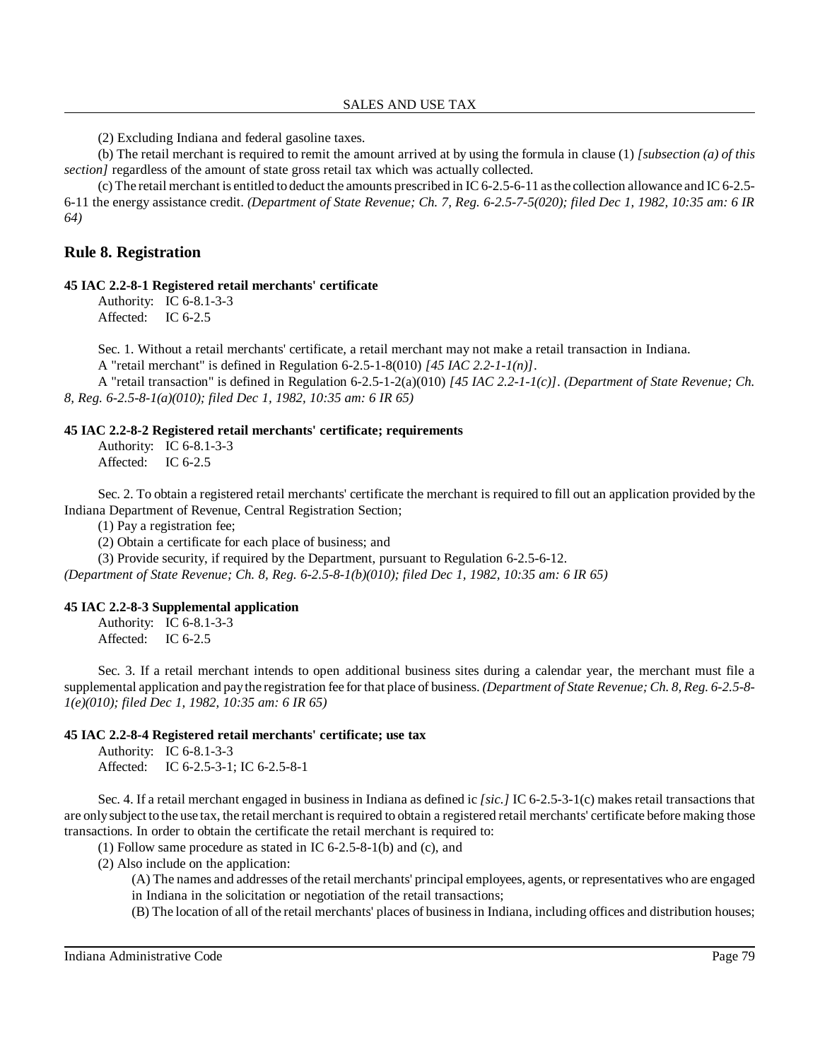(2) Excluding Indiana and federal gasoline taxes.

(b) The retail merchant is required to remit the amount arrived at by using the formula in clause (1) *[subsection (a) of this section]* regardless of the amount of state gross retail tax which was actually collected.

(c) The retail merchant is entitled to deduct the amounts prescribed in IC 6-2.5-6-11 as the collection allowance and IC 6-2.5-6-11 the energy assistance credit. *(Department of State Revenue; Ch. 7, Reg. 6-2.5-7-5(020); filed Dec 1, 1982, 10:35 am: 6 IR 64)*

## Rule 8. Registration

**45 IAC 2.2-8-1 Registered retail merchants' certificate**

Authority: IC 6-8.1-3-3
Affected: IC 6-2.5

Sec. 1. Without a retail merchants' certificate, a retail merchant may not make a retail transaction in Indiana.

A "retail merchant" is defined in Regulation 6-2.5-1-8(010) *[45 IAC 2.2-1-1(n)]*.

A "retail transaction" is defined in Regulation 6-2.5-1-2(a)(010) *[45 IAC 2.2-1-1(c)]*. *(Department of State Revenue; Ch. 8, Reg. 6-2.5-8-1(a)(010); filed Dec 1, 1982, 10:35 am: 6 IR 65)*

**45 IAC 2.2-8-2 Registered retail merchants' certificate; requirements**

Authority: IC 6-8.1-3-3
Affected: IC 6-2.5

Sec. 2. To obtain a registered retail merchants' certificate the merchant is required to fill out an application provided by the Indiana Department of Revenue, Central Registration Section;

(1) Pay a registration fee;

(2) Obtain a certificate for each place of business; and

(3) Provide security, if required by the Department, pursuant to Regulation 6-2.5-6-12.

*(Department of State Revenue; Ch. 8, Reg. 6-2.5-8-1(b)(010); filed Dec 1, 1982, 10:35 am: 6 IR 65)*

**45 IAC 2.2-8-3 Supplemental application**

Authority: IC 6-8.1-3-3
Affected: IC 6-2.5

Sec. 3. If a retail merchant intends to open additional business sites during a calendar year, the merchant must file a supplemental application and pay the registration fee for that place of business. *(Department of State Revenue; Ch. 8, Reg. 6-2.5-8-1(e)(010); filed Dec 1, 1982, 10:35 am: 6 IR 65)*

**45 IAC 2.2-8-4 Registered retail merchants' certificate; use tax**

Authority: IC 6-8.1-3-3
Affected: IC 6-2.5-3-1; IC 6-2.5-8-1

Sec. 4. If a retail merchant engaged in business in Indiana as defined ic *[sic.]* IC 6-2.5-3-1(c) makes retail transactions that are only subject to the use tax, the retail merchant is required to obtain a registered retail merchants' certificate before making those transactions. In order to obtain the certificate the retail merchant is required to:

(1) Follow same procedure as stated in IC 6-2.5-8-1(b) and (c), and

(2) Also include on the application:

(A) The names and addresses of the retail merchants' principal employees, agents, or representatives who are engaged in Indiana in the solicitation or negotiation of the retail transactions;

(B) The location of all of the retail merchants' places of business in Indiana, including offices and distribution houses;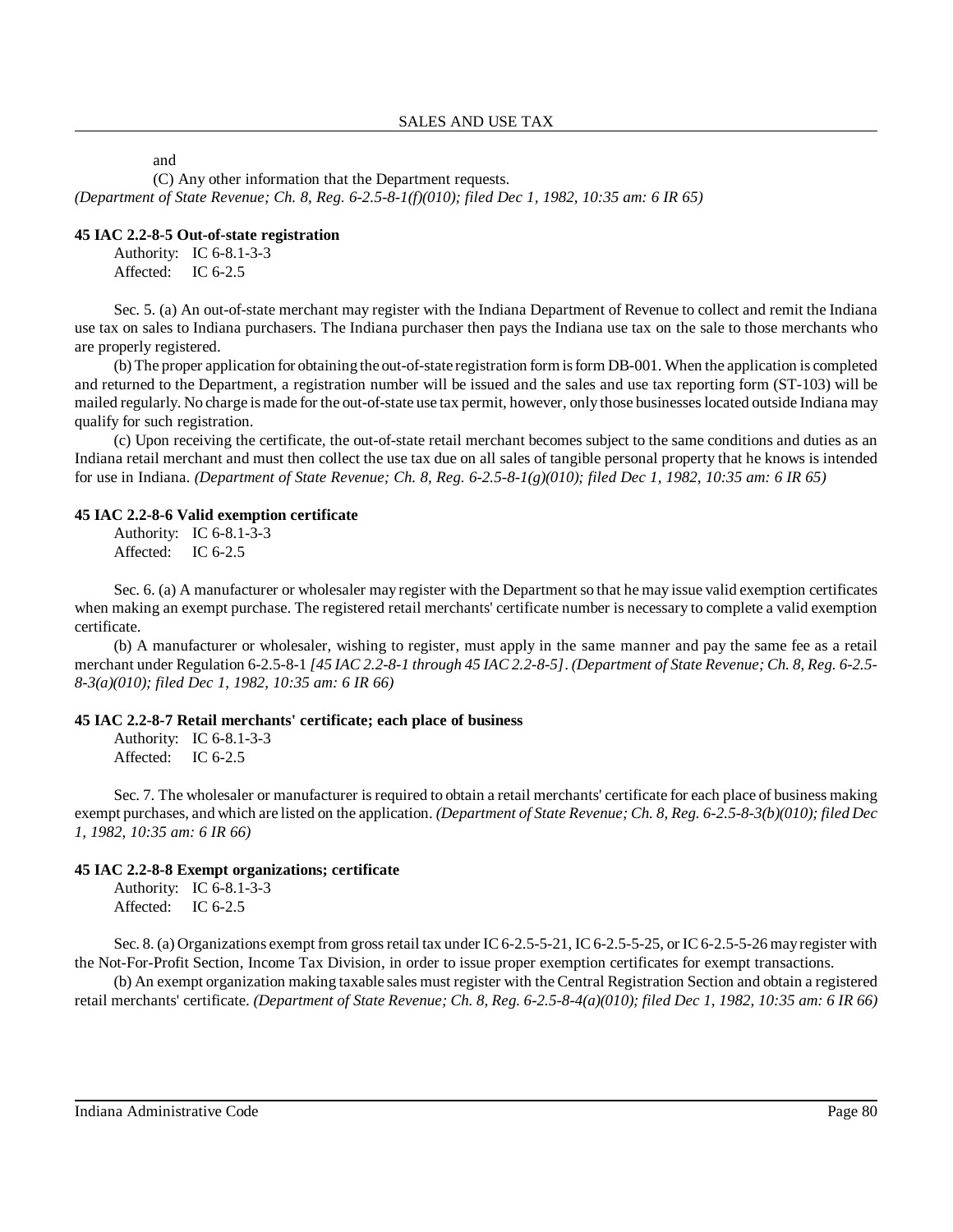and

(C) Any other information that the Department requests.

*(Department of State Revenue; Ch. 8, Reg. 6-2.5-8-1(f)(010); filed Dec 1, 1982, 10:35 am: 6 IR 65)*

**45 IAC 2.2-8-5 Out-of-state registration**

Authority: IC 6-8.1-3-3
Affected: IC 6-2.5

Sec. 5. (a) An out-of-state merchant may register with the Indiana Department of Revenue to collect and remit the Indiana use tax on sales to Indiana purchasers. The Indiana purchaser then pays the Indiana use tax on the sale to those merchants who are properly registered.

(b) The proper application for obtaining the out-of-state registration form is form DB-001. When the application is completed and returned to the Department, a registration number will be issued and the sales and use tax reporting form (ST-103) will be mailed regularly. No charge is made for the out-of-state use tax permit, however, only those businesses located outside Indiana may qualify for such registration.

(c) Upon receiving the certificate, the out-of-state retail merchant becomes subject to the same conditions and duties as an Indiana retail merchant and must then collect the use tax due on all sales of tangible personal property that he knows is intended for use in Indiana. *(Department of State Revenue; Ch. 8, Reg. 6-2.5-8-1(g)(010); filed Dec 1, 1982, 10:35 am: 6 IR 65)*

**45 IAC 2.2-8-6 Valid exemption certificate**

Authority: IC 6-8.1-3-3
Affected: IC 6-2.5

Sec. 6. (a) A manufacturer or wholesaler may register with the Department so that he may issue valid exemption certificates when making an exempt purchase. The registered retail merchants' certificate number is necessary to complete a valid exemption certificate.

(b) A manufacturer or wholesaler, wishing to register, must apply in the same manner and pay the same fee as a retail merchant under Regulation 6-2.5-8-1 *[45 IAC 2.2-8-1 through 45 IAC 2.2-8-5]*. *(Department of State Revenue; Ch. 8, Reg. 6-2.5-8-3(a)(010); filed Dec 1, 1982, 10:35 am: 6 IR 66)*

**45 IAC 2.2-8-7 Retail merchants' certificate; each place of business**

Authority: IC 6-8.1-3-3
Affected: IC 6-2.5

Sec. 7. The wholesaler or manufacturer is required to obtain a retail merchants' certificate for each place of business making exempt purchases, and which are listed on the application. *(Department of State Revenue; Ch. 8, Reg. 6-2.5-8-3(b)(010); filed Dec 1, 1982, 10:35 am: 6 IR 66)*

**45 IAC 2.2-8-8 Exempt organizations; certificate**

Authority: IC 6-8.1-3-3
Affected: IC 6-2.5

Sec. 8. (a) Organizations exempt from gross retail tax under IC 6-2.5-5-21, IC 6-2.5-5-25, or IC 6-2.5-5-26 may register with the Not-For-Profit Section, Income Tax Division, in order to issue proper exemption certificates for exempt transactions.

(b) An exempt organization making taxable sales must register with the Central Registration Section and obtain a registered retail merchants' certificate. *(Department of State Revenue; Ch. 8, Reg. 6-2.5-8-4(a)(010); filed Dec 1, 1982, 10:35 am: 6 IR 66)*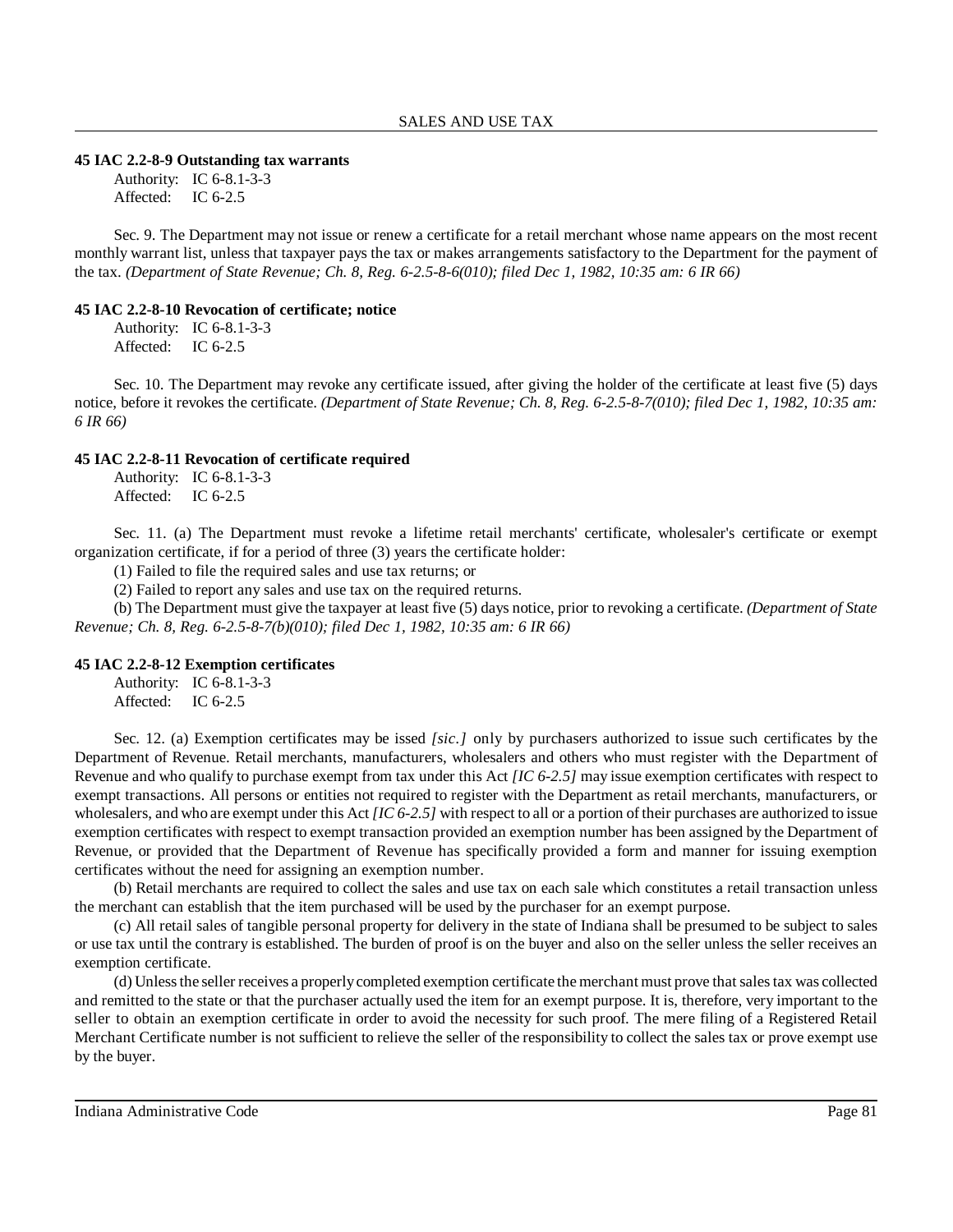### 45 IAC 2.2-8-9 Outstanding tax warrants

Authority: IC 6-8.1-3-3
Affected: IC 6-2.5

Sec. 9. The Department may not issue or renew a certificate for a retail merchant whose name appears on the most recent monthly warrant list, unless that taxpayer pays the tax or makes arrangements satisfactory to the Department for the payment of the tax. *(Department of State Revenue; Ch. 8, Reg. 6-2.5-8-6(010); filed Dec 1, 1982, 10:35 am: 6 IR 66)*

### 45 IAC 2.2-8-10 Revocation of certificate; notice

Authority: IC 6-8.1-3-3
Affected: IC 6-2.5

Sec. 10. The Department may revoke any certificate issued, after giving the holder of the certificate at least five (5) days notice, before it revokes the certificate. *(Department of State Revenue; Ch. 8, Reg. 6-2.5-8-7(010); filed Dec 1, 1982, 10:35 am: 6 IR 66)*

### 45 IAC 2.2-8-11 Revocation of certificate required

Authority: IC 6-8.1-3-3
Affected: IC 6-2.5

Sec. 11. (a) The Department must revoke a lifetime retail merchants' certificate, wholesaler's certificate or exempt organization certificate, if for a period of three (3) years the certificate holder:

(1) Failed to file the required sales and use tax returns; or

(2) Failed to report any sales and use tax on the required returns.

(b) The Department must give the taxpayer at least five (5) days notice, prior to revoking a certificate. *(Department of State Revenue; Ch. 8, Reg. 6-2.5-8-7(b)(010); filed Dec 1, 1982, 10:35 am: 6 IR 66)*

### 45 IAC 2.2-8-12 Exemption certificates

Authority: IC 6-8.1-3-3
Affected: IC 6-2.5

Sec. 12. (a) Exemption certificates may be issed *[sic.]* only by purchasers authorized to issue such certificates by the Department of Revenue. Retail merchants, manufacturers, wholesalers and others who must register with the Department of Revenue and who qualify to purchase exempt from tax under this Act *[IC 6-2.5]* may issue exemption certificates with respect to exempt transactions. All persons or entities not required to register with the Department as retail merchants, manufacturers, or wholesalers, and who are exempt under this Act *[IC 6-2.5]* with respect to all or a portion of their purchases are authorized to issue exemption certificates with respect to exempt transaction provided an exemption number has been assigned by the Department of Revenue, or provided that the Department of Revenue has specifically provided a form and manner for issuing exemption certificates without the need for assigning an exemption number.

(b) Retail merchants are required to collect the sales and use tax on each sale which constitutes a retail transaction unless the merchant can establish that the item purchased will be used by the purchaser for an exempt purpose.

(c) All retail sales of tangible personal property for delivery in the state of Indiana shall be presumed to be subject to sales or use tax until the contrary is established. The burden of proof is on the buyer and also on the seller unless the seller receives an exemption certificate.

(d) Unless the seller receives a properly completed exemption certificate the merchant must prove that sales tax was collected and remitted to the state or that the purchaser actually used the item for an exempt purpose. It is, therefore, very important to the seller to obtain an exemption certificate in order to avoid the necessity for such proof. The mere filing of a Registered Retail Merchant Certificate number is not sufficient to relieve the seller of the responsibility to collect the sales tax or prove exempt use by the buyer.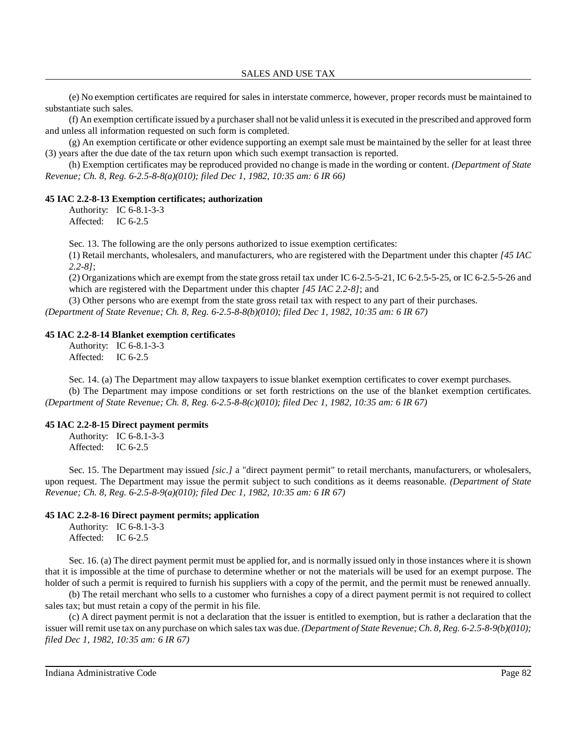(e) No exemption certificates are required for sales in interstate commerce, however, proper records must be maintained to substantiate such sales.

(f) An exemption certificate issued by a purchaser shall not be valid unless it is executed in the prescribed and approved form and unless all information requested on such form is completed.

(g) An exemption certificate or other evidence supporting an exempt sale must be maintained by the seller for at least three (3) years after the due date of the tax return upon which such exempt transaction is reported.

(h) Exemption certificates may be reproduced provided no change is made in the wording or content. *(Department of State Revenue; Ch. 8, Reg. 6-2.5-8-8(a)(010); filed Dec 1, 1982, 10:35 am: 6 IR 66)*

**45 IAC 2.2-8-13 Exemption certificates; authorization**

Authority: IC 6-8.1-3-3
Affected: IC 6-2.5

Sec. 13. The following are the only persons authorized to issue exemption certificates:

(1) Retail merchants, wholesalers, and manufacturers, who are registered with the Department under this chapter *[45 IAC 2.2-8]*;

(2) Organizations which are exempt from the state gross retail tax under IC 6-2.5-5-21, IC 6-2.5-5-25, or IC 6-2.5-5-26 and which are registered with the Department under this chapter *[45 IAC 2.2-8]*; and

(3) Other persons who are exempt from the state gross retail tax with respect to any part of their purchases.

*(Department of State Revenue; Ch. 8, Reg. 6-2.5-8-8(b)(010); filed Dec 1, 1982, 10:35 am: 6 IR 67)*

**45 IAC 2.2-8-14 Blanket exemption certificates**

Authority: IC 6-8.1-3-3
Affected: IC 6-2.5

Sec. 14. (a) The Department may allow taxpayers to issue blanket exemption certificates to cover exempt purchases.

(b) The Department may impose conditions or set forth restrictions on the use of the blanket exemption certificates. *(Department of State Revenue; Ch. 8, Reg. 6-2.5-8-8(c)(010); filed Dec 1, 1982, 10:35 am: 6 IR 67)*

**45 IAC 2.2-8-15 Direct payment permits**

Authority: IC 6-8.1-3-3
Affected: IC 6-2.5

Sec. 15. The Department may issued *[sic.]* a "direct payment permit" to retail merchants, manufacturers, or wholesalers, upon request. The Department may issue the permit subject to such conditions as it deems reasonable. *(Department of State Revenue; Ch. 8, Reg. 6-2.5-8-9(a)(010); filed Dec 1, 1982, 10:35 am: 6 IR 67)*

**45 IAC 2.2-8-16 Direct payment permits; application**

Authority: IC 6-8.1-3-3
Affected: IC 6-2.5

Sec. 16. (a) The direct payment permit must be applied for, and is normally issued only in those instances where it is shown that it is impossible at the time of purchase to determine whether or not the materials will be used for an exempt purpose. The holder of such a permit is required to furnish his suppliers with a copy of the permit, and the permit must be renewed annually.

(b) The retail merchant who sells to a customer who furnishes a copy of a direct payment permit is not required to collect sales tax; but must retain a copy of the permit in his file.

(c) A direct payment permit is not a declaration that the issuer is entitled to exemption, but is rather a declaration that the issuer will remit use tax on any purchase on which sales tax was due. *(Department of State Revenue; Ch. 8, Reg. 6-2.5-8-9(b)(010); filed Dec 1, 1982, 10:35 am: 6 IR 67)*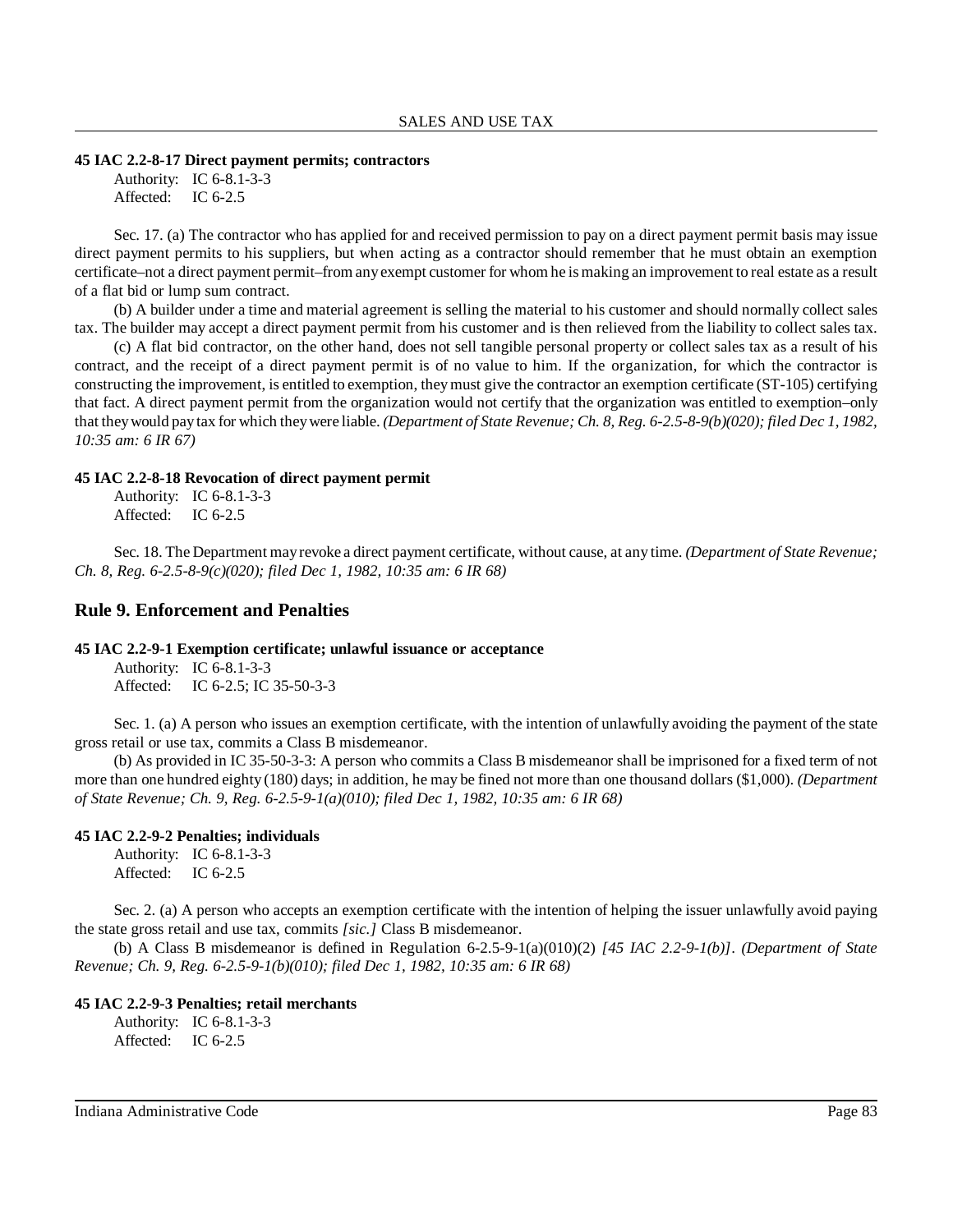**45 IAC 2.2-8-17 Direct payment permits; contractors**

Authority: IC 6-8.1-3-3
Affected: IC 6-2.5

Sec. 17. (a) The contractor who has applied for and received permission to pay on a direct payment permit basis may issue direct payment permits to his suppliers, but when acting as a contractor should remember that he must obtain an exemption certificate–not a direct payment permit–from any exempt customer for whom he is making an improvement to real estate as a result of a flat bid or lump sum contract.

(b) A builder under a time and material agreement is selling the material to his customer and should normally collect sales tax. The builder may accept a direct payment permit from his customer and is then relieved from the liability to collect sales tax.

(c) A flat bid contractor, on the other hand, does not sell tangible personal property or collect sales tax as a result of his contract, and the receipt of a direct payment permit is of no value to him. If the organization, for which the contractor is constructing the improvement, is entitled to exemption, they must give the contractor an exemption certificate (ST-105) certifying that fact. A direct payment permit from the organization would not certify that the organization was entitled to exemption–only that they would pay tax for which they were liable. *(Department of State Revenue; Ch. 8, Reg. 6-2.5-8-9(b)(020); filed Dec 1, 1982, 10:35 am: 6 IR 67)*

**45 IAC 2.2-8-18 Revocation of direct payment permit**

Authority: IC 6-8.1-3-3
Affected: IC 6-2.5

Sec. 18. The Department may revoke a direct payment certificate, without cause, at any time. *(Department of State Revenue; Ch. 8, Reg. 6-2.5-8-9(c)(020); filed Dec 1, 1982, 10:35 am: 6 IR 68)*

## Rule 9. Enforcement and Penalties

**45 IAC 2.2-9-1 Exemption certificate; unlawful issuance or acceptance**

Authority: IC 6-8.1-3-3
Affected: IC 6-2.5; IC 35-50-3-3

Sec. 1. (a) A person who issues an exemption certificate, with the intention of unlawfully avoiding the payment of the state gross retail or use tax, commits a Class B misdemeanor.

(b) As provided in IC 35-50-3-3: A person who commits a Class B misdemeanor shall be imprisoned for a fixed term of not more than one hundred eighty (180) days; in addition, he may be fined not more than one thousand dollars ($1,000). *(Department of State Revenue; Ch. 9, Reg. 6-2.5-9-1(a)(010); filed Dec 1, 1982, 10:35 am: 6 IR 68)*

**45 IAC 2.2-9-2 Penalties; individuals**

Authority: IC 6-8.1-3-3
Affected: IC 6-2.5

Sec. 2. (a) A person who accepts an exemption certificate with the intention of helping the issuer unlawfully avoid paying the state gross retail and use tax, commits *[sic.]* Class B misdemeanor.

(b) A Class B misdemeanor is defined in Regulation 6-2.5-9-1(a)(010)(2) *[45 IAC 2.2-9-1(b)]*. *(Department of State Revenue; Ch. 9, Reg. 6-2.5-9-1(b)(010); filed Dec 1, 1982, 10:35 am: 6 IR 68)*

**45 IAC 2.2-9-3 Penalties; retail merchants**

Authority: IC 6-8.1-3-3
Affected: IC 6-2.5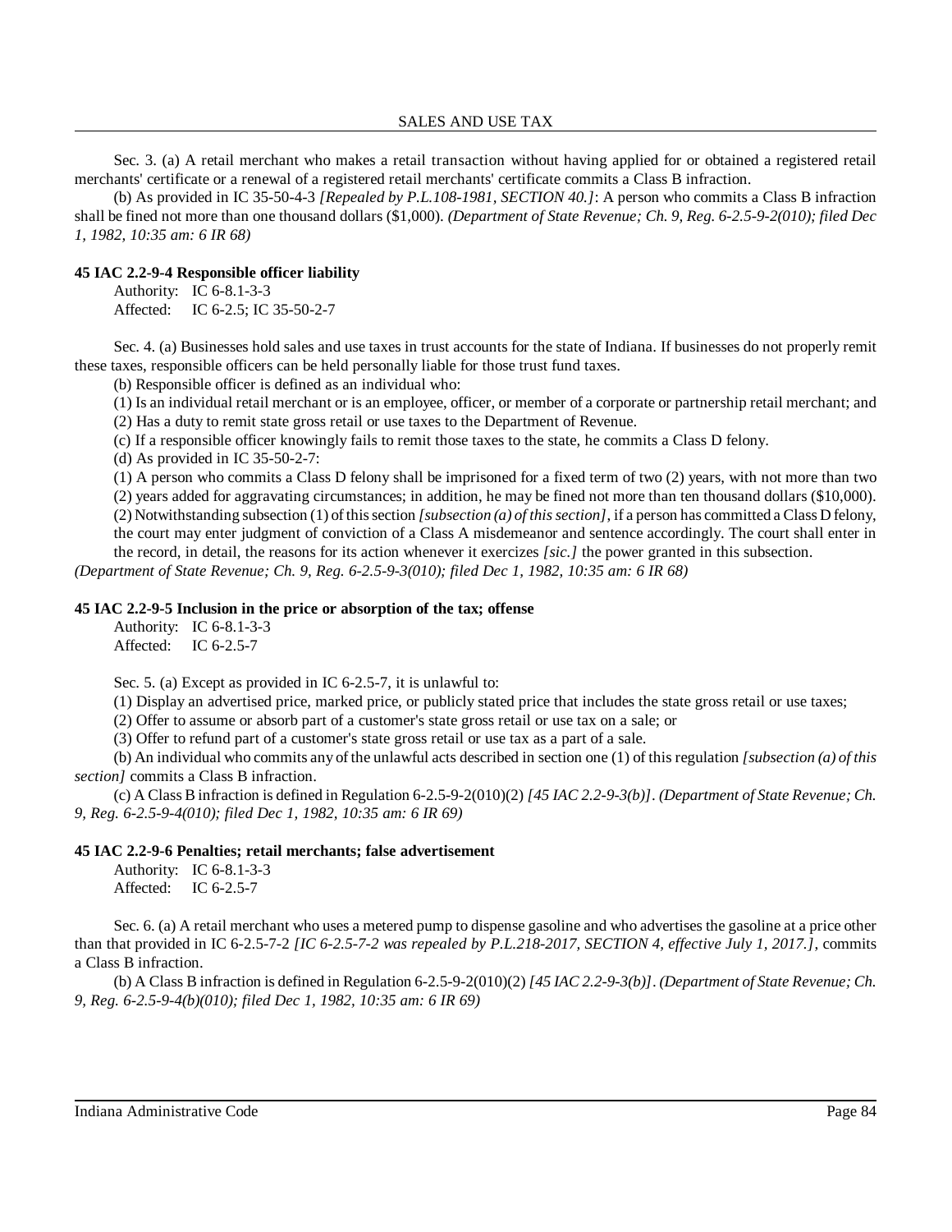Sec. 3. (a) A retail merchant who makes a retail transaction without having applied for or obtained a registered retail merchants' certificate or a renewal of a registered retail merchants' certificate commits a Class B infraction.

(b) As provided in IC 35-50-4-3 *[Repealed by P.L.108-1981, SECTION 40.]*: A person who commits a Class B infraction shall be fined not more than one thousand dollars ($1,000). *(Department of State Revenue; Ch. 9, Reg. 6-2.5-9-2(010); filed Dec 1, 1982, 10:35 am: 6 IR 68)*

**45 IAC 2.2-9-4 Responsible officer liability**

Authority: IC 6-8.1-3-3
Affected: IC 6-2.5; IC 35-50-2-7

Sec. 4. (a) Businesses hold sales and use taxes in trust accounts for the state of Indiana. If businesses do not properly remit these taxes, responsible officers can be held personally liable for those trust fund taxes.

(b) Responsible officer is defined as an individual who:

(1) Is an individual retail merchant or is an employee, officer, or member of a corporate or partnership retail merchant; and

(2) Has a duty to remit state gross retail or use taxes to the Department of Revenue.

(c) If a responsible officer knowingly fails to remit those taxes to the state, he commits a Class D felony.

(d) As provided in IC 35-50-2-7:

(1) A person who commits a Class D felony shall be imprisoned for a fixed term of two (2) years, with not more than two (2) years added for aggravating circumstances; in addition, he may be fined not more than ten thousand dollars ($10,000).

(2) Notwithstanding subsection (1) of this section *[subsection (a) of this section]*, if a person has committed a Class D felony, the court may enter judgment of conviction of a Class A misdemeanor and sentence accordingly. The court shall enter in the record, in detail, the reasons for its action whenever it exercizes *[sic.]* the power granted in this subsection.

*(Department of State Revenue; Ch. 9, Reg. 6-2.5-9-3(010); filed Dec 1, 1982, 10:35 am: 6 IR 68)*

**45 IAC 2.2-9-5 Inclusion in the price or absorption of the tax; offense**

Authority: IC 6-8.1-3-3
Affected: IC 6-2.5-7

Sec. 5. (a) Except as provided in IC 6-2.5-7, it is unlawful to:

(1) Display an advertised price, marked price, or publicly stated price that includes the state gross retail or use taxes;

(2) Offer to assume or absorb part of a customer's state gross retail or use tax on a sale; or

(3) Offer to refund part of a customer's state gross retail or use tax as a part of a sale.

(b) An individual who commits any of the unlawful acts described in section one (1) of this regulation *[subsection (a) of this section]* commits a Class B infraction.

(c) A Class B infraction is defined in Regulation 6-2.5-9-2(010)(2) *[45 IAC 2.2-9-3(b)]*. *(Department of State Revenue; Ch. 9, Reg. 6-2.5-9-4(010); filed Dec 1, 1982, 10:35 am: 6 IR 69)*

**45 IAC 2.2-9-6 Penalties; retail merchants; false advertisement**

Authority: IC 6-8.1-3-3
Affected: IC 6-2.5-7

Sec. 6. (a) A retail merchant who uses a metered pump to dispense gasoline and who advertises the gasoline at a price other than that provided in IC 6-2.5-7-2 *[IC 6-2.5-7-2 was repealed by P.L.218-2017, SECTION 4, effective July 1, 2017.]*, commits a Class B infraction.

(b) A Class B infraction is defined in Regulation 6-2.5-9-2(010)(2) *[45 IAC 2.2-9-3(b)]*. *(Department of State Revenue; Ch. 9, Reg. 6-2.5-9-4(b)(010); filed Dec 1, 1982, 10:35 am: 6 IR 69)*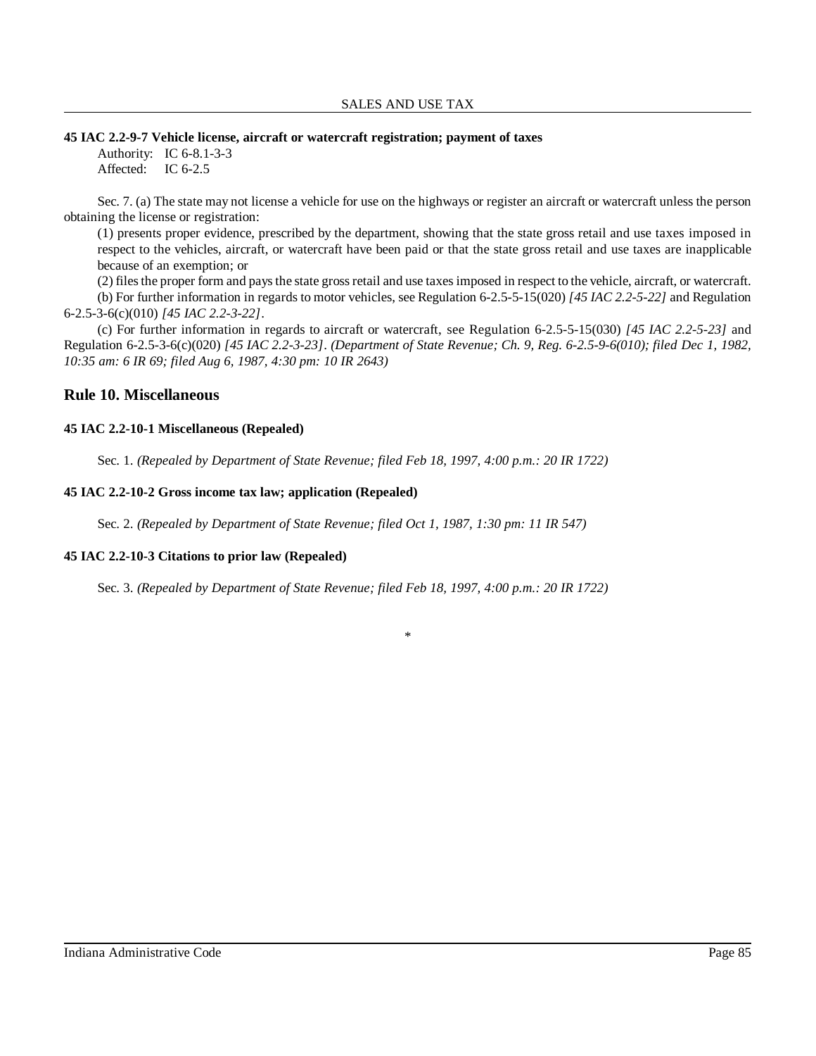**45 IAC 2.2-9-7 Vehicle license, aircraft or watercraft registration; payment of taxes**

Authority: IC 6-8.1-3-3
Affected: IC 6-2.5

Sec. 7. (a) The state may not license a vehicle for use on the highways or register an aircraft or watercraft unless the person obtaining the license or registration:

(1) presents proper evidence, prescribed by the department, showing that the state gross retail and use taxes imposed in respect to the vehicles, aircraft, or watercraft have been paid or that the state gross retail and use taxes are inapplicable because of an exemption; or

(2) files the proper form and pays the state gross retail and use taxes imposed in respect to the vehicle, aircraft, or watercraft.

(b) For further information in regards to motor vehicles, see Regulation 6-2.5-5-15(020) *[45 IAC 2.2-5-22]* and Regulation 6-2.5-3-6(c)(010) *[45 IAC 2.2-3-22]*.

(c) For further information in regards to aircraft or watercraft, see Regulation 6-2.5-5-15(030) *[45 IAC 2.2-5-23]* and Regulation 6-2.5-3-6(c)(020) *[45 IAC 2.2-3-23]*. *(Department of State Revenue; Ch. 9, Reg. 6-2.5-9-6(010); filed Dec 1, 1982, 10:35 am: 6 IR 69; filed Aug 6, 1987, 4:30 pm: 10 IR 2643)*

## Rule 10. Miscellaneous

**45 IAC 2.2-10-1 Miscellaneous (Repealed)**

Sec. 1. *(Repealed by Department of State Revenue; filed Feb 18, 1997, 4:00 p.m.: 20 IR 1722)*

**45 IAC 2.2-10-2 Gross income tax law; application (Repealed)**

Sec. 2. *(Repealed by Department of State Revenue; filed Oct 1, 1987, 1:30 pm: 11 IR 547)*

**45 IAC 2.2-10-3 Citations to prior law (Repealed)**

Sec. 3. *(Repealed by Department of State Revenue; filed Feb 18, 1997, 4:00 p.m.: 20 IR 1722)*

*